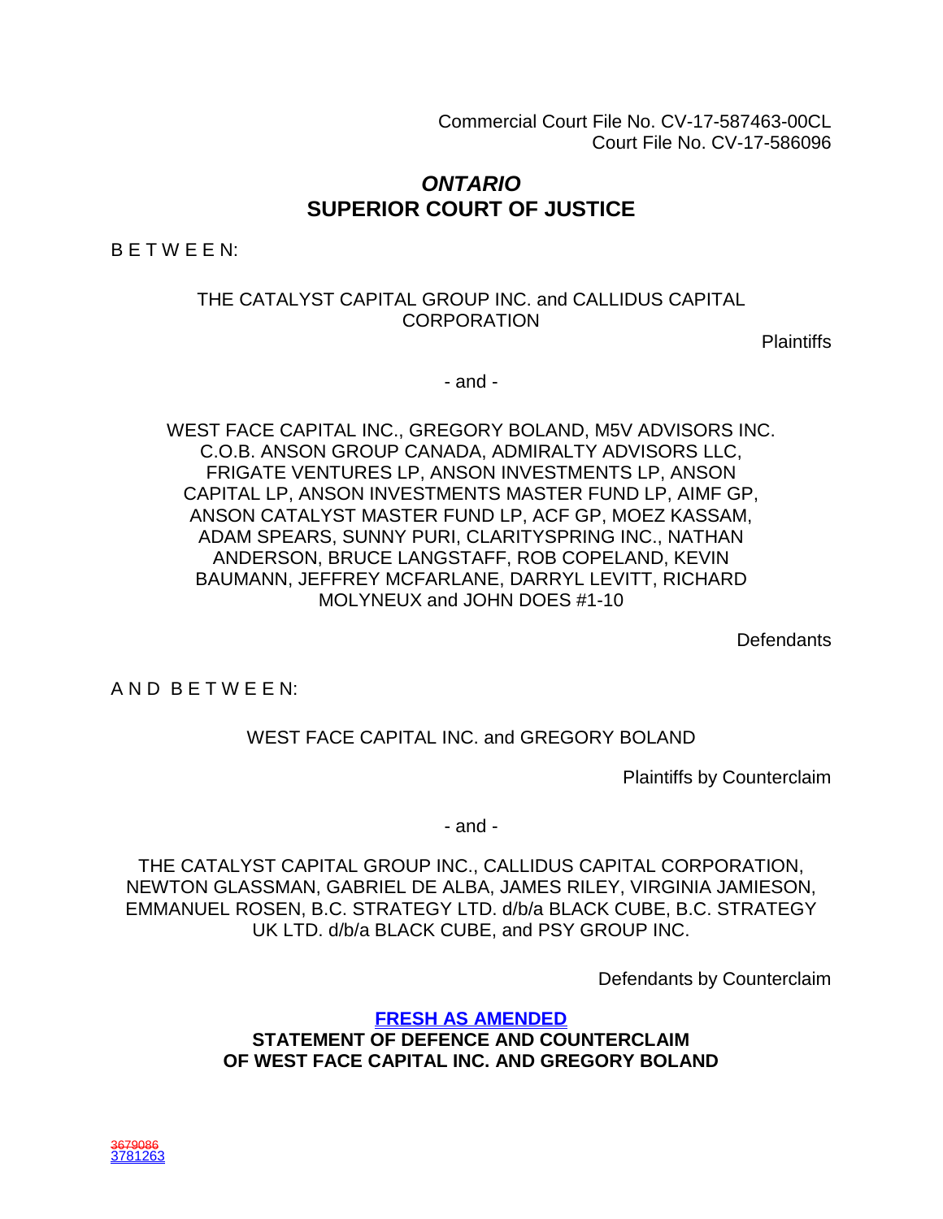Commercial Court File No. CV-17-587463-00CL
Court File No. CV-17-586096

***ONTARIO***
**SUPERIOR COURT OF JUSTICE**

B E T W E E N:

THE CATALYST CAPITAL GROUP INC. and CALLIDUS CAPITAL CORPORATION

Plaintiffs

- and -

WEST FACE CAPITAL INC., GREGORY BOLAND, M5V ADVISORS INC. C.O.B. ANSON GROUP CANADA, ADMIRALTY ADVISORS LLC, FRIGATE VENTURES LP, ANSON INVESTMENTS LP, ANSON CAPITAL LP, ANSON INVESTMENTS MASTER FUND LP, AIMF GP, ANSON CATALYST MASTER FUND LP, ACF GP, MOEZ KASSAM, ADAM SPEARS, SUNNY PURI, CLARITYSPRING INC., NATHAN ANDERSON, BRUCE LANGSTAFF, ROB COPELAND, KEVIN BAUMANN, JEFFREY MCFARLANE, DARRYL LEVITT, RICHARD MOLYNEUX and JOHN DOES #1-10

Defendants

A N D B E T W E E N:

WEST FACE CAPITAL INC. and GREGORY BOLAND

Plaintiffs by Counterclaim

- and -

THE CATALYST CAPITAL GROUP INC., CALLIDUS CAPITAL CORPORATION, NEWTON GLASSMAN, GABRIEL DE ALBA, JAMES RILEY, VIRGINIA JAMIESON, EMMANUEL ROSEN, B.C. STRATEGY LTD. d/b/a BLACK CUBE, B.C. STRATEGY UK LTD. d/b/a BLACK CUBE, and PSY GROUP INC.

Defendants by Counterclaim

**FRESH AS AMENDED**
**STATEMENT OF DEFENCE AND COUNTERCLAIM OF WEST FACE CAPITAL INC. AND GREGORY BOLAND**

~~3679086~~
3781263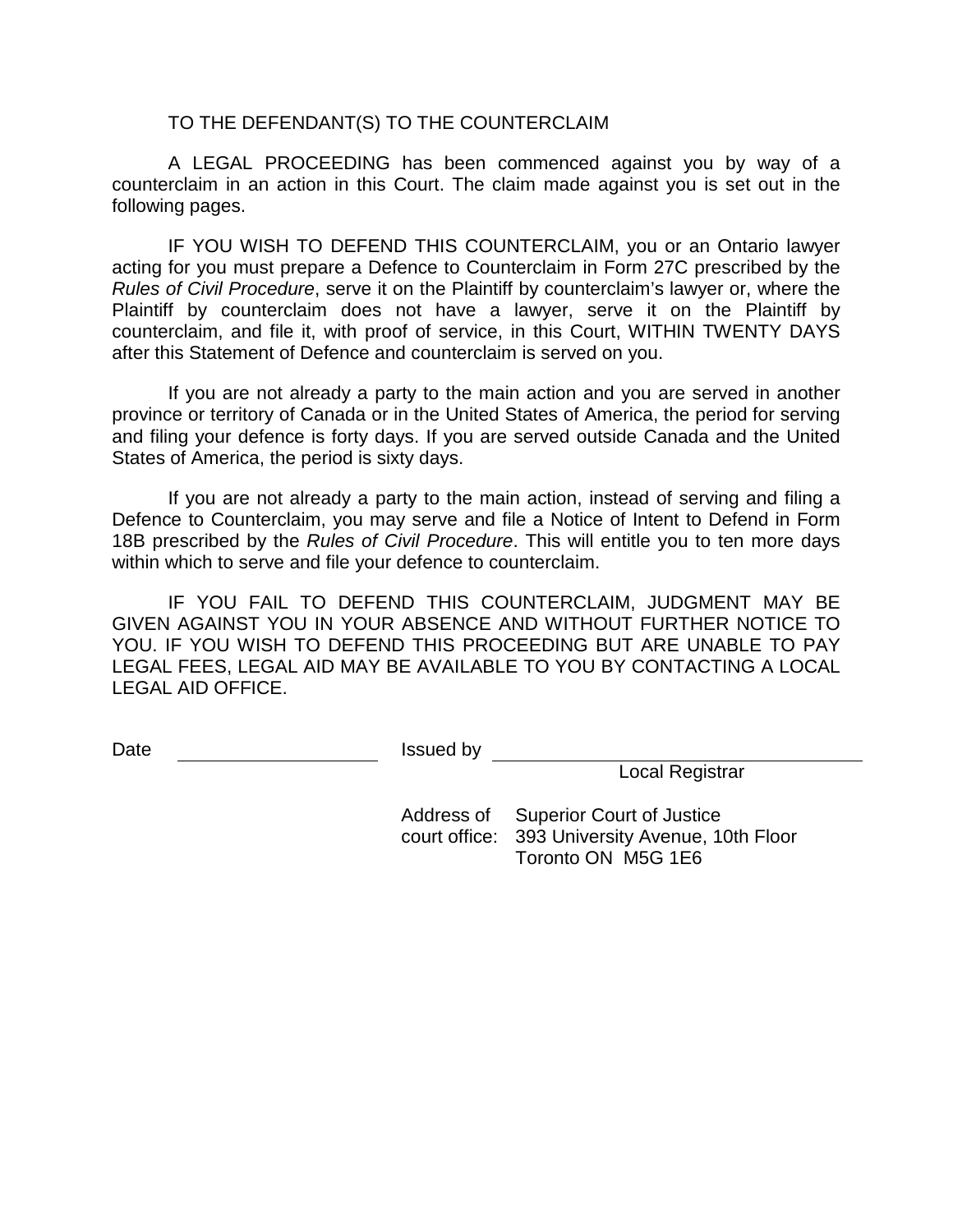TO THE DEFENDANT(S) TO THE COUNTERCLAIM

A LEGAL PROCEEDING has been commenced against you by way of a counterclaim in an action in this Court. The claim made against you is set out in the following pages.

IF YOU WISH TO DEFEND THIS COUNTERCLAIM, you or an Ontario lawyer acting for you must prepare a Defence to Counterclaim in Form 27C prescribed by the *Rules of Civil Procedure*, serve it on the Plaintiff by counterclaim's lawyer or, where the Plaintiff by counterclaim does not have a lawyer, serve it on the Plaintiff by counterclaim, and file it, with proof of service, in this Court, WITHIN TWENTY DAYS after this Statement of Defence and counterclaim is served on you.

If you are not already a party to the main action and you are served in another province or territory of Canada or in the United States of America, the period for serving and filing your defence is forty days. If you are served outside Canada and the United States of America, the period is sixty days.

If you are not already a party to the main action, instead of serving and filing a Defence to Counterclaim, you may serve and file a Notice of Intent to Defend in Form 18B prescribed by the *Rules of Civil Procedure*. This will entitle you to ten more days within which to serve and file your defence to counterclaim.

IF YOU FAIL TO DEFEND THIS COUNTERCLAIM, JUDGMENT MAY BE GIVEN AGAINST YOU IN YOUR ABSENCE AND WITHOUT FURTHER NOTICE TO YOU. IF YOU WISH TO DEFEND THIS PROCEEDING BUT ARE UNABLE TO PAY LEGAL FEES, LEGAL AID MAY BE AVAILABLE TO YOU BY CONTACTING A LOCAL LEGAL AID OFFICE.

Date ____________________ Issued by ______________________________________

Local Registrar

Address of court office: Superior Court of Justice
393 University Avenue, 10th Floor
Toronto ON M5G 1E6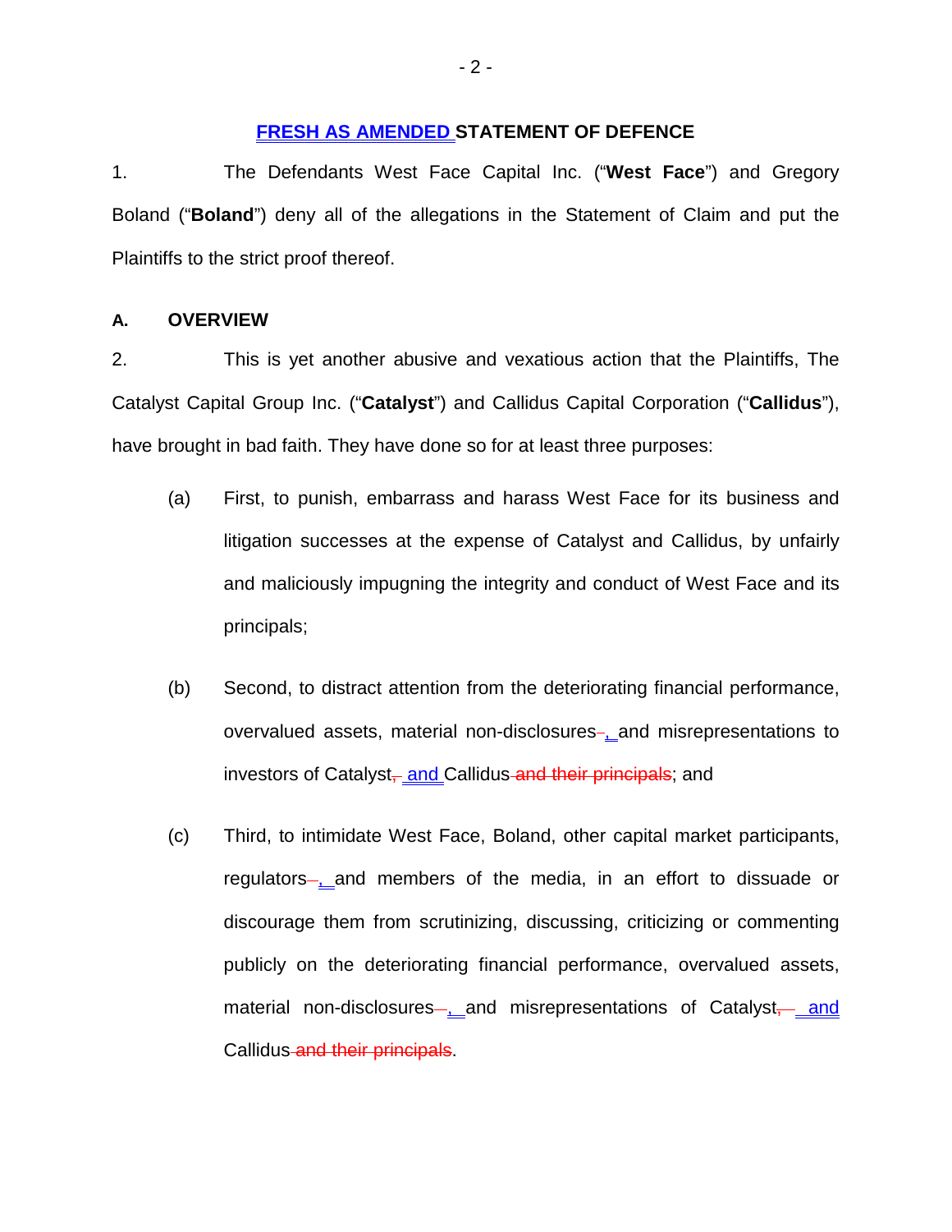# FRESH AS AMENDED STATEMENT OF DEFENCE

1. The Defendants West Face Capital Inc. ("**West Face**") and Gregory Boland ("**Boland**") deny all of the allegations in the Statement of Claim and put the Plaintiffs to the strict proof thereof.

## A. OVERVIEW

2. This is yet another abusive and vexatious action that the Plaintiffs, The Catalyst Capital Group Inc. ("**Catalyst**") and Callidus Capital Corporation ("**Callidus**"), have brought in bad faith. They have done so for at least three purposes:

(a) First, to punish, embarrass and harass West Face for its business and litigation successes at the expense of Catalyst and Callidus, by unfairly and maliciously impugning the integrity and conduct of West Face and its principals;

(b) Second, to distract attention from the deteriorating financial performance, overvalued assets, material non-disclosures, and misrepresentations to investors of Catalyst and Callidus; and

(c) Third, to intimidate West Face, Boland, other capital market participants, regulators, and members of the media, in an effort to dissuade or discourage them from scrutinizing, discussing, criticizing or commenting publicly on the deteriorating financial performance, overvalued assets, material non-disclosures, and misrepresentations of Catalyst and Callidus.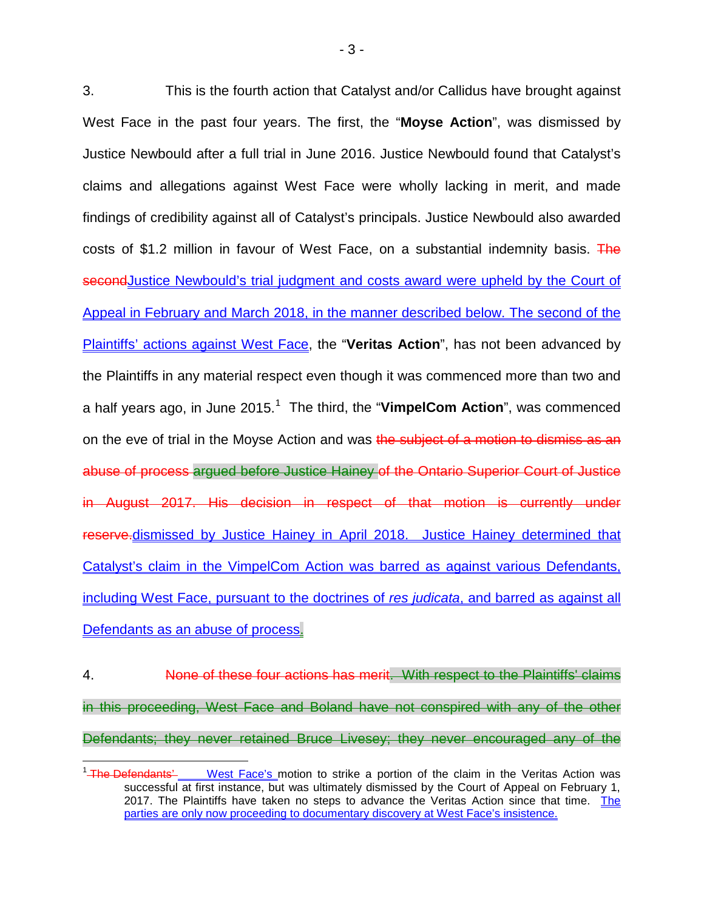3. This is the fourth action that Catalyst and/or Callidus have brought against West Face in the past four years. The first, the "**Moyse Action**", was dismissed by Justice Newbould after a full trial in June 2016. Justice Newbould found that Catalyst's claims and allegations against West Face were wholly lacking in merit, and made findings of credibility against all of Catalyst's principals. Justice Newbould also awarded costs of $1.2 million in favour of West Face, on a substantial indemnity basis. ~~The second~~Justice Newbould's trial judgment and costs award were upheld by the Court of Appeal in February and March 2018, in the manner described below. The second of the Plaintiffs' actions against West Face, the "**Veritas Action**", has not been advanced by the Plaintiffs in any material respect even though it was commenced more than two and a half years ago, in June 2015.[1] The third, the "**VimpelCom Action**", was commenced on the eve of trial in the Moyse Action and was ~~the subject of a motion to dismiss as an abuse of process argued before Justice Hainey of the Ontario Superior Court of Justice in August 2017. His decision in respect of that motion is currently under reserve.~~dismissed by Justice Hainey in April 2018. Justice Hainey determined that Catalyst's claim in the VimpelCom Action was barred as against various Defendants, including West Face, pursuant to the doctrines of *res judicata*, and barred as against all Defendants as an abuse of process.

4. ~~None of these four actions has merit. With respect to the Plaintiffs' claims in this proceeding, West Face and Boland have not conspired with any of the other Defendants; they never retained Bruce Livesey; they never encouraged any of the~~

---

[1] ~~The Defendants'~~ West Face's motion to strike a portion of the claim in the Veritas Action was successful at first instance, but was ultimately dismissed by the Court of Appeal on February 1, 2017. The Plaintiffs have taken no steps to advance the Veritas Action since that time. The parties are only now proceeding to documentary discovery at West Face's insistence.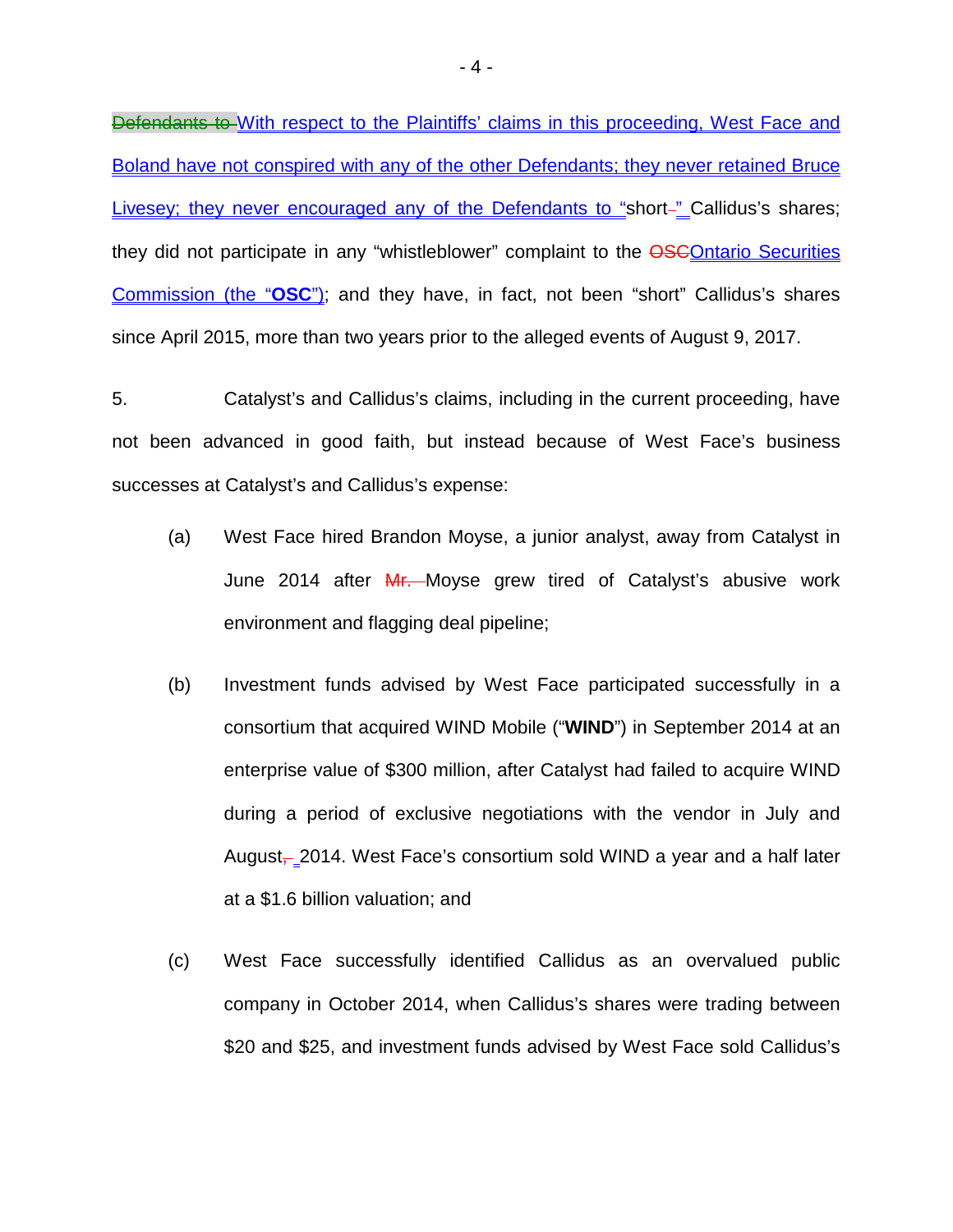~~Defendants to~~ With respect to the Plaintiffs' claims in this proceeding, West Face and Boland have not conspired with any of the other Defendants; they never retained Bruce Livesey; they never encouraged any of the Defendants to "short~~-~~" Callidus's shares; they did not participate in any "whistleblower" complaint to the ~~OSC~~Ontario Securities Commission (the "**OSC**"); and they have, in fact, not been "short" Callidus's shares since April 2015, more than two years prior to the alleged events of August 9, 2017.

5. Catalyst's and Callidus's claims, including in the current proceeding, have not been advanced in good faith, but instead because of West Face's business successes at Catalyst's and Callidus's expense:

(a) West Face hired Brandon Moyse, a junior analyst, away from Catalyst in June 2014 after ~~Mr.~~ Moyse grew tired of Catalyst's abusive work environment and flagging deal pipeline;

(b) Investment funds advised by West Face participated successfully in a consortium that acquired WIND Mobile ("**WIND**") in September 2014 at an enterprise value of $300 million, after Catalyst had failed to acquire WIND during a period of exclusive negotiations with the vendor in July and August~~,~~ 2014. West Face's consortium sold WIND a year and a half later at a $1.6 billion valuation; and

(c) West Face successfully identified Callidus as an overvalued public company in October 2014, when Callidus's shares were trading between $20 and $25, and investment funds advised by West Face sold Callidus's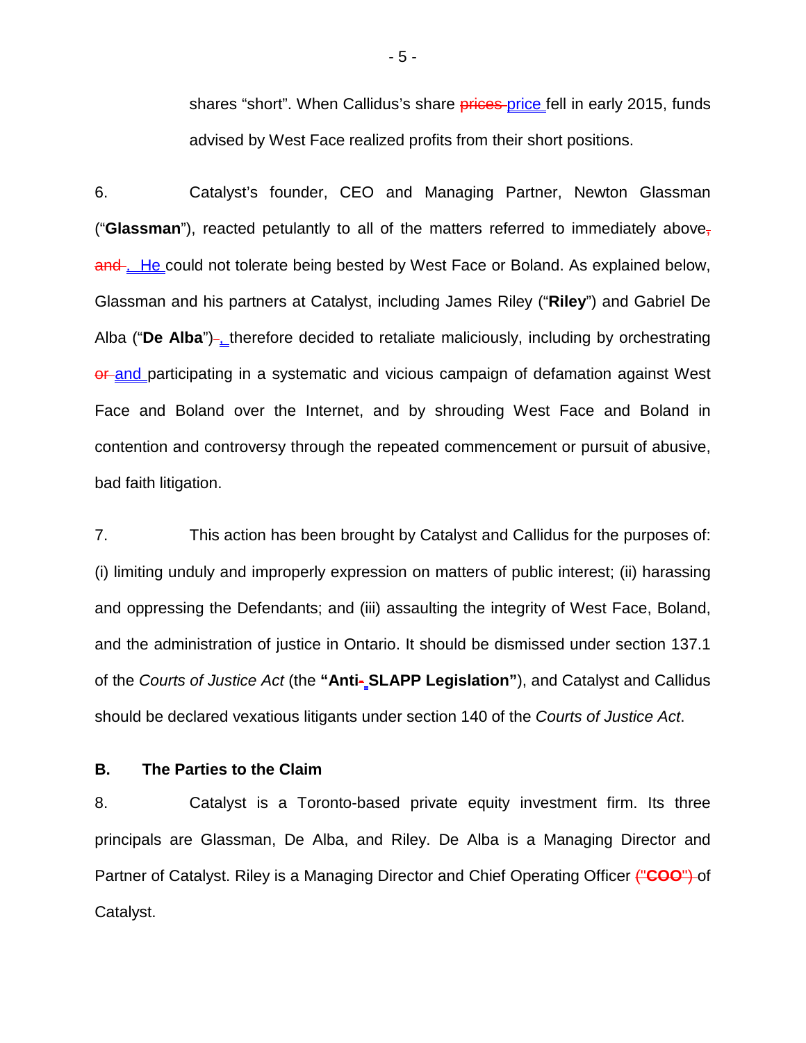shares "short". When Callidus's share ~~prices~~ price fell in early 2015, funds advised by West Face realized profits from their short positions.

6. Catalyst's founder, CEO and Managing Partner, Newton Glassman ("**Glassman**"), reacted petulantly to all of the matters referred to immediately above~~,~~ ~~and~~. He could not tolerate being bested by West Face or Boland. As explained below, Glassman and his partners at Catalyst, including James Riley ("**Riley**") and Gabriel De Alba ("**De Alba**")~~,~~, therefore decided to retaliate maliciously, including by orchestrating ~~or~~ and participating in a systematic and vicious campaign of defamation against West Face and Boland over the Internet, and by shrouding West Face and Boland in contention and controversy through the repeated commencement or pursuit of abusive, bad faith litigation.

7. This action has been brought by Catalyst and Callidus for the purposes of: (i) limiting unduly and improperly expression on matters of public interest; (ii) harassing and oppressing the Defendants; and (iii) assaulting the integrity of West Face, Boland, and the administration of justice in Ontario. It should be dismissed under section 137.1 of the *Courts of Justice Act* (the **"Anti~~-~~-SLAPP Legislation"**), and Catalyst and Callidus should be declared vexatious litigants under section 140 of the *Courts of Justice Act*.

## B. The Parties to the Claim

8. Catalyst is a Toronto-based private equity investment firm. Its three principals are Glassman, De Alba, and Riley. De Alba is a Managing Director and Partner of Catalyst. Riley is a Managing Director and Chief Operating Officer ~~("**COO**")~~ of Catalyst.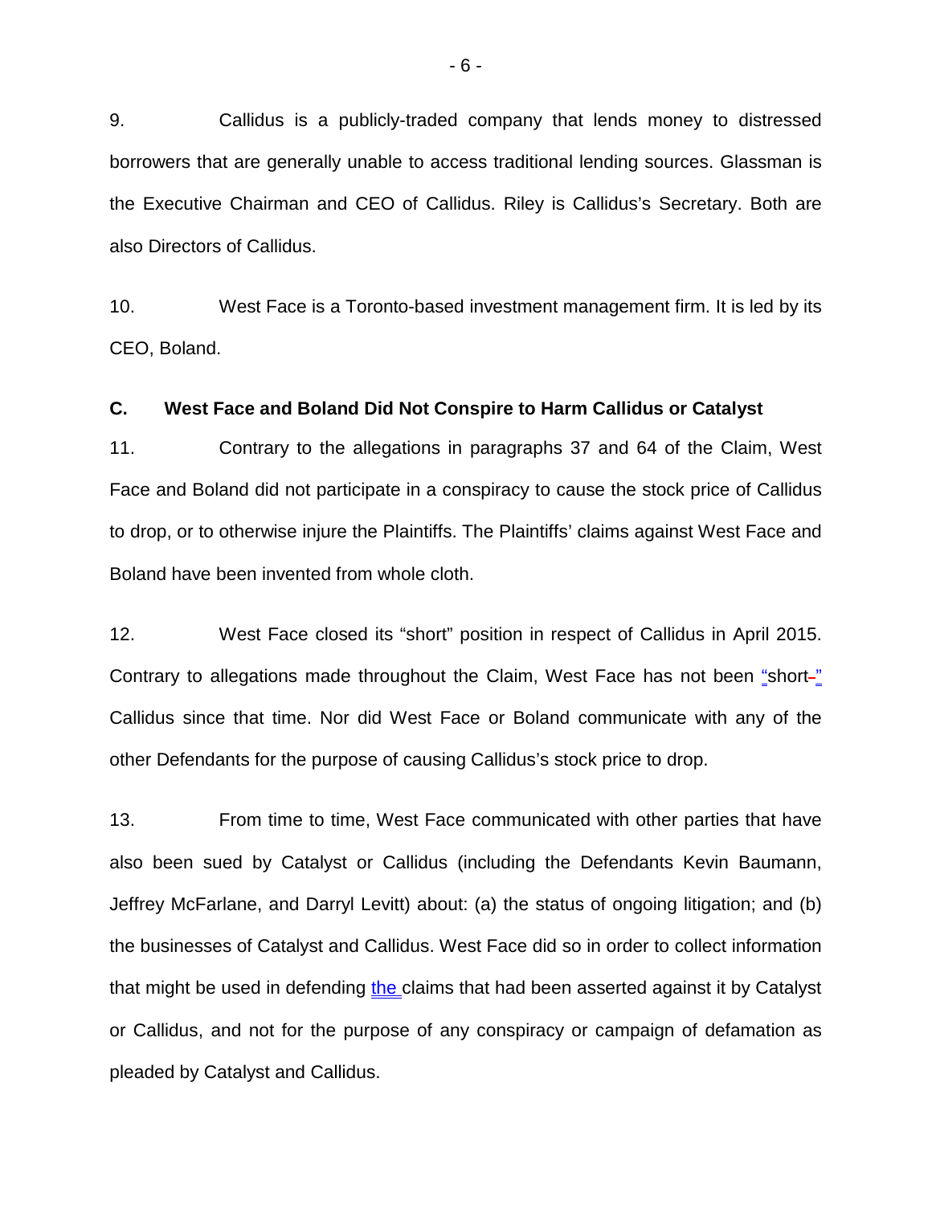9. Callidus is a publicly-traded company that lends money to distressed borrowers that are generally unable to access traditional lending sources. Glassman is the Executive Chairman and CEO of Callidus. Riley is Callidus's Secretary. Both are also Directors of Callidus.

10. West Face is a Toronto-based investment management firm. It is led by its CEO, Boland.

### C. West Face and Boland Did Not Conspire to Harm Callidus or Catalyst

11. Contrary to the allegations in paragraphs 37 and 64 of the Claim, West Face and Boland did not participate in a conspiracy to cause the stock price of Callidus to drop, or to otherwise injure the Plaintiffs. The Plaintiffs' claims against West Face and Boland have been invented from whole cloth.

12. West Face closed its "short" position in respect of Callidus in April 2015. Contrary to allegations made throughout the Claim, West Face has not been "short" Callidus since that time. Nor did West Face or Boland communicate with any of the other Defendants for the purpose of causing Callidus's stock price to drop.

13. From time to time, West Face communicated with other parties that have also been sued by Catalyst or Callidus (including the Defendants Kevin Baumann, Jeffrey McFarlane, and Darryl Levitt) about: (a) the status of ongoing litigation; and (b) the businesses of Catalyst and Callidus. West Face did so in order to collect information that might be used in defending the claims that had been asserted against it by Catalyst or Callidus, and not for the purpose of any conspiracy or campaign of defamation as pleaded by Catalyst and Callidus.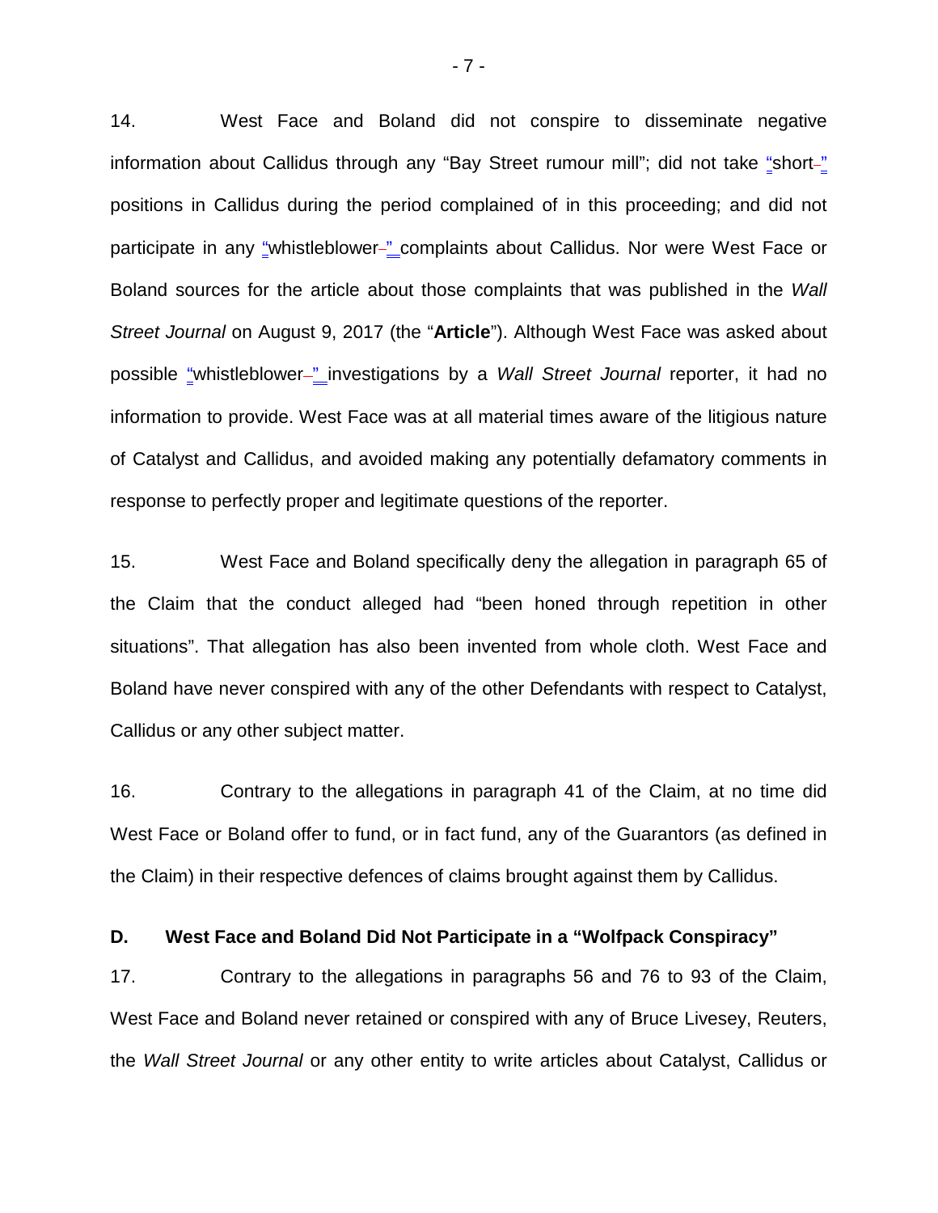14. West Face and Boland did not conspire to disseminate negative information about Callidus through any “Bay Street rumour mill”; did not take “short” positions in Callidus during the period complained of in this proceeding; and did not participate in any “whistleblower” complaints about Callidus. Nor were West Face or Boland sources for the article about those complaints that was published in the *Wall Street Journal* on August 9, 2017 (the “**Article**”). Although West Face was asked about possible “whistleblower” investigations by a *Wall Street Journal* reporter, it had no information to provide. West Face was at all material times aware of the litigious nature of Catalyst and Callidus, and avoided making any potentially defamatory comments in response to perfectly proper and legitimate questions of the reporter.

15. West Face and Boland specifically deny the allegation in paragraph 65 of the Claim that the conduct alleged had “been honed through repetition in other situations”. That allegation has also been invented from whole cloth. West Face and Boland have never conspired with any of the other Defendants with respect to Catalyst, Callidus or any other subject matter.

16. Contrary to the allegations in paragraph 41 of the Claim, at no time did West Face or Boland offer to fund, or in fact fund, any of the Guarantors (as defined in the Claim) in their respective defences of claims brought against them by Callidus.

### D. West Face and Boland Did Not Participate in a “Wolfpack Conspiracy”

17. Contrary to the allegations in paragraphs 56 and 76 to 93 of the Claim, West Face and Boland never retained or conspired with any of Bruce Livesey, Reuters, the *Wall Street Journal* or any other entity to write articles about Catalyst, Callidus or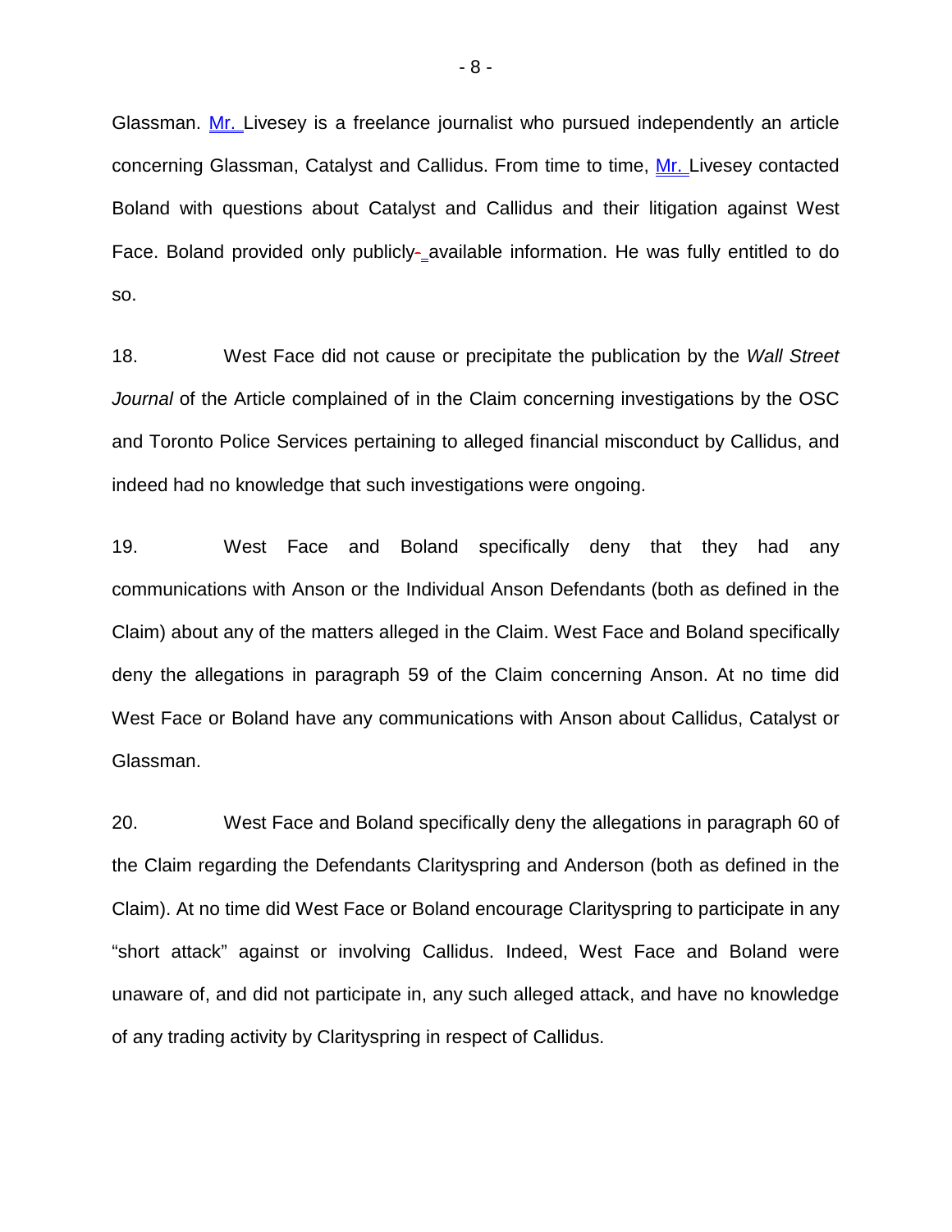Glassman. Mr. Livesey is a freelance journalist who pursued independently an article concerning Glassman, Catalyst and Callidus. From time to time, Mr. Livesey contacted Boland with questions about Catalyst and Callidus and their litigation against West Face. Boland provided only publicly available information. He was fully entitled to do so.

18. West Face did not cause or precipitate the publication by the *Wall Street Journal* of the Article complained of in the Claim concerning investigations by the OSC and Toronto Police Services pertaining to alleged financial misconduct by Callidus, and indeed had no knowledge that such investigations were ongoing.

19. West Face and Boland specifically deny that they had any communications with Anson or the Individual Anson Defendants (both as defined in the Claim) about any of the matters alleged in the Claim. West Face and Boland specifically deny the allegations in paragraph 59 of the Claim concerning Anson. At no time did West Face or Boland have any communications with Anson about Callidus, Catalyst or Glassman.

20. West Face and Boland specifically deny the allegations in paragraph 60 of the Claim regarding the Defendants Clarityspring and Anderson (both as defined in the Claim). At no time did West Face or Boland encourage Clarityspring to participate in any "short attack" against or involving Callidus. Indeed, West Face and Boland were unaware of, and did not participate in, any such alleged attack, and have no knowledge of any trading activity by Clarityspring in respect of Callidus.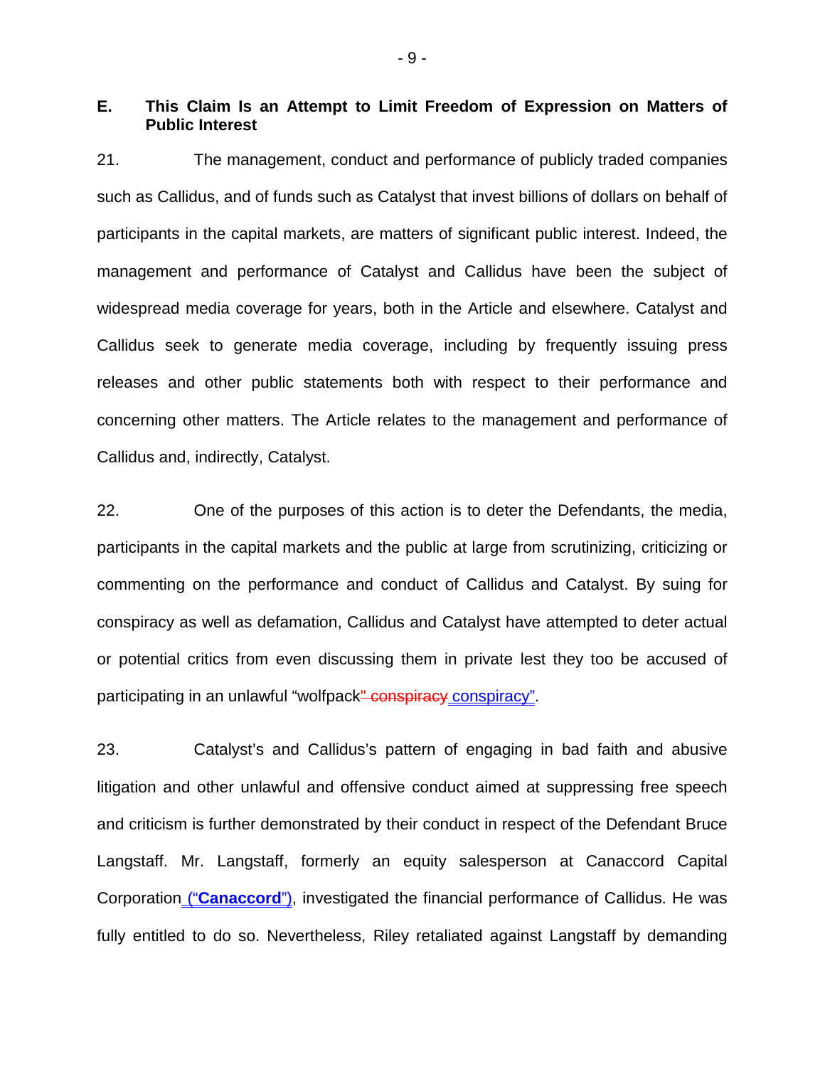## E. This Claim Is an Attempt to Limit Freedom of Expression on Matters of Public Interest

21. The management, conduct and performance of publicly traded companies such as Callidus, and of funds such as Catalyst that invest billions of dollars on behalf of participants in the capital markets, are matters of significant public interest. Indeed, the management and performance of Catalyst and Callidus have been the subject of widespread media coverage for years, both in the Article and elsewhere. Catalyst and Callidus seek to generate media coverage, including by frequently issuing press releases and other public statements both with respect to their performance and concerning other matters. The Article relates to the management and performance of Callidus and, indirectly, Catalyst.

22. One of the purposes of this action is to deter the Defendants, the media, participants in the capital markets and the public at large from scrutinizing, criticizing or commenting on the performance and conduct of Callidus and Catalyst. By suing for conspiracy as well as defamation, Callidus and Catalyst have attempted to deter actual or potential critics from even discussing them in private lest they too be accused of participating in an unlawful “wolfpack~~” conspiracy~~ conspiracy”.

23. Catalyst’s and Callidus’s pattern of engaging in bad faith and abusive litigation and other unlawful and offensive conduct aimed at suppressing free speech and criticism is further demonstrated by their conduct in respect of the Defendant Bruce Langstaff. Mr. Langstaff, formerly an equity salesperson at Canaccord Capital Corporation (“**Canaccord**”), investigated the financial performance of Callidus. He was fully entitled to do so. Nevertheless, Riley retaliated against Langstaff by demanding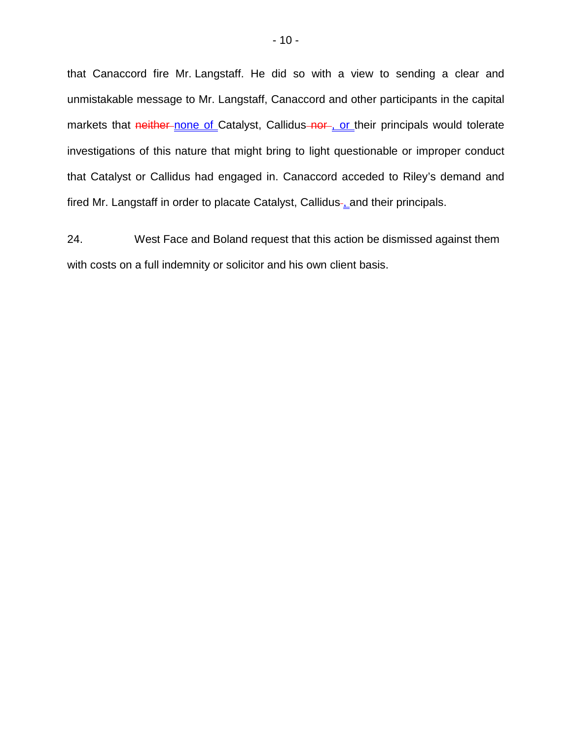that Canaccord fire Mr. Langstaff. He did so with a view to sending a clear and unmistakable message to Mr. Langstaff, Canaccord and other participants in the capital markets that ~~neither~~ <u>none of</u> Catalyst, Callidus ~~nor~~<u>, or</u> their principals would tolerate investigations of this nature that might bring to light questionable or improper conduct that Catalyst or Callidus had engaged in. Canaccord acceded to Riley's demand and fired Mr. Langstaff in order to placate Catalyst, Callidus<u>,</u> and their principals.

24. West Face and Boland request that this action be dismissed against them with costs on a full indemnity or solicitor and his own client basis.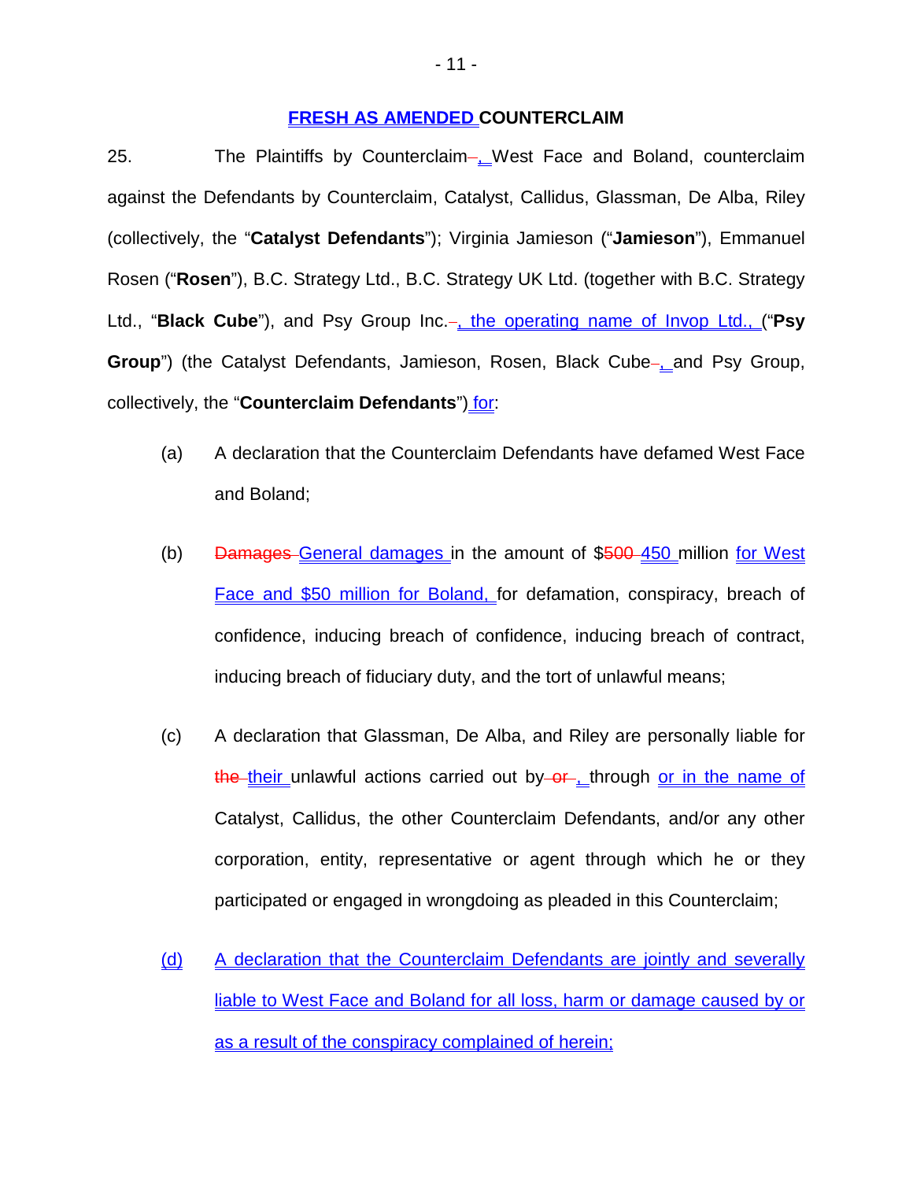## FRESH AS AMENDED COUNTERCLAIM

25. The Plaintiffs by Counterclaim, West Face and Boland, counterclaim against the Defendants by Counterclaim, Catalyst, Callidus, Glassman, De Alba, Riley (collectively, the "**Catalyst Defendants**"); Virginia Jamieson ("**Jamieson**"), Emmanuel Rosen ("**Rosen**"), B.C. Strategy Ltd., B.C. Strategy UK Ltd. (together with B.C. Strategy Ltd., "**Black Cube**"), and Psy Group Inc., the operating name of Invop Ltd., ("**Psy Group**") (the Catalyst Defendants, Jamieson, Rosen, Black Cube, and Psy Group, collectively, the "**Counterclaim Defendants**") for:

(a) A declaration that the Counterclaim Defendants have defamed West Face and Boland;

(b) ~~Damages~~ General damages in the amount of $~~500~~ 450 million for West Face and $50 million for Boland, for defamation, conspiracy, breach of confidence, inducing breach of confidence, inducing breach of contract, inducing breach of fiduciary duty, and the tort of unlawful means;

(c) A declaration that Glassman, De Alba, and Riley are personally liable for ~~the~~ their unlawful actions carried out by ~~or~~, through or in the name of Catalyst, Callidus, the other Counterclaim Defendants, and/or any other corporation, entity, representative or agent through which he or they participated or engaged in wrongdoing as pleaded in this Counterclaim;

(d) A declaration that the Counterclaim Defendants are jointly and severally liable to West Face and Boland for all loss, harm or damage caused by or as a result of the conspiracy complained of herein;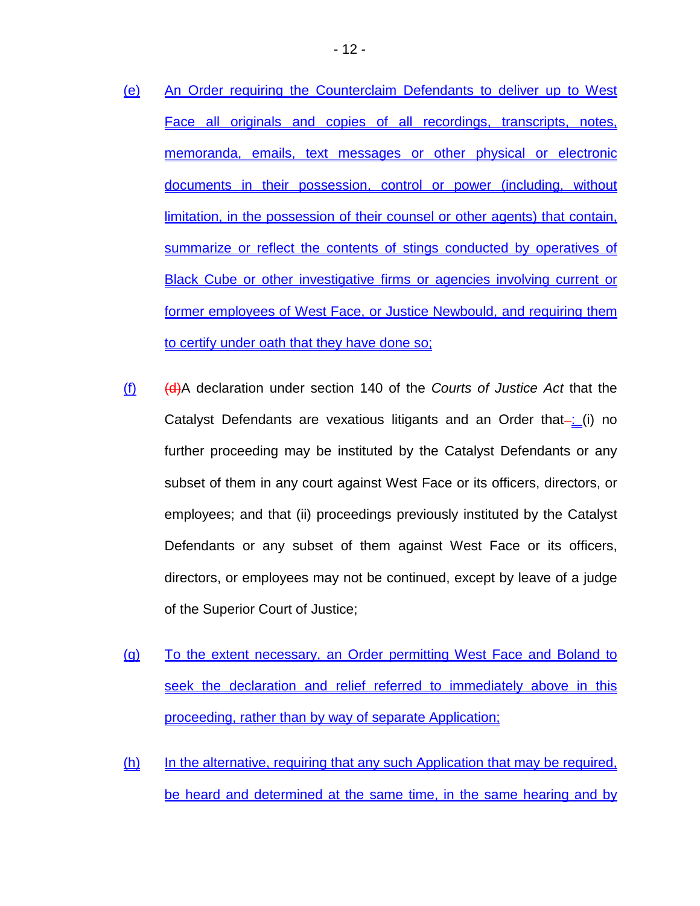(e) An Order requiring the Counterclaim Defendants to deliver up to West Face all originals and copies of all recordings, transcripts, notes, memoranda, emails, text messages or other physical or electronic documents in their possession, control or power (including, without limitation, in the possession of their counsel or other agents) that contain, summarize or reflect the contents of stings conducted by operatives of Black Cube or other investigative firms or agencies involving current or former employees of West Face, or Justice Newbould, and requiring them to certify under oath that they have done so;

(f) ~~(d)~~A declaration under section 140 of the *Courts of Justice Act* that the Catalyst Defendants are vexatious litigants and an Order that~~–~~: (i) no further proceeding may be instituted by the Catalyst Defendants or any subset of them in any court against West Face or its officers, directors, or employees; and that (ii) proceedings previously instituted by the Catalyst Defendants or any subset of them against West Face or its officers, directors, or employees may not be continued, except by leave of a judge of the Superior Court of Justice;

(g) To the extent necessary, an Order permitting West Face and Boland to seek the declaration and relief referred to immediately above in this proceeding, rather than by way of separate Application;

(h) In the alternative, requiring that any such Application that may be required, be heard and determined at the same time, in the same hearing and by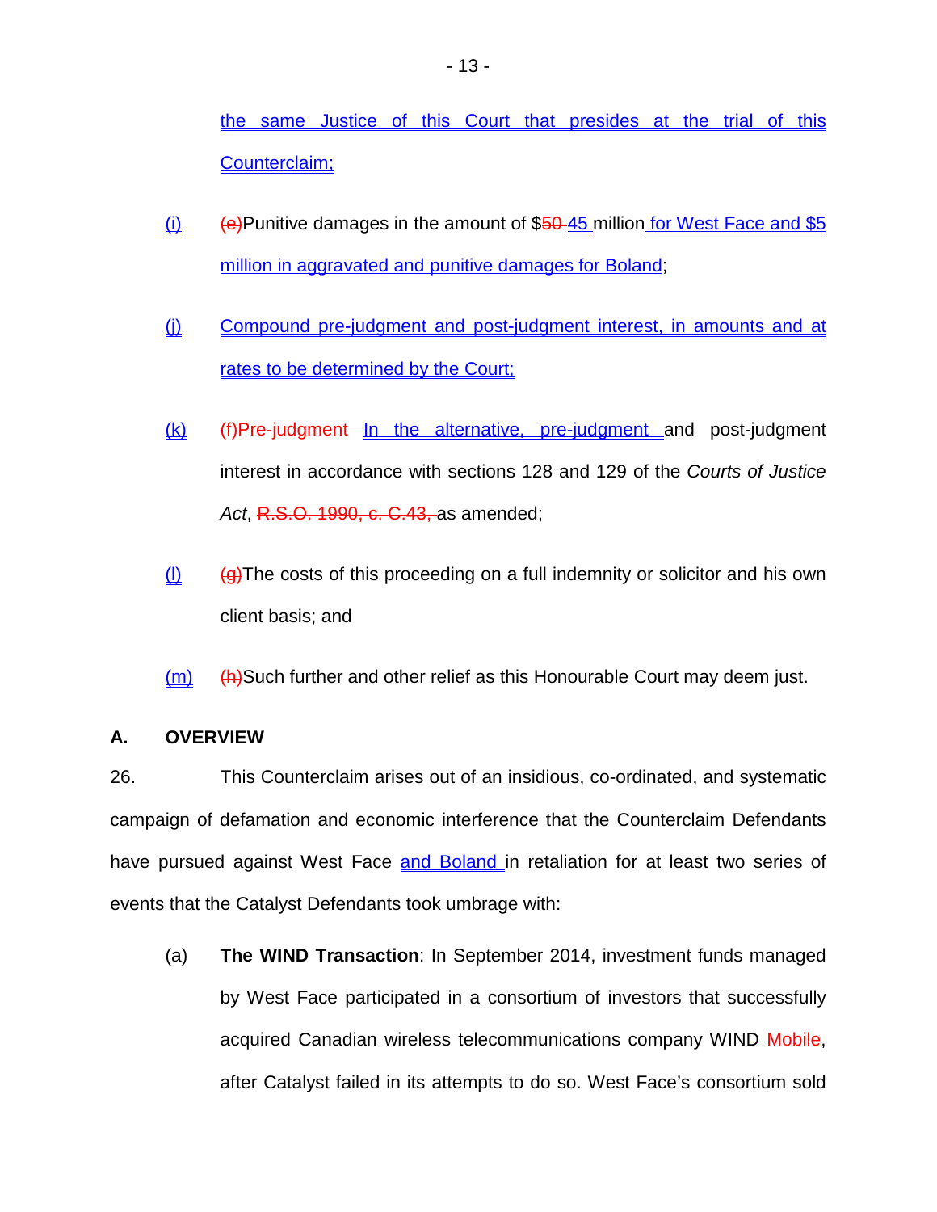the same Justice of this Court that presides at the trial of this Counterclaim;

(i) (e)Punitive damages in the amount of $50 45 million for West Face and $5 million in aggravated and punitive damages for Boland;

(j) Compound pre-judgment and post-judgment interest, in amounts and at rates to be determined by the Court;

(k) (f)Pre-judgment In the alternative, pre-judgment and post-judgment interest in accordance with sections 128 and 129 of the *Courts of Justice Act*, R.S.O. 1990, c. C.43, as amended;

(l) (g)The costs of this proceeding on a full indemnity or solicitor and his own client basis; and

(m) (h)Such further and other relief as this Honourable Court may deem just.

## A. OVERVIEW

26. This Counterclaim arises out of an insidious, co-ordinated, and systematic campaign of defamation and economic interference that the Counterclaim Defendants have pursued against West Face and Boland in retaliation for at least two series of events that the Catalyst Defendants took umbrage with:

(a) **The WIND Transaction**: In September 2014, investment funds managed by West Face participated in a consortium of investors that successfully acquired Canadian wireless telecommunications company WIND Mobile, after Catalyst failed in its attempts to do so. West Face's consortium sold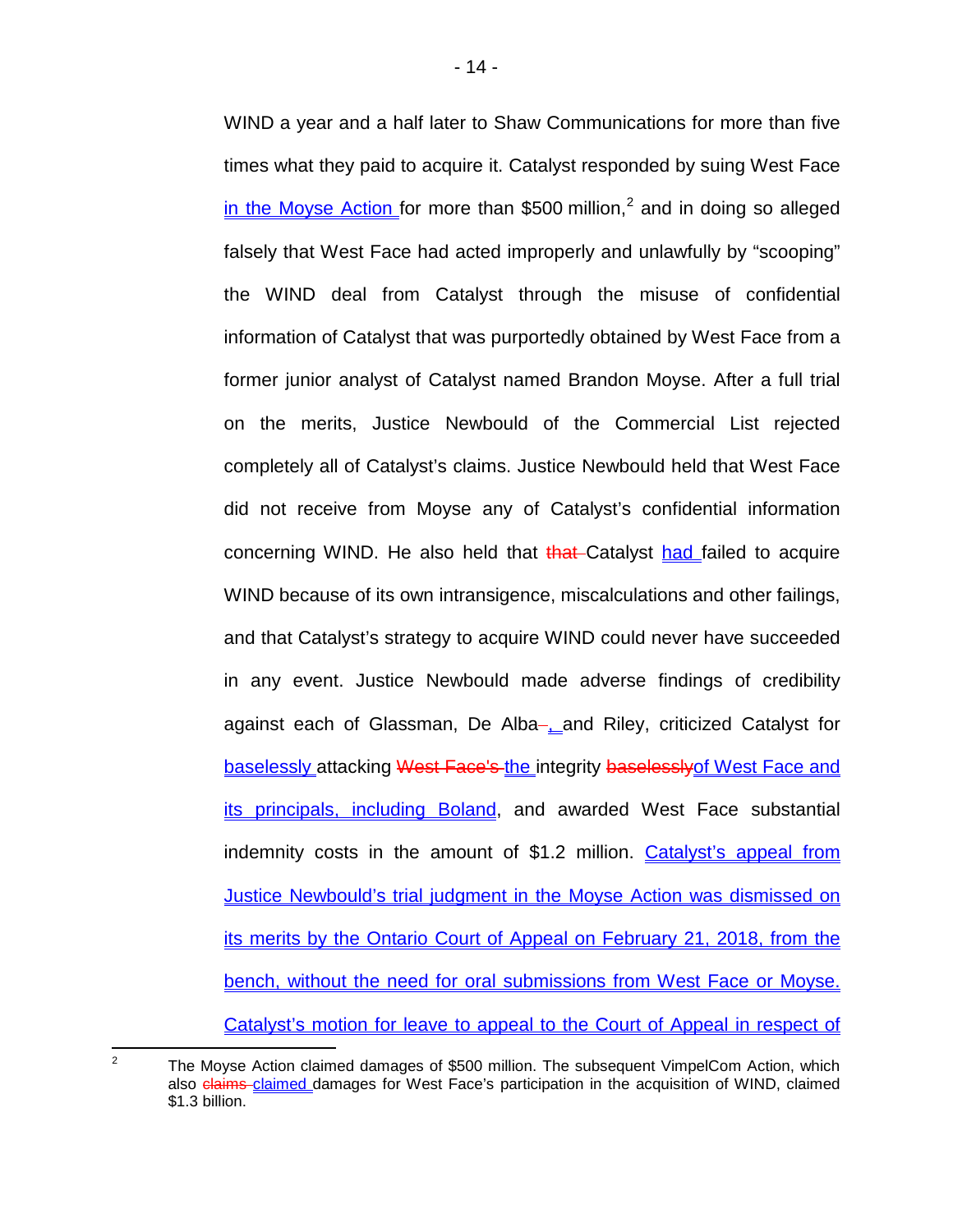WIND a year and a half later to Shaw Communications for more than five times what they paid to acquire it. Catalyst responded by suing West Face <u>in the Moyse Action</u> for more than $500 million,[2] and in doing so alleged falsely that West Face had acted improperly and unlawfully by "scooping" the WIND deal from Catalyst through the misuse of confidential information of Catalyst that was purportedly obtained by West Face from a former junior analyst of Catalyst named Brandon Moyse. After a full trial on the merits, Justice Newbould of the Commercial List rejected completely all of Catalyst's claims. Justice Newbould held that West Face did not receive from Moyse any of Catalyst's confidential information concerning WIND. He also held that ~~that~~ Catalyst <u>had</u> failed to acquire WIND because of its own intransigence, miscalculations and other failings, and that Catalyst's strategy to acquire WIND could never have succeeded in any event. Justice Newbould made adverse findings of credibility against each of Glassman, De Alba<u>,</u> and Riley, criticized Catalyst for <u>baselessly</u> attacking ~~West Face's~~ <u>the</u> integrity ~~baselessly~~<u>of West Face and its principals, including Boland</u>, and awarded West Face substantial indemnity costs in the amount of $1.2 million. <u>Catalyst's appeal from Justice Newbould's trial judgment in the Moyse Action was dismissed on its merits by the Ontario Court of Appeal on February 21, 2018, from the bench, without the need for oral submissions from West Face or Moyse. Catalyst's motion for leave to appeal to the Court of Appeal in respect of</u>

---

[2] The Moyse Action claimed damages of $500 million. The subsequent VimpelCom Action, which also ~~claims~~ <u>claimed</u> damages for West Face's participation in the acquisition of WIND, claimed $1.3 billion.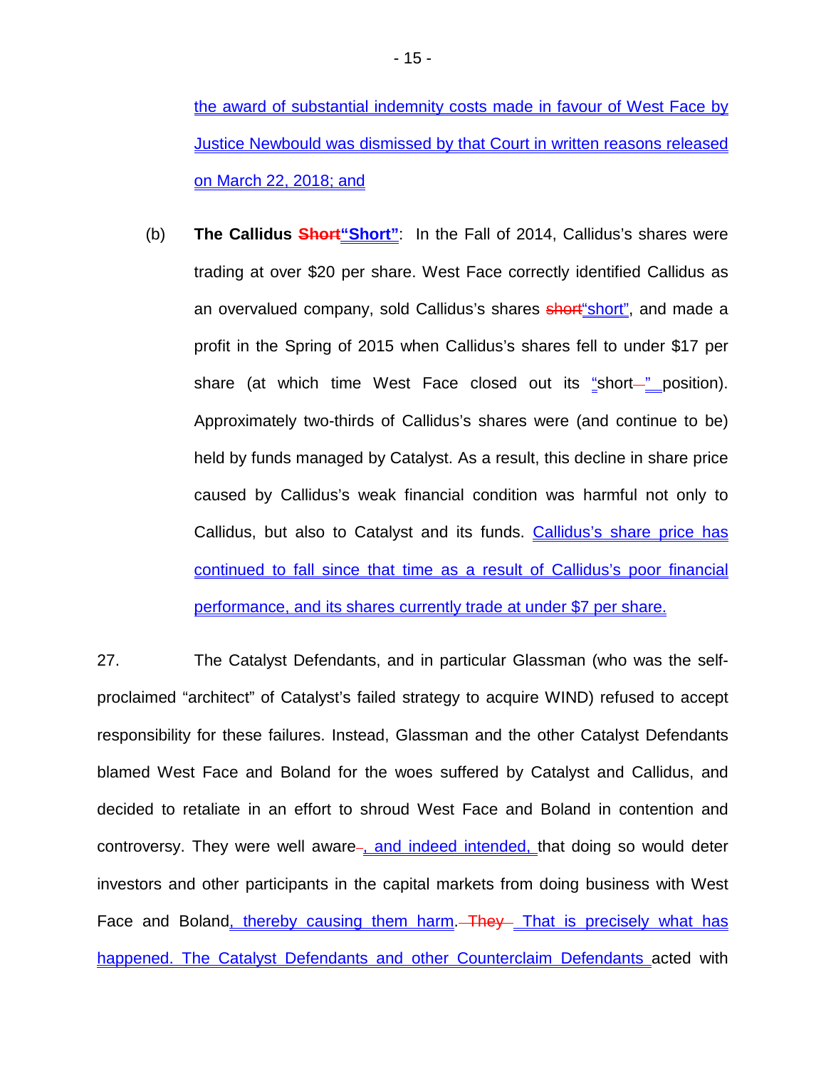the award of substantial indemnity costs made in favour of West Face by Justice Newbould was dismissed by that Court in written reasons released on March 22, 2018; and

(b) **The Callidus ~~Short~~"Short"**: In the Fall of 2014, Callidus's shares were trading at over $20 per share. West Face correctly identified Callidus as an overvalued company, sold Callidus's shares ~~short~~"short", and made a profit in the Spring of 2015 when Callidus's shares fell to under $17 per share (at which time West Face closed out its "short~~-~~" position). Approximately two-thirds of Callidus's shares were (and continue to be) held by funds managed by Catalyst. As a result, this decline in share price caused by Callidus's weak financial condition was harmful not only to Callidus, but also to Catalyst and its funds. Callidus's share price has continued to fall since that time as a result of Callidus's poor financial performance, and its shares currently trade at under $7 per share.

27. The Catalyst Defendants, and in particular Glassman (who was the self-proclaimed "architect" of Catalyst's failed strategy to acquire WIND) refused to accept responsibility for these failures. Instead, Glassman and the other Catalyst Defendants blamed West Face and Boland for the woes suffered by Catalyst and Callidus, and decided to retaliate in an effort to shroud West Face and Boland in contention and controversy. They were well aware~~-~~, and indeed intended, that doing so would deter investors and other participants in the capital markets from doing business with West Face and Boland, thereby causing them harm. ~~They~~ That is precisely what has happened. The Catalyst Defendants and other Counterclaim Defendants acted with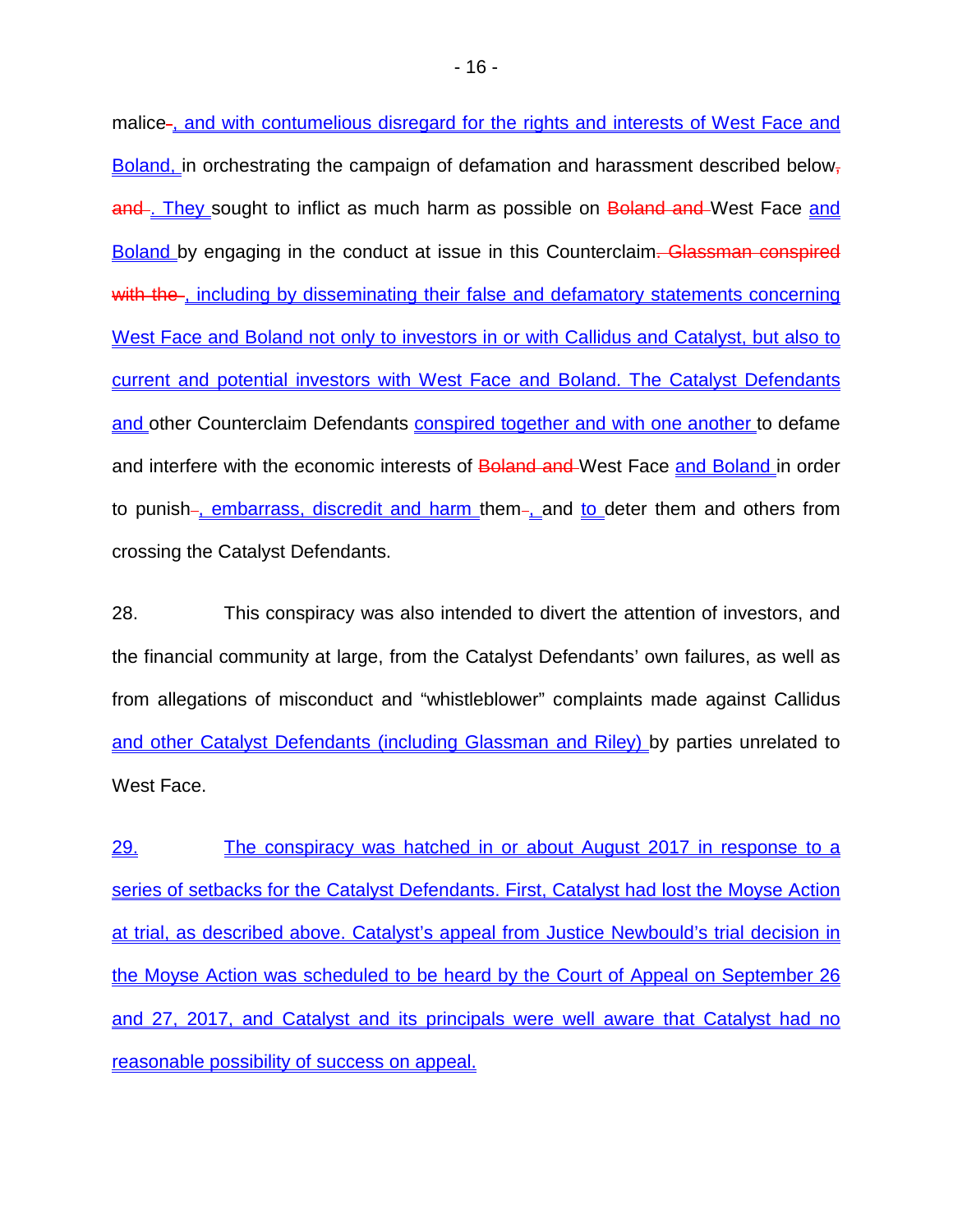malice-, and with contumelious disregard for the rights and interests of West Face and Boland, in orchestrating the campaign of defamation and harassment described below, and . They sought to inflict as much harm as possible on Boland and West Face and Boland by engaging in the conduct at issue in this Counterclaim. Glassman conspired with the , including by disseminating their false and defamatory statements concerning West Face and Boland not only to investors in or with Callidus and Catalyst, but also to current and potential investors with West Face and Boland. The Catalyst Defendants and other Counterclaim Defendants conspired together and with one another to defame and interfere with the economic interests of Boland and West Face and Boland in order to punish-, embarrass, discredit and harm them-, and to deter them and others from crossing the Catalyst Defendants.

28. This conspiracy was also intended to divert the attention of investors, and the financial community at large, from the Catalyst Defendants' own failures, as well as from allegations of misconduct and "whistleblower" complaints made against Callidus and other Catalyst Defendants (including Glassman and Riley) by parties unrelated to West Face.

29. The conspiracy was hatched in or about August 2017 in response to a series of setbacks for the Catalyst Defendants. First, Catalyst had lost the Moyse Action at trial, as described above. Catalyst's appeal from Justice Newbould's trial decision in the Moyse Action was scheduled to be heard by the Court of Appeal on September 26 and 27, 2017, and Catalyst and its principals were well aware that Catalyst had no reasonable possibility of success on appeal.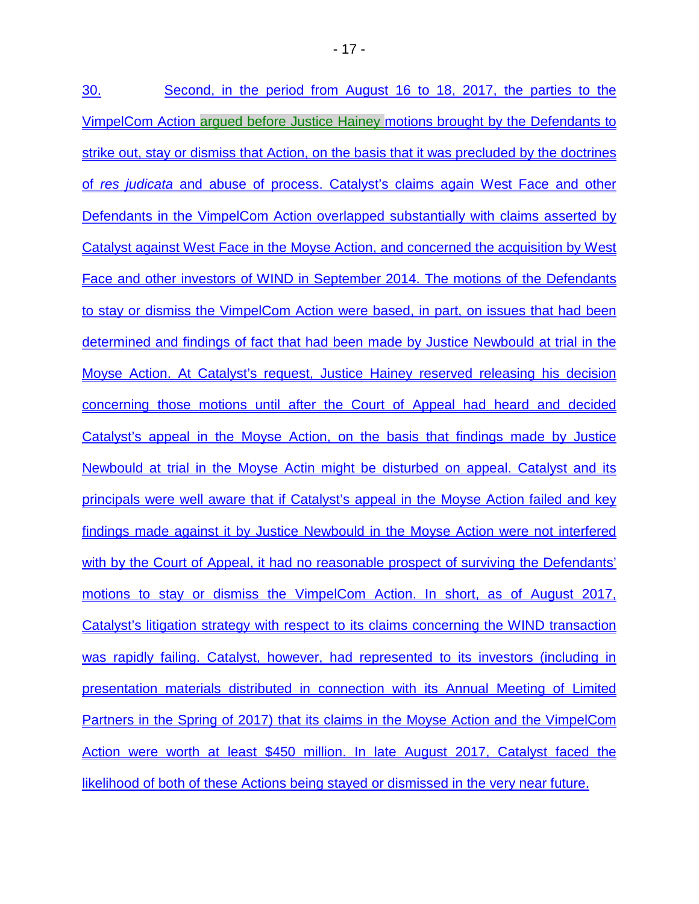30. Second, in the period from August 16 to 18, 2017, the parties to the VimpelCom Action argued before Justice Hainey motions brought by the Defendants to strike out, stay or dismiss that Action, on the basis that it was precluded by the doctrines of *res judicata* and abuse of process. Catalyst's claims again West Face and other Defendants in the VimpelCom Action overlapped substantially with claims asserted by Catalyst against West Face in the Moyse Action, and concerned the acquisition by West Face and other investors of WIND in September 2014. The motions of the Defendants to stay or dismiss the VimpelCom Action were based, in part, on issues that had been determined and findings of fact that had been made by Justice Newbould at trial in the Moyse Action. At Catalyst's request, Justice Hainey reserved releasing his decision concerning those motions until after the Court of Appeal had heard and decided Catalyst's appeal in the Moyse Action, on the basis that findings made by Justice Newbould at trial in the Moyse Actin might be disturbed on appeal. Catalyst and its principals were well aware that if Catalyst's appeal in the Moyse Action failed and key findings made against it by Justice Newbould in the Moyse Action were not interfered with by the Court of Appeal, it had no reasonable prospect of surviving the Defendants' motions to stay or dismiss the VimpelCom Action. In short, as of August 2017, Catalyst's litigation strategy with respect to its claims concerning the WIND transaction was rapidly failing. Catalyst, however, had represented to its investors (including in presentation materials distributed in connection with its Annual Meeting of Limited Partners in the Spring of 2017) that its claims in the Moyse Action and the VimpelCom Action were worth at least $450 million. In late August 2017, Catalyst faced the likelihood of both of these Actions being stayed or dismissed in the very near future.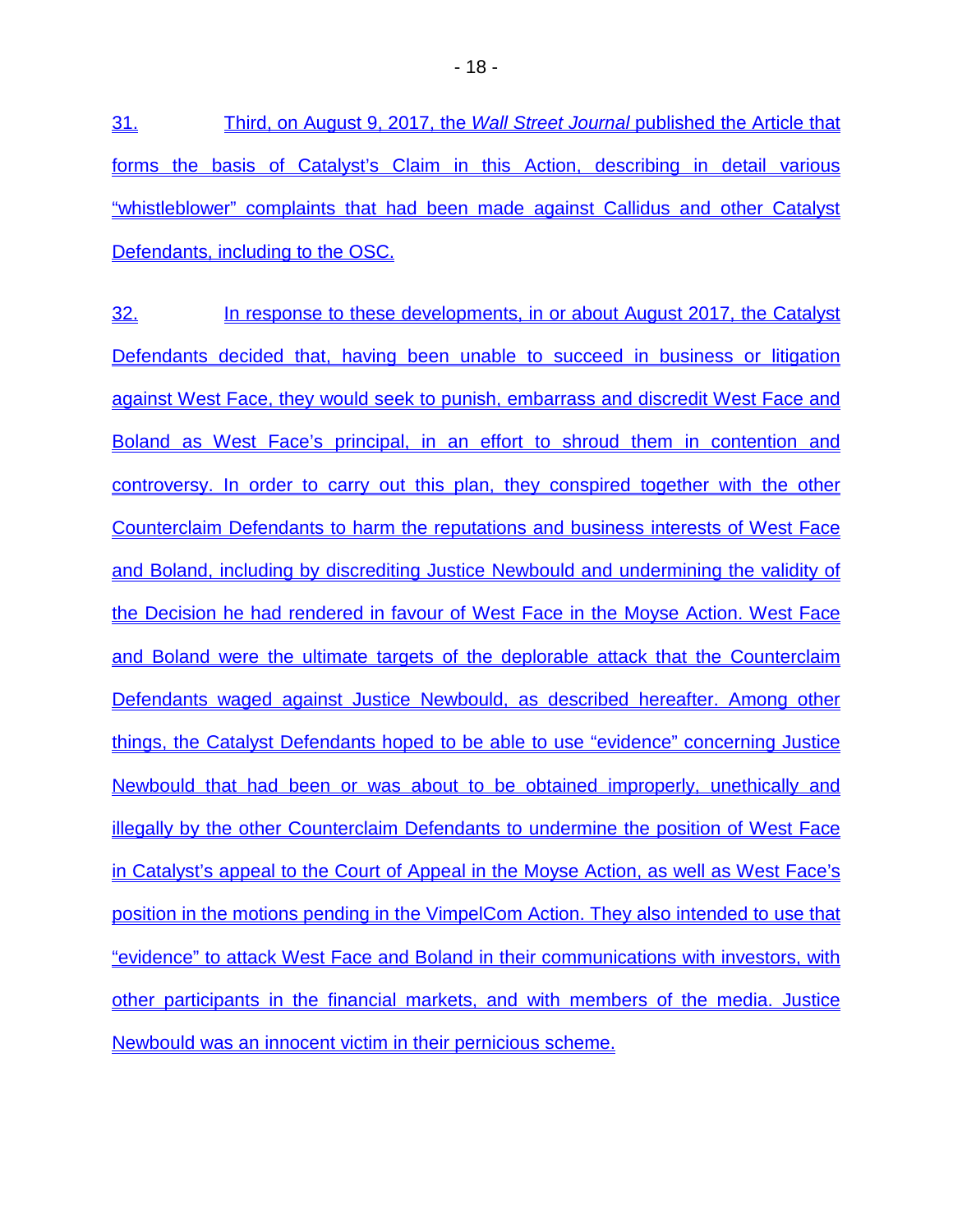31. Third, on August 9, 2017, the *Wall Street Journal* published the Article that forms the basis of Catalyst's Claim in this Action, describing in detail various "whistleblower" complaints that had been made against Callidus and other Catalyst Defendants, including to the OSC.

32. In response to these developments, in or about August 2017, the Catalyst Defendants decided that, having been unable to succeed in business or litigation against West Face, they would seek to punish, embarrass and discredit West Face and Boland as West Face's principal, in an effort to shroud them in contention and controversy. In order to carry out this plan, they conspired together with the other Counterclaim Defendants to harm the reputations and business interests of West Face and Boland, including by discrediting Justice Newbould and undermining the validity of the Decision he had rendered in favour of West Face in the Moyse Action. West Face and Boland were the ultimate targets of the deplorable attack that the Counterclaim Defendants waged against Justice Newbould, as described hereafter. Among other things, the Catalyst Defendants hoped to be able to use "evidence" concerning Justice Newbould that had been or was about to be obtained improperly, unethically and illegally by the other Counterclaim Defendants to undermine the position of West Face in Catalyst's appeal to the Court of Appeal in the Moyse Action, as well as West Face's position in the motions pending in the VimpelCom Action. They also intended to use that "evidence" to attack West Face and Boland in their communications with investors, with other participants in the financial markets, and with members of the media. Justice Newbould was an innocent victim in their pernicious scheme.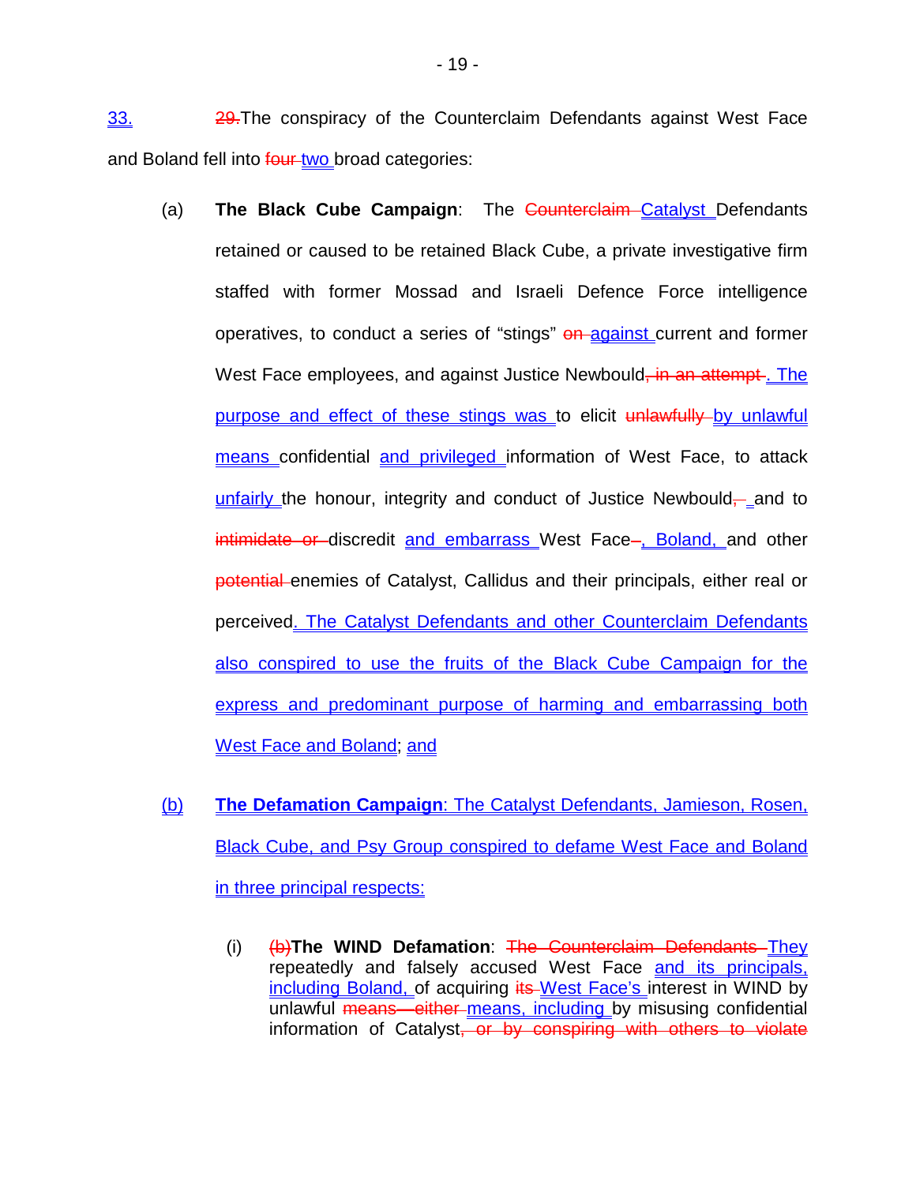33. ~~29.~~The conspiracy of the Counterclaim Defendants against West Face and Boland fell into ~~four~~ two broad categories:

(a) **The Black Cube Campaign**: The ~~Counterclaim~~ Catalyst Defendants retained or caused to be retained Black Cube, a private investigative firm staffed with former Mossad and Israeli Defence Force intelligence operatives, to conduct a series of "stings" ~~on~~ against current and former West Face employees, and against Justice Newbould~~, in an attempt~~. The purpose and effect of these stings was to elicit ~~unlawfully~~ by unlawful means confidential and privileged information of West Face, to attack unfairly the honour, integrity and conduct of Justice Newbould~~,~~ and to ~~intimidate or~~ discredit and embarrass West Face~~–~~, Boland, and other ~~potential~~ enemies of Catalyst, Callidus and their principals, either real or perceived. The Catalyst Defendants and other Counterclaim Defendants also conspired to use the fruits of the Black Cube Campaign for the express and predominant purpose of harming and embarrassing both West Face and Boland; and

(b) **The Defamation Campaign**: The Catalyst Defendants, Jamieson, Rosen, Black Cube, and Psy Group conspired to defame West Face and Boland in three principal respects:

   (i) ~~(b)~~**The WIND Defamation**: ~~The Counterclaim Defendants~~ They repeatedly and falsely accused West Face and its principals, including Boland, of acquiring ~~its~~ West Face's interest in WIND by unlawful ~~means—either~~ means, including by misusing confidential information of Catalyst~~, or by conspiring with others to violate~~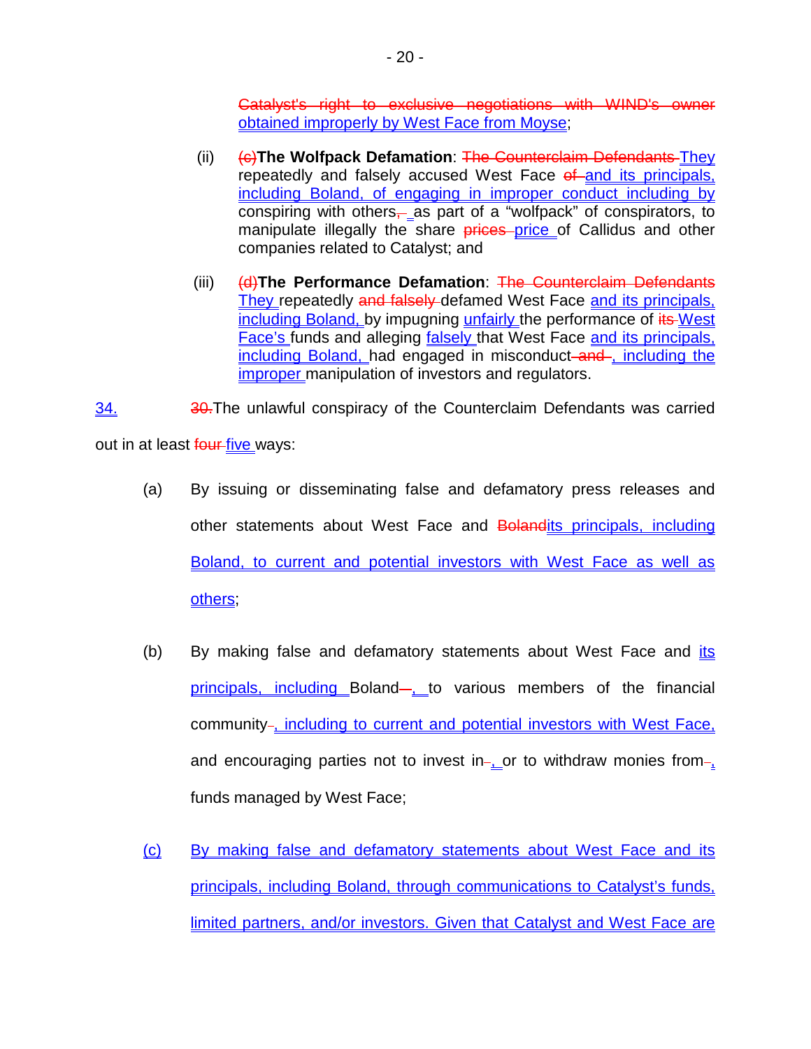~~Catalyst's right to exclusive negotiations with WIND's owner~~ obtained improperly by West Face from Moyse;

(ii) ~~(c)~~**The Wolfpack Defamation**: ~~The Counterclaim Defendants~~ They repeatedly and falsely accused West Face ~~of~~ and its principals, including Boland, of engaging in improper conduct including by conspiring with others~~,~~ as part of a "wolfpack" of conspirators, to manipulate illegally the share ~~prices~~ price of Callidus and other companies related to Catalyst; and

(iii) ~~(d)~~**The Performance Defamation**: ~~The Counterclaim Defendants~~ They repeatedly ~~and falsely~~ defamed West Face and its principals, including Boland, by impugning unfairly the performance of ~~its~~ West Face's funds and alleging falsely that West Face and its principals, including Boland, had engaged in misconduct ~~and~~, including the improper manipulation of investors and regulators.

34. ~~30.~~The unlawful conspiracy of the Counterclaim Defendants was carried out in at least ~~four~~ five ways:

(a) By issuing or disseminating false and defamatory press releases and other statements about West Face and ~~Boland~~its principals, including Boland, to current and potential investors with West Face as well as others;

(b) By making false and defamatory statements about West Face and its principals, including Boland~~,~~, to various members of the financial community~~,~~, including to current and potential investors with West Face, and encouraging parties not to invest in~~,~~, or to withdraw monies from~~,~~, funds managed by West Face;

(c) By making false and defamatory statements about West Face and its principals, including Boland, through communications to Catalyst's funds, limited partners, and/or investors. Given that Catalyst and West Face are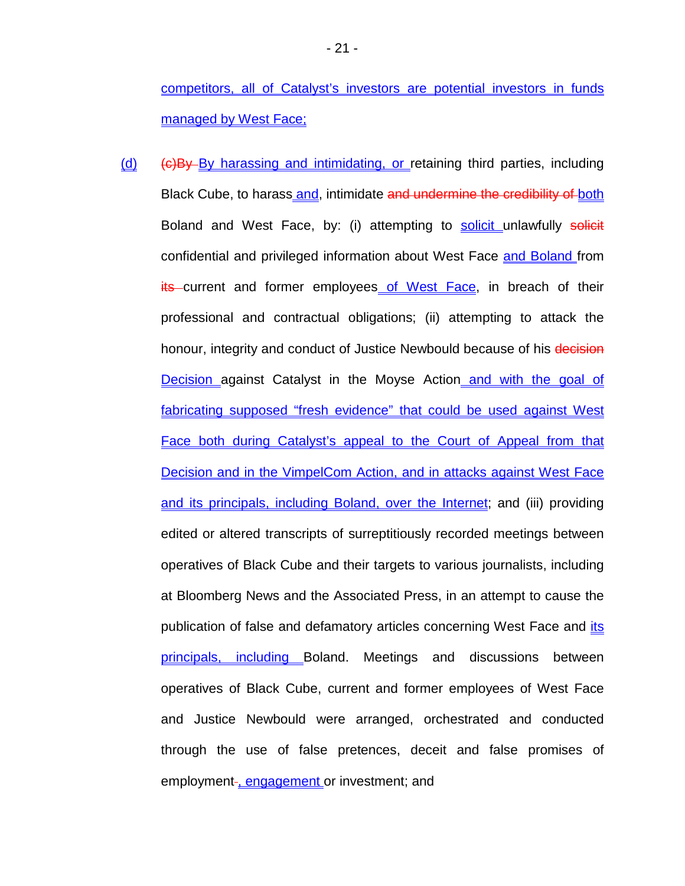<u>competitors, all of Catalyst's investors are potential investors in funds managed by West Face;</u>

<u>(d)</u> ~~(c)By~~ <u>By harassing and intimidating, or</u> retaining third parties, including Black Cube, to harass<u> and</u>, intimidate ~~and undermine the credibility of~~ <u>both</u> Boland and West Face, by: (i) attempting to <u>solicit</u> unlawfully ~~solicit~~ confidential and privileged information about West Face <u>and Boland</u> from ~~its~~ current and former employees<u> of West Face</u>, in breach of their professional and contractual obligations; (ii) attempting to attack the honour, integrity and conduct of Justice Newbould because of his ~~decision~~ <u>Decision</u> against Catalyst in the Moyse Action<u> and with the goal of fabricating supposed "fresh evidence" that could be used against West Face both during Catalyst's appeal to the Court of Appeal from that Decision and in the VimpelCom Action, and in attacks against West Face and its principals, including Boland, over the Internet</u>; and (iii) providing edited or altered transcripts of surreptitiously recorded meetings between operatives of Black Cube and their targets to various journalists, including at Bloomberg News and the Associated Press, in an attempt to cause the publication of false and defamatory articles concerning West Face and <u>its principals, including</u> Boland. Meetings and discussions between operatives of Black Cube, current and former employees of West Face and Justice Newbould were arranged, orchestrated and conducted through the use of false pretences, deceit and false promises of employment~~-~~<u>, engagement</u> or investment; and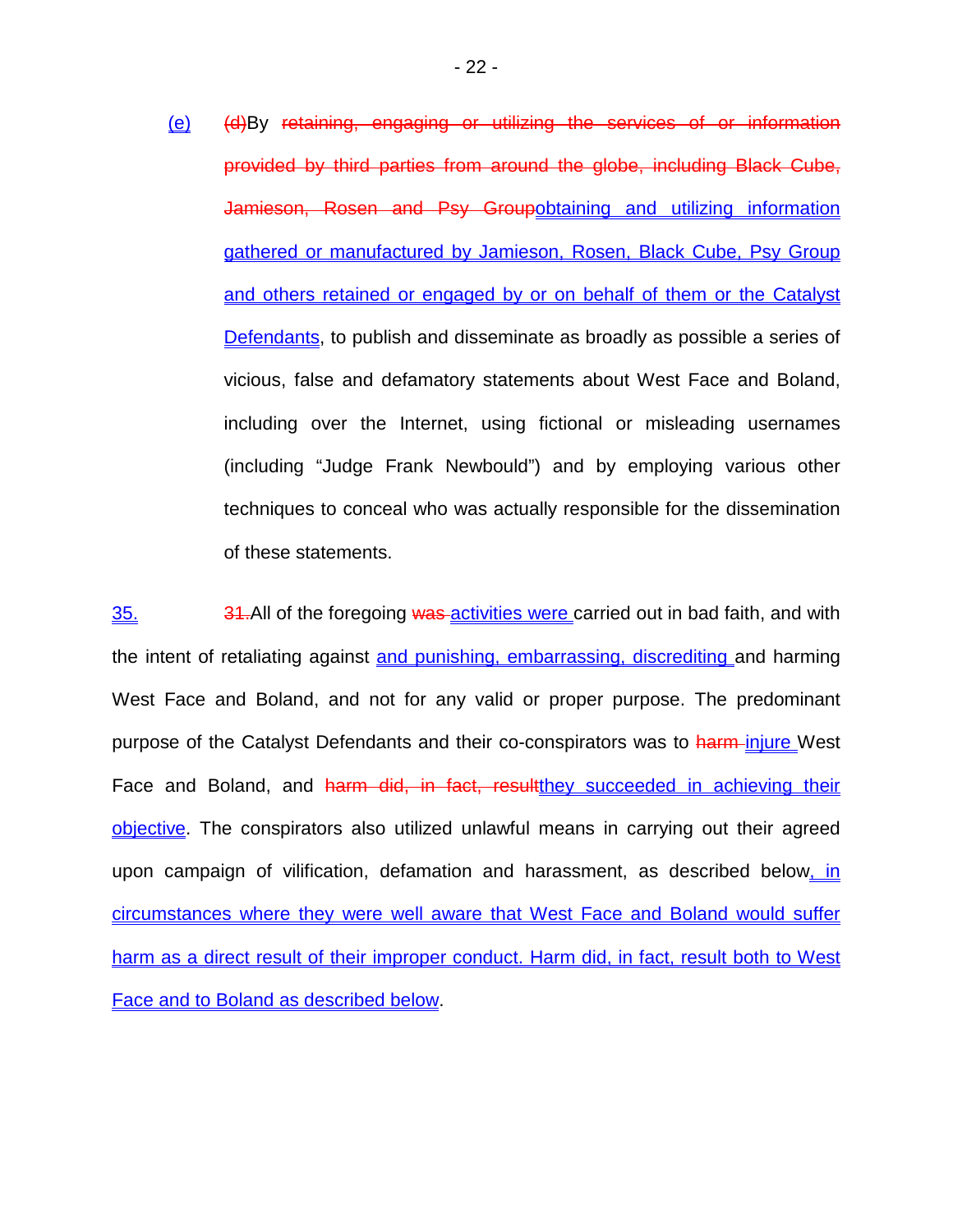(e) (d)By retaining, engaging or utilizing the services of or information provided by third parties from around the globe, including Black Cube, Jamieson, Rosen and Psy Groupobtaining and utilizing information gathered or manufactured by Jamieson, Rosen, Black Cube, Psy Group and others retained or engaged by or on behalf of them or the Catalyst Defendants, to publish and disseminate as broadly as possible a series of vicious, false and defamatory statements about West Face and Boland, including over the Internet, using fictional or misleading usernames (including "Judge Frank Newbould") and by employing various other techniques to conceal who was actually responsible for the dissemination of these statements.

35. 31.All of the foregoing was activities were carried out in bad faith, and with the intent of retaliating against and punishing, embarrassing, discrediting and harming West Face and Boland, and not for any valid or proper purpose. The predominant purpose of the Catalyst Defendants and their co-conspirators was to harm injure West Face and Boland, and harm did, in fact, resultthey succeeded in achieving their objective. The conspirators also utilized unlawful means in carrying out their agreed upon campaign of vilification, defamation and harassment, as described below, in circumstances where they were well aware that West Face and Boland would suffer harm as a direct result of their improper conduct. Harm did, in fact, result both to West Face and to Boland as described below.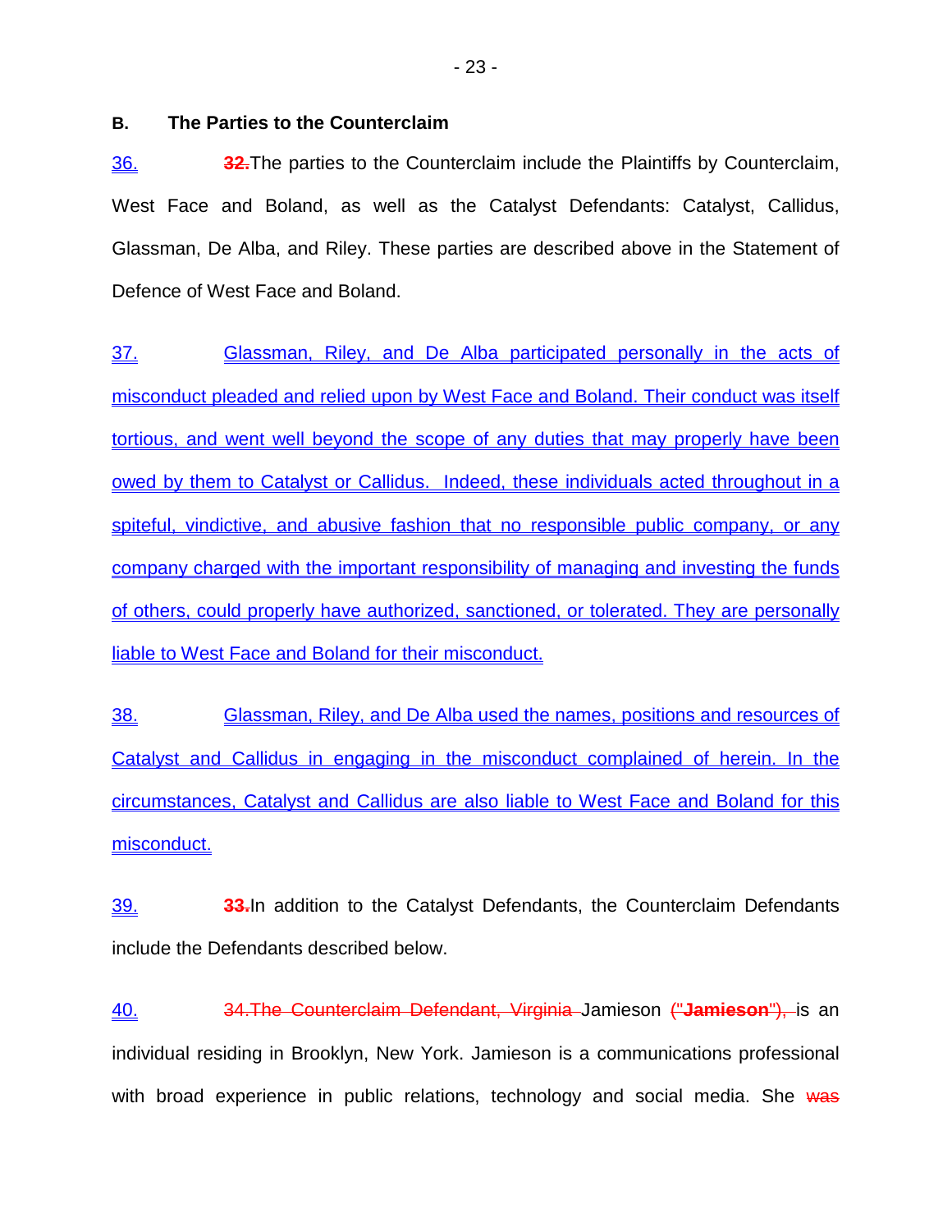## B. The Parties to the Counterclaim

36. ~~32.~~The parties to the Counterclaim include the Plaintiffs by Counterclaim, West Face and Boland, as well as the Catalyst Defendants: Catalyst, Callidus, Glassman, De Alba, and Riley. These parties are described above in the Statement of Defence of West Face and Boland.

37. Glassman, Riley, and De Alba participated personally in the acts of misconduct pleaded and relied upon by West Face and Boland. Their conduct was itself tortious, and went well beyond the scope of any duties that may properly have been owed by them to Catalyst or Callidus. Indeed, these individuals acted throughout in a spiteful, vindictive, and abusive fashion that no responsible public company, or any company charged with the important responsibility of managing and investing the funds of others, could properly have authorized, sanctioned, or tolerated. They are personally liable to West Face and Boland for their misconduct.

38. Glassman, Riley, and De Alba used the names, positions and resources of Catalyst and Callidus in engaging in the misconduct complained of herein. In the circumstances, Catalyst and Callidus are also liable to West Face and Boland for this misconduct.

39. ~~33.~~In addition to the Catalyst Defendants, the Counterclaim Defendants include the Defendants described below.

40. ~~34.The Counterclaim Defendant, Virginia~~ Jamieson ~~("**Jamieson**"),~~ is an individual residing in Brooklyn, New York. Jamieson is a communications professional with broad experience in public relations, technology and social media. She ~~was~~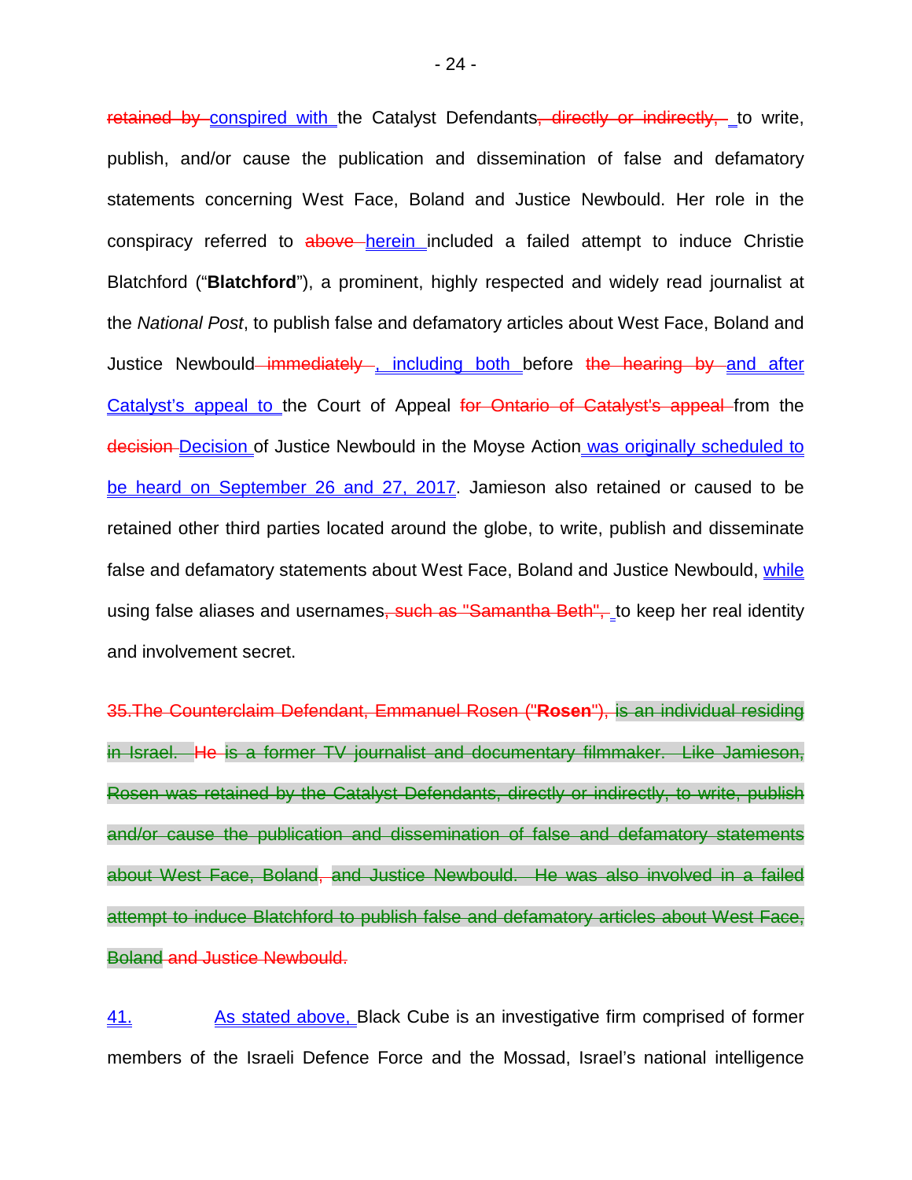~~retained by~~ conspired with the Catalyst Defendants~~, directly or indirectly,~~ to write, publish, and/or cause the publication and dissemination of false and defamatory statements concerning West Face, Boland and Justice Newbould. Her role in the conspiracy referred to ~~above~~ herein included a failed attempt to induce Christie Blatchford ("**Blatchford**"), a prominent, highly respected and widely read journalist at the *National Post*, to publish false and defamatory articles about West Face, Boland and Justice Newbould~~ immediately~~ , including both before ~~the hearing by~~ and after Catalyst's appeal to the Court of Appeal ~~for Ontario of Catalyst's appeal~~ from the ~~decision~~ Decision of Justice Newbould in the Moyse Action was originally scheduled to be heard on September 26 and 27, 2017. Jamieson also retained or caused to be retained other third parties located around the globe, to write, publish and disseminate false and defamatory statements about West Face, Boland and Justice Newbould, while using false aliases and usernames~~, such as "Samantha Beth",~~ to keep her real identity and involvement secret.

~~35.The Counterclaim Defendant, Emmanuel Rosen ("**Rosen**"), is an individual residing in Israel. He is a former TV journalist and documentary filmmaker. Like Jamieson, Rosen was retained by the Catalyst Defendants, directly or indirectly, to write, publish and/or cause the publication and dissemination of false and defamatory statements about West Face, Boland, and Justice Newbould. He was also involved in a failed attempt to induce Blatchford to publish false and defamatory articles about West Face, Boland and Justice Newbould.~~

41. As stated above, Black Cube is an investigative firm comprised of former members of the Israeli Defence Force and the Mossad, Israel's national intelligence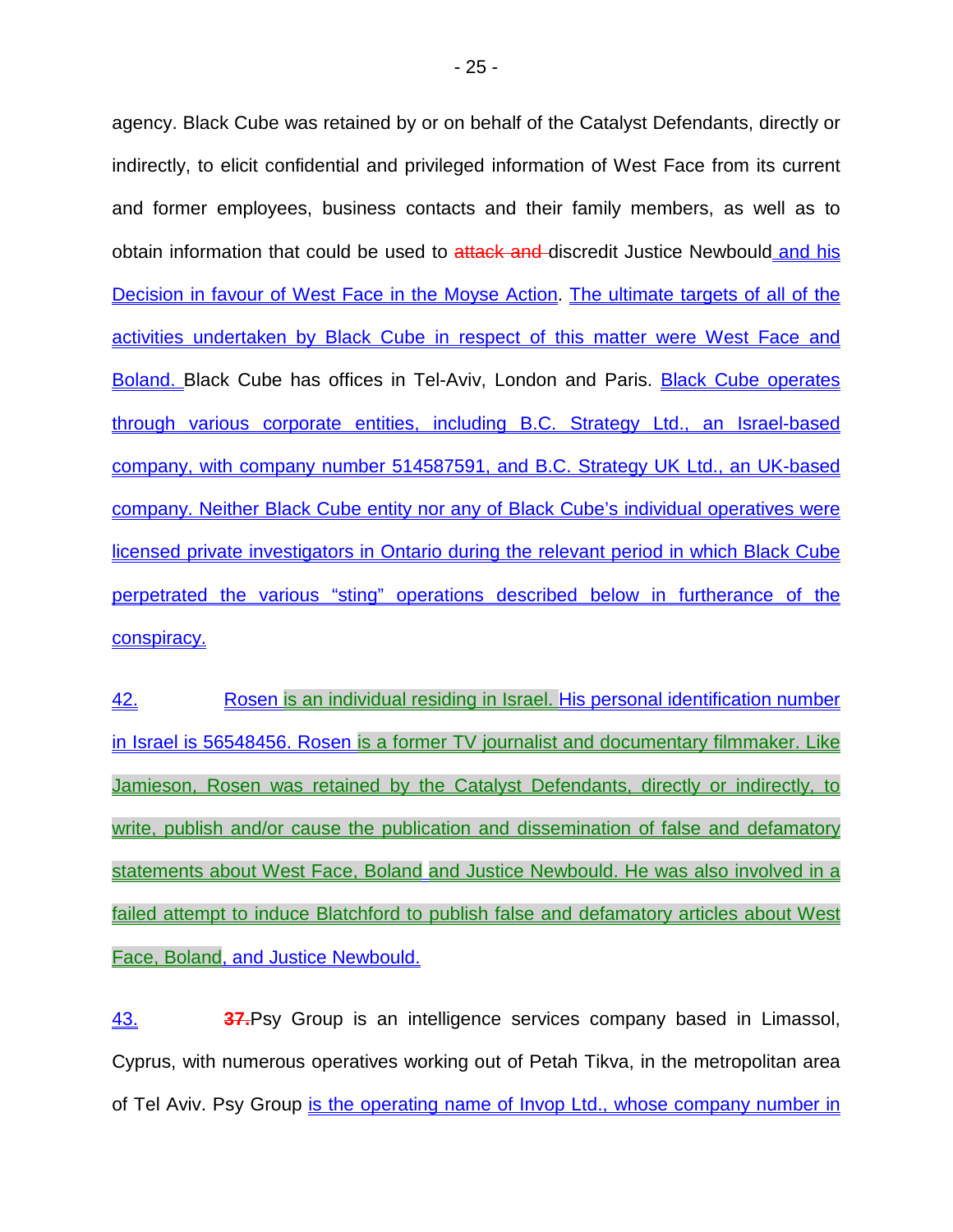agency. Black Cube was retained by or on behalf of the Catalyst Defendants, directly or indirectly, to elicit confidential and privileged information of West Face from its current and former employees, business contacts and their family members, as well as to obtain information that could be used to ~~attack and~~ discredit Justice Newbould and his Decision in favour of West Face in the Moyse Action. The ultimate targets of all of the activities undertaken by Black Cube in respect of this matter were West Face and Boland. Black Cube has offices in Tel-Aviv, London and Paris. Black Cube operates through various corporate entities, including B.C. Strategy Ltd., an Israel-based company, with company number 514587591, and B.C. Strategy UK Ltd., an UK-based company. Neither Black Cube entity nor any of Black Cube's individual operatives were licensed private investigators in Ontario during the relevant period in which Black Cube perpetrated the various "sting" operations described below in furtherance of the conspiracy.

42. Rosen is an individual residing in Israel. His personal identification number in Israel is 56548456. Rosen is a former TV journalist and documentary filmmaker. Like Jamieson, Rosen was retained by the Catalyst Defendants, directly or indirectly, to write, publish and/or cause the publication and dissemination of false and defamatory statements about West Face, Boland and Justice Newbould. He was also involved in a failed attempt to induce Blatchford to publish false and defamatory articles about West Face, Boland, and Justice Newbould.

43. ~~**37.**~~Psy Group is an intelligence services company based in Limassol, Cyprus, with numerous operatives working out of Petah Tikva, in the metropolitan area of Tel Aviv. Psy Group is the operating name of Invop Ltd., whose company number in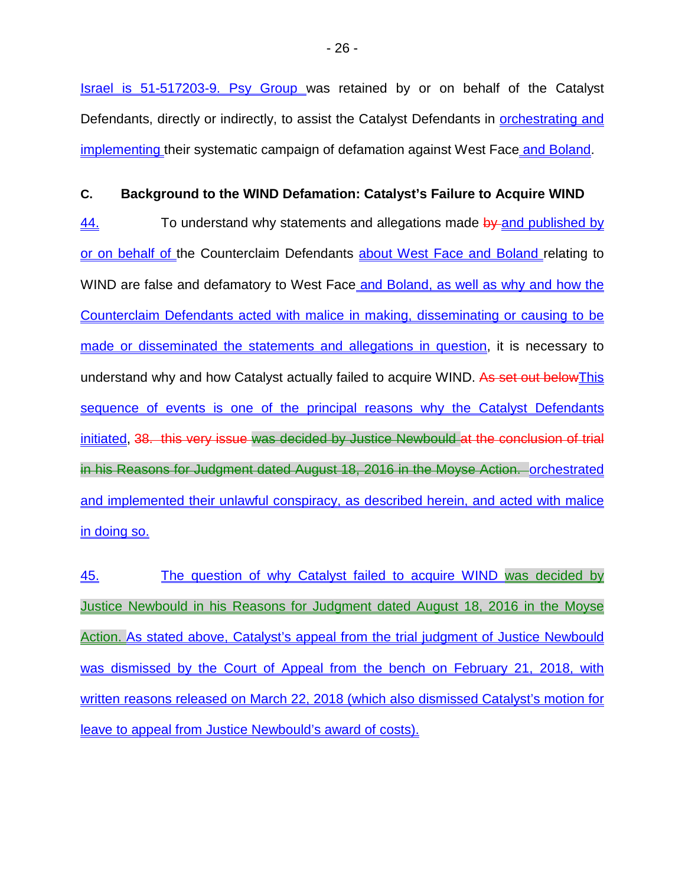Israel is 51-517203-9. Psy Group was retained by or on behalf of the Catalyst Defendants, directly or indirectly, to assist the Catalyst Defendants in orchestrating and implementing their systematic campaign of defamation against West Face and Boland.

**C. Background to the WIND Defamation: Catalyst's Failure to Acquire WIND**

44. To understand why statements and allegations made ~~by~~ and published by or on behalf of the Counterclaim Defendants about West Face and Boland relating to WIND are false and defamatory to West Face and Boland, as well as why and how the Counterclaim Defendants acted with malice in making, disseminating or causing to be made or disseminated the statements and allegations in question, it is necessary to understand why and how Catalyst actually failed to acquire WIND. ~~As set out below~~This sequence of events is one of the principal reasons why the Catalyst Defendants initiated, ~~38. this very issue was decided by Justice Newbould at the conclusion of trial in his Reasons for Judgment dated August 18, 2016 in the Moyse Action.~~ orchestrated and implemented their unlawful conspiracy, as described herein, and acted with malice in doing so.

45. The question of why Catalyst failed to acquire WIND was decided by Justice Newbould in his Reasons for Judgment dated August 18, 2016 in the Moyse Action. As stated above, Catalyst's appeal from the trial judgment of Justice Newbould was dismissed by the Court of Appeal from the bench on February 21, 2018, with written reasons released on March 22, 2018 (which also dismissed Catalyst's motion for leave to appeal from Justice Newbould's award of costs).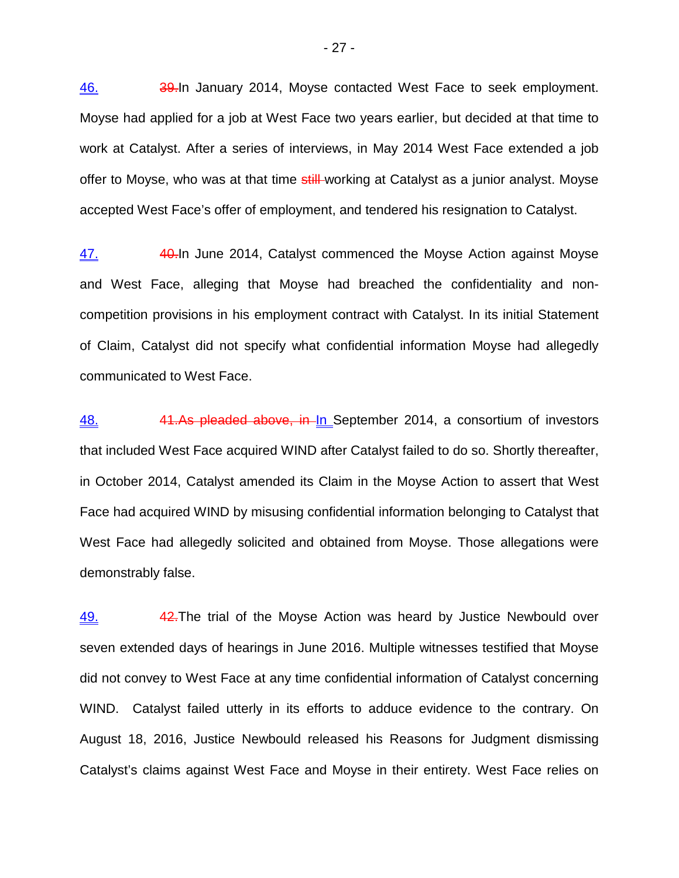46. ~~39.~~In January 2014, Moyse contacted West Face to seek employment. Moyse had applied for a job at West Face two years earlier, but decided at that time to work at Catalyst. After a series of interviews, in May 2014 West Face extended a job offer to Moyse, who was at that time ~~still~~ working at Catalyst as a junior analyst. Moyse accepted West Face's offer of employment, and tendered his resignation to Catalyst.

47. ~~40.~~In June 2014, Catalyst commenced the Moyse Action against Moyse and West Face, alleging that Moyse had breached the confidentiality and non-competition provisions in his employment contract with Catalyst. In its initial Statement of Claim, Catalyst did not specify what confidential information Moyse had allegedly communicated to West Face.

48. ~~41.As pleaded above, in~~ In September 2014, a consortium of investors that included West Face acquired WIND after Catalyst failed to do so. Shortly thereafter, in October 2014, Catalyst amended its Claim in the Moyse Action to assert that West Face had acquired WIND by misusing confidential information belonging to Catalyst that West Face had allegedly solicited and obtained from Moyse. Those allegations were demonstrably false.

49. ~~42.~~The trial of the Moyse Action was heard by Justice Newbould over seven extended days of hearings in June 2016. Multiple witnesses testified that Moyse did not convey to West Face at any time confidential information of Catalyst concerning WIND. Catalyst failed utterly in its efforts to adduce evidence to the contrary. On August 18, 2016, Justice Newbould released his Reasons for Judgment dismissing Catalyst's claims against West Face and Moyse in their entirety. West Face relies on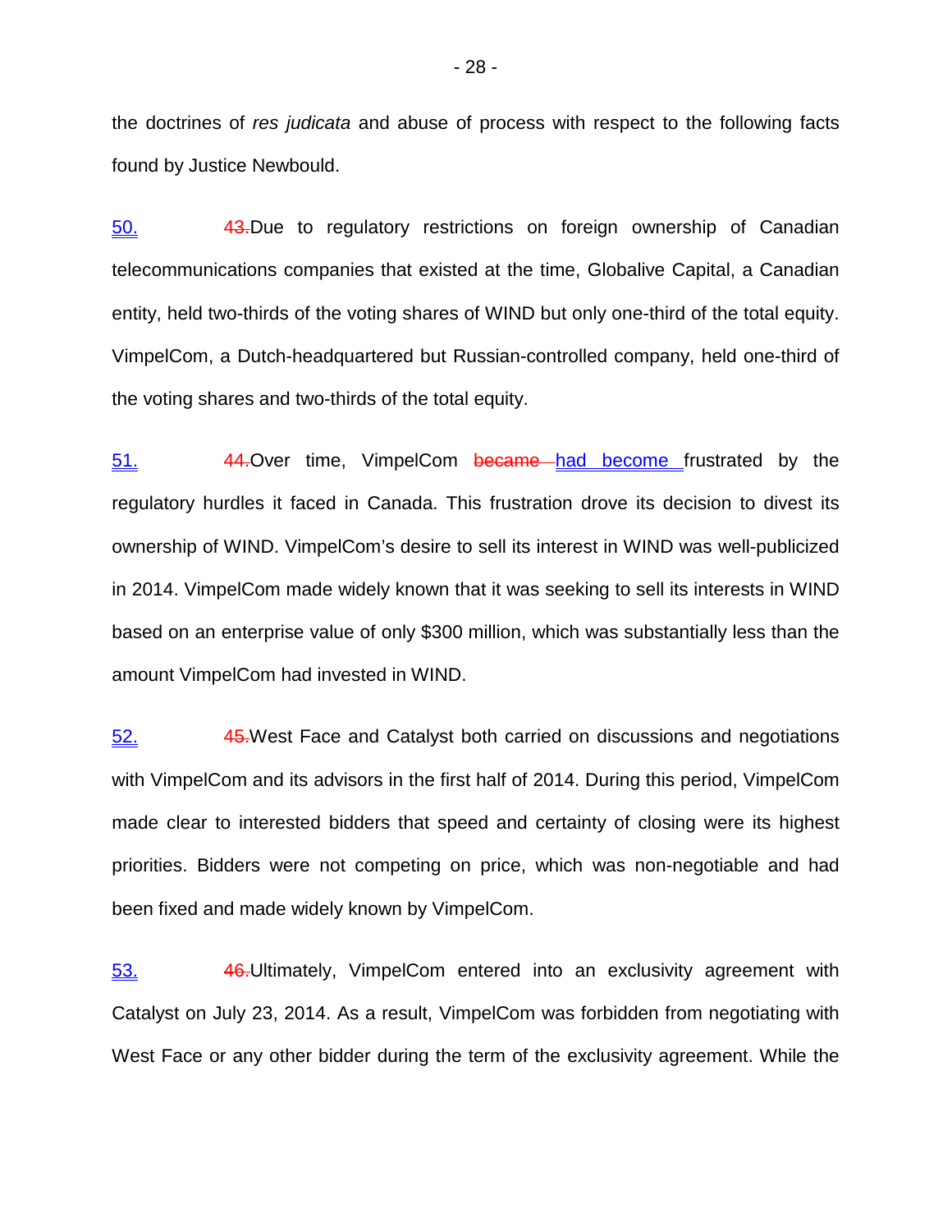the doctrines of *res judicata* and abuse of process with respect to the following facts found by Justice Newbould.

50. ~~43.~~Due to regulatory restrictions on foreign ownership of Canadian telecommunications companies that existed at the time, Globalive Capital, a Canadian entity, held two-thirds of the voting shares of WIND but only one-third of the total equity. VimpelCom, a Dutch-headquartered but Russian-controlled company, held one-third of the voting shares and two-thirds of the total equity.

51. ~~44.~~Over time, VimpelCom ~~became~~ had become frustrated by the regulatory hurdles it faced in Canada. This frustration drove its decision to divest its ownership of WIND. VimpelCom's desire to sell its interest in WIND was well-publicized in 2014. VimpelCom made widely known that it was seeking to sell its interests in WIND based on an enterprise value of only $300 million, which was substantially less than the amount VimpelCom had invested in WIND.

52. ~~45.~~West Face and Catalyst both carried on discussions and negotiations with VimpelCom and its advisors in the first half of 2014. During this period, VimpelCom made clear to interested bidders that speed and certainty of closing were its highest priorities. Bidders were not competing on price, which was non-negotiable and had been fixed and made widely known by VimpelCom.

53. ~~46.~~Ultimately, VimpelCom entered into an exclusivity agreement with Catalyst on July 23, 2014. As a result, VimpelCom was forbidden from negotiating with West Face or any other bidder during the term of the exclusivity agreement. While the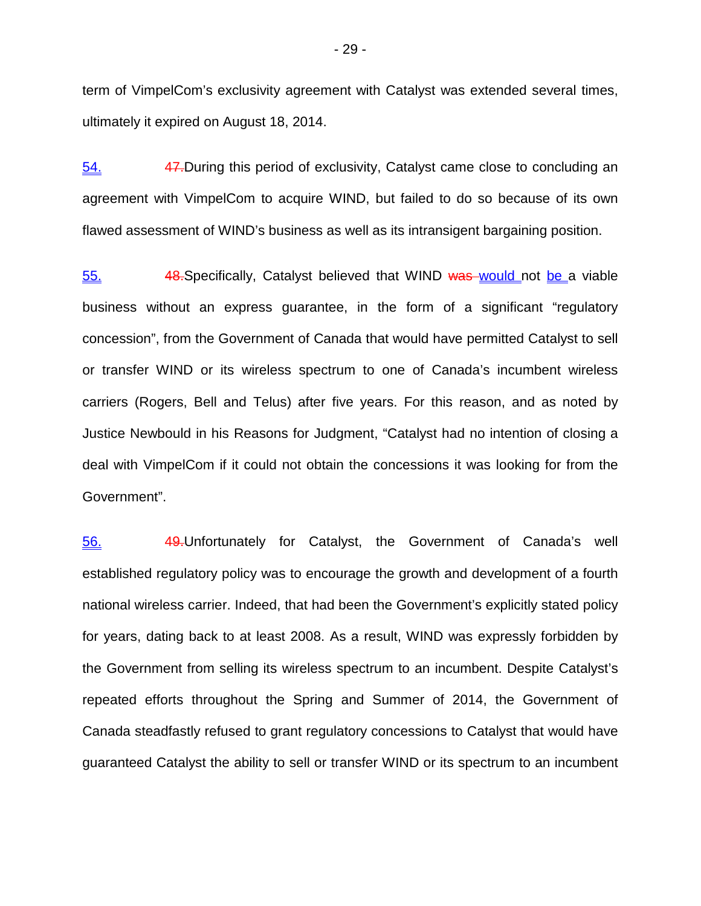term of VimpelCom's exclusivity agreement with Catalyst was extended several times, ultimately it expired on August 18, 2014.

54. ~~47.~~During this period of exclusivity, Catalyst came close to concluding an agreement with VimpelCom to acquire WIND, but failed to do so because of its own flawed assessment of WIND's business as well as its intransigent bargaining position.

55. ~~48.~~Specifically, Catalyst believed that WIND ~~was~~ would not be a viable business without an express guarantee, in the form of a significant "regulatory concession", from the Government of Canada that would have permitted Catalyst to sell or transfer WIND or its wireless spectrum to one of Canada's incumbent wireless carriers (Rogers, Bell and Telus) after five years. For this reason, and as noted by Justice Newbould in his Reasons for Judgment, "Catalyst had no intention of closing a deal with VimpelCom if it could not obtain the concessions it was looking for from the Government".

56. ~~49.~~Unfortunately for Catalyst, the Government of Canada's well established regulatory policy was to encourage the growth and development of a fourth national wireless carrier. Indeed, that had been the Government's explicitly stated policy for years, dating back to at least 2008. As a result, WIND was expressly forbidden by the Government from selling its wireless spectrum to an incumbent. Despite Catalyst's repeated efforts throughout the Spring and Summer of 2014, the Government of Canada steadfastly refused to grant regulatory concessions to Catalyst that would have guaranteed Catalyst the ability to sell or transfer WIND or its spectrum to an incumbent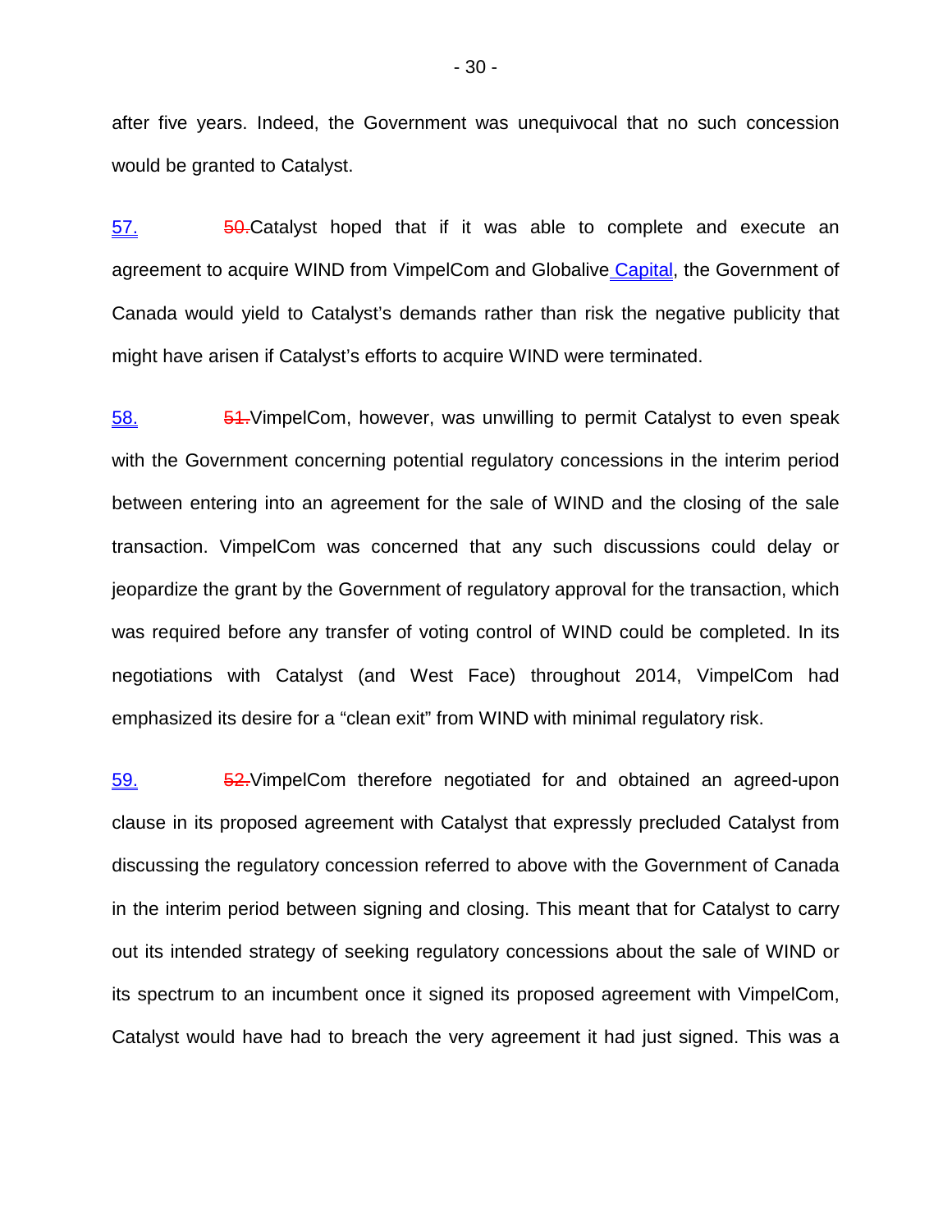after five years. Indeed, the Government was unequivocal that no such concession would be granted to Catalyst.

57. ~~50.~~Catalyst hoped that if it was able to complete and execute an agreement to acquire WIND from VimpelCom and Globalive Capital, the Government of Canada would yield to Catalyst's demands rather than risk the negative publicity that might have arisen if Catalyst's efforts to acquire WIND were terminated.

58. ~~51.~~VimpelCom, however, was unwilling to permit Catalyst to even speak with the Government concerning potential regulatory concessions in the interim period between entering into an agreement for the sale of WIND and the closing of the sale transaction. VimpelCom was concerned that any such discussions could delay or jeopardize the grant by the Government of regulatory approval for the transaction, which was required before any transfer of voting control of WIND could be completed. In its negotiations with Catalyst (and West Face) throughout 2014, VimpelCom had emphasized its desire for a "clean exit" from WIND with minimal regulatory risk.

59. ~~52.~~VimpelCom therefore negotiated for and obtained an agreed-upon clause in its proposed agreement with Catalyst that expressly precluded Catalyst from discussing the regulatory concession referred to above with the Government of Canada in the interim period between signing and closing. This meant that for Catalyst to carry out its intended strategy of seeking regulatory concessions about the sale of WIND or its spectrum to an incumbent once it signed its proposed agreement with VimpelCom, Catalyst would have had to breach the very agreement it had just signed. This was a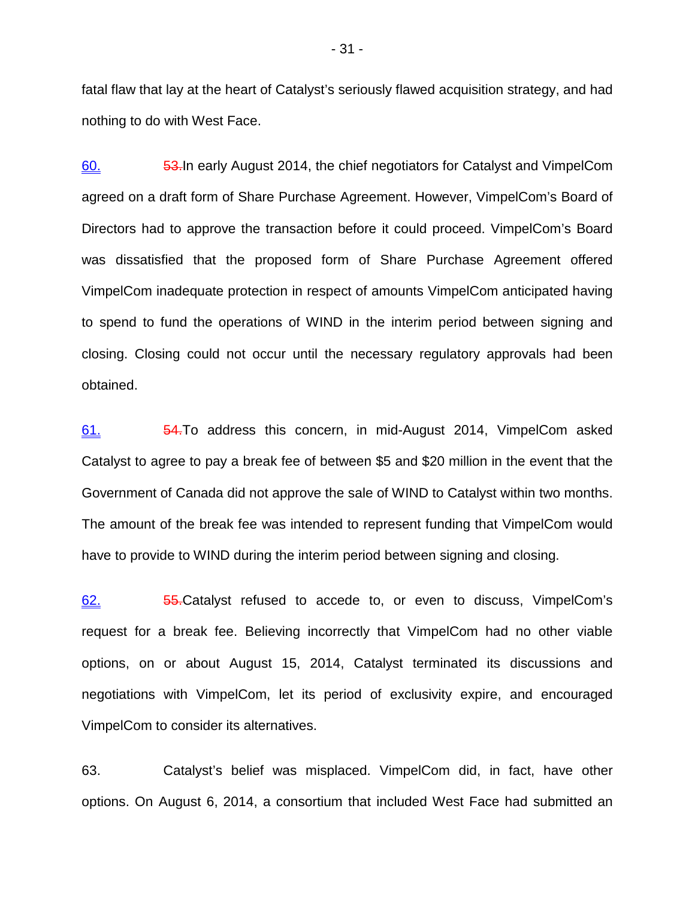fatal flaw that lay at the heart of Catalyst's seriously flawed acquisition strategy, and had nothing to do with West Face.

60. ~~53.~~In early August 2014, the chief negotiators for Catalyst and VimpelCom agreed on a draft form of Share Purchase Agreement. However, VimpelCom's Board of Directors had to approve the transaction before it could proceed. VimpelCom's Board was dissatisfied that the proposed form of Share Purchase Agreement offered VimpelCom inadequate protection in respect of amounts VimpelCom anticipated having to spend to fund the operations of WIND in the interim period between signing and closing. Closing could not occur until the necessary regulatory approvals had been obtained.

61. ~~54.~~To address this concern, in mid-August 2014, VimpelCom asked Catalyst to agree to pay a break fee of between $5 and $20 million in the event that the Government of Canada did not approve the sale of WIND to Catalyst within two months. The amount of the break fee was intended to represent funding that VimpelCom would have to provide to WIND during the interim period between signing and closing.

62. ~~55.~~Catalyst refused to accede to, or even to discuss, VimpelCom's request for a break fee. Believing incorrectly that VimpelCom had no other viable options, on or about August 15, 2014, Catalyst terminated its discussions and negotiations with VimpelCom, let its period of exclusivity expire, and encouraged VimpelCom to consider its alternatives.

63. Catalyst's belief was misplaced. VimpelCom did, in fact, have other options. On August 6, 2014, a consortium that included West Face had submitted an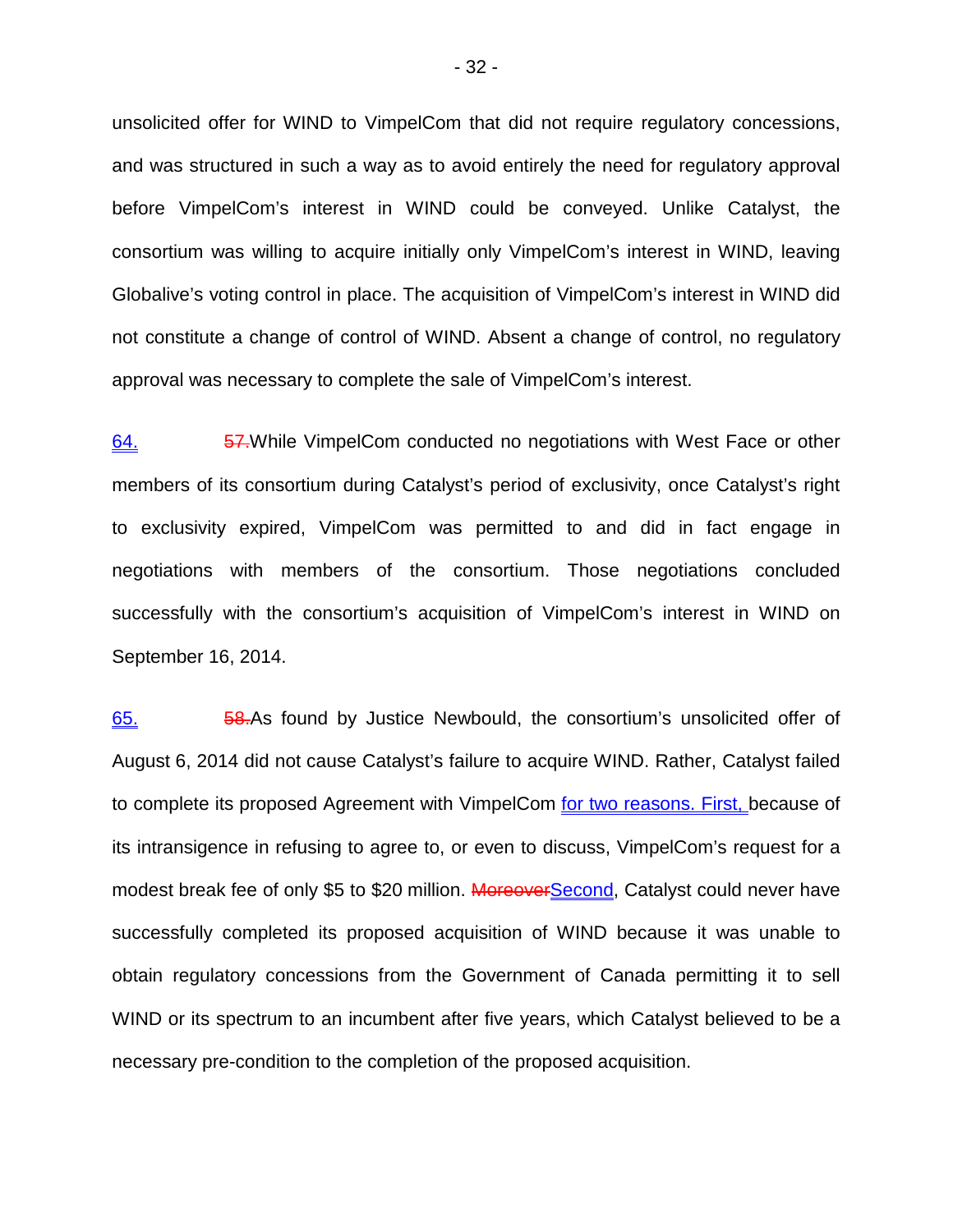unsolicited offer for WIND to VimpelCom that did not require regulatory concessions, and was structured in such a way as to avoid entirely the need for regulatory approval before VimpelCom's interest in WIND could be conveyed. Unlike Catalyst, the consortium was willing to acquire initially only VimpelCom's interest in WIND, leaving Globalive's voting control in place. The acquisition of VimpelCom's interest in WIND did not constitute a change of control of WIND. Absent a change of control, no regulatory approval was necessary to complete the sale of VimpelCom's interest.

64. ~~57.~~While VimpelCom conducted no negotiations with West Face or other members of its consortium during Catalyst's period of exclusivity, once Catalyst's right to exclusivity expired, VimpelCom was permitted to and did in fact engage in negotiations with members of the consortium. Those negotiations concluded successfully with the consortium's acquisition of VimpelCom's interest in WIND on September 16, 2014.

65. ~~58.~~As found by Justice Newbould, the consortium's unsolicited offer of August 6, 2014 did not cause Catalyst's failure to acquire WIND. Rather, Catalyst failed to complete its proposed Agreement with VimpelCom for two reasons. First, because of its intransigence in refusing to agree to, or even to discuss, VimpelCom's request for a modest break fee of only $5 to $20 million. ~~Moreover~~Second, Catalyst could never have successfully completed its proposed acquisition of WIND because it was unable to obtain regulatory concessions from the Government of Canada permitting it to sell WIND or its spectrum to an incumbent after five years, which Catalyst believed to be a necessary pre-condition to the completion of the proposed acquisition.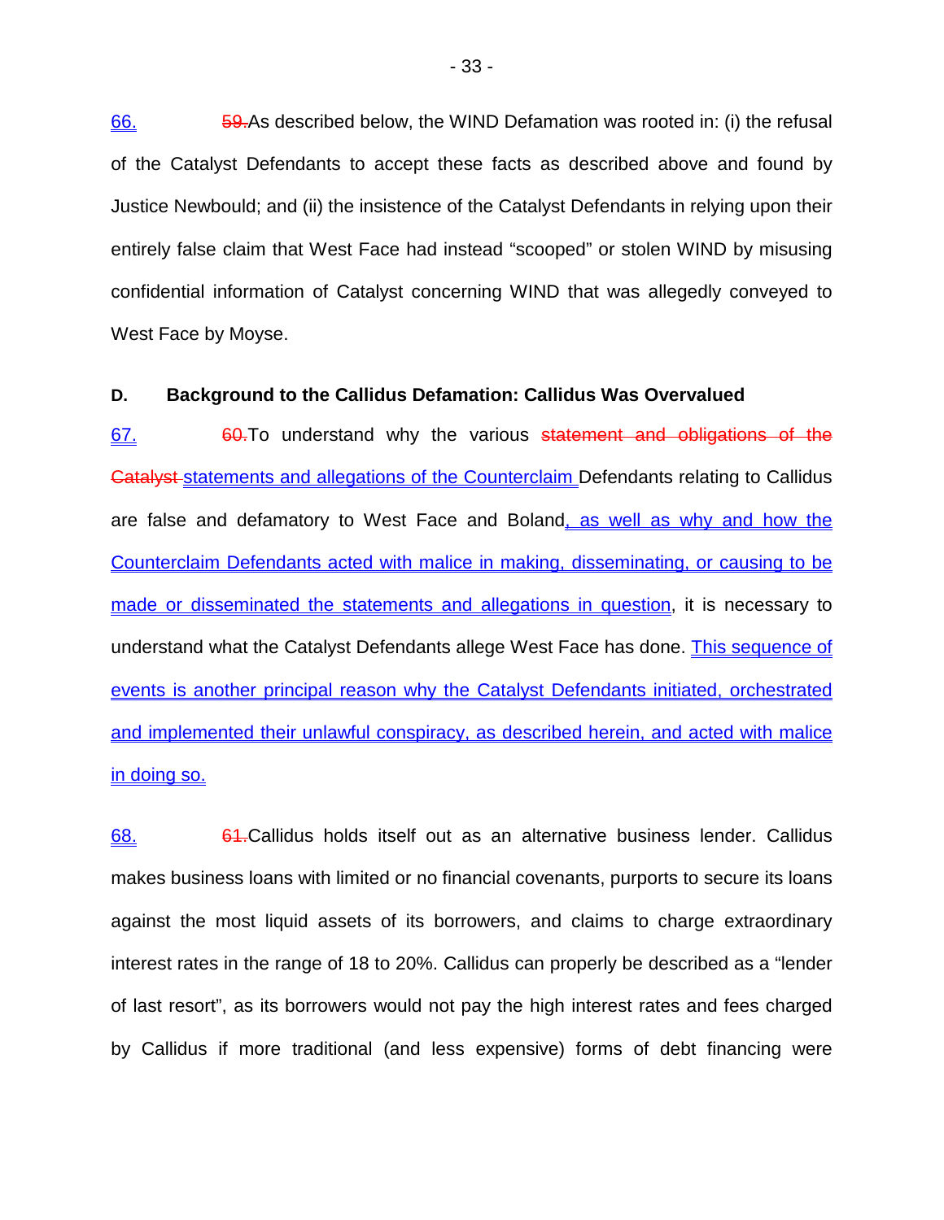66. ~~59.~~As described below, the WIND Defamation was rooted in: (i) the refusal of the Catalyst Defendants to accept these facts as described above and found by Justice Newbould; and (ii) the insistence of the Catalyst Defendants in relying upon their entirely false claim that West Face had instead "scooped" or stolen WIND by misusing confidential information of Catalyst concerning WIND that was allegedly conveyed to West Face by Moyse.

**D. Background to the Callidus Defamation: Callidus Was Overvalued**

67. ~~60.~~To understand why the various ~~statement and obligations of the Catalyst~~ statements and allegations of the Counterclaim Defendants relating to Callidus are false and defamatory to West Face and Boland, as well as why and how the Counterclaim Defendants acted with malice in making, disseminating, or causing to be made or disseminated the statements and allegations in question, it is necessary to understand what the Catalyst Defendants allege West Face has done. This sequence of events is another principal reason why the Catalyst Defendants initiated, orchestrated and implemented their unlawful conspiracy, as described herein, and acted with malice in doing so.

68. ~~61.~~Callidus holds itself out as an alternative business lender. Callidus makes business loans with limited or no financial covenants, purports to secure its loans against the most liquid assets of its borrowers, and claims to charge extraordinary interest rates in the range of 18 to 20%. Callidus can properly be described as a "lender of last resort", as its borrowers would not pay the high interest rates and fees charged by Callidus if more traditional (and less expensive) forms of debt financing were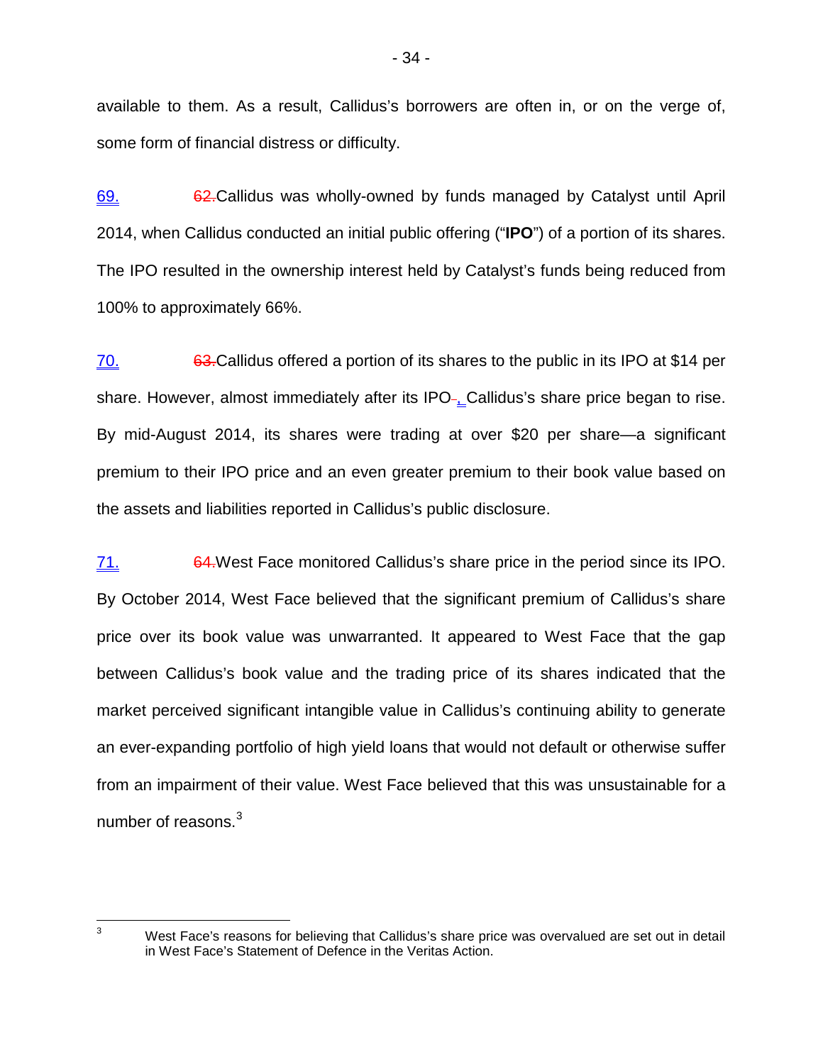available to them. As a result, Callidus's borrowers are often in, or on the verge of, some form of financial distress or difficulty.

69. ~~62.~~Callidus was wholly-owned by funds managed by Catalyst until April 2014, when Callidus conducted an initial public offering ("**IPO**") of a portion of its shares. The IPO resulted in the ownership interest held by Catalyst's funds being reduced from 100% to approximately 66%.

70. ~~63.~~Callidus offered a portion of its shares to the public in its IPO at $14 per share. However, almost immediately after its IPO, Callidus's share price began to rise. By mid-August 2014, its shares were trading at over $20 per share—a significant premium to their IPO price and an even greater premium to their book value based on the assets and liabilities reported in Callidus's public disclosure.

71. ~~64.~~West Face monitored Callidus's share price in the period since its IPO. By October 2014, West Face believed that the significant premium of Callidus's share price over its book value was unwarranted. It appeared to West Face that the gap between Callidus's book value and the trading price of its shares indicated that the market perceived significant intangible value in Callidus's continuing ability to generate an ever-expanding portfolio of high yield loans that would not default or otherwise suffer from an impairment of their value. West Face believed that this was unsustainable for a number of reasons.[3]

---

[3] West Face's reasons for believing that Callidus's share price was overvalued are set out in detail in West Face's Statement of Defence in the Veritas Action.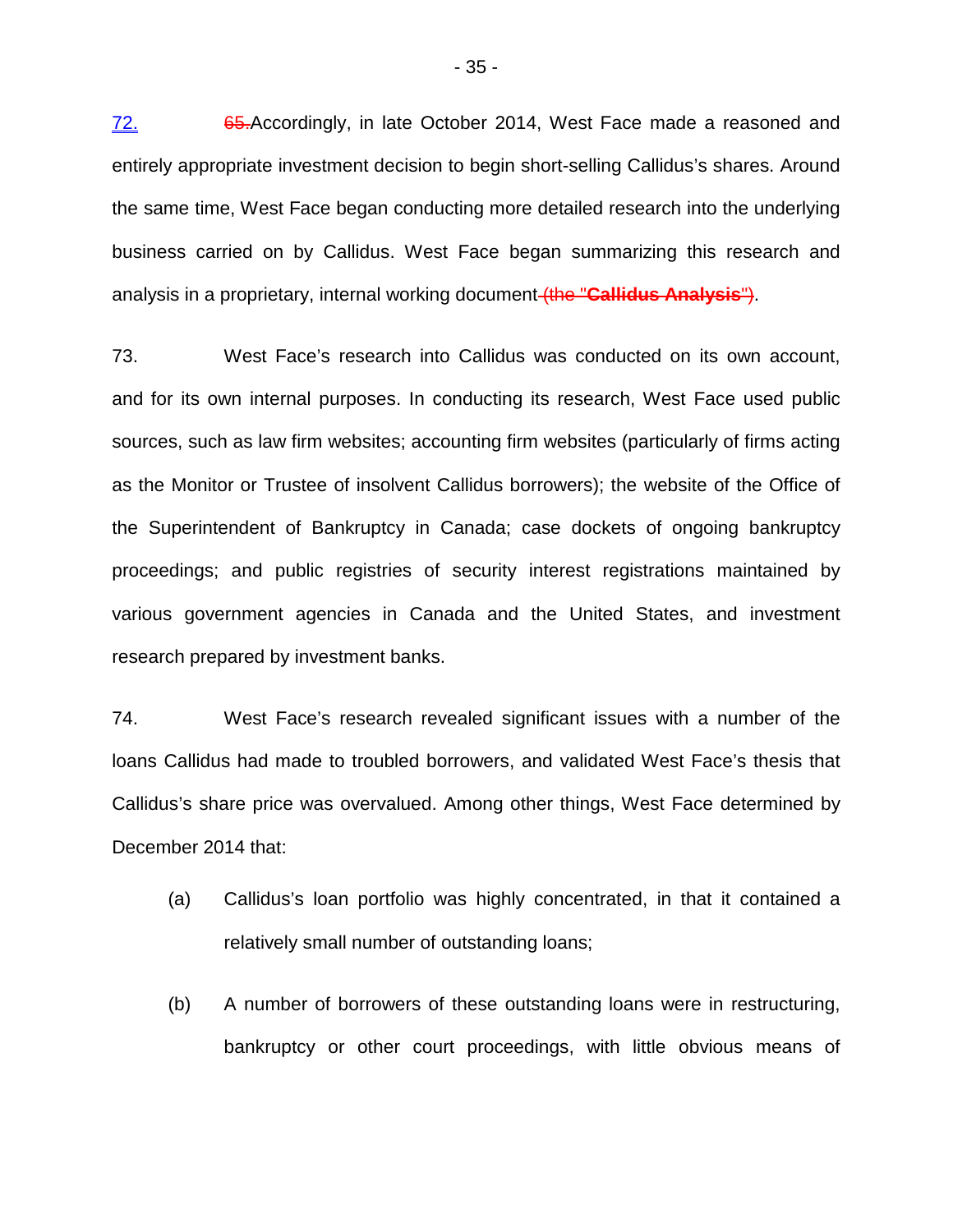72. ~~65.~~Accordingly, in late October 2014, West Face made a reasoned and entirely appropriate investment decision to begin short-selling Callidus's shares. Around the same time, West Face began conducting more detailed research into the underlying business carried on by Callidus. West Face began summarizing this research and analysis in a proprietary, internal working document~~ (the "**Callidus Analysis**")~~.

73. West Face's research into Callidus was conducted on its own account, and for its own internal purposes. In conducting its research, West Face used public sources, such as law firm websites; accounting firm websites (particularly of firms acting as the Monitor or Trustee of insolvent Callidus borrowers); the website of the Office of the Superintendent of Bankruptcy in Canada; case dockets of ongoing bankruptcy proceedings; and public registries of security interest registrations maintained by various government agencies in Canada and the United States, and investment research prepared by investment banks.

74. West Face's research revealed significant issues with a number of the loans Callidus had made to troubled borrowers, and validated West Face's thesis that Callidus's share price was overvalued. Among other things, West Face determined by December 2014 that:

(a) Callidus's loan portfolio was highly concentrated, in that it contained a relatively small number of outstanding loans;

(b) A number of borrowers of these outstanding loans were in restructuring, bankruptcy or other court proceedings, with little obvious means of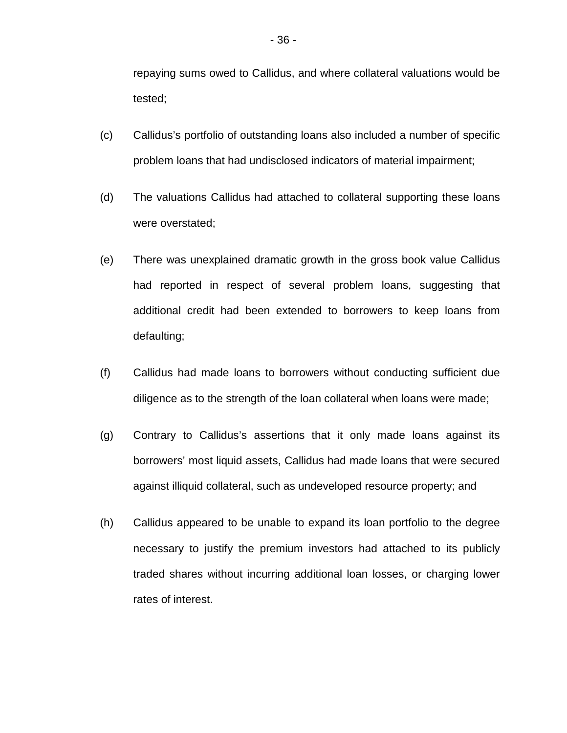repaying sums owed to Callidus, and where collateral valuations would be tested;

(c) Callidus's portfolio of outstanding loans also included a number of specific problem loans that had undisclosed indicators of material impairment;

(d) The valuations Callidus had attached to collateral supporting these loans were overstated;

(e) There was unexplained dramatic growth in the gross book value Callidus had reported in respect of several problem loans, suggesting that additional credit had been extended to borrowers to keep loans from defaulting;

(f) Callidus had made loans to borrowers without conducting sufficient due diligence as to the strength of the loan collateral when loans were made;

(g) Contrary to Callidus's assertions that it only made loans against its borrowers' most liquid assets, Callidus had made loans that were secured against illiquid collateral, such as undeveloped resource property; and

(h) Callidus appeared to be unable to expand its loan portfolio to the degree necessary to justify the premium investors had attached to its publicly traded shares without incurring additional loan losses, or charging lower rates of interest.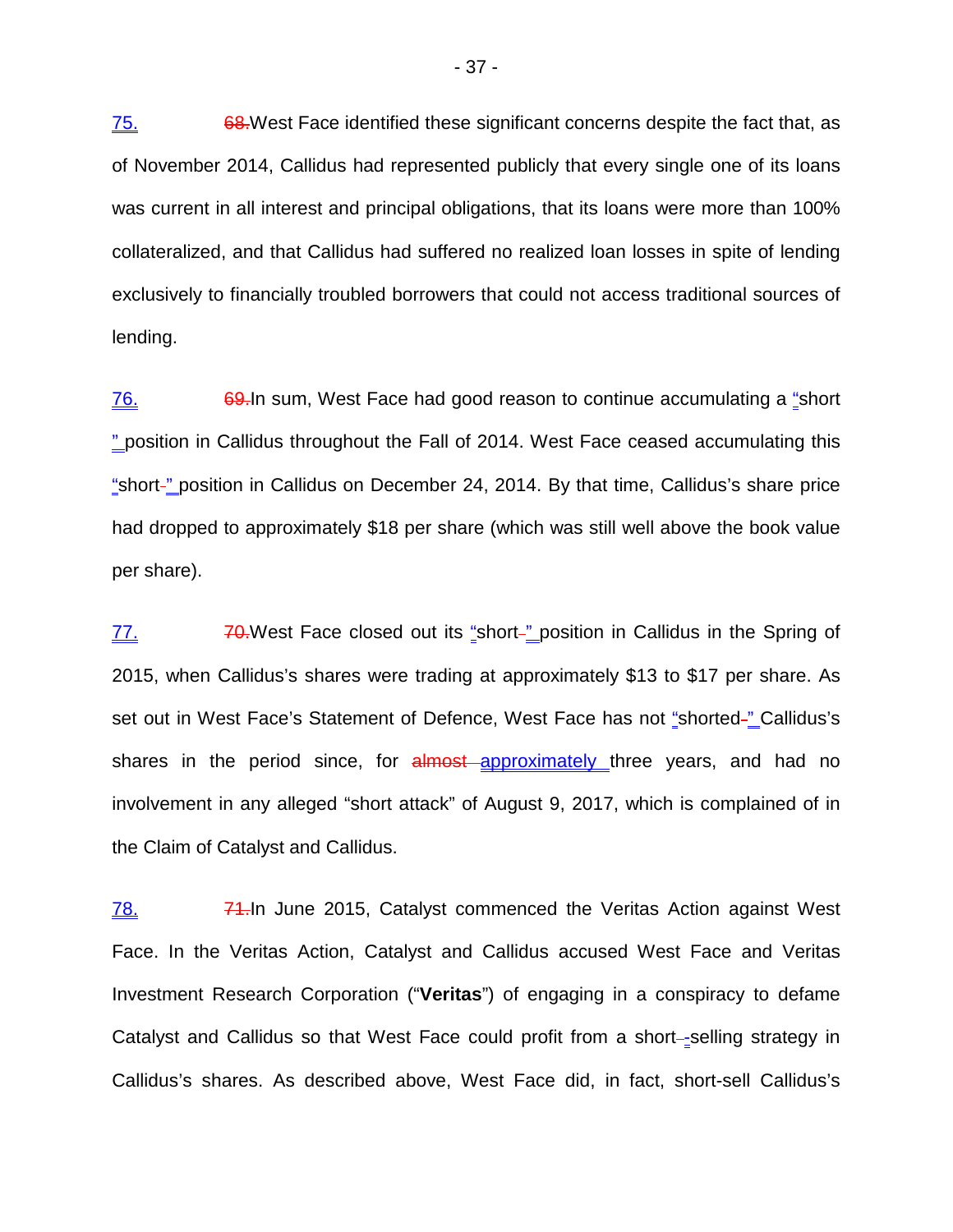75. ~~68.~~West Face identified these significant concerns despite the fact that, as of November 2014, Callidus had represented publicly that every single one of its loans was current in all interest and principal obligations, that its loans were more than 100% collateralized, and that Callidus had suffered no realized loan losses in spite of lending exclusively to financially troubled borrowers that could not access traditional sources of lending.

76. ~~69.~~In sum, West Face had good reason to continue accumulating a "short" position in Callidus throughout the Fall of 2014. West Face ceased accumulating this "short" position in Callidus on December 24, 2014. By that time, Callidus's share price had dropped to approximately $18 per share (which was still well above the book value per share).

77. ~~70.~~West Face closed out its "short" position in Callidus in the Spring of 2015, when Callidus's shares were trading at approximately $13 to $17 per share. As set out in West Face's Statement of Defence, West Face has not "shorted" Callidus's shares in the period since, for ~~almost~~ approximately three years, and had no involvement in any alleged "short attack" of August 9, 2017, which is complained of in the Claim of Catalyst and Callidus.

78. ~~71.~~In June 2015, Catalyst commenced the Veritas Action against West Face. In the Veritas Action, Catalyst and Callidus accused West Face and Veritas Investment Research Corporation ("**Veritas**") of engaging in a conspiracy to defame Catalyst and Callidus so that West Face could profit from a short-selling strategy in Callidus's shares. As described above, West Face did, in fact, short-sell Callidus's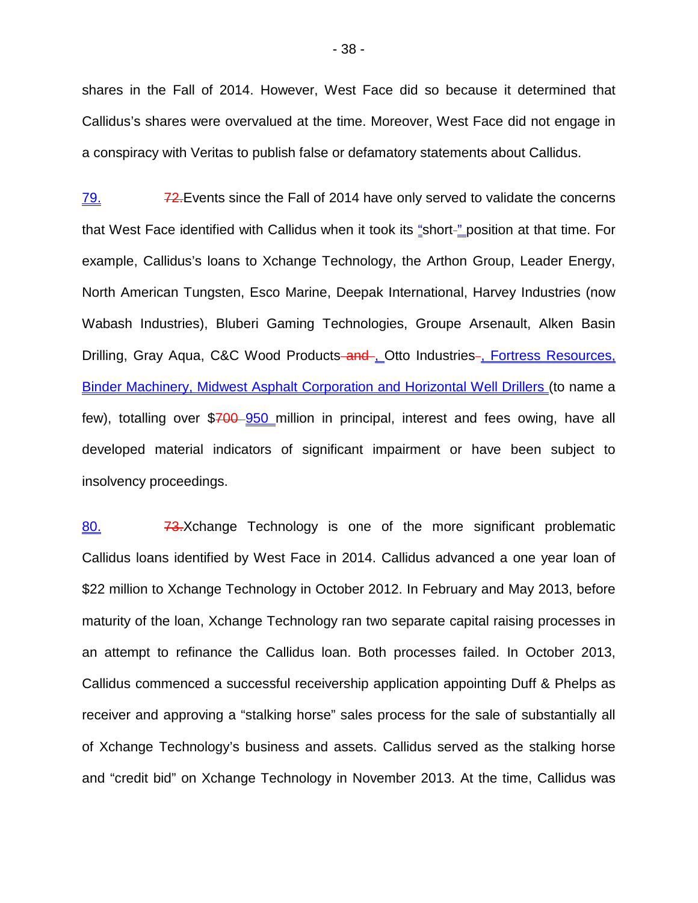shares in the Fall of 2014. However, West Face did so because it determined that Callidus's shares were overvalued at the time. Moreover, West Face did not engage in a conspiracy with Veritas to publish false or defamatory statements about Callidus.

79. ~~72.~~ Events since the Fall of 2014 have only served to validate the concerns that West Face identified with Callidus when it took its "short ~~-~~" position at that time. For example, Callidus's loans to Xchange Technology, the Arthon Group, Leader Energy, North American Tungsten, Esco Marine, Deepak International, Harvey Industries (now Wabash Industries), Bluberi Gaming Technologies, Groupe Arsenault, Alken Basin Drilling, Gray Aqua, C&C Wood Products ~~and~~ , Otto Industries ~~-~~ , Fortress Resources, Binder Machinery, Midwest Asphalt Corporation and Horizontal Well Drillers (to name a few), totalling over $ ~~700~~ 950 million in principal, interest and fees owing, have all developed material indicators of significant impairment or have been subject to insolvency proceedings.

80. ~~73.~~ Xchange Technology is one of the more significant problematic Callidus loans identified by West Face in 2014. Callidus advanced a one year loan of $22 million to Xchange Technology in October 2012. In February and May 2013, before maturity of the loan, Xchange Technology ran two separate capital raising processes in an attempt to refinance the Callidus loan. Both processes failed. In October 2013, Callidus commenced a successful receivership application appointing Duff & Phelps as receiver and approving a "stalking horse" sales process for the sale of substantially all of Xchange Technology's business and assets. Callidus served as the stalking horse and "credit bid" on Xchange Technology in November 2013. At the time, Callidus was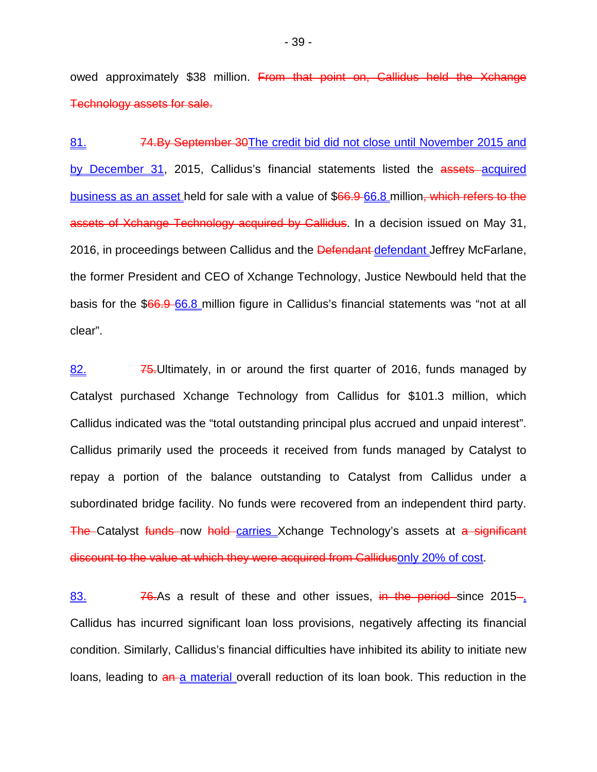owed approximately $38 million. ~~From that point on, Callidus held the Xchange Technology assets for sale.~~

<u>81.</u> ~~74.By September 30~~<u>The credit bid did not close until November 2015 and by December 31</u>, 2015, Callidus's financial statements listed the ~~assets~~ <u>acquired business as an asset</u> held for sale with a value of $~~66.9~~ <u>66.8</u> million~~, which refers to the assets of Xchange Technology acquired by Callidus~~. In a decision issued on May 31, 2016, in proceedings between Callidus and the ~~Defendant~~ <u>defendant</u> Jeffrey McFarlane, the former President and CEO of Xchange Technology, Justice Newbould held that the basis for the $~~66.9~~ <u>66.8</u> million figure in Callidus's financial statements was "not at all clear".

<u>82.</u> ~~75.~~Ultimately, in or around the first quarter of 2016, funds managed by Catalyst purchased Xchange Technology from Callidus for $101.3 million, which Callidus indicated was the "total outstanding principal plus accrued and unpaid interest". Callidus primarily used the proceeds it received from funds managed by Catalyst to repay a portion of the balance outstanding to Catalyst from Callidus under a subordinated bridge facility. No funds were recovered from an independent third party. ~~The~~ Catalyst ~~funds~~ now ~~hold~~ <u>carries</u> Xchange Technology's assets at ~~a significant discount to the value at which they were acquired from Callidus~~<u>only 20% of cost</u>.

<u>83.</u> ~~76.~~As a result of these and other issues, ~~in the period~~ since 2015~~-~~<u>,</u> Callidus has incurred significant loan loss provisions, negatively affecting its financial condition. Similarly, Callidus's financial difficulties have inhibited its ability to initiate new loans, leading to ~~an~~ <u>a material</u> overall reduction of its loan book. This reduction in the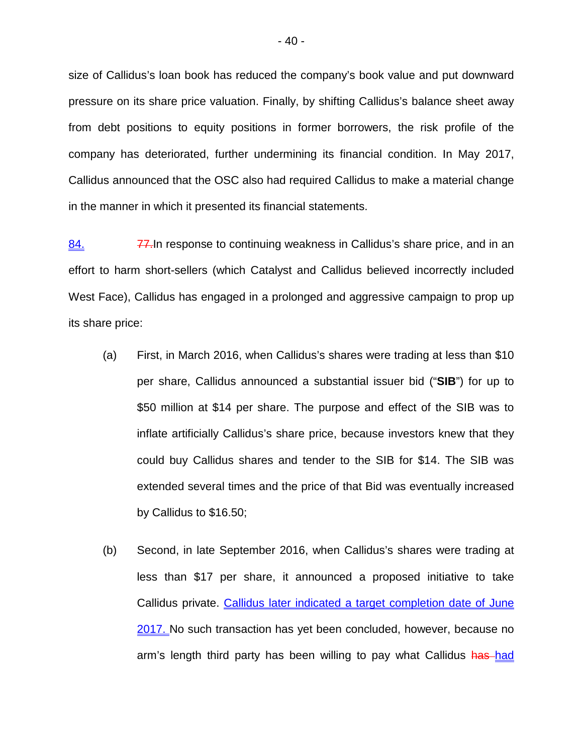size of Callidus's loan book has reduced the company's book value and put downward pressure on its share price valuation. Finally, by shifting Callidus's balance sheet away from debt positions to equity positions in former borrowers, the risk profile of the company has deteriorated, further undermining its financial condition. In May 2017, Callidus announced that the OSC also had required Callidus to make a material change in the manner in which it presented its financial statements.

84. ~~77.~~In response to continuing weakness in Callidus's share price, and in an effort to harm short-sellers (which Catalyst and Callidus believed incorrectly included West Face), Callidus has engaged in a prolonged and aggressive campaign to prop up its share price:

(a) First, in March 2016, when Callidus's shares were trading at less than $10 per share, Callidus announced a substantial issuer bid ("**SIB**") for up to $50 million at $14 per share. The purpose and effect of the SIB was to inflate artificially Callidus's share price, because investors knew that they could buy Callidus shares and tender to the SIB for $14. The SIB was extended several times and the price of that Bid was eventually increased by Callidus to $16.50;

(b) Second, in late September 2016, when Callidus's shares were trading at less than $17 per share, it announced a proposed initiative to take Callidus private. Callidus later indicated a target completion date of June 2017. No such transaction has yet been concluded, however, because no arm's length third party has been willing to pay what Callidus ~~has~~ had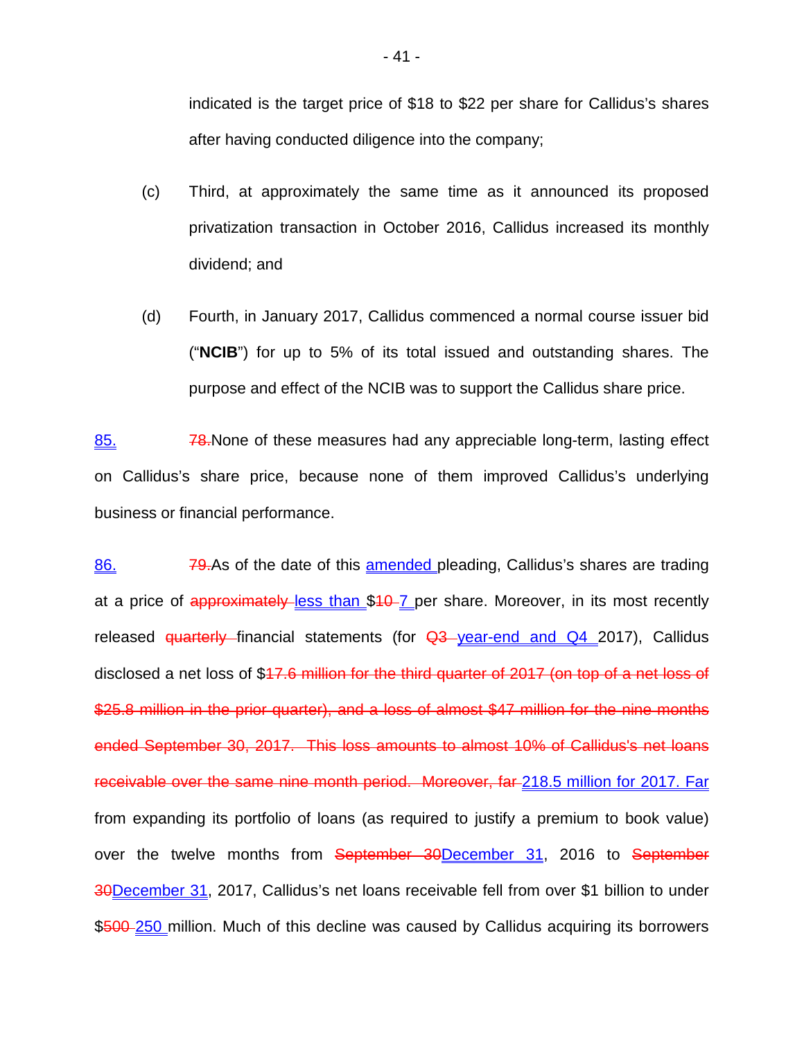indicated is the target price of \$18 to \$22 per share for Callidus's shares after having conducted diligence into the company;

(c) Third, at approximately the same time as it announced its proposed privatization transaction in October 2016, Callidus increased its monthly dividend; and

(d) Fourth, in January 2017, Callidus commenced a normal course issuer bid ("**NCIB**") for up to 5% of its total issued and outstanding shares. The purpose and effect of the NCIB was to support the Callidus share price.

<u>85.</u> ~~78.~~None of these measures had any appreciable long-term, lasting effect on Callidus's share price, because none of them improved Callidus's underlying business or financial performance.

<u>86.</u> ~~79.~~As of the date of this <u>amended</u> pleading, Callidus's shares are trading at a price of ~~approximately~~ <u>less than</u> \$~~10~~ <u>7</u> per share. Moreover, in its most recently released ~~quarterly~~ financial statements (for ~~Q3~~ <u>year-end and Q4</u> 2017), Callidus disclosed a net loss of \$~~17.6 million for the third quarter of 2017 (on top of a net loss of \$25.8 million in the prior quarter), and a loss of almost \$47 million for the nine months ended September 30, 2017. This loss amounts to almost 10% of Callidus's net loans receivable over the same nine month period. Moreover, far~~ <u>218.5 million for 2017. Far</u> from expanding its portfolio of loans (as required to justify a premium to book value) over the twelve months from ~~September 30~~<u>December 31</u>, 2016 to ~~September 30~~<u>December 31</u>, 2017, Callidus's net loans receivable fell from over \$1 billion to under \$~~500~~ <u>250</u> million. Much of this decline was caused by Callidus acquiring its borrowers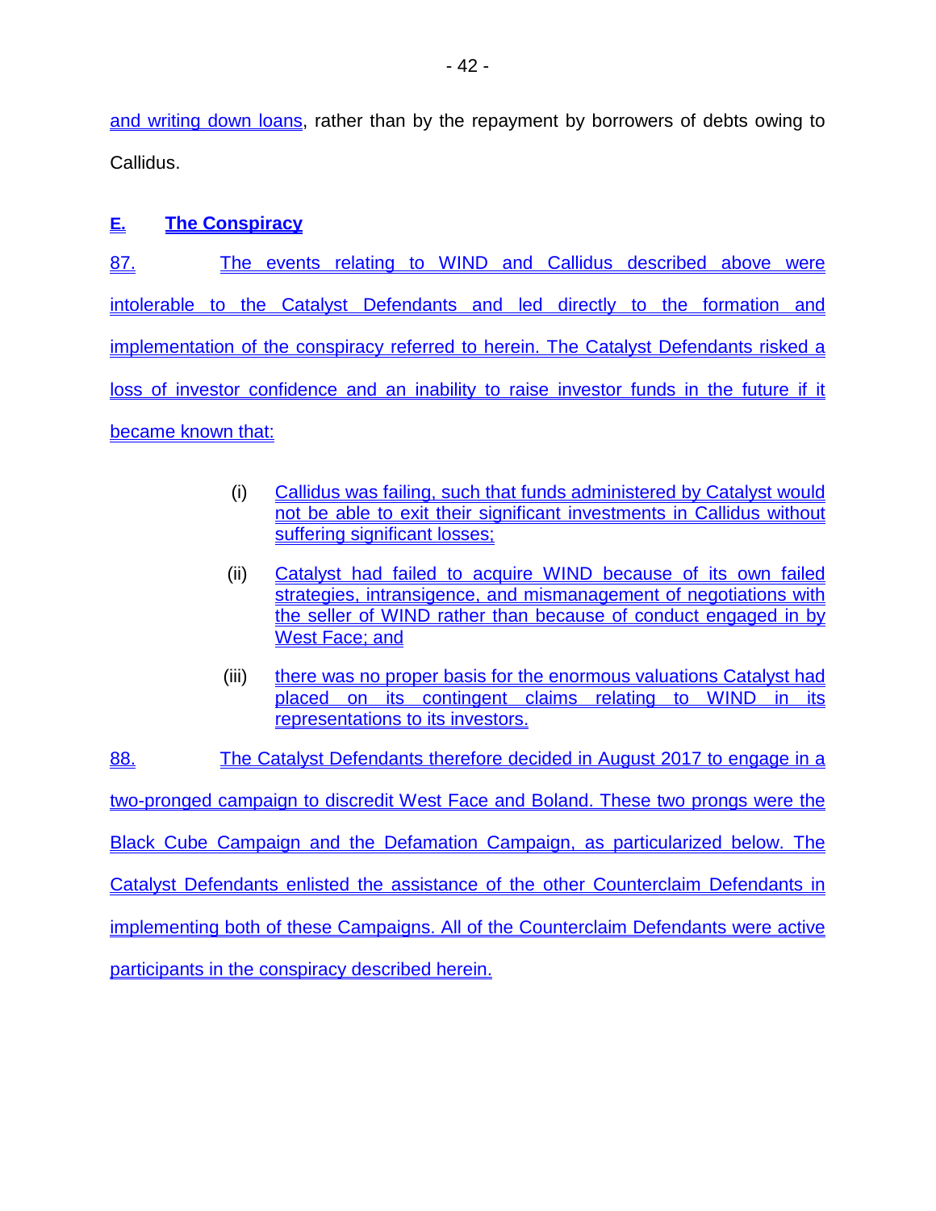and writing down loans, rather than by the repayment by borrowers of debts owing to Callidus.

## E. The Conspiracy

87. The events relating to WIND and Callidus described above were intolerable to the Catalyst Defendants and led directly to the formation and implementation of the conspiracy referred to herein. The Catalyst Defendants risked a loss of investor confidence and an inability to raise investor funds in the future if it became known that:

(i) Callidus was failing, such that funds administered by Catalyst would not be able to exit their significant investments in Callidus without suffering significant losses;

(ii) Catalyst had failed to acquire WIND because of its own failed strategies, intransigence, and mismanagement of negotiations with the seller of WIND rather than because of conduct engaged in by West Face; and

(iii) there was no proper basis for the enormous valuations Catalyst had placed on its contingent claims relating to WIND in its representations to its investors.

88. The Catalyst Defendants therefore decided in August 2017 to engage in a two-pronged campaign to discredit West Face and Boland. These two prongs were the Black Cube Campaign and the Defamation Campaign, as particularized below. The Catalyst Defendants enlisted the assistance of the other Counterclaim Defendants in implementing both of these Campaigns. All of the Counterclaim Defendants were active participants in the conspiracy described herein.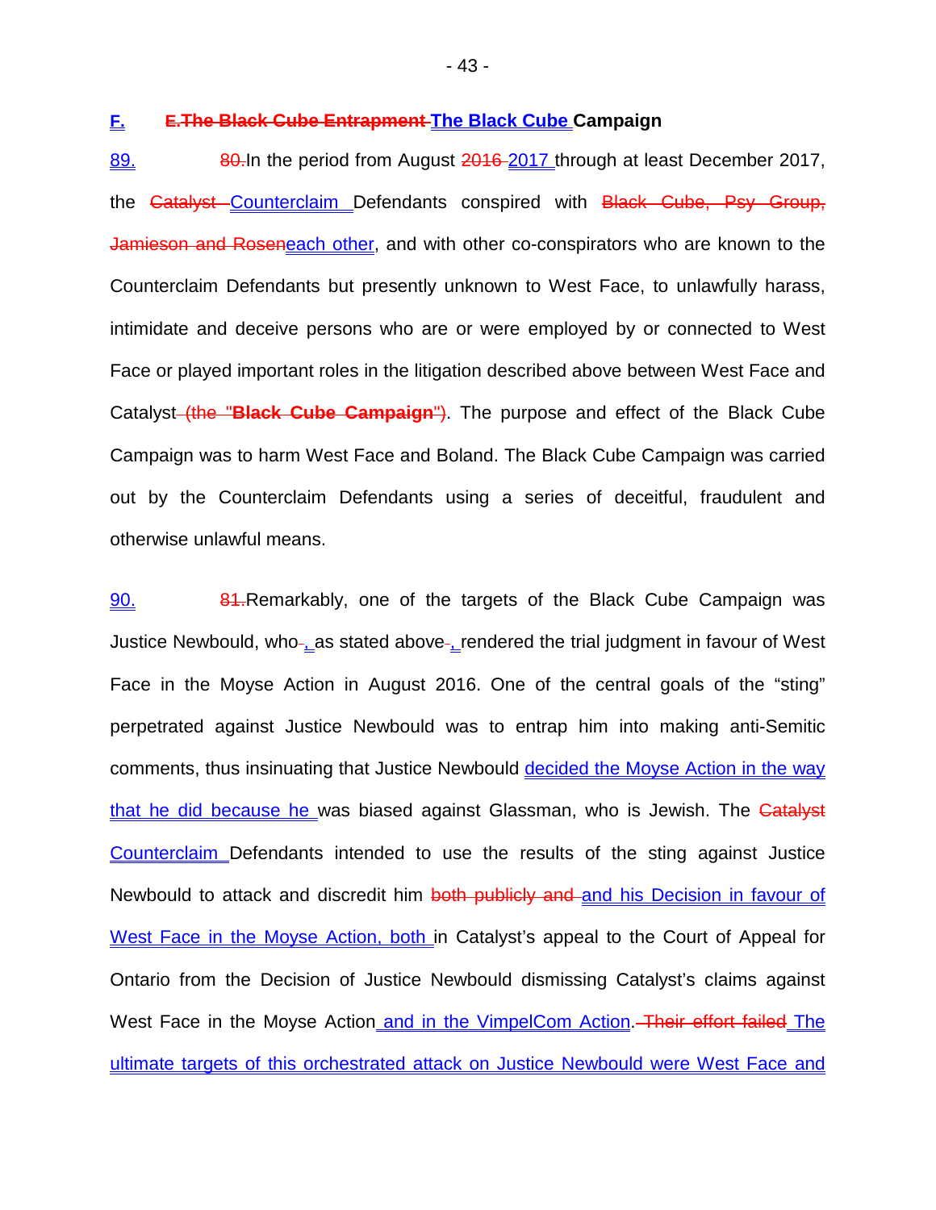## F. ~~E.The Black Cube Entrapment~~ The Black Cube Campaign

89. ~~80.~~In the period from August ~~2016~~ 2017 through at least December 2017, the ~~Catalyst~~ Counterclaim Defendants conspired with ~~Black Cube, Psy Group, Jamieson and Rosen~~each other, and with other co-conspirators who are known to the Counterclaim Defendants but presently unknown to West Face, to unlawfully harass, intimidate and deceive persons who are or were employed by or connected to West Face or played important roles in the litigation described above between West Face and Catalyst~~ (the "**Black Cube Campaign**")~~. The purpose and effect of the Black Cube Campaign was to harm West Face and Boland. The Black Cube Campaign was carried out by the Counterclaim Defendants using a series of deceitful, fraudulent and otherwise unlawful means.

90. ~~81.~~Remarkably, one of the targets of the Black Cube Campaign was Justice Newbould, who~~-~~, as stated above~~-~~, rendered the trial judgment in favour of West Face in the Moyse Action in August 2016. One of the central goals of the "sting" perpetrated against Justice Newbould was to entrap him into making anti-Semitic comments, thus insinuating that Justice Newbould decided the Moyse Action in the way that he did because he was biased against Glassman, who is Jewish. The ~~Catalyst~~ Counterclaim Defendants intended to use the results of the sting against Justice Newbould to attack and discredit him ~~both publicly and~~ and his Decision in favour of West Face in the Moyse Action, both in Catalyst's appeal to the Court of Appeal for Ontario from the Decision of Justice Newbould dismissing Catalyst's claims against West Face in the Moyse Action and in the VimpelCom Action.~~ Their effort failed~~ The ultimate targets of this orchestrated attack on Justice Newbould were West Face and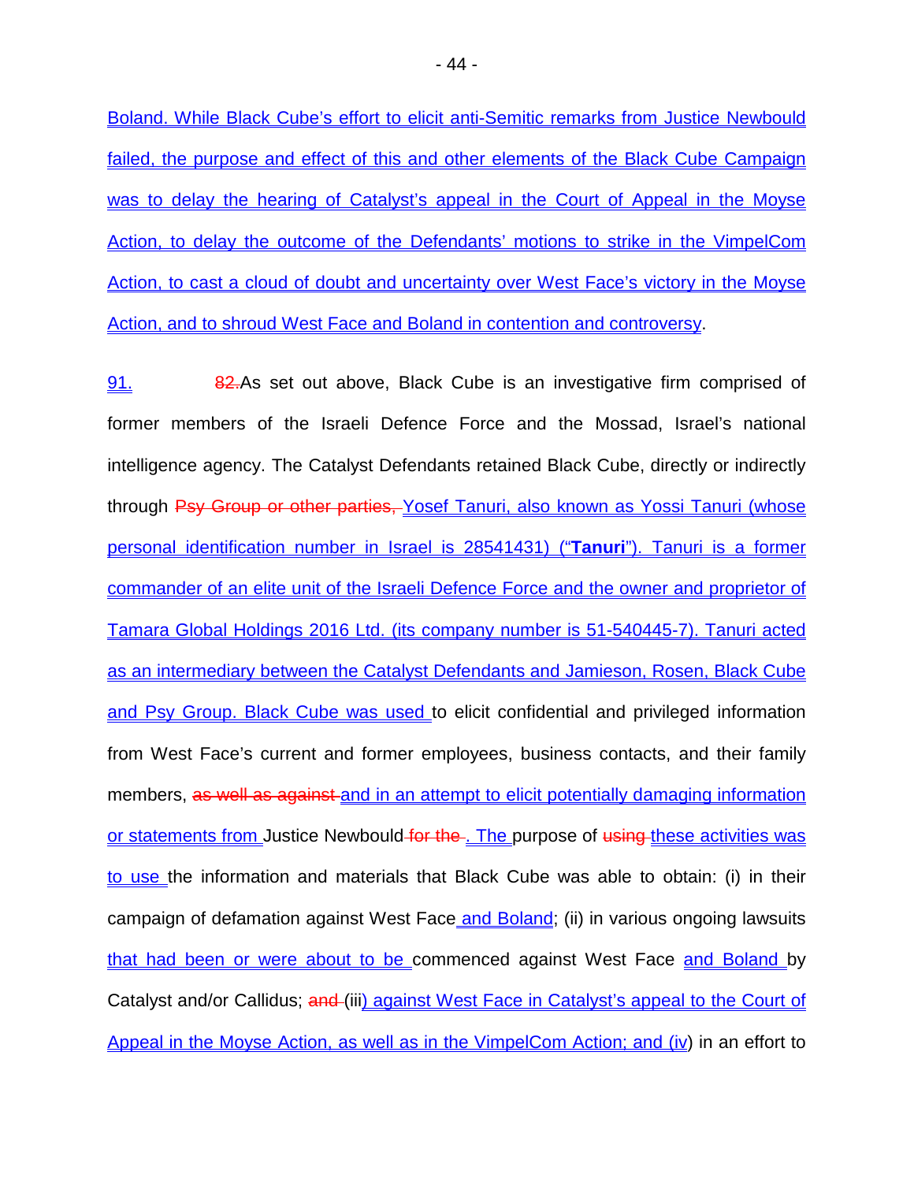Boland. While Black Cube's effort to elicit anti-Semitic remarks from Justice Newbould failed, the purpose and effect of this and other elements of the Black Cube Campaign was to delay the hearing of Catalyst's appeal in the Court of Appeal in the Moyse Action, to delay the outcome of the Defendants' motions to strike in the VimpelCom Action, to cast a cloud of doubt and uncertainty over West Face's victory in the Moyse Action, and to shroud West Face and Boland in contention and controversy.

91. ~~82.~~As set out above, Black Cube is an investigative firm comprised of former members of the Israeli Defence Force and the Mossad, Israel's national intelligence agency. The Catalyst Defendants retained Black Cube, directly or indirectly through ~~Psy Group or other parties,~~ Yosef Tanuri, also known as Yossi Tanuri (whose personal identification number in Israel is 28541431) ("**Tanuri**"). Tanuri is a former commander of an elite unit of the Israeli Defence Force and the owner and proprietor of Tamara Global Holdings 2016 Ltd. (its company number is 51-540445-7). Tanuri acted as an intermediary between the Catalyst Defendants and Jamieson, Rosen, Black Cube and Psy Group. Black Cube was used to elicit confidential and privileged information from West Face's current and former employees, business contacts, and their family members, ~~as well as against~~ and in an attempt to elicit potentially damaging information or statements from Justice Newbould ~~for the~~. The purpose of ~~using~~ these activities was to use the information and materials that Black Cube was able to obtain: (i) in their campaign of defamation against West Face and Boland; (ii) in various ongoing lawsuits that had been or were about to be commenced against West Face and Boland by Catalyst and/or Callidus; ~~and~~ (iii) against West Face in Catalyst's appeal to the Court of Appeal in the Moyse Action, as well as in the VimpelCom Action; and (iv) in an effort to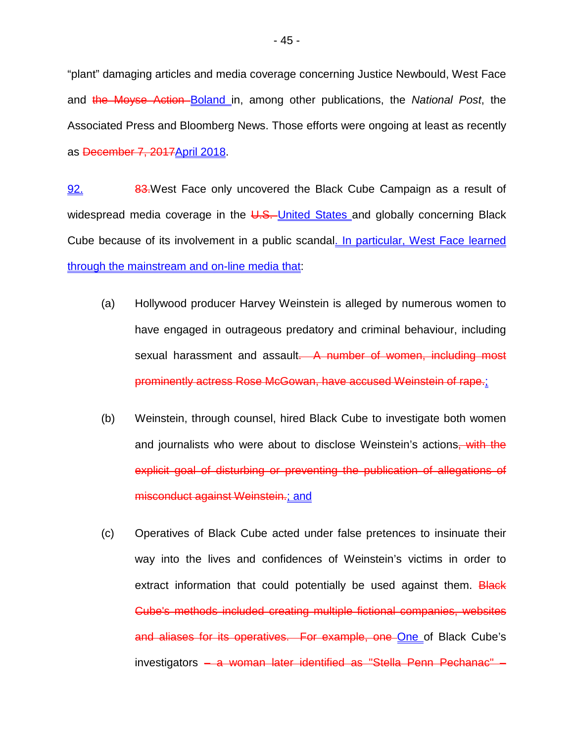"plant" damaging articles and media coverage concerning Justice Newbould, West Face and ~~the Moyse Action~~ <u>Boland</u> in, among other publications, the *National Post*, the Associated Press and Bloomberg News. Those efforts were ongoing at least as recently as ~~December 7, 2017~~<u>April 2018</u>.

<u>92.</u> ~~83.~~West Face only uncovered the Black Cube Campaign as a result of widespread media coverage in the ~~U.S.~~ <u>United States</u> and globally concerning Black Cube because of its involvement in a public scandal<u>. In particular, West Face learned through the mainstream and on-line media that</u>:

(a) Hollywood producer Harvey Weinstein is alleged by numerous women to have engaged in outrageous predatory and criminal behaviour, including sexual harassment and assault~~. A number of women, including most prominently actress Rose McGowan, have accused Weinstein of rape.~~<u>;</u>

(b) Weinstein, through counsel, hired Black Cube to investigate both women and journalists who were about to disclose Weinstein's actions~~, with the explicit goal of disturbing or preventing the publication of allegations of misconduct against Weinstein.~~<u>; and</u>

(c) Operatives of Black Cube acted under false pretences to insinuate their way into the lives and confidences of Weinstein's victims in order to extract information that could potentially be used against them. ~~Black Cube's methods included creating multiple fictional companies, websites and aliases for its operatives. For example, one~~ <u>One</u> of Black Cube's investigators ~~– a woman later identified as "Stella Penn Pechanac" –~~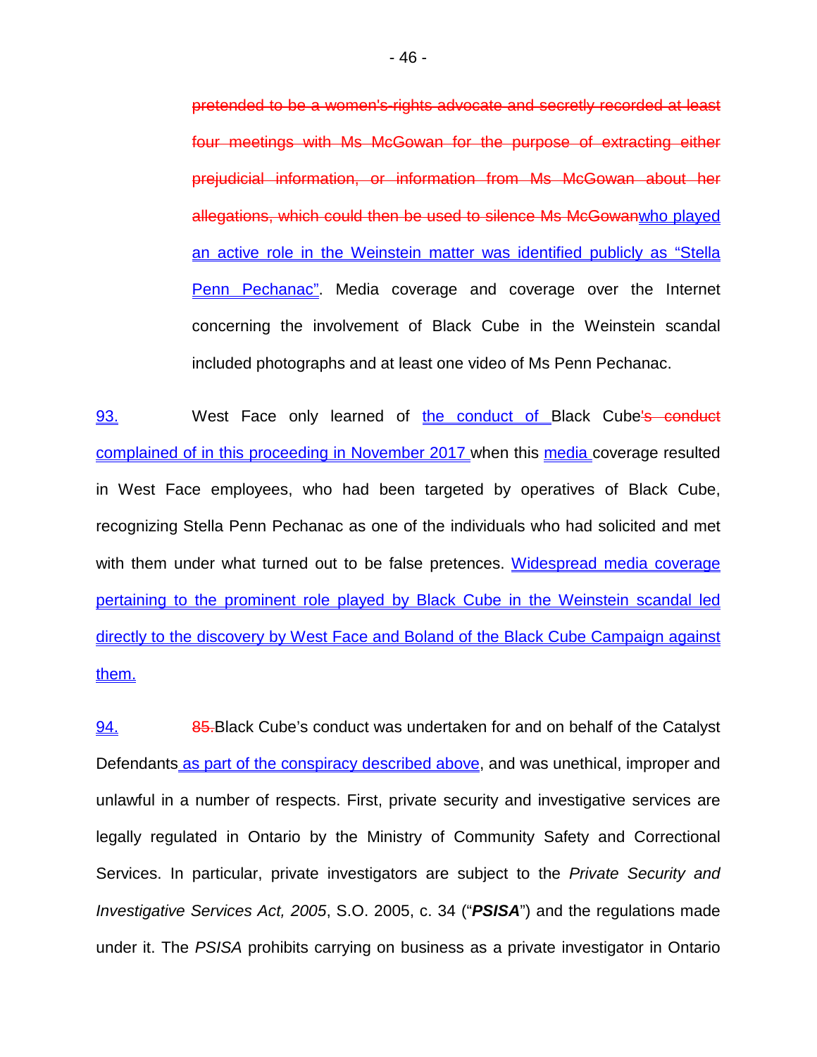~~pretended to be a women's-rights advocate and secretly recorded at least four meetings with Ms McGowan for the purpose of extracting either prejudicial information, or information from Ms McGowan about her allegations, which could then be used to silence Ms McGowan~~<u>who played an active role in the Weinstein matter was identified publicly as "Stella Penn Pechanac"</u>. Media coverage and coverage over the Internet concerning the involvement of Black Cube in the Weinstein scandal included photographs and at least one video of Ms Penn Pechanac.

<u>93.</u> West Face only learned of <u>the conduct of</u> Black Cube~~'s conduct~~ <u>complained of in this proceeding in November 2017</u> when this <u>media</u> coverage resulted in West Face employees, who had been targeted by operatives of Black Cube, recognizing Stella Penn Pechanac as one of the individuals who had solicited and met with them under what turned out to be false pretences. <u>Widespread media coverage pertaining to the prominent role played by Black Cube in the Weinstein scandal led directly to the discovery by West Face and Boland of the Black Cube Campaign against them.</u>

<u>94.</u> ~~85.~~Black Cube's conduct was undertaken for and on behalf of the Catalyst Defendants<u> as part of the conspiracy described above</u>, and was unethical, improper and unlawful in a number of respects. First, private security and investigative services are legally regulated in Ontario by the Ministry of Community Safety and Correctional Services. In particular, private investigators are subject to the *Private Security and Investigative Services Act, 2005*, S.O. 2005, c. 34 ("***PSISA***") and the regulations made under it. The *PSISA* prohibits carrying on business as a private investigator in Ontario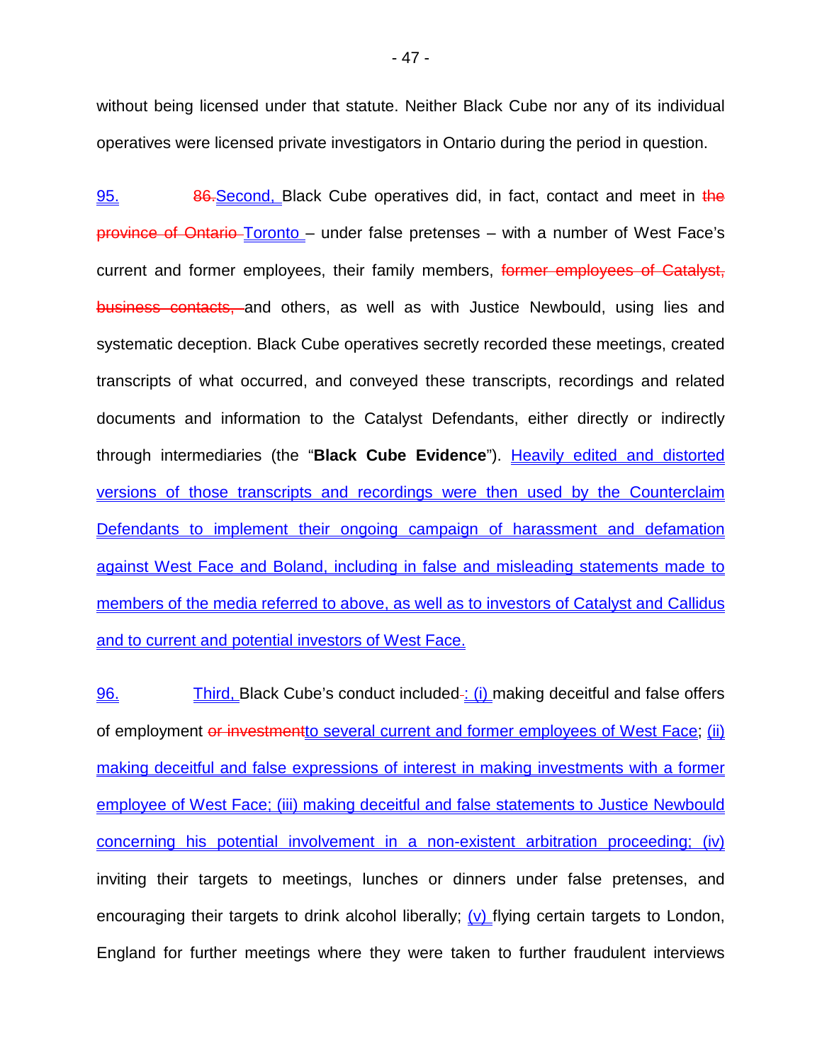without being licensed under that statute. Neither Black Cube nor any of its individual operatives were licensed private investigators in Ontario during the period in question.

95. ~~86.~~Second, Black Cube operatives did, in fact, contact and meet in ~~the province of Ontario~~ Toronto – under false pretenses – with a number of West Face's current and former employees, their family members, ~~former employees of Catalyst, business contacts,~~ and others, as well as with Justice Newbould, using lies and systematic deception. Black Cube operatives secretly recorded these meetings, created transcripts of what occurred, and conveyed these transcripts, recordings and related documents and information to the Catalyst Defendants, either directly or indirectly through intermediaries (the "**Black Cube Evidence**"). Heavily edited and distorted versions of those transcripts and recordings were then used by the Counterclaim Defendants to implement their ongoing campaign of harassment and defamation against West Face and Boland, including in false and misleading statements made to members of the media referred to above, as well as to investors of Catalyst and Callidus and to current and potential investors of West Face.

96. Third, Black Cube's conduct included~~.~~: (i) making deceitful and false offers of employment ~~or investment~~to several current and former employees of West Face; (ii) making deceitful and false expressions of interest in making investments with a former employee of West Face; (iii) making deceitful and false statements to Justice Newbould concerning his potential involvement in a non-existent arbitration proceeding; (iv) inviting their targets to meetings, lunches or dinners under false pretenses, and encouraging their targets to drink alcohol liberally; (v) flying certain targets to London, England for further meetings where they were taken to further fraudulent interviews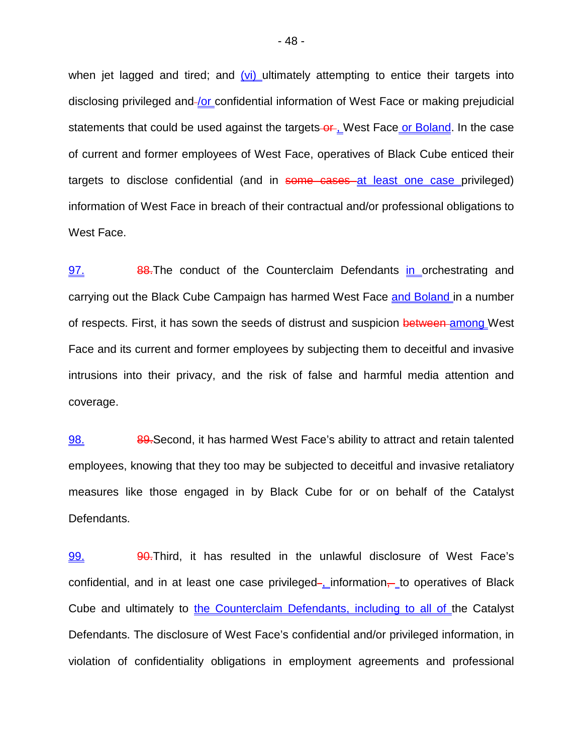when jet lagged and tired; and <u>(vi)</u> ultimately attempting to entice their targets into disclosing privileged and<u>/or</u> confidential information of West Face or making prejudicial statements that could be used against the targets ~~or~~<u>,</u> West Face<u> or Boland</u>. In the case of current and former employees of West Face, operatives of Black Cube enticed their targets to disclose confidential (and in ~~some cases~~ <u>at least one case</u> privileged) information of West Face in breach of their contractual and/or professional obligations to West Face.

<u>97.</u> ~~88.~~The conduct of the Counterclaim Defendants <u>in</u> orchestrating and carrying out the Black Cube Campaign has harmed West Face <u>and Boland</u> in a number of respects. First, it has sown the seeds of distrust and suspicion ~~between~~ <u>among</u> West Face and its current and former employees by subjecting them to deceitful and invasive intrusions into their privacy, and the risk of false and harmful media attention and coverage.

<u>98.</u> ~~89.~~Second, it has harmed West Face's ability to attract and retain talented employees, knowing that they too may be subjected to deceitful and invasive retaliatory measures like those engaged in by Black Cube for or on behalf of the Catalyst Defendants.

<u>99.</u> ~~90.~~Third, it has resulted in the unlawful disclosure of West Face's confidential, and in at least one case privileged~~-~~<u>,</u> information~~,~~ to operatives of Black Cube and ultimately to <u>the Counterclaim Defendants, including to all of</u> the Catalyst Defendants. The disclosure of West Face's confidential and/or privileged information, in violation of confidentiality obligations in employment agreements and professional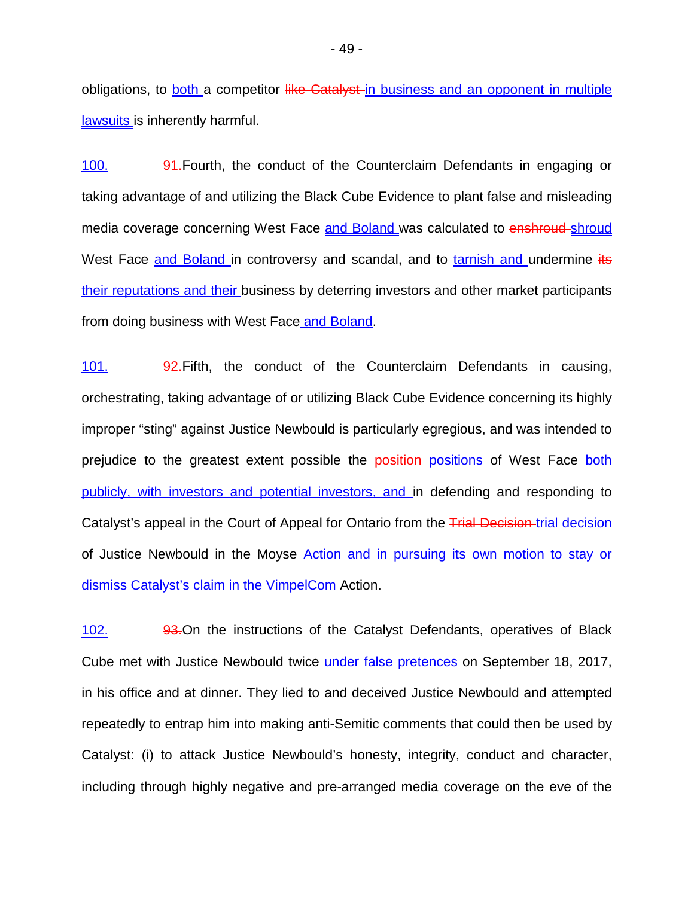obligations, to both a competitor ~~like Catalyst~~ in business and an opponent in multiple lawsuits is inherently harmful.

100. ~~91.~~ Fourth, the conduct of the Counterclaim Defendants in engaging or taking advantage of and utilizing the Black Cube Evidence to plant false and misleading media coverage concerning West Face and Boland was calculated to ~~enshroud~~ shroud West Face and Boland in controversy and scandal, and to tarnish and undermine ~~its~~ their reputations and their business by deterring investors and other market participants from doing business with West Face and Boland.

101. ~~92.~~ Fifth, the conduct of the Counterclaim Defendants in causing, orchestrating, taking advantage of or utilizing Black Cube Evidence concerning its highly improper "sting" against Justice Newbould is particularly egregious, and was intended to prejudice to the greatest extent possible the ~~position~~ positions of West Face both publicly, with investors and potential investors, and in defending and responding to Catalyst's appeal in the Court of Appeal for Ontario from the ~~Trial Decision~~ trial decision of Justice Newbould in the Moyse Action and in pursuing its own motion to stay or dismiss Catalyst's claim in the VimpelCom Action.

102. ~~93.~~ On the instructions of the Catalyst Defendants, operatives of Black Cube met with Justice Newbould twice under false pretences on September 18, 2017, in his office and at dinner. They lied to and deceived Justice Newbould and attempted repeatedly to entrap him into making anti-Semitic comments that could then be used by Catalyst: (i) to attack Justice Newbould's honesty, integrity, conduct and character, including through highly negative and pre-arranged media coverage on the eve of the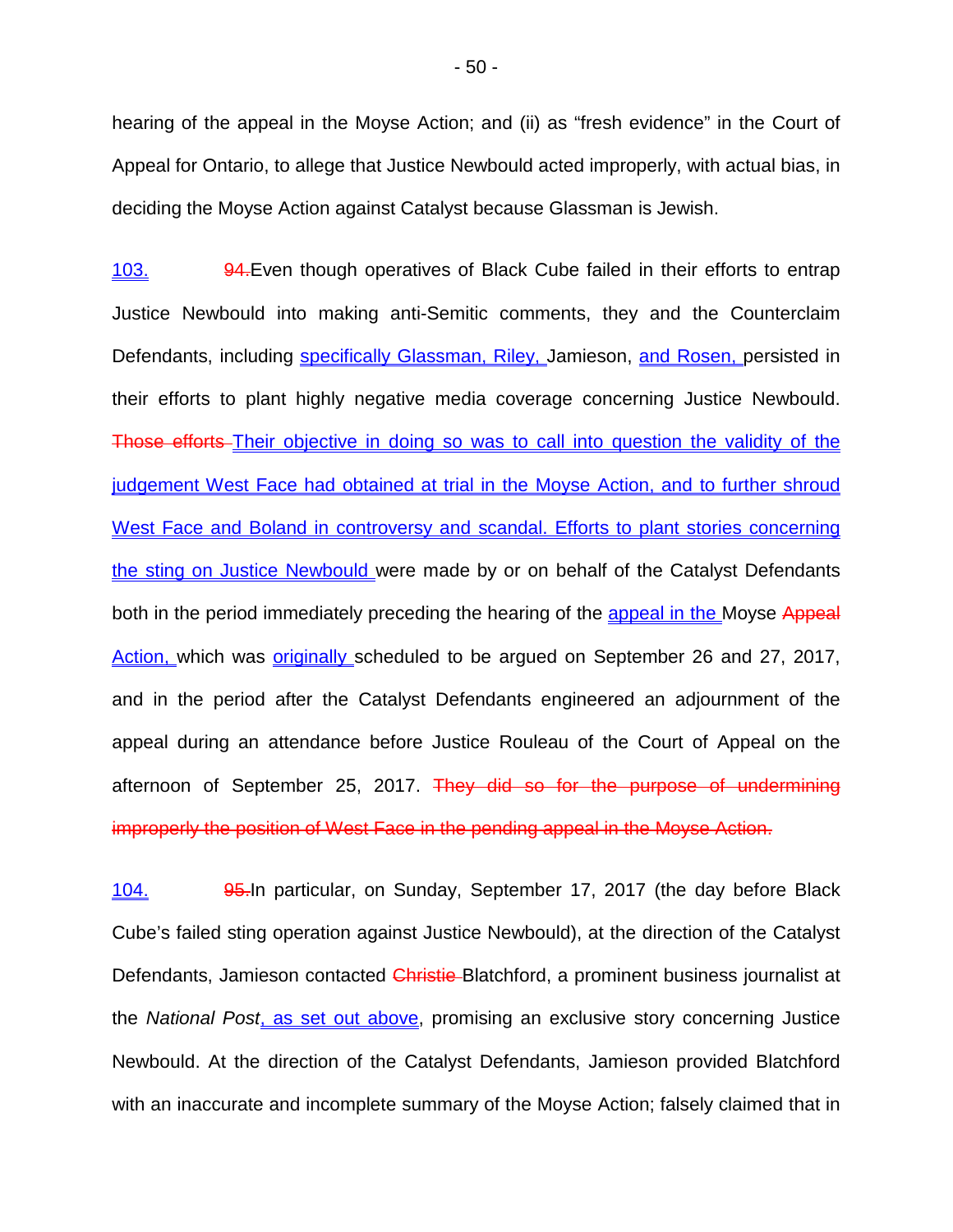hearing of the appeal in the Moyse Action; and (ii) as "fresh evidence" in the Court of Appeal for Ontario, to allege that Justice Newbould acted improperly, with actual bias, in deciding the Moyse Action against Catalyst because Glassman is Jewish.

<u>103.</u> ~~94.~~Even though operatives of Black Cube failed in their efforts to entrap Justice Newbould into making anti-Semitic comments, they and the Counterclaim Defendants, including <u>specifically Glassman, Riley,</u> Jamieson, <u>and Rosen,</u> persisted in their efforts to plant highly negative media coverage concerning Justice Newbould. ~~Those efforts~~ <u>Their objective in doing so was to call into question the validity of the judgement West Face had obtained at trial in the Moyse Action, and to further shroud West Face and Boland in controversy and scandal. Efforts to plant stories concerning the sting on Justice Newbould</u> were made by or on behalf of the Catalyst Defendants both in the period immediately preceding the hearing of the <u>appeal in the</u> Moyse ~~Appeal~~ <u>Action,</u> which was <u>originally</u> scheduled to be argued on September 26 and 27, 2017, and in the period after the Catalyst Defendants engineered an adjournment of the appeal during an attendance before Justice Rouleau of the Court of Appeal on the afternoon of September 25, 2017. ~~They did so for the purpose of undermining improperly the position of West Face in the pending appeal in the Moyse Action.~~

<u>104.</u> ~~95.~~In particular, on Sunday, September 17, 2017 (the day before Black Cube's failed sting operation against Justice Newbould), at the direction of the Catalyst Defendants, Jamieson contacted ~~Christie~~ Blatchford, a prominent business journalist at the *National Post*<u>, as set out above</u>, promising an exclusive story concerning Justice Newbould. At the direction of the Catalyst Defendants, Jamieson provided Blatchford with an inaccurate and incomplete summary of the Moyse Action; falsely claimed that in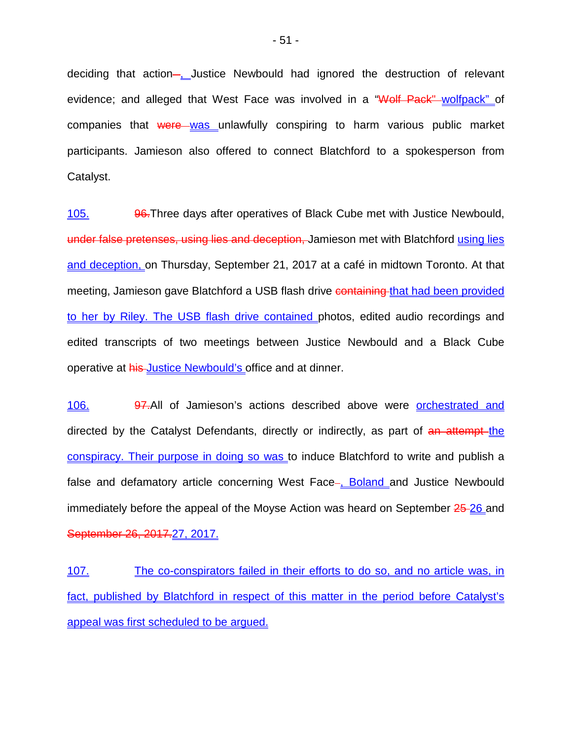deciding that action~~–~~<u>,</u> Justice Newbould had ignored the destruction of relevant evidence; and alleged that West Face was involved in a "~~Wolf Pack"~~ <u>wolfpack"</u> of companies that ~~were~~ <u>was</u> unlawfully conspiring to harm various public market participants. Jamieson also offered to connect Blatchford to a spokesperson from Catalyst.

<u>105.</u> ~~96.~~Three days after operatives of Black Cube met with Justice Newbould, ~~under false pretenses, using lies and deception,~~ Jamieson met with Blatchford <u>using lies and deception,</u> on Thursday, September 21, 2017 at a café in midtown Toronto. At that meeting, Jamieson gave Blatchford a USB flash drive ~~containing~~ <u>that had been provided to her by Riley. The USB flash drive contained</u> photos, edited audio recordings and edited transcripts of two meetings between Justice Newbould and a Black Cube operative at ~~his~~ <u>Justice Newbould's</u> office and at dinner.

<u>106.</u> ~~97.~~All of Jamieson's actions described above were <u>orchestrated and</u> directed by the Catalyst Defendants, directly or indirectly, as part of ~~an attempt~~ <u>the conspiracy. Their purpose in doing so was</u> to induce Blatchford to write and publish a false and defamatory article concerning West Face~~–~~<u>, Boland</u> and Justice Newbould immediately before the appeal of the Moyse Action was heard on September ~~25~~ <u>26</u> and ~~September 26, 2017.~~<u>27, 2017.</u>

<u>107. The co-conspirators failed in their efforts to do so, and no article was, in fact, published by Blatchford in respect of this matter in the period before Catalyst's appeal was first scheduled to be argued.</u>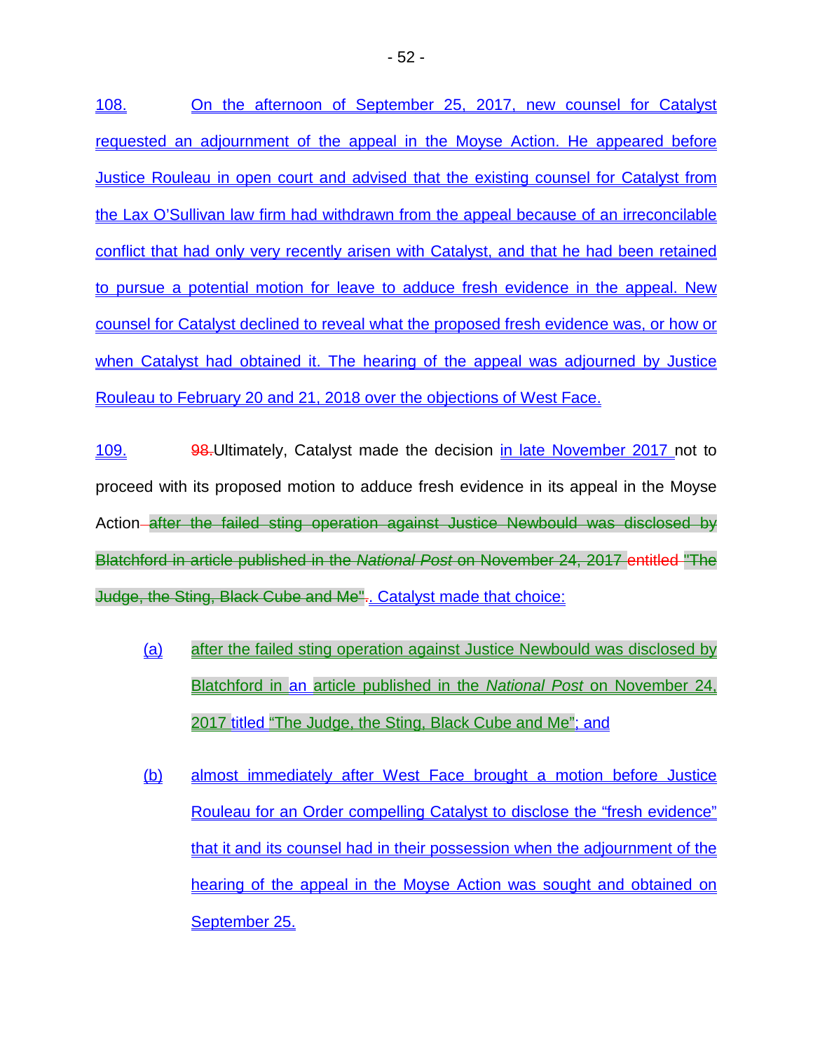108. On the afternoon of September 25, 2017, new counsel for Catalyst requested an adjournment of the appeal in the Moyse Action. He appeared before Justice Rouleau in open court and advised that the existing counsel for Catalyst from the Lax O'Sullivan law firm had withdrawn from the appeal because of an irreconcilable conflict that had only very recently arisen with Catalyst, and that he had been retained to pursue a potential motion for leave to adduce fresh evidence in the appeal. New counsel for Catalyst declined to reveal what the proposed fresh evidence was, or how or when Catalyst had obtained it. The hearing of the appeal was adjourned by Justice Rouleau to February 20 and 21, 2018 over the objections of West Face.

109. ~~98.~~Ultimately, Catalyst made the decision in late November 2017 not to proceed with its proposed motion to adduce fresh evidence in its appeal in the Moyse Action ~~after the failed sting operation against Justice Newbould was disclosed by Blatchford in article published in the *National Post* on November 24, 2017 entitled "The Judge, the Sting, Black Cube and Me".~~. Catalyst made that choice:

(a) after the failed sting operation against Justice Newbould was disclosed by Blatchford in an article published in the *National Post* on November 24, 2017 titled "The Judge, the Sting, Black Cube and Me"; and

(b) almost immediately after West Face brought a motion before Justice Rouleau for an Order compelling Catalyst to disclose the "fresh evidence" that it and its counsel had in their possession when the adjournment of the hearing of the appeal in the Moyse Action was sought and obtained on September 25.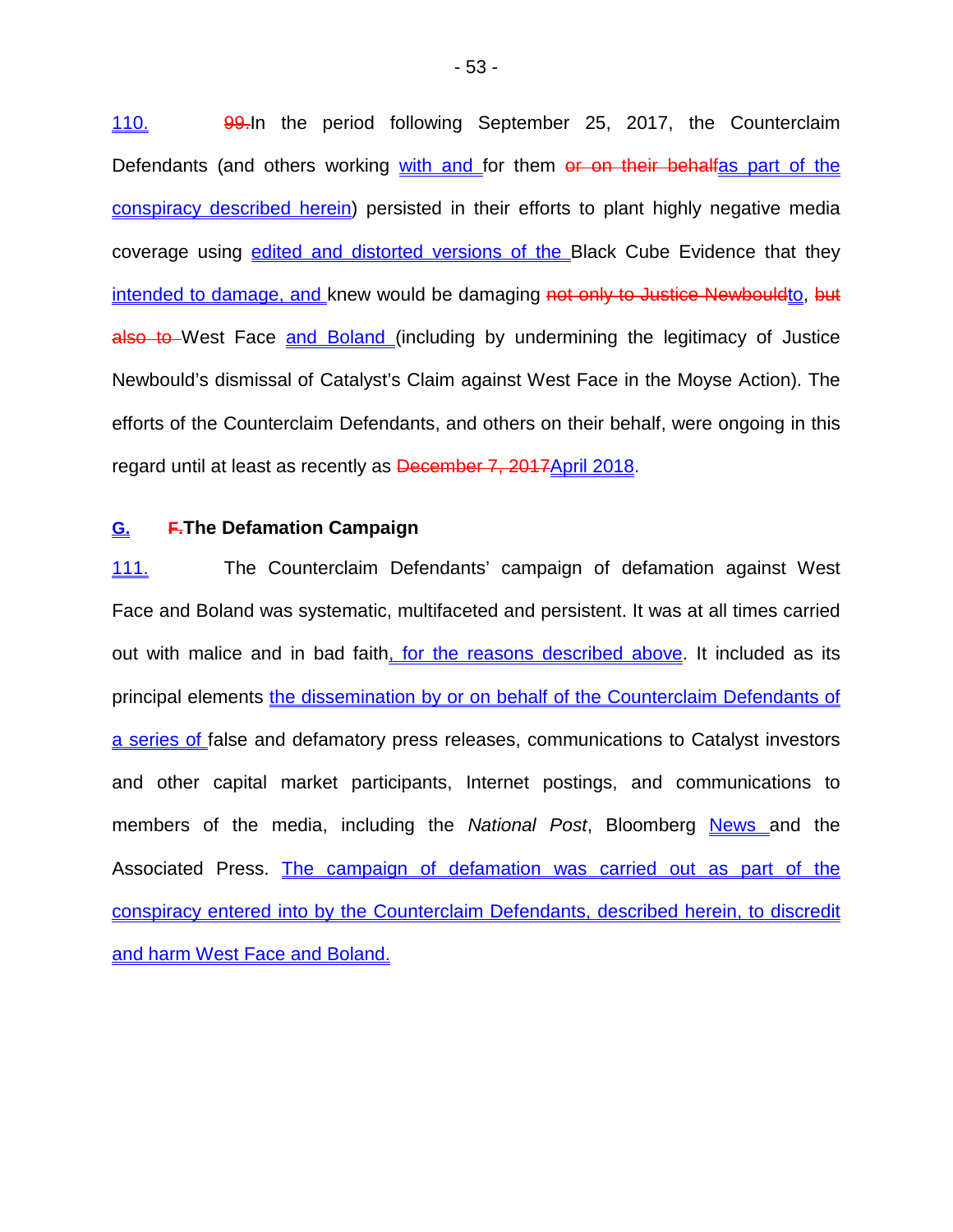110. ~~99.~~In the period following September 25, 2017, the Counterclaim Defendants (and others working with and for them ~~or on their behalf~~as part of the conspiracy described herein) persisted in their efforts to plant highly negative media coverage using edited and distorted versions of the Black Cube Evidence that they intended to damage, and knew would be damaging ~~not only to Justice Newbould~~to, ~~but also to~~ West Face and Boland (including by undermining the legitimacy of Justice Newbould's dismissal of Catalyst's Claim against West Face in the Moyse Action). The efforts of the Counterclaim Defendants, and others on their behalf, were ongoing in this regard until at least as recently as ~~December 7, 2017~~April 2018.

## G. ~~F.~~The Defamation Campaign

111. The Counterclaim Defendants' campaign of defamation against West Face and Boland was systematic, multifaceted and persistent. It was at all times carried out with malice and in bad faith, for the reasons described above. It included as its principal elements the dissemination by or on behalf of the Counterclaim Defendants of a series of false and defamatory press releases, communications to Catalyst investors and other capital market participants, Internet postings, and communications to members of the media, including the *National Post*, Bloomberg News and the Associated Press. The campaign of defamation was carried out as part of the conspiracy entered into by the Counterclaim Defendants, described herein, to discredit and harm West Face and Boland.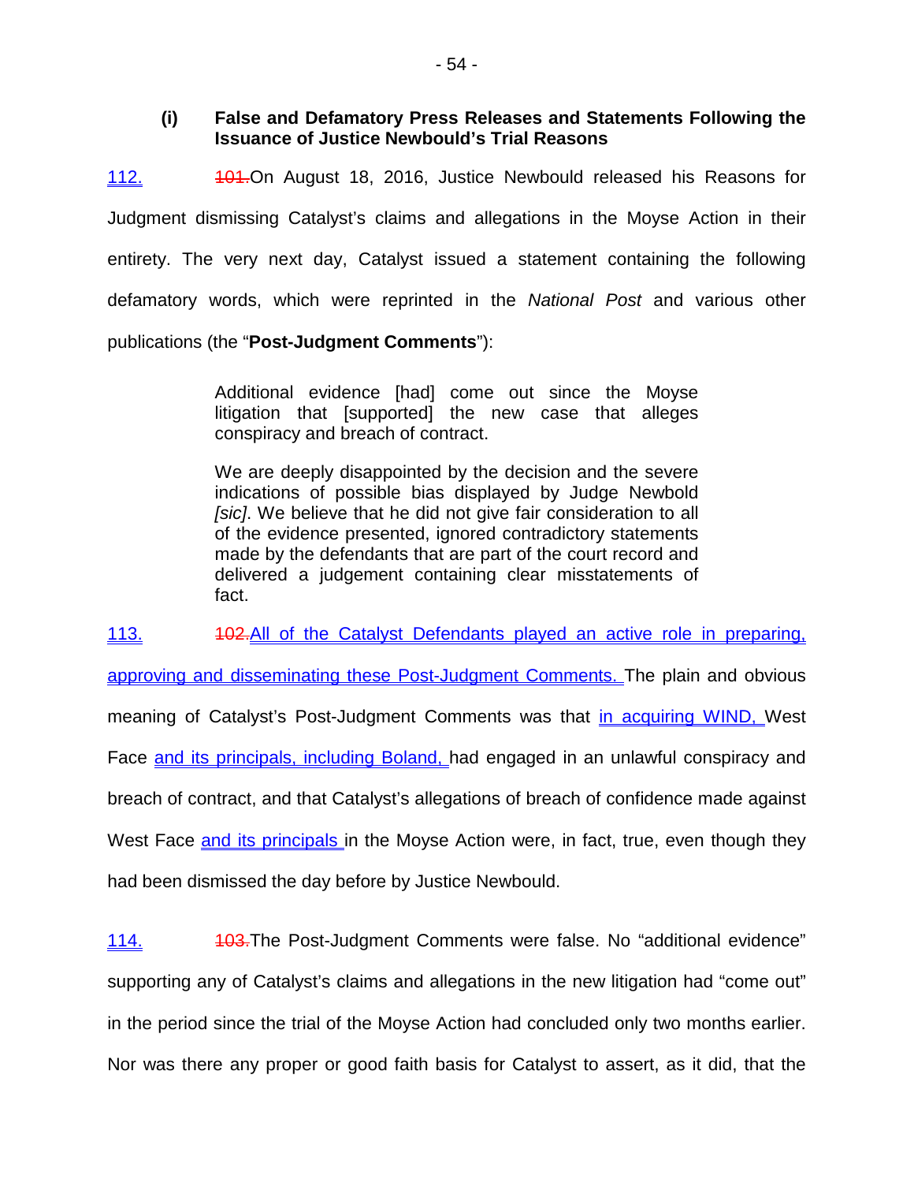**(i) False and Defamatory Press Releases and Statements Following the Issuance of Justice Newbould's Trial Reasons**

112. ~~101.~~On August 18, 2016, Justice Newbould released his Reasons for Judgment dismissing Catalyst's claims and allegations in the Moyse Action in their entirety. The very next day, Catalyst issued a statement containing the following defamatory words, which were reprinted in the *National Post* and various other publications (the "**Post-Judgment Comments**"):

> Additional evidence [had] come out since the Moyse litigation that [supported] the new case that alleges conspiracy and breach of contract.
>
> We are deeply disappointed by the decision and the severe indications of possible bias displayed by Judge Newbold *[sic]*. We believe that he did not give fair consideration to all of the evidence presented, ignored contradictory statements made by the defendants that are part of the court record and delivered a judgement containing clear misstatements of fact.

113. ~~102.~~All of the Catalyst Defendants played an active role in preparing, approving and disseminating these Post-Judgment Comments. The plain and obvious meaning of Catalyst's Post-Judgment Comments was that in acquiring WIND, West Face and its principals, including Boland, had engaged in an unlawful conspiracy and breach of contract, and that Catalyst's allegations of breach of confidence made against West Face and its principals in the Moyse Action were, in fact, true, even though they had been dismissed the day before by Justice Newbould.

114. ~~103.~~The Post-Judgment Comments were false. No "additional evidence" supporting any of Catalyst's claims and allegations in the new litigation had "come out" in the period since the trial of the Moyse Action had concluded only two months earlier. Nor was there any proper or good faith basis for Catalyst to assert, as it did, that the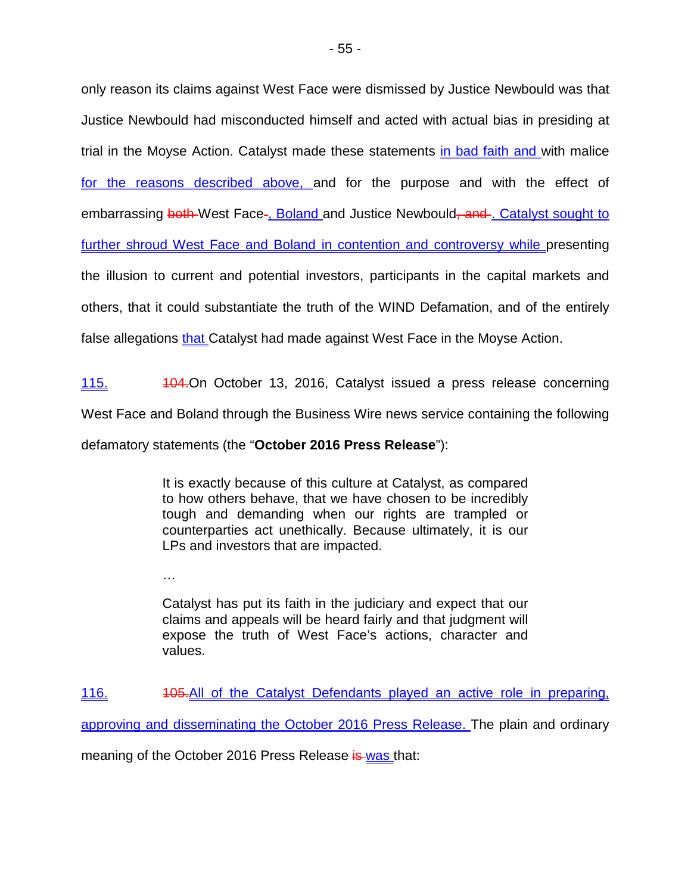only reason its claims against West Face were dismissed by Justice Newbould was that Justice Newbould had misconducted himself and acted with actual bias in presiding at trial in the Moyse Action. Catalyst made these statements <u>in bad faith and </u>with malice <u>for the reasons described above, </u>and for the purpose and with the effect of embarrassing ~~both~~ West Face~~-~~<u>, Boland </u>and Justice Newbould~~, and~~ <u>. Catalyst sought to further shroud West Face and Boland in contention and controversy while </u>presenting the illusion to current and potential investors, participants in the capital markets and others, that it could substantiate the truth of the WIND Defamation, and of the entirely false allegations <u>that </u>Catalyst had made against West Face in the Moyse Action.

<u>115.</u> ~~104.~~On October 13, 2016, Catalyst issued a press release concerning West Face and Boland through the Business Wire news service containing the following defamatory statements (the "**October 2016 Press Release**"):

> It is exactly because of this culture at Catalyst, as compared to how others behave, that we have chosen to be incredibly tough and demanding when our rights are trampled or counterparties act unethically. Because ultimately, it is our LPs and investors that are impacted.
>
> …
>
> Catalyst has put its faith in the judiciary and expect that our claims and appeals will be heard fairly and that judgment will expose the truth of West Face's actions, character and values.

<u>116.</u> ~~105.~~<u>All of the Catalyst Defendants played an active role in preparing, approving and disseminating the October 2016 Press Release. </u>The plain and ordinary meaning of the October 2016 Press Release ~~is~~ <u>was </u>that: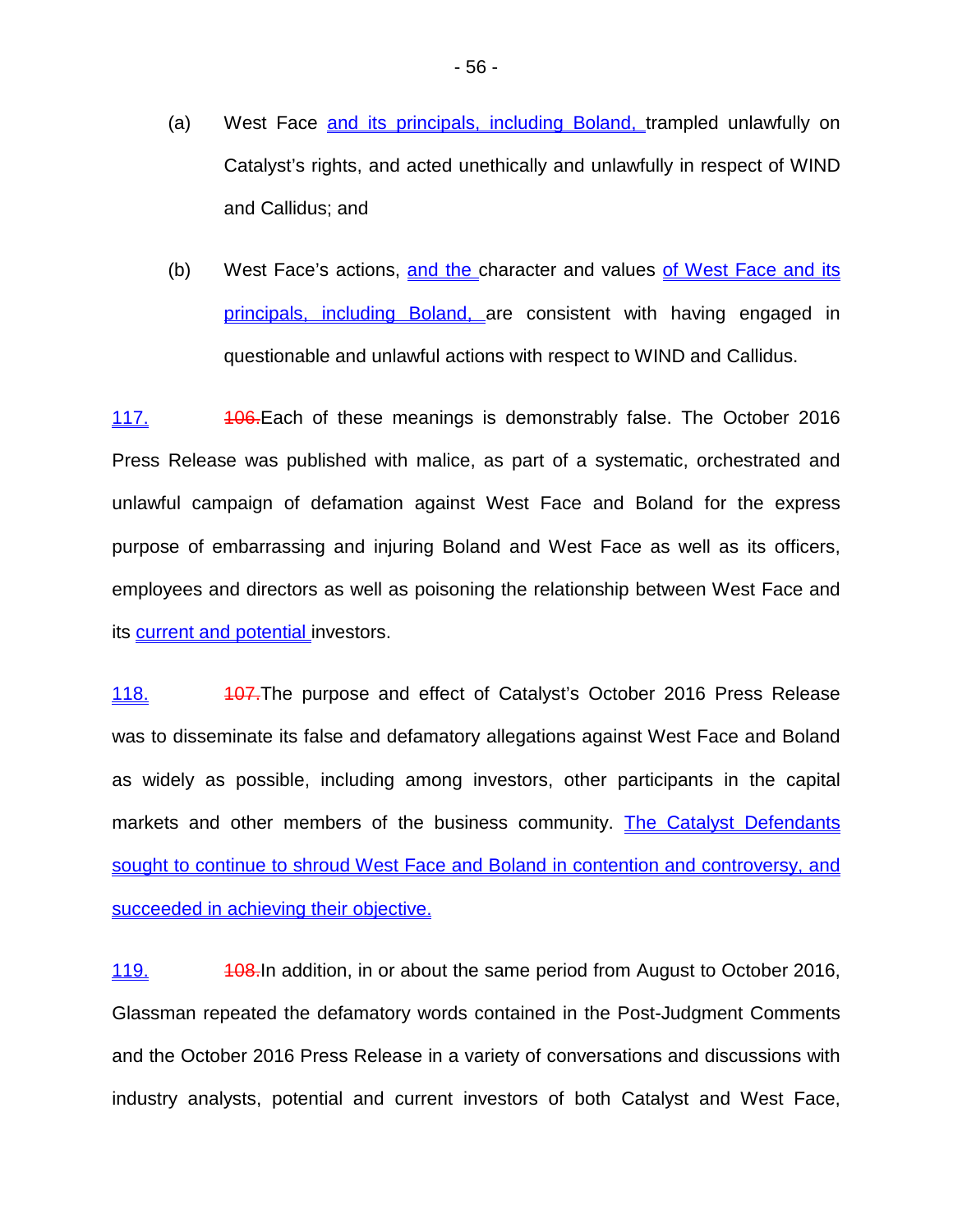(a) West Face and its principals, including Boland, trampled unlawfully on Catalyst's rights, and acted unethically and unlawfully in respect of WIND and Callidus; and

(b) West Face's actions, and the character and values of West Face and its principals, including Boland, are consistent with having engaged in questionable and unlawful actions with respect to WIND and Callidus.

117. ~~106.~~Each of these meanings is demonstrably false. The October 2016 Press Release was published with malice, as part of a systematic, orchestrated and unlawful campaign of defamation against West Face and Boland for the express purpose of embarrassing and injuring Boland and West Face as well as its officers, employees and directors as well as poisoning the relationship between West Face and its current and potential investors.

118. ~~107.~~The purpose and effect of Catalyst's October 2016 Press Release was to disseminate its false and defamatory allegations against West Face and Boland as widely as possible, including among investors, other participants in the capital markets and other members of the business community. The Catalyst Defendants sought to continue to shroud West Face and Boland in contention and controversy, and succeeded in achieving their objective.

119. ~~108.~~In addition, in or about the same period from August to October 2016, Glassman repeated the defamatory words contained in the Post-Judgment Comments and the October 2016 Press Release in a variety of conversations and discussions with industry analysts, potential and current investors of both Catalyst and West Face,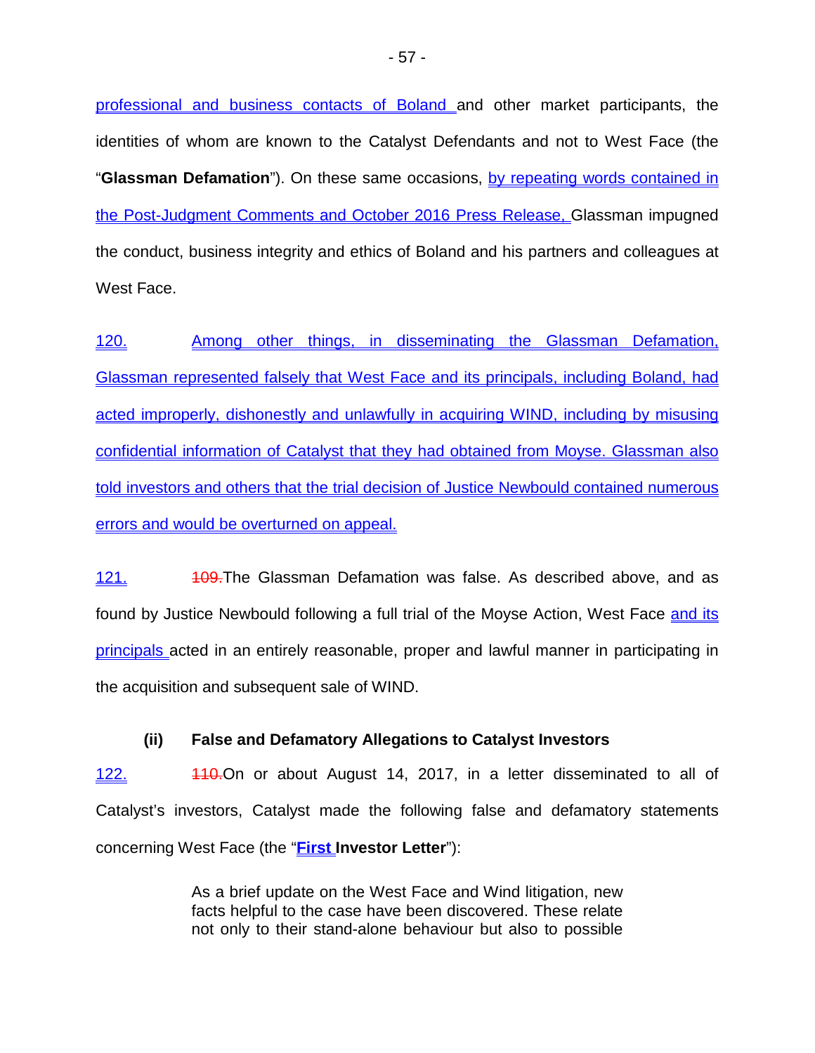professional and business contacts of Boland and other market participants, the identities of whom are known to the Catalyst Defendants and not to West Face (the "**Glassman Defamation**"). On these same occasions, by repeating words contained in the Post-Judgment Comments and October 2016 Press Release, Glassman impugned the conduct, business integrity and ethics of Boland and his partners and colleagues at West Face.

120. Among other things, in disseminating the Glassman Defamation, Glassman represented falsely that West Face and its principals, including Boland, had acted improperly, dishonestly and unlawfully in acquiring WIND, including by misusing confidential information of Catalyst that they had obtained from Moyse. Glassman also told investors and others that the trial decision of Justice Newbould contained numerous errors and would be overturned on appeal.

121. ~~109.~~The Glassman Defamation was false. As described above, and as found by Justice Newbould following a full trial of the Moyse Action, West Face and its principals acted in an entirely reasonable, proper and lawful manner in participating in the acquisition and subsequent sale of WIND.

### (ii) False and Defamatory Allegations to Catalyst Investors

122. ~~110.~~On or about August 14, 2017, in a letter disseminated to all of Catalyst's investors, Catalyst made the following false and defamatory statements concerning West Face (the "**First Investor Letter**"):

> As a brief update on the West Face and Wind litigation, new facts helpful to the case have been discovered. These relate not only to their stand-alone behaviour but also to possible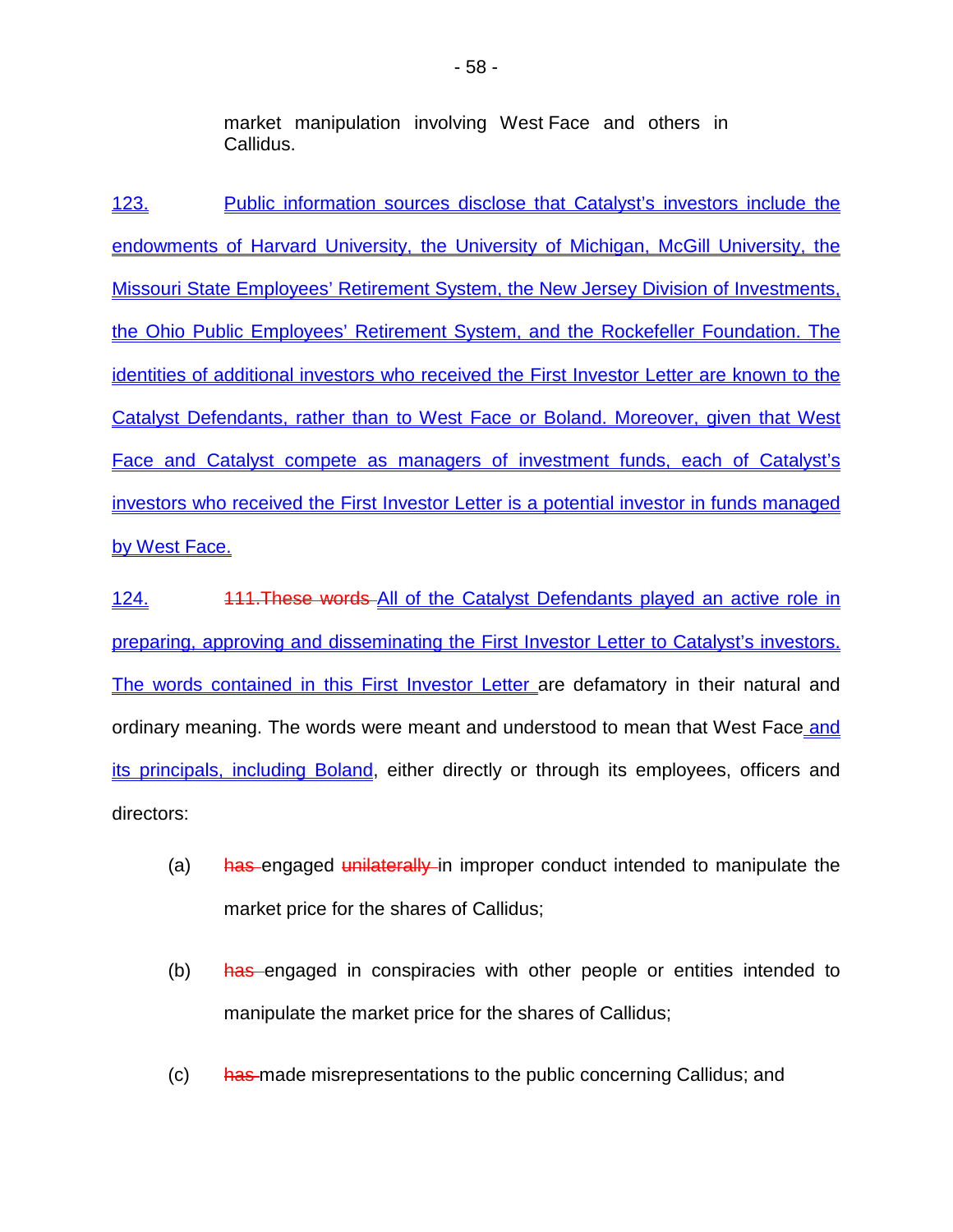market manipulation involving West Face and others in Callidus.

123. Public information sources disclose that Catalyst's investors include the endowments of Harvard University, the University of Michigan, McGill University, the Missouri State Employees' Retirement System, the New Jersey Division of Investments, the Ohio Public Employees' Retirement System, and the Rockefeller Foundation. The identities of additional investors who received the First Investor Letter are known to the Catalyst Defendants, rather than to West Face or Boland. Moreover, given that West Face and Catalyst compete as managers of investment funds, each of Catalyst's investors who received the First Investor Letter is a potential investor in funds managed by West Face.

124. ~~111.These words~~ All of the Catalyst Defendants played an active role in preparing, approving and disseminating the First Investor Letter to Catalyst's investors. The words contained in this First Investor Letter are defamatory in their natural and ordinary meaning. The words were meant and understood to mean that West Face and its principals, including Boland, either directly or through its employees, officers and directors:

(a) ~~has~~ engaged ~~unilaterally~~ in improper conduct intended to manipulate the market price for the shares of Callidus;

(b) ~~has~~ engaged in conspiracies with other people or entities intended to manipulate the market price for the shares of Callidus;

(c) ~~has~~ made misrepresentations to the public concerning Callidus; and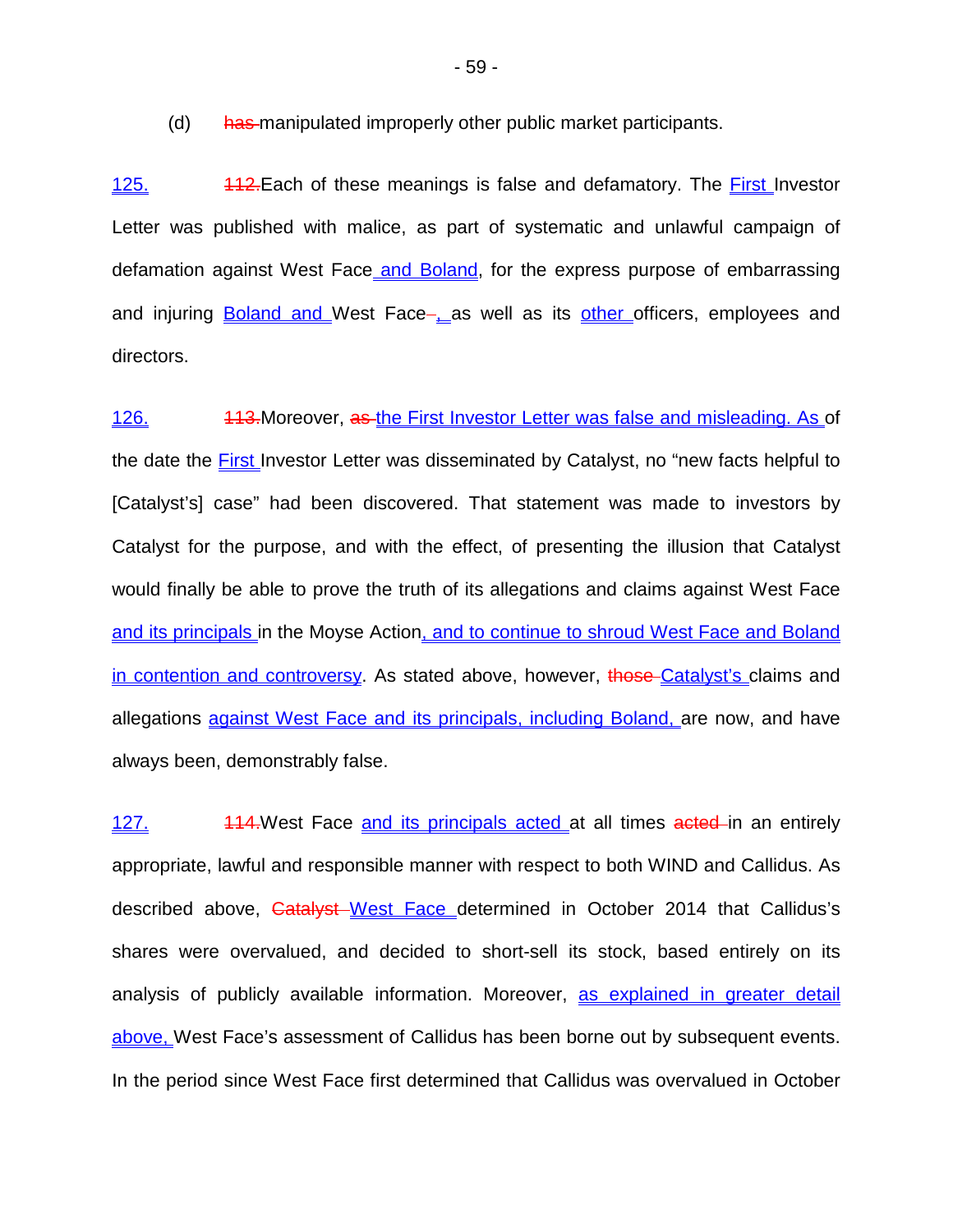(d) ~~has~~ manipulated improperly other public market participants.

<u>125.</u> ~~112.~~ Each of these meanings is false and defamatory. The <u>First</u> Investor Letter was published with malice, as part of systematic and unlawful campaign of defamation against West Face <u>and Boland</u>, for the express purpose of embarrassing and injuring <u>Boland and</u> West Face ~~–~~<u>,</u> as well as its <u>other</u> officers, employees and directors.

<u>126.</u> ~~113.~~ Moreover, ~~as~~ <u>the First Investor Letter was false and misleading. As</u> of the date the <u>First</u> Investor Letter was disseminated by Catalyst, no "new facts helpful to [Catalyst's] case" had been discovered. That statement was made to investors by Catalyst for the purpose, and with the effect, of presenting the illusion that Catalyst would finally be able to prove the truth of its allegations and claims against West Face <u>and its principals</u> in the Moyse Action<u>, and to continue to shroud West Face and Boland in contention and controversy</u>. As stated above, however, ~~those~~ <u>Catalyst's</u> claims and allegations <u>against West Face and its principals, including Boland,</u> are now, and have always been, demonstrably false.

<u>127.</u> ~~114.~~ West Face <u>and its principals acted</u> at all times ~~acted~~ in an entirely appropriate, lawful and responsible manner with respect to both WIND and Callidus. As described above, ~~Catalyst~~ <u>West Face</u> determined in October 2014 that Callidus's shares were overvalued, and decided to short-sell its stock, based entirely on its analysis of publicly available information. Moreover, <u>as explained in greater detail above,</u> West Face's assessment of Callidus has been borne out by subsequent events. In the period since West Face first determined that Callidus was overvalued in October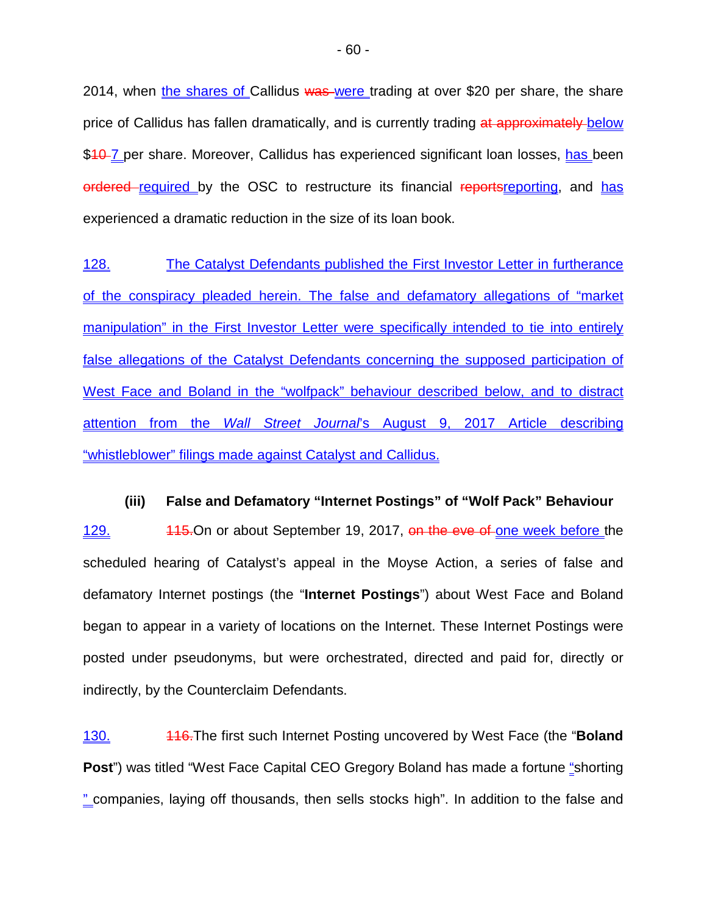2014, when the shares of Callidus ~~was~~ were trading at over \$20 per share, the share price of Callidus has fallen dramatically, and is currently trading ~~at approximately~~ below \$~~10~~ 7 per share. Moreover, Callidus has experienced significant loan losses, has been ~~ordered~~ required by the OSC to restructure its financial ~~reports~~reporting, and has experienced a dramatic reduction in the size of its loan book.

128. The Catalyst Defendants published the First Investor Letter in furtherance of the conspiracy pleaded herein. The false and defamatory allegations of "market manipulation" in the First Investor Letter were specifically intended to tie into entirely false allegations of the Catalyst Defendants concerning the supposed participation of West Face and Boland in the "wolfpack" behaviour described below, and to distract attention from the *Wall Street Journal*'s August 9, 2017 Article describing "whistleblower" filings made against Catalyst and Callidus.

### (iii) False and Defamatory "Internet Postings" of "Wolf Pack" Behaviour

129. ~~115.~~On or about September 19, 2017, ~~on the eve of~~ one week before the scheduled hearing of Catalyst's appeal in the Moyse Action, a series of false and defamatory Internet postings (the "**Internet Postings**") about West Face and Boland began to appear in a variety of locations on the Internet. These Internet Postings were posted under pseudonyms, but were orchestrated, directed and paid for, directly or indirectly, by the Counterclaim Defendants.

130. ~~116.~~The first such Internet Posting uncovered by West Face (the "**Boland Post**") was titled "West Face Capital CEO Gregory Boland has made a fortune "shorting" companies, laying off thousands, then sells stocks high". In addition to the false and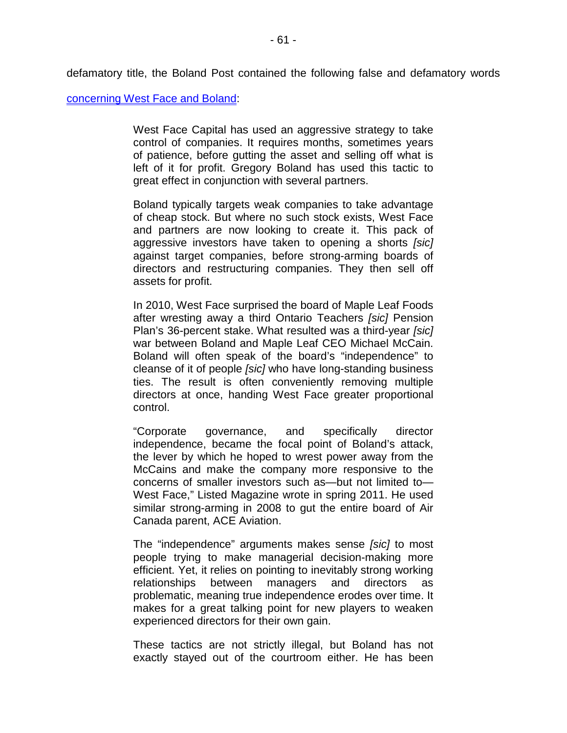defamatory title, the Boland Post contained the following false and defamatory words concerning West Face and Boland:

> West Face Capital has used an aggressive strategy to take control of companies. It requires months, sometimes years of patience, before gutting the asset and selling off what is left of it for profit. Gregory Boland has used this tactic to great effect in conjunction with several partners.
>
> Boland typically targets weak companies to take advantage of cheap stock. But where no such stock exists, West Face and partners are now looking to create it. This pack of aggressive investors have taken to opening a shorts *[sic]* against target companies, before strong-arming boards of directors and restructuring companies. They then sell off assets for profit.
>
> In 2010, West Face surprised the board of Maple Leaf Foods after wresting away a third Ontario Teachers *[sic]* Pension Plan's 36-percent stake. What resulted was a third-year *[sic]* war between Boland and Maple Leaf CEO Michael McCain. Boland will often speak of the board's "independence" to cleanse of it of people *[sic]* who have long-standing business ties. The result is often conveniently removing multiple directors at once, handing West Face greater proportional control.
>
> "Corporate governance, and specifically director independence, became the focal point of Boland's attack, the lever by which he hoped to wrest power away from the McCains and make the company more responsive to the concerns of smaller investors such as—but not limited to—West Face," Listed Magazine wrote in spring 2011. He used similar strong-arming in 2008 to gut the entire board of Air Canada parent, ACE Aviation.
>
> The "independence" arguments makes sense *[sic]* to most people trying to make managerial decision-making more efficient. Yet, it relies on pointing to inevitably strong working relationships between managers and directors as problematic, meaning true independence erodes over time. It makes for a great talking point for new players to weaken experienced directors for their own gain.
>
> These tactics are not strictly illegal, but Boland has not exactly stayed out of the courtroom either. He has been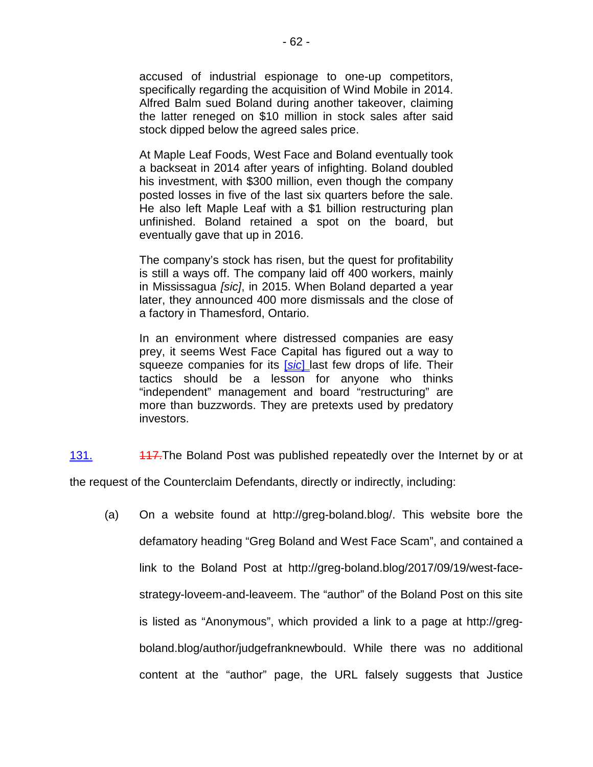accused of industrial espionage to one-up competitors, specifically regarding the acquisition of Wind Mobile in 2014. Alfred Balm sued Boland during another takeover, claiming the latter reneged on $10 million in stock sales after said stock dipped below the agreed sales price.

At Maple Leaf Foods, West Face and Boland eventually took a backseat in 2014 after years of infighting. Boland doubled his investment, with $300 million, even though the company posted losses in five of the last six quarters before the sale. He also left Maple Leaf with a $1 billion restructuring plan unfinished. Boland retained a spot on the board, but eventually gave that up in 2016.

The company's stock has risen, but the quest for profitability is still a ways off. The company laid off 400 workers, mainly in Mississagua *[sic]*, in 2015. When Boland departed a year later, they announced 400 more dismissals and the close of a factory in Thamesford, Ontario.

In an environment where distressed companies are easy prey, it seems West Face Capital has figured out a way to squeeze companies for its [*sic*] last few drops of life. Their tactics should be a lesson for anyone who thinks "independent" management and board "restructuring" are more than buzzwords. They are pretexts used by predatory investors.

131. ~~117.~~The Boland Post was published repeatedly over the Internet by or at the request of the Counterclaim Defendants, directly or indirectly, including:

(a) On a website found at http://greg-boland.blog/. This website bore the defamatory heading "Greg Boland and West Face Scam", and contained a link to the Boland Post at http://greg-boland.blog/2017/09/19/west-face-strategy-loveem-and-leaveem. The "author" of the Boland Post on this site is listed as "Anonymous", which provided a link to a page at http://greg-boland.blog/author/judgefranknewbould. While there was no additional content at the "author" page, the URL falsely suggests that Justice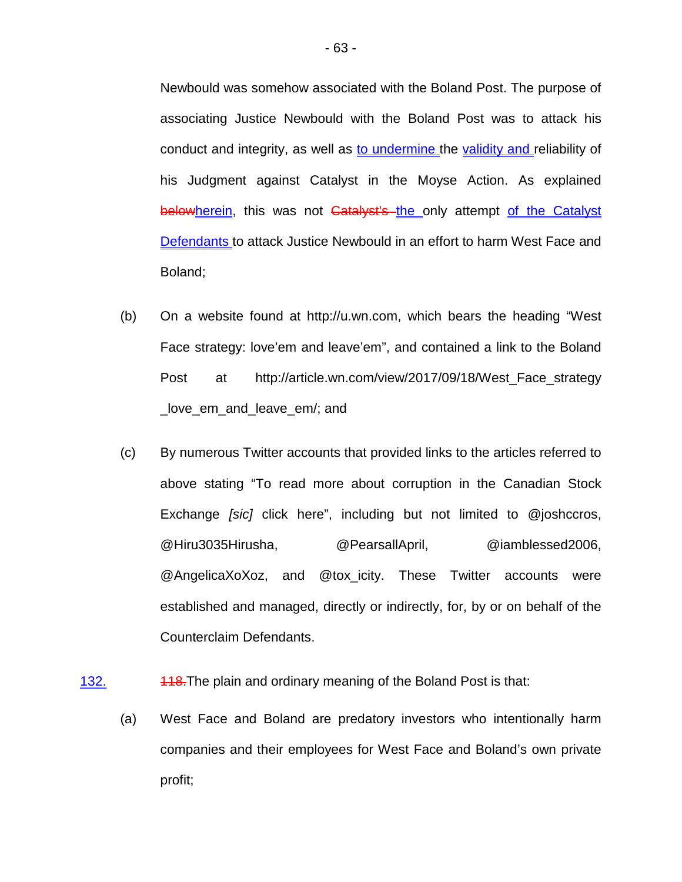Newbould was somehow associated with the Boland Post. The purpose of associating Justice Newbould with the Boland Post was to attack his conduct and integrity, as well as to undermine the validity and reliability of his Judgment against Catalyst in the Moyse Action. As explained ~~below~~herein, this was not ~~Catalyst's~~ the only attempt of the Catalyst Defendants to attack Justice Newbould in an effort to harm West Face and Boland;

(b) On a website found at http://u.wn.com, which bears the heading "West Face strategy: love'em and leave'em", and contained a link to the Boland Post at http://article.wn.com/view/2017/09/18/West_Face_strategy_love_em_and_leave_em/; and

(c) By numerous Twitter accounts that provided links to the articles referred to above stating "To read more about corruption in the Canadian Stock Exchange *[sic]* click here", including but not limited to @joshccros, @Hiru3035Hirusha, @PearsallApril, @iamblessed2006, @AngelicaXoXoz, and @tox_icity. These Twitter accounts were established and managed, directly or indirectly, for, by or on behalf of the Counterclaim Defendants.

132. ~~118.~~The plain and ordinary meaning of the Boland Post is that:

(a) West Face and Boland are predatory investors who intentionally harm companies and their employees for West Face and Boland's own private profit;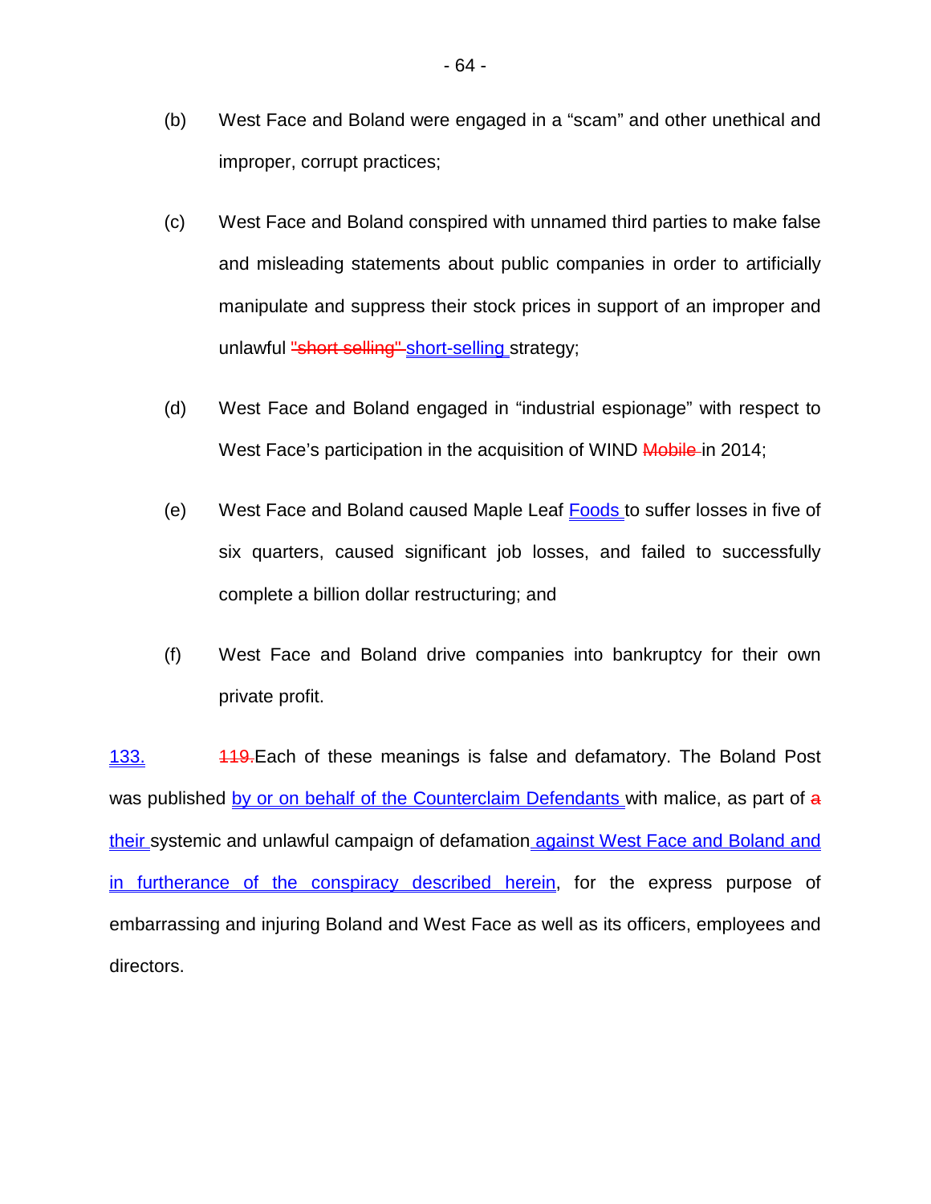(b) West Face and Boland were engaged in a "scam" and other unethical and improper, corrupt practices;

(c) West Face and Boland conspired with unnamed third parties to make false and misleading statements about public companies in order to artificially manipulate and suppress their stock prices in support of an improper and unlawful ~~"short selling"~~ short-selling strategy;

(d) West Face and Boland engaged in "industrial espionage" with respect to West Face's participation in the acquisition of WIND ~~Mobile~~ in 2014;

(e) West Face and Boland caused Maple Leaf Foods to suffer losses in five of six quarters, caused significant job losses, and failed to successfully complete a billion dollar restructuring; and

(f) West Face and Boland drive companies into bankruptcy for their own private profit.

133. ~~119.~~Each of these meanings is false and defamatory. The Boland Post was published by or on behalf of the Counterclaim Defendants with malice, as part of ~~a~~ their systemic and unlawful campaign of defamation against West Face and Boland and in furtherance of the conspiracy described herein, for the express purpose of embarrassing and injuring Boland and West Face as well as its officers, employees and directors.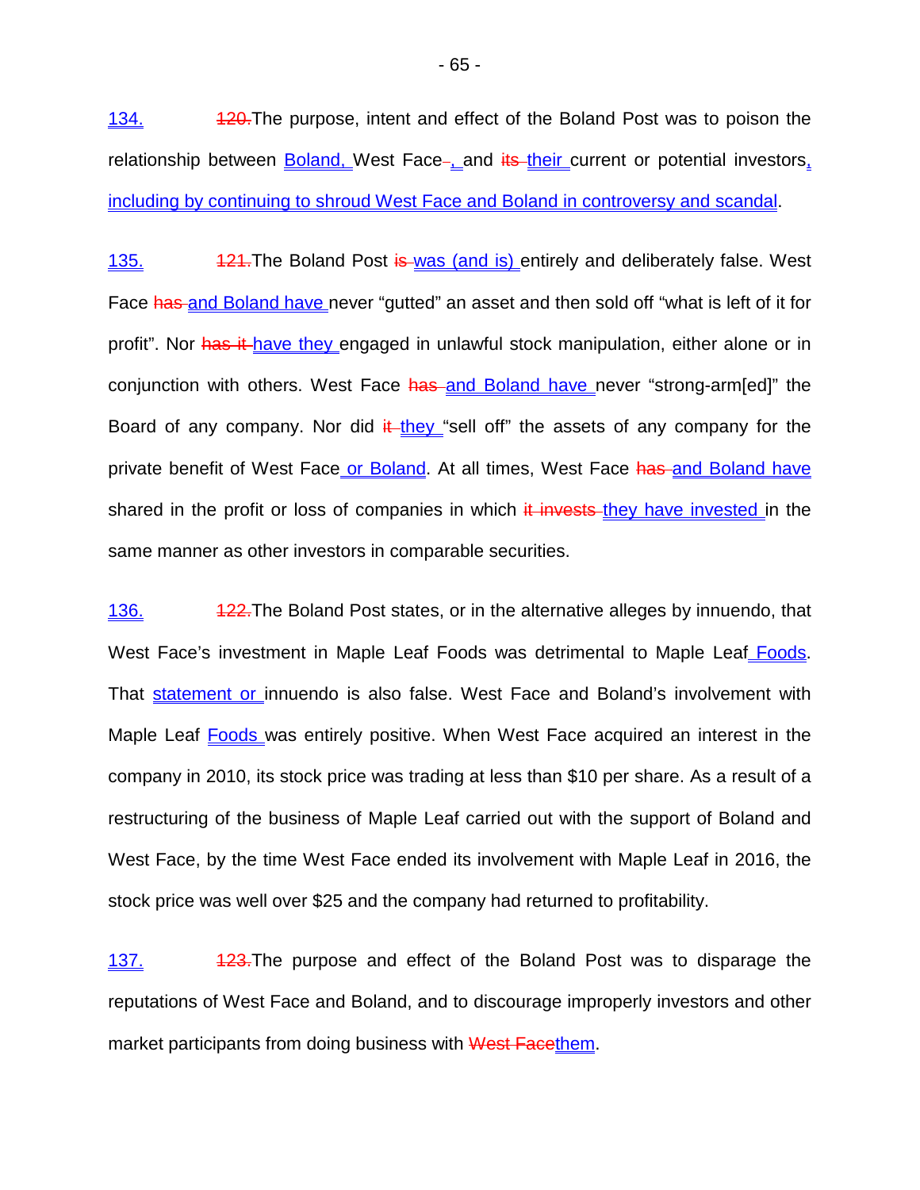<u>134.</u> ~~120.~~The purpose, intent and effect of the Boland Post was to poison the relationship between <u>Boland,</u> West Face~~,~~<u>,</u> and ~~its~~ <u>their</u> current or potential investors<u>, including by continuing to shroud West Face and Boland in controversy and scandal</u>.

<u>135.</u> ~~121.~~The Boland Post ~~is~~ <u>was (and is)</u> entirely and deliberately false. West Face ~~has~~ <u>and Boland have</u> never "gutted" an asset and then sold off "what is left of it for profit". Nor ~~has it~~ <u>have they</u> engaged in unlawful stock manipulation, either alone or in conjunction with others. West Face ~~has~~ <u>and Boland have</u> never "strong-arm[ed]" the Board of any company. Nor did ~~it~~ <u>they</u> "sell off" the assets of any company for the private benefit of West Face<u> or Boland</u>. At all times, West Face ~~has~~ <u>and Boland have</u> shared in the profit or loss of companies in which ~~it invests~~ <u>they have invested</u> in the same manner as other investors in comparable securities.

<u>136.</u> ~~122.~~The Boland Post states, or in the alternative alleges by innuendo, that West Face's investment in Maple Leaf Foods was detrimental to Maple Leaf<u> Foods</u>. That <u>statement or</u> innuendo is also false. West Face and Boland's involvement with Maple Leaf <u>Foods</u> was entirely positive. When West Face acquired an interest in the company in 2010, its stock price was trading at less than $10 per share. As a result of a restructuring of the business of Maple Leaf carried out with the support of Boland and West Face, by the time West Face ended its involvement with Maple Leaf in 2016, the stock price was well over $25 and the company had returned to profitability.

<u>137.</u> ~~123.~~The purpose and effect of the Boland Post was to disparage the reputations of West Face and Boland, and to discourage improperly investors and other market participants from doing business with ~~West Face~~<u>them</u>.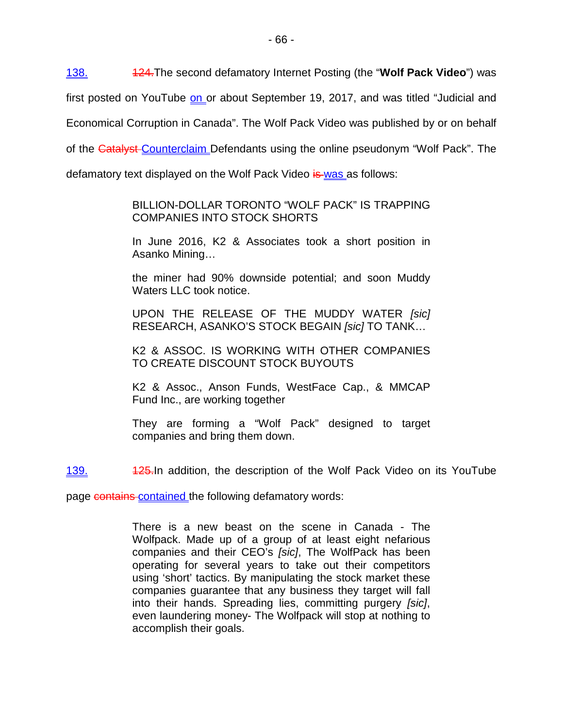138. ~~124.~~The second defamatory Internet Posting (the "**Wolf Pack Video**") was first posted on YouTube on or about September 19, 2017, and was titled "Judicial and Economical Corruption in Canada". The Wolf Pack Video was published by or on behalf of the ~~Catalyst~~ Counterclaim Defendants using the online pseudonym "Wolf Pack". The defamatory text displayed on the Wolf Pack Video ~~is~~ was as follows:

> BILLION-DOLLAR TORONTO "WOLF PACK" IS TRAPPING COMPANIES INTO STOCK SHORTS
>
> In June 2016, K2 & Associates took a short position in Asanko Mining…
>
> the miner had 90% downside potential; and soon Muddy Waters LLC took notice.
>
> UPON THE RELEASE OF THE MUDDY WATER *[sic]* RESEARCH, ASANKO'S STOCK BEGAIN *[sic]* TO TANK…
>
> K2 & ASSOC. IS WORKING WITH OTHER COMPANIES TO CREATE DISCOUNT STOCK BUYOUTS
>
> K2 & Assoc., Anson Funds, WestFace Cap., & MMCAP Fund Inc., are working together
>
> They are forming a "Wolf Pack" designed to target companies and bring them down.

139. ~~125.~~In addition, the description of the Wolf Pack Video on its YouTube page ~~contains~~ contained the following defamatory words:

> There is a new beast on the scene in Canada - The Wolfpack. Made up of a group of at least eight nefarious companies and their CEO's *[sic]*, The WolfPack has been operating for several years to take out their competitors using 'short' tactics. By manipulating the stock market these companies guarantee that any business they target will fall into their hands. Spreading lies, committing purgery *[sic]*, even laundering money- The Wolfpack will stop at nothing to accomplish their goals.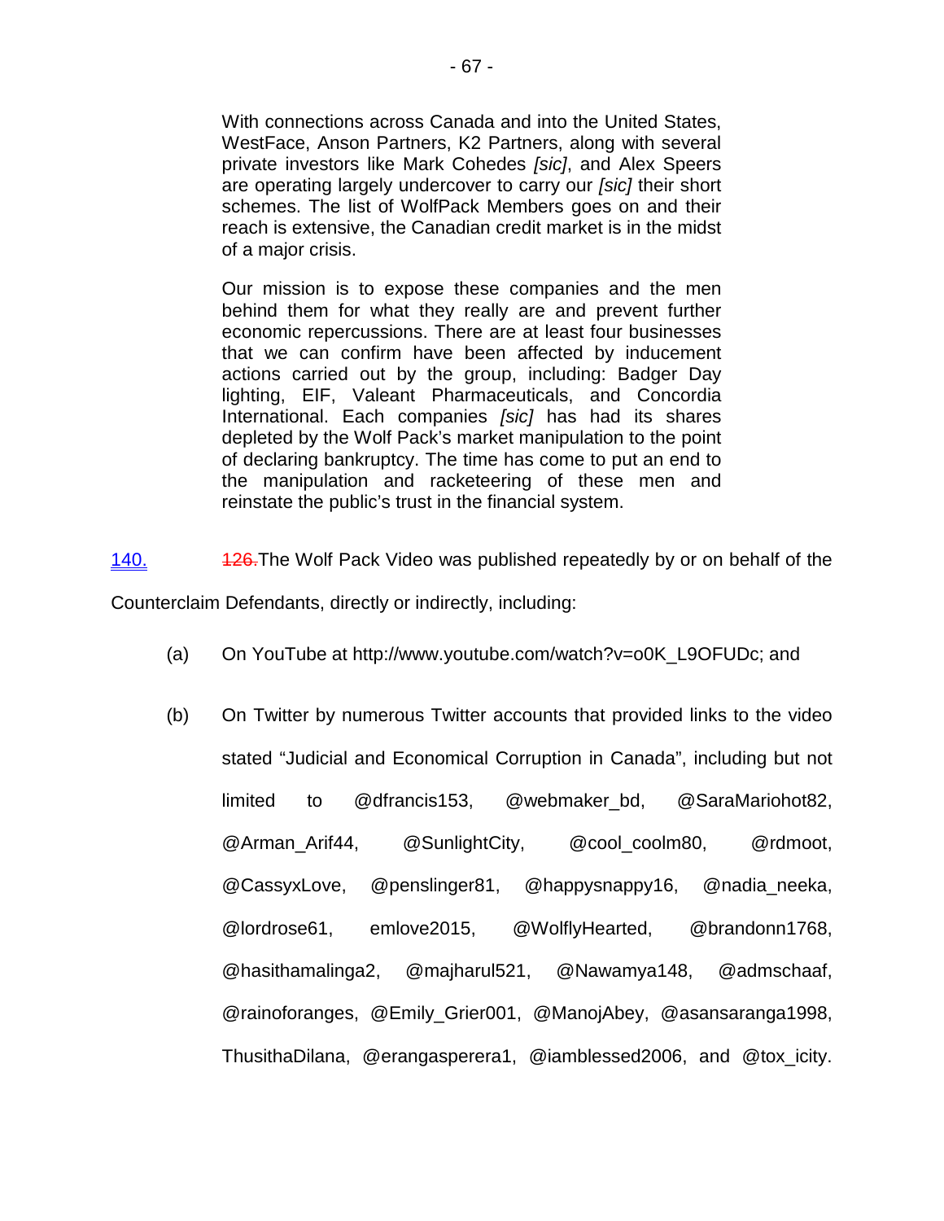> With connections across Canada and into the United States, WestFace, Anson Partners, K2 Partners, along with several private investors like Mark Cohedes *[sic]*, and Alex Speers are operating largely undercover to carry our *[sic]* their short schemes. The list of WolfPack Members goes on and their reach is extensive, the Canadian credit market is in the midst of a major crisis.
>
> Our mission is to expose these companies and the men behind them for what they really are and prevent further economic repercussions. There are at least four businesses that we can confirm have been affected by inducement actions carried out by the group, including: Badger Day lighting, EIF, Valeant Pharmaceuticals, and Concordia International. Each companies *[sic]* has had its shares depleted by the Wolf Pack's market manipulation to the point of declaring bankruptcy. The time has come to put an end to the manipulation and racketeering of these men and reinstate the public's trust in the financial system.

140. ~~126.~~ The Wolf Pack Video was published repeatedly by or on behalf of the Counterclaim Defendants, directly or indirectly, including:

(a) On YouTube at http://www.youtube.com/watch?v=o0K_L9OFUDc; and

(b) On Twitter by numerous Twitter accounts that provided links to the video stated "Judicial and Economical Corruption in Canada", including but not limited to @dfrancis153, @webmaker_bd, @SaraMariohot82, @Arman_Arif44, @SunlightCity, @cool_coolm80, @rdmoot, @CassyxLove, @penslinger81, @happysnappy16, @nadia_neeka, @lordrose61, emlove2015, @WolflyHearted, @brandonn1768, @hasithamalinga2, @majharul521, @Nawamya148, @admschaaf, @rainoforanges, @Emily_Grier001, @ManojAbey, @asansaranga1998, ThusithaDilana, @erangasperera1, @iamblessed2006, and @tox_icity.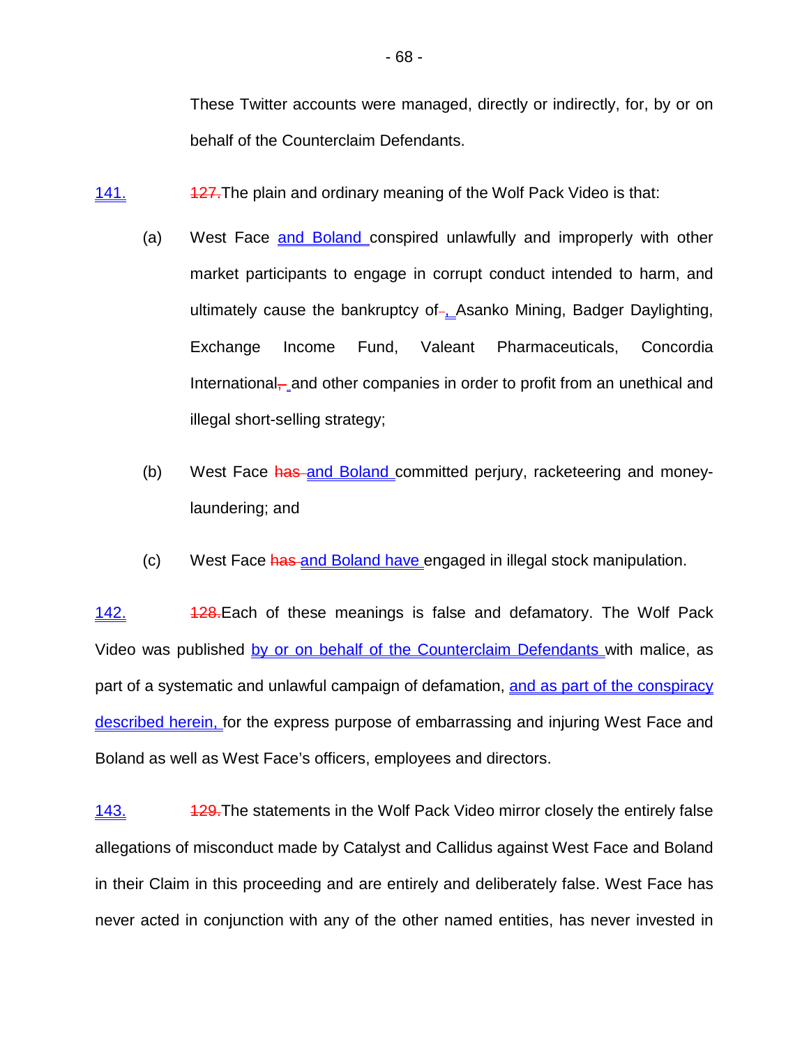These Twitter accounts were managed, directly or indirectly, for, by or on behalf of the Counterclaim Defendants.

141. ~~127.~~ The plain and ordinary meaning of the Wolf Pack Video is that:

(a) West Face and Boland conspired unlawfully and improperly with other market participants to engage in corrupt conduct intended to harm, and ultimately cause the bankruptcy of ~~-~~, Asanko Mining, Badger Daylighting, Exchange Income Fund, Valeant Pharmaceuticals, Concordia International~~,~~ and other companies in order to profit from an unethical and illegal short-selling strategy;

(b) West Face ~~has~~ and Boland committed perjury, racketeering and money-laundering; and

(c) West Face ~~has~~ and Boland have engaged in illegal stock manipulation.

142. ~~128.~~ Each of these meanings is false and defamatory. The Wolf Pack Video was published by or on behalf of the Counterclaim Defendants with malice, as part of a systematic and unlawful campaign of defamation, and as part of the conspiracy described herein, for the express purpose of embarrassing and injuring West Face and Boland as well as West Face's officers, employees and directors.

143. ~~129.~~ The statements in the Wolf Pack Video mirror closely the entirely false allegations of misconduct made by Catalyst and Callidus against West Face and Boland in their Claim in this proceeding and are entirely and deliberately false. West Face has never acted in conjunction with any of the other named entities, has never invested in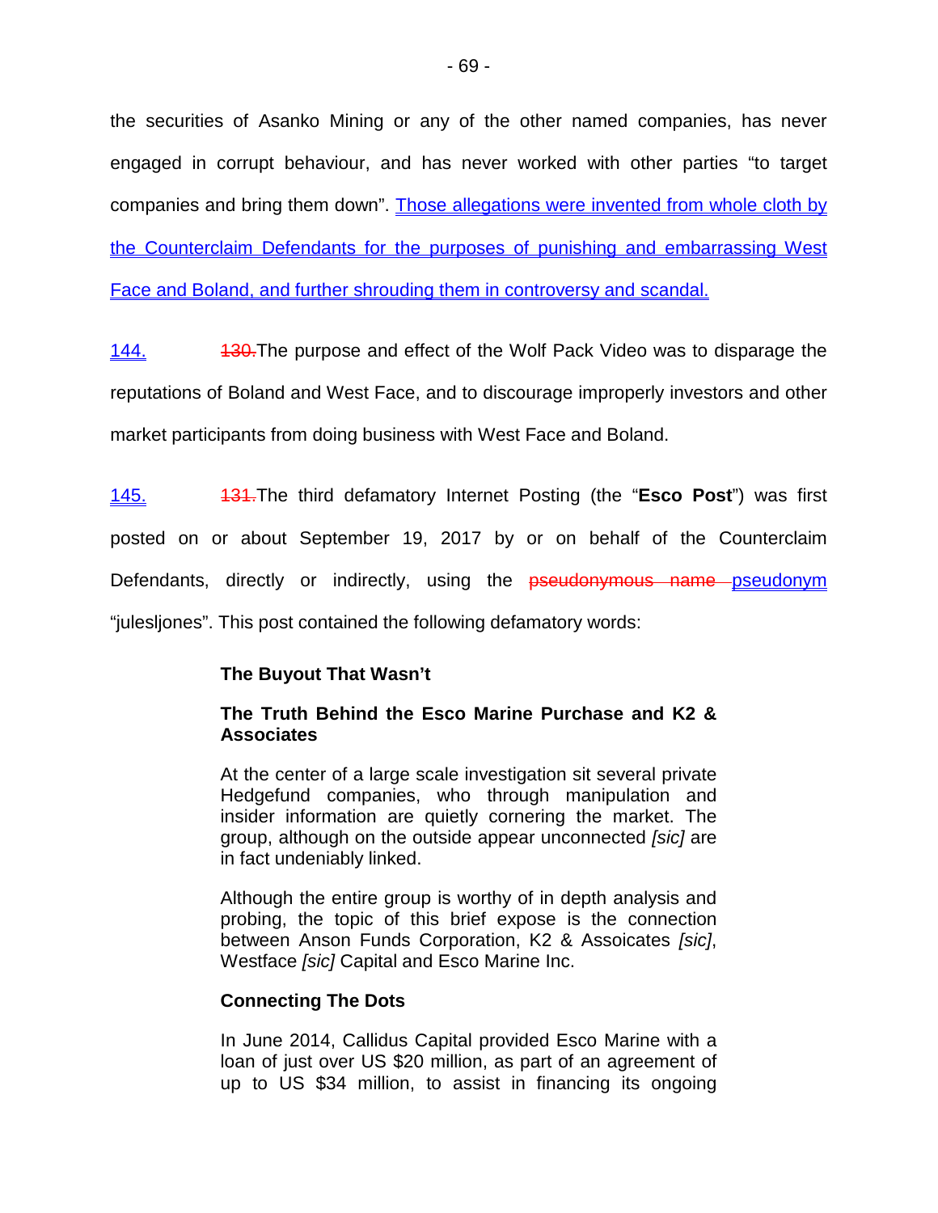the securities of Asanko Mining or any of the other named companies, has never engaged in corrupt behaviour, and has never worked with other parties "to target companies and bring them down". <u>Those allegations were invented from whole cloth by the Counterclaim Defendants for the purposes of punishing and embarrassing West Face and Boland, and further shrouding them in controversy and scandal.</u>

<u>144.</u> ~~130.~~The purpose and effect of the Wolf Pack Video was to disparage the reputations of Boland and West Face, and to discourage improperly investors and other market participants from doing business with West Face and Boland.

<u>145.</u> ~~131.~~The third defamatory Internet Posting (the "**Esco Post**") was first posted on or about September 19, 2017 by or on behalf of the Counterclaim Defendants, directly or indirectly, using the ~~pseudonymous name~~ <u>pseudonym</u> "julesljones". This post contained the following defamatory words:

> **The Buyout That Wasn't**
>
> **The Truth Behind the Esco Marine Purchase and K2 & Associates**
>
> At the center of a large scale investigation sit several private Hedgefund companies, who through manipulation and insider information are quietly cornering the market. The group, although on the outside appear unconnected *[sic]* are in fact undeniably linked.
>
> Although the entire group is worthy of in depth analysis and probing, the topic of this brief expose is the connection between Anson Funds Corporation, K2 & Assoicates *[sic]*, Westface *[sic]* Capital and Esco Marine Inc.
>
> **Connecting The Dots**
>
> In June 2014, Callidus Capital provided Esco Marine with a loan of just over US $20 million, as part of an agreement of up to US $34 million, to assist in financing its ongoing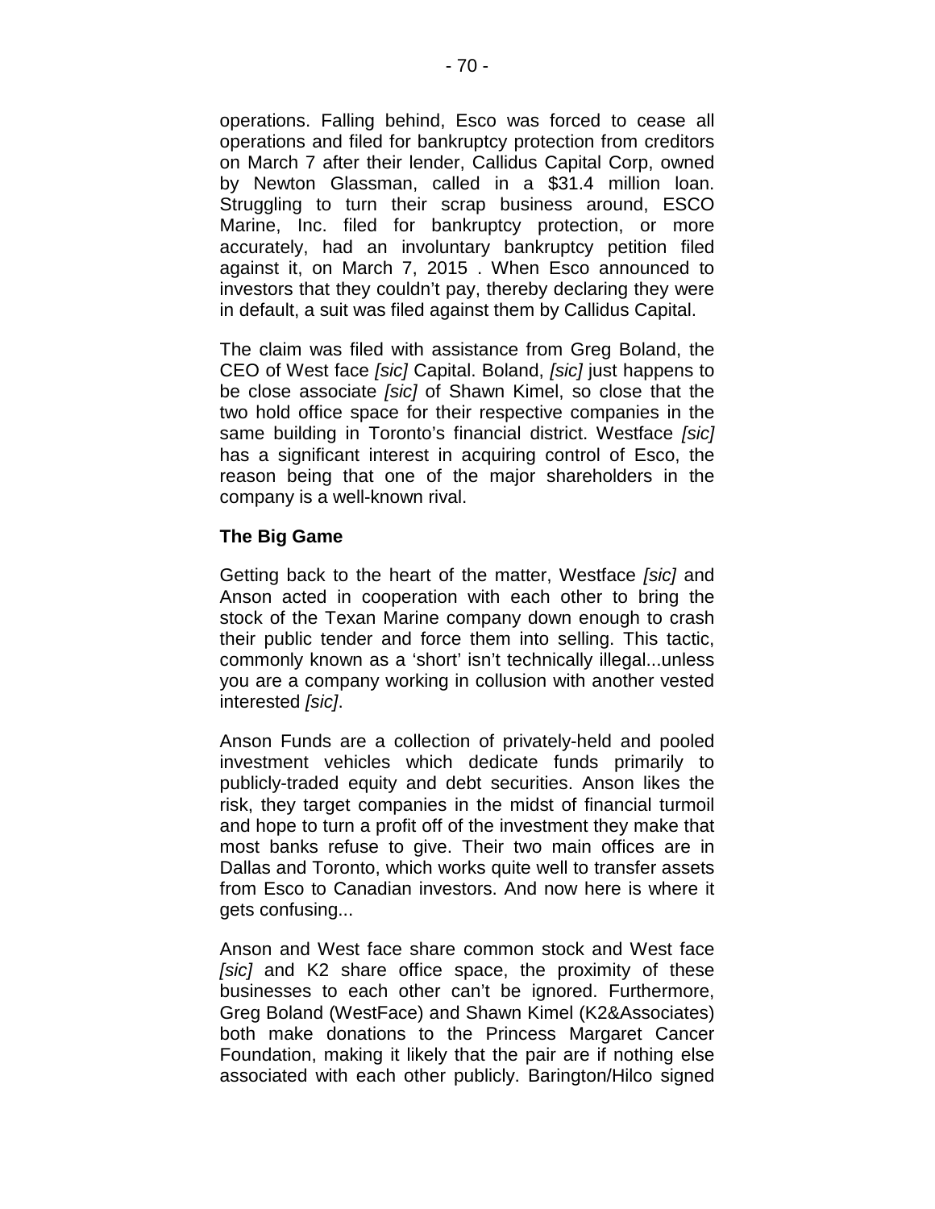operations. Falling behind, Esco was forced to cease all operations and filed for bankruptcy protection from creditors on March 7 after their lender, Callidus Capital Corp, owned by Newton Glassman, called in a $31.4 million loan. Struggling to turn their scrap business around, ESCO Marine, Inc. filed for bankruptcy protection, or more accurately, had an involuntary bankruptcy petition filed against it, on March 7, 2015 . When Esco announced to investors that they couldn't pay, thereby declaring they were in default, a suit was filed against them by Callidus Capital.

The claim was filed with assistance from Greg Boland, the CEO of West face *[sic]* Capital. Boland, *[sic]* just happens to be close associate *[sic]* of Shawn Kimel, so close that the two hold office space for their respective companies in the same building in Toronto's financial district. Westface *[sic]* has a significant interest in acquiring control of Esco, the reason being that one of the major shareholders in the company is a well-known rival.

**The Big Game**

Getting back to the heart of the matter, Westface *[sic]* and Anson acted in cooperation with each other to bring the stock of the Texan Marine company down enough to crash their public tender and force them into selling. This tactic, commonly known as a 'short' isn't technically illegal...unless you are a company working in collusion with another vested interested *[sic]*.

Anson Funds are a collection of privately-held and pooled investment vehicles which dedicate funds primarily to publicly-traded equity and debt securities. Anson likes the risk, they target companies in the midst of financial turmoil and hope to turn a profit off of the investment they make that most banks refuse to give. Their two main offices are in Dallas and Toronto, which works quite well to transfer assets from Esco to Canadian investors. And now here is where it gets confusing...

Anson and West face share common stock and West face *[sic]* and K2 share office space, the proximity of these businesses to each other can't be ignored. Furthermore, Greg Boland (WestFace) and Shawn Kimel (K2&Associates) both make donations to the Princess Margaret Cancer Foundation, making it likely that the pair are if nothing else associated with each other publicly. Barington/Hilco signed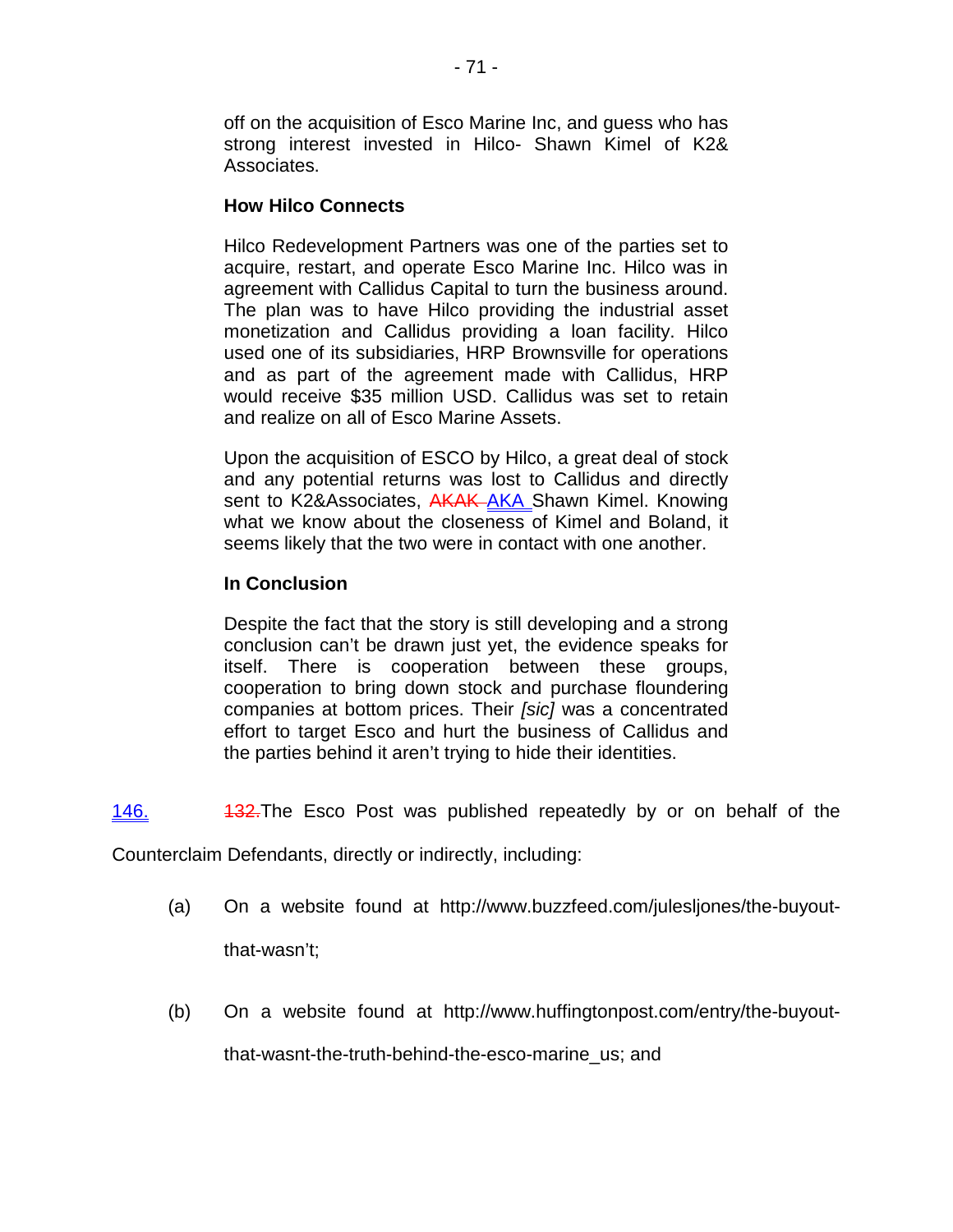off on the acquisition of Esco Marine Inc, and guess who has strong interest invested in Hilco- Shawn Kimel of K2& Associates.

**How Hilco Connects**

Hilco Redevelopment Partners was one of the parties set to acquire, restart, and operate Esco Marine Inc. Hilco was in agreement with Callidus Capital to turn the business around. The plan was to have Hilco providing the industrial asset monetization and Callidus providing a loan facility. Hilco used one of its subsidiaries, HRP Brownsville for operations and as part of the agreement made with Callidus, HRP would receive $35 million USD. Callidus was set to retain and realize on all of Esco Marine Assets.

Upon the acquisition of ESCO by Hilco, a great deal of stock and any potential returns was lost to Callidus and directly sent to K2&Associates, ~~AKAK~~ AKA Shawn Kimel. Knowing what we know about the closeness of Kimel and Boland, it seems likely that the two were in contact with one another.

**In Conclusion**

Despite the fact that the story is still developing and a strong conclusion can't be drawn just yet, the evidence speaks for itself. There is cooperation between these groups, cooperation to bring down stock and purchase floundering companies at bottom prices. Their *[sic]* was a concentrated effort to target Esco and hurt the business of Callidus and the parties behind it aren't trying to hide their identities.

146. ~~132.~~The Esco Post was published repeatedly by or on behalf of the Counterclaim Defendants, directly or indirectly, including:

(a) On a website found at http://www.buzzfeed.com/julesljones/the-buyout-that-wasn't;

(b) On a website found at http://www.huffingtonpost.com/entry/the-buyout-that-wasnt-the-truth-behind-the-esco-marine_us; and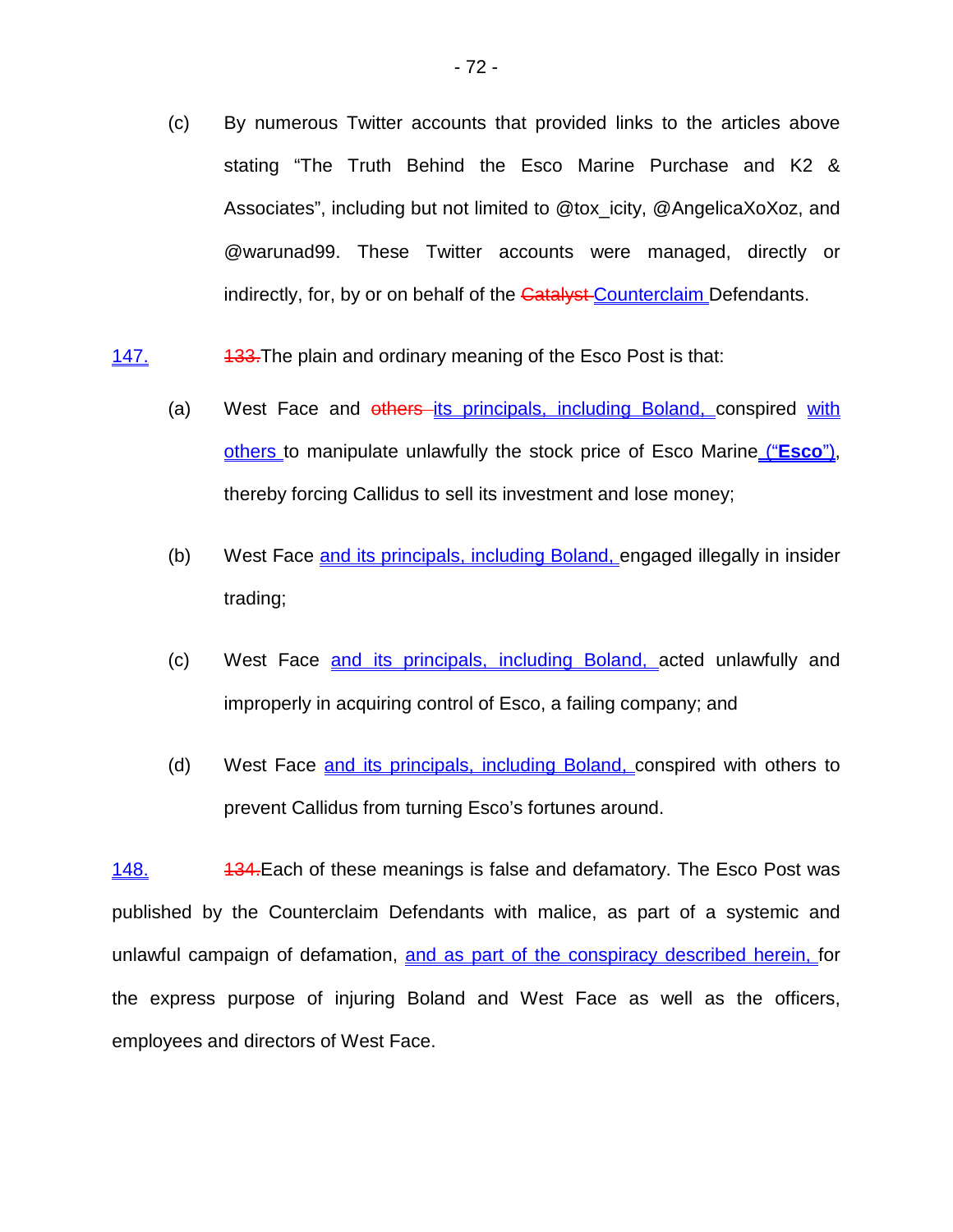(c) By numerous Twitter accounts that provided links to the articles above stating "The Truth Behind the Esco Marine Purchase and K2 & Associates", including but not limited to @tox_icity, @AngelicaXoXoz, and @warunad99. These Twitter accounts were managed, directly or indirectly, for, by or on behalf of the ~~Catalyst~~ Counterclaim Defendants.

147. ~~133.~~ The plain and ordinary meaning of the Esco Post is that:

(a) West Face and ~~others~~ its principals, including Boland, conspired with others to manipulate unlawfully the stock price of Esco Marine ("**Esco**"), thereby forcing Callidus to sell its investment and lose money;

(b) West Face and its principals, including Boland, engaged illegally in insider trading;

(c) West Face and its principals, including Boland, acted unlawfully and improperly in acquiring control of Esco, a failing company; and

(d) West Face and its principals, including Boland, conspired with others to prevent Callidus from turning Esco's fortunes around.

148. ~~134.~~ Each of these meanings is false and defamatory. The Esco Post was published by the Counterclaim Defendants with malice, as part of a systemic and unlawful campaign of defamation, and as part of the conspiracy described herein, for the express purpose of injuring Boland and West Face as well as the officers, employees and directors of West Face.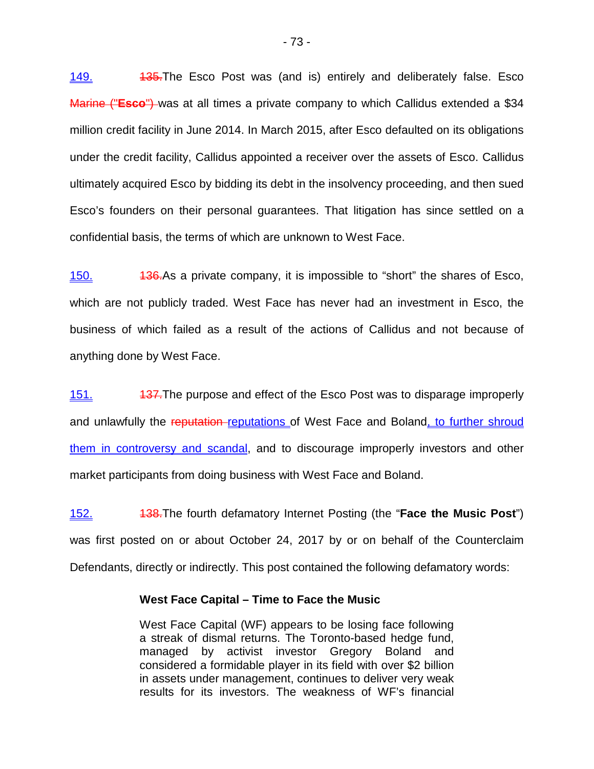149. ~~135.~~The Esco Post was (and is) entirely and deliberately false. Esco ~~Marine ("**Esco**")~~ was at all times a private company to which Callidus extended a $34 million credit facility in June 2014. In March 2015, after Esco defaulted on its obligations under the credit facility, Callidus appointed a receiver over the assets of Esco. Callidus ultimately acquired Esco by bidding its debt in the insolvency proceeding, and then sued Esco's founders on their personal guarantees. That litigation has since settled on a confidential basis, the terms of which are unknown to West Face.

150. ~~136.~~As a private company, it is impossible to "short" the shares of Esco, which are not publicly traded. West Face has never had an investment in Esco, the business of which failed as a result of the actions of Callidus and not because of anything done by West Face.

151. ~~137.~~The purpose and effect of the Esco Post was to disparage improperly and unlawfully the ~~reputation~~ reputations of West Face and Boland, to further shroud them in controversy and scandal, and to discourage improperly investors and other market participants from doing business with West Face and Boland.

152. ~~138.~~The fourth defamatory Internet Posting (the "**Face the Music Post**") was first posted on or about October 24, 2017 by or on behalf of the Counterclaim Defendants, directly or indirectly. This post contained the following defamatory words:

> **West Face Capital – Time to Face the Music**
>
> West Face Capital (WF) appears to be losing face following a streak of dismal returns. The Toronto-based hedge fund, managed by activist investor Gregory Boland and considered a formidable player in its field with over $2 billion in assets under management, continues to deliver very weak results for its investors. The weakness of WF's financial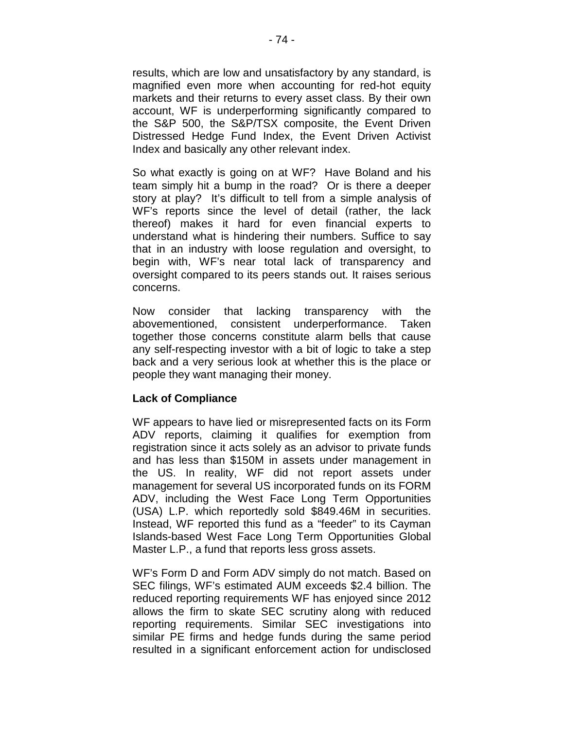results, which are low and unsatisfactory by any standard, is magnified even more when accounting for red-hot equity markets and their returns to every asset class. By their own account, WF is underperforming significantly compared to the S&P 500, the S&P/TSX composite, the Event Driven Distressed Hedge Fund Index, the Event Driven Activist Index and basically any other relevant index.

So what exactly is going on at WF? Have Boland and his team simply hit a bump in the road? Or is there a deeper story at play? It's difficult to tell from a simple analysis of WF's reports since the level of detail (rather, the lack thereof) makes it hard for even financial experts to understand what is hindering their numbers. Suffice to say that in an industry with loose regulation and oversight, to begin with, WF's near total lack of transparency and oversight compared to its peers stands out. It raises serious concerns.

Now consider that lacking transparency with the abovementioned, consistent underperformance. Taken together those concerns constitute alarm bells that cause any self-respecting investor with a bit of logic to take a step back and a very serious look at whether this is the place or people they want managing their money.

**Lack of Compliance**

WF appears to have lied or misrepresented facts on its Form ADV reports, claiming it qualifies for exemption from registration since it acts solely as an advisor to private funds and has less than \$150M in assets under management in the US. In reality, WF did not report assets under management for several US incorporated funds on its FORM ADV, including the West Face Long Term Opportunities (USA) L.P. which reportedly sold \$849.46M in securities. Instead, WF reported this fund as a "feeder" to its Cayman Islands-based West Face Long Term Opportunities Global Master L.P., a fund that reports less gross assets.

WF's Form D and Form ADV simply do not match. Based on SEC filings, WF's estimated AUM exceeds \$2.4 billion. The reduced reporting requirements WF has enjoyed since 2012 allows the firm to skate SEC scrutiny along with reduced reporting requirements. Similar SEC investigations into similar PE firms and hedge funds during the same period resulted in a significant enforcement action for undisclosed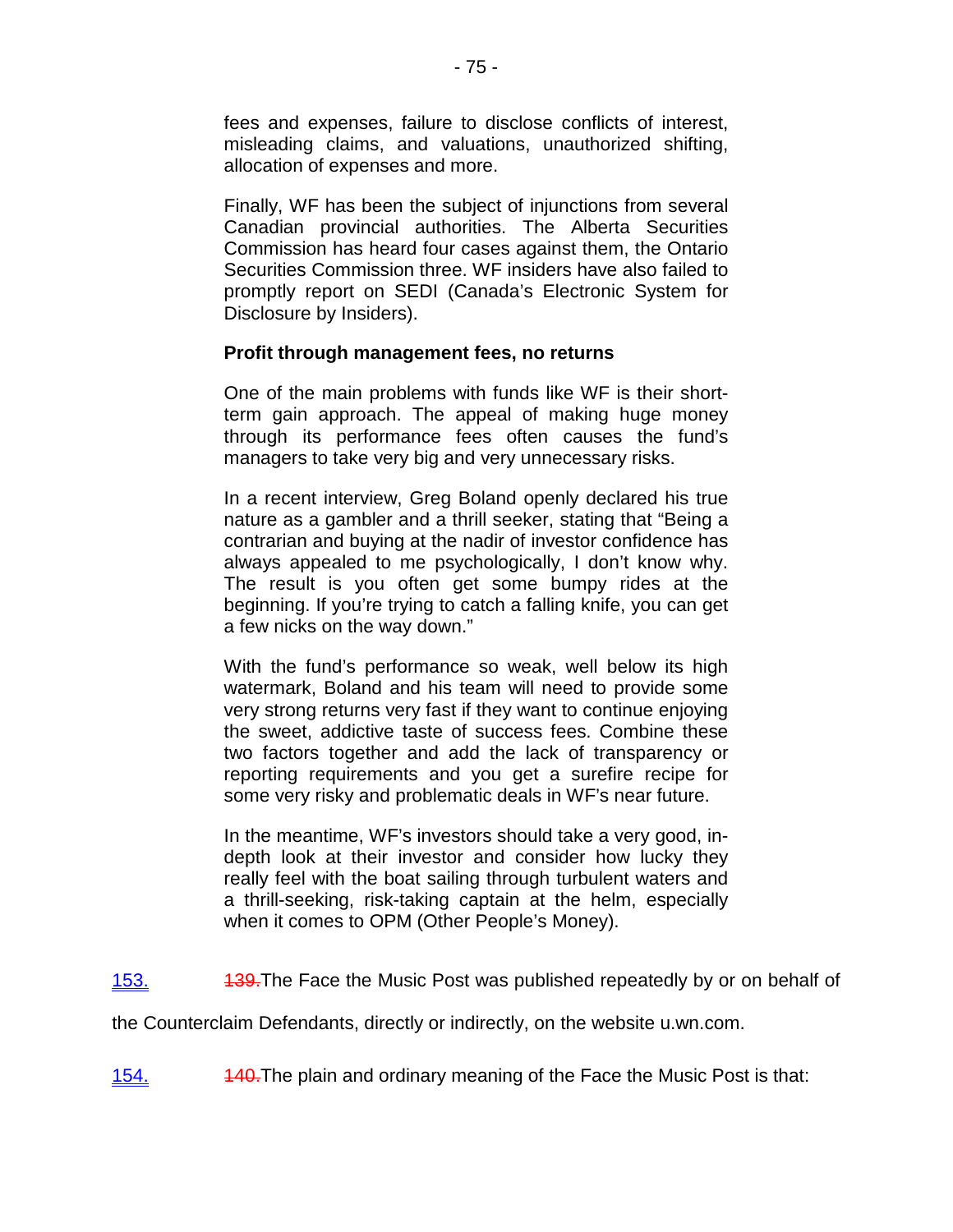fees and expenses, failure to disclose conflicts of interest, misleading claims, and valuations, unauthorized shifting, allocation of expenses and more.

Finally, WF has been the subject of injunctions from several Canadian provincial authorities. The Alberta Securities Commission has heard four cases against them, the Ontario Securities Commission three. WF insiders have also failed to promptly report on SEDI (Canada's Electronic System for Disclosure by Insiders).

**Profit through management fees, no returns**

One of the main problems with funds like WF is their short-term gain approach. The appeal of making huge money through its performance fees often causes the fund's managers to take very big and very unnecessary risks.

In a recent interview, Greg Boland openly declared his true nature as a gambler and a thrill seeker, stating that "Being a contrarian and buying at the nadir of investor confidence has always appealed to me psychologically, I don't know why. The result is you often get some bumpy rides at the beginning. If you're trying to catch a falling knife, you can get a few nicks on the way down."

With the fund's performance so weak, well below its high watermark, Boland and his team will need to provide some very strong returns very fast if they want to continue enjoying the sweet, addictive taste of success fees. Combine these two factors together and add the lack of transparency or reporting requirements and you get a surefire recipe for some very risky and problematic deals in WF's near future.

In the meantime, WF's investors should take a very good, in-depth look at their investor and consider how lucky they really feel with the boat sailing through turbulent waters and a thrill-seeking, risk-taking captain at the helm, especially when it comes to OPM (Other People's Money).

153. ~~139.~~ The Face the Music Post was published repeatedly by or on behalf of the Counterclaim Defendants, directly or indirectly, on the website u.wn.com.

154. ~~140.~~ The plain and ordinary meaning of the Face the Music Post is that: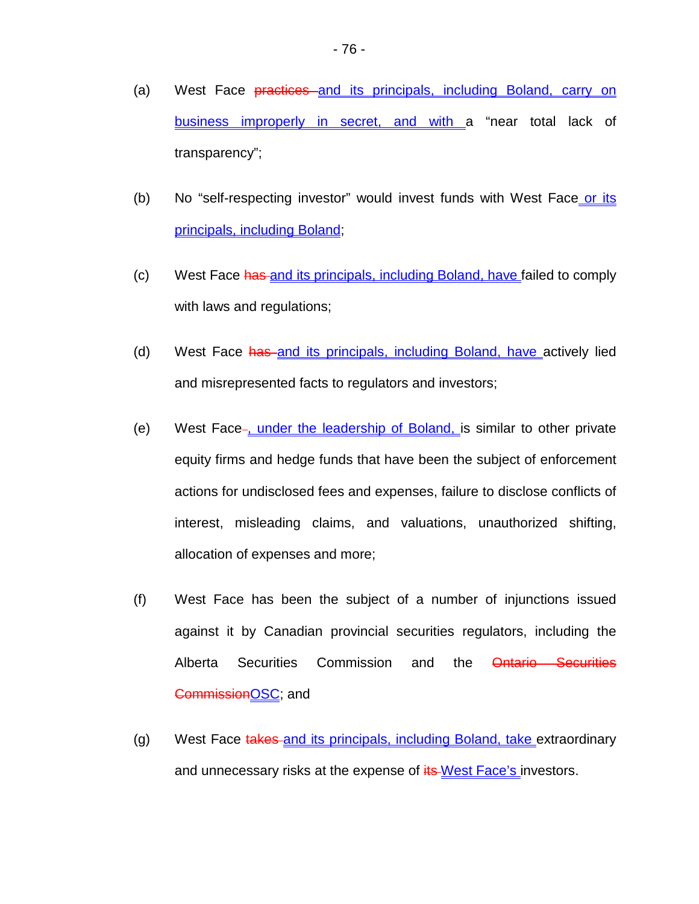(a) West Face ~~practices~~ <u>and its principals, including Boland, carry on business improperly in secret, and with</u> a “near total lack of transparency”;

(b) No “self-respecting investor” would invest funds with West Face<u> or its principals, including Boland</u>;

(c) West Face ~~has~~ <u>and its principals, including Boland, have</u> failed to comply with laws and regulations;

(d) West Face ~~has~~ <u>and its principals, including Boland, have</u> actively lied and misrepresented facts to regulators and investors;

(e) West Face<u>, under the leadership of Boland,</u> is similar to other private equity firms and hedge funds that have been the subject of enforcement actions for undisclosed fees and expenses, failure to disclose conflicts of interest, misleading claims, and valuations, unauthorized shifting, allocation of expenses and more;

(f) West Face has been the subject of a number of injunctions issued against it by Canadian provincial securities regulators, including the Alberta Securities Commission and the ~~Ontario Securities Commission~~<u>OSC</u>; and

(g) West Face ~~takes~~ <u>and its principals, including Boland, take</u> extraordinary and unnecessary risks at the expense of ~~its~~ <u>West Face’s</u> investors.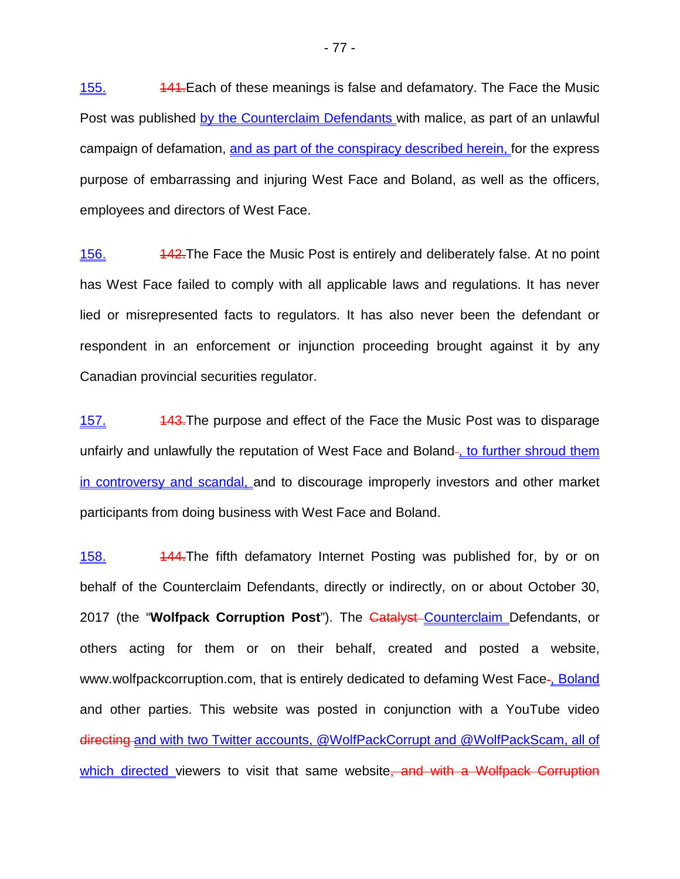155. ~~141.~~Each of these meanings is false and defamatory. The Face the Music Post was published by the Counterclaim Defendants with malice, as part of an unlawful campaign of defamation, and as part of the conspiracy described herein, for the express purpose of embarrassing and injuring West Face and Boland, as well as the officers, employees and directors of West Face.

156. ~~142.~~The Face the Music Post is entirely and deliberately false. At no point has West Face failed to comply with all applicable laws and regulations. It has never lied or misrepresented facts to regulators. It has also never been the defendant or respondent in an enforcement or injunction proceeding brought against it by any Canadian provincial securities regulator.

157. ~~143.~~The purpose and effect of the Face the Music Post was to disparage unfairly and unlawfully the reputation of West Face and Boland~~.~~, to further shroud them in controversy and scandal, and to discourage improperly investors and other market participants from doing business with West Face and Boland.

158. ~~144.~~The fifth defamatory Internet Posting was published for, by or on behalf of the Counterclaim Defendants, directly or indirectly, on or about October 30, 2017 (the "**Wolfpack Corruption Post**"). The ~~Catalyst~~ Counterclaim Defendants, or others acting for them or on their behalf, created and posted a website, www.wolfpackcorruption.com, that is entirely dedicated to defaming West Face~~.~~, Boland and other parties. This website was posted in conjunction with a YouTube video ~~directing~~ and with two Twitter accounts, @WolfPackCorrupt and @WolfPackScam, all of which directed viewers to visit that same website~~, and with a Wolfpack Corruption~~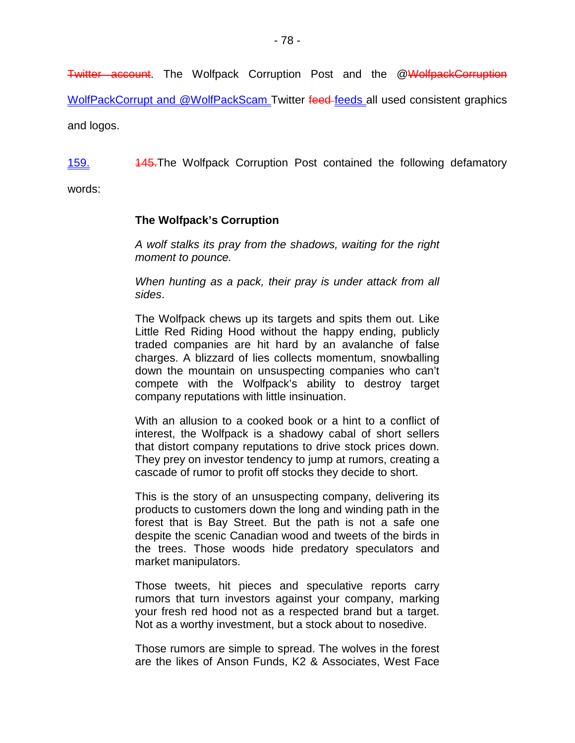~~Twitter account~~. The Wolfpack Corruption Post and the @~~WolfpackCorruption~~ WolfPackCorrupt and @WolfPackScam Twitter ~~feed~~ feeds all used consistent graphics and logos.

159. ~~145.~~The Wolfpack Corruption Post contained the following defamatory words:

> **The Wolfpack's Corruption**
>
> *A wolf stalks its pray from the shadows, waiting for the right moment to pounce.*
>
> *When hunting as a pack, their pray is under attack from all sides*.
>
> The Wolfpack chews up its targets and spits them out. Like Little Red Riding Hood without the happy ending, publicly traded companies are hit hard by an avalanche of false charges. A blizzard of lies collects momentum, snowballing down the mountain on unsuspecting companies who can't compete with the Wolfpack's ability to destroy target company reputations with little insinuation.
>
> With an allusion to a cooked book or a hint to a conflict of interest, the Wolfpack is a shadowy cabal of short sellers that distort company reputations to drive stock prices down. They prey on investor tendency to jump at rumors, creating a cascade of rumor to profit off stocks they decide to short.
>
> This is the story of an unsuspecting company, delivering its products to customers down the long and winding path in the forest that is Bay Street. But the path is not a safe one despite the scenic Canadian wood and tweets of the birds in the trees. Those woods hide predatory speculators and market manipulators.
>
> Those tweets, hit pieces and speculative reports carry rumors that turn investors against your company, marking your fresh red hood not as a respected brand but a target. Not as a worthy investment, but a stock about to nosedive.
>
> Those rumors are simple to spread. The wolves in the forest are the likes of Anson Funds, K2 & Associates, West Face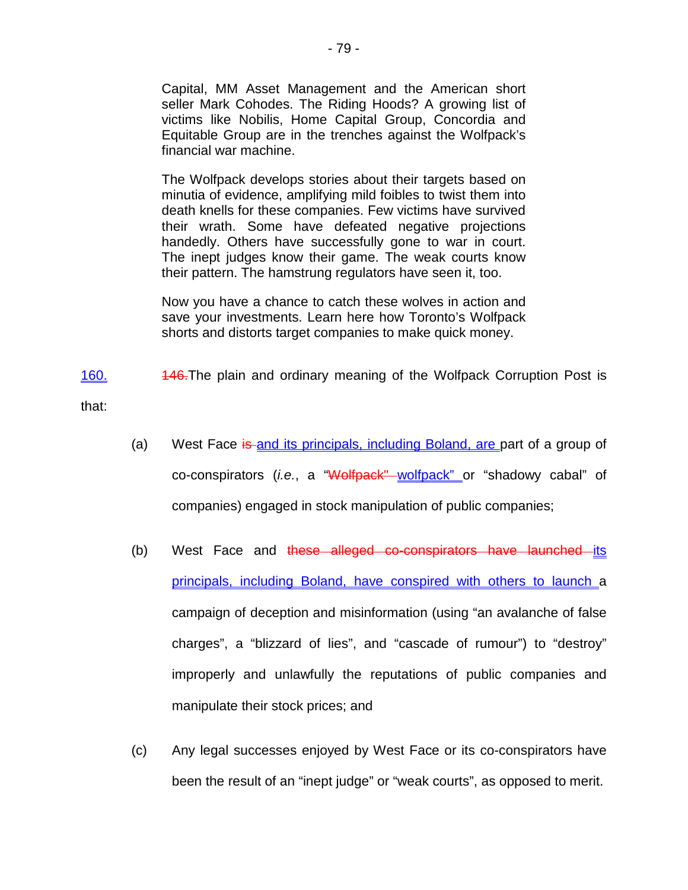Capital, MM Asset Management and the American short seller Mark Cohodes. The Riding Hoods? A growing list of victims like Nobilis, Home Capital Group, Concordia and Equitable Group are in the trenches against the Wolfpack's financial war machine.

> The Wolfpack develops stories about their targets based on minutia of evidence, amplifying mild foibles to twist them into death knells for these companies. Few victims have survived their wrath. Some have defeated negative projections handedly. Others have successfully gone to war in court. The inept judges know their game. The weak courts know their pattern. The hamstrung regulators have seen it, too.
>
> Now you have a chance to catch these wolves in action and save your investments. Learn here how Toronto's Wolfpack shorts and distorts target companies to make quick money.

160. ~~146.~~The plain and ordinary meaning of the Wolfpack Corruption Post is that:

(a) West Face ~~is~~ and its principals, including Boland, are part of a group of co-conspirators (*i.e.*, a ~~"Wolfpack"~~ "wolfpack" or "shadowy cabal" of companies) engaged in stock manipulation of public companies;

(b) West Face and ~~these alleged co-conspirators have launched~~ its principals, including Boland, have conspired with others to launch a campaign of deception and misinformation (using "an avalanche of false charges", a "blizzard of lies", and "cascade of rumour") to "destroy" improperly and unlawfully the reputations of public companies and manipulate their stock prices; and

(c) Any legal successes enjoyed by West Face or its co-conspirators have been the result of an "inept judge" or "weak courts", as opposed to merit.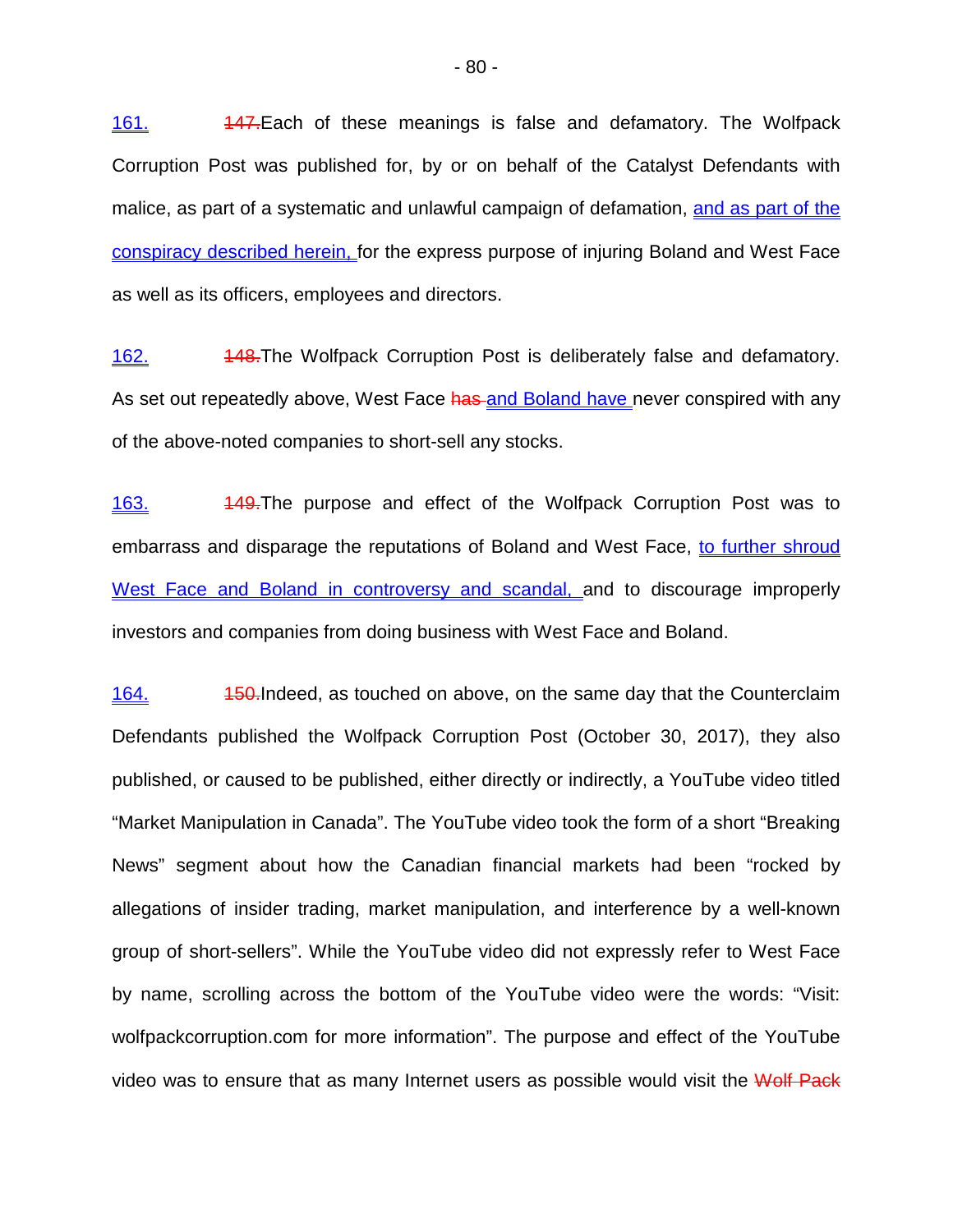161. ~~147.~~Each of these meanings is false and defamatory. The Wolfpack Corruption Post was published for, by or on behalf of the Catalyst Defendants with malice, as part of a systematic and unlawful campaign of defamation, <u>and as part of the conspiracy described herein,</u> for the express purpose of injuring Boland and West Face as well as its officers, employees and directors.

162. ~~148.~~The Wolfpack Corruption Post is deliberately false and defamatory. As set out repeatedly above, West Face ~~has~~ <u>and Boland have</u> never conspired with any of the above-noted companies to short-sell any stocks.

163. ~~149.~~The purpose and effect of the Wolfpack Corruption Post was to embarrass and disparage the reputations of Boland and West Face, <u>to further shroud West Face and Boland in controversy and scandal,</u> and to discourage improperly investors and companies from doing business with West Face and Boland.

164. ~~150.~~Indeed, as touched on above, on the same day that the Counterclaim Defendants published the Wolfpack Corruption Post (October 30, 2017), they also published, or caused to be published, either directly or indirectly, a YouTube video titled "Market Manipulation in Canada". The YouTube video took the form of a short "Breaking News" segment about how the Canadian financial markets had been "rocked by allegations of insider trading, market manipulation, and interference by a well-known group of short-sellers". While the YouTube video did not expressly refer to West Face by name, scrolling across the bottom of the YouTube video were the words: "Visit: wolfpackcorruption.com for more information". The purpose and effect of the YouTube video was to ensure that as many Internet users as possible would visit the ~~Wolf Pack~~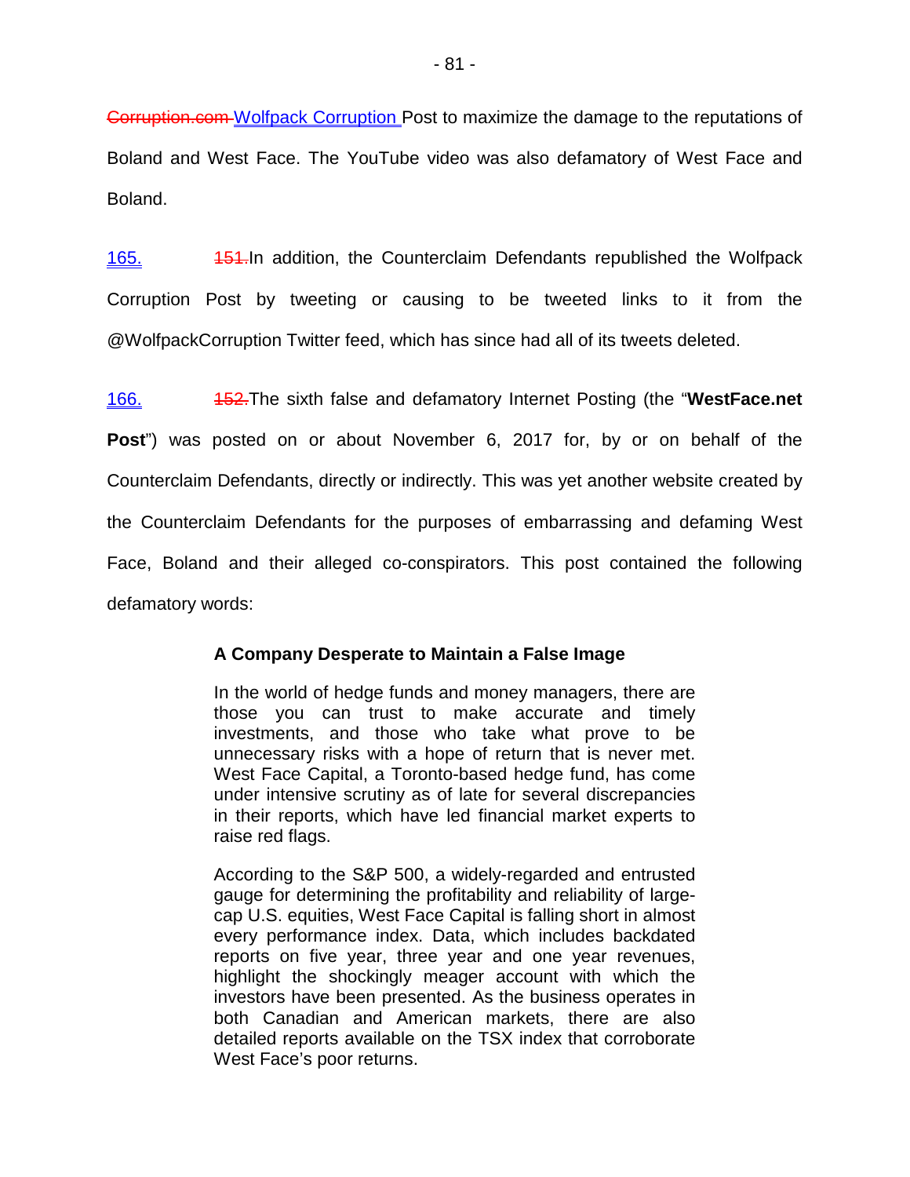~~Corruption.com~~ Wolfpack Corruption Post to maximize the damage to the reputations of Boland and West Face. The YouTube video was also defamatory of West Face and Boland.

165. ~~151.~~ In addition, the Counterclaim Defendants republished the Wolfpack Corruption Post by tweeting or causing to be tweeted links to it from the @WolfpackCorruption Twitter feed, which has since had all of its tweets deleted.

166. ~~152.~~ The sixth false and defamatory Internet Posting (the "**WestFace.net Post**") was posted on or about November 6, 2017 for, by or on behalf of the Counterclaim Defendants, directly or indirectly. This was yet another website created by the Counterclaim Defendants for the purposes of embarrassing and defaming West Face, Boland and their alleged co-conspirators. This post contained the following defamatory words:

> **A Company Desperate to Maintain a False Image**
>
> In the world of hedge funds and money managers, there are those you can trust to make accurate and timely investments, and those who take what prove to be unnecessary risks with a hope of return that is never met. West Face Capital, a Toronto-based hedge fund, has come under intensive scrutiny as of late for several discrepancies in their reports, which have led financial market experts to raise red flags.
>
> According to the S&P 500, a widely-regarded and entrusted gauge for determining the profitability and reliability of large-cap U.S. equities, West Face Capital is falling short in almost every performance index. Data, which includes backdated reports on five year, three year and one year revenues, highlight the shockingly meager account with which the investors have been presented. As the business operates in both Canadian and American markets, there are also detailed reports available on the TSX index that corroborate West Face's poor returns.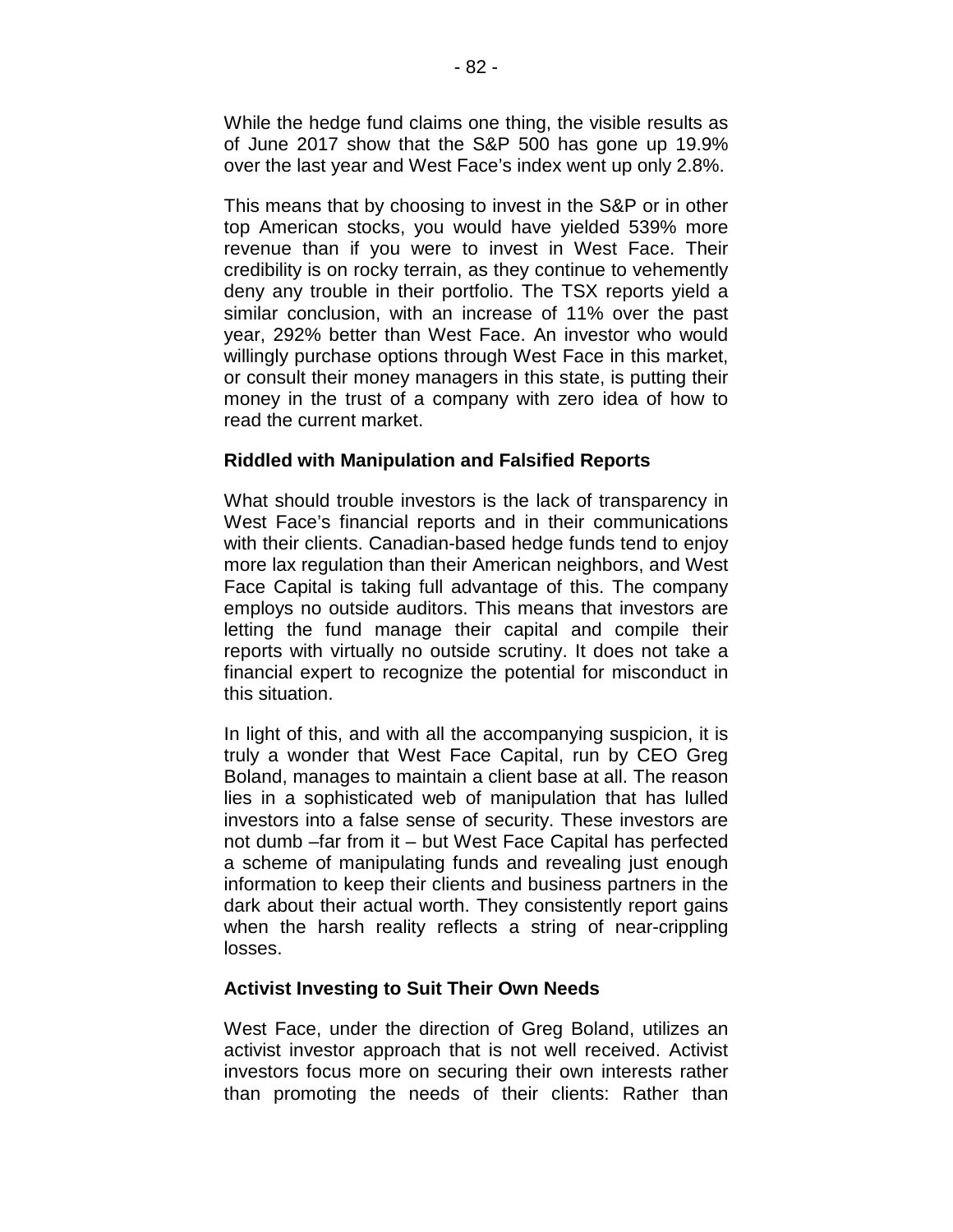While the hedge fund claims one thing, the visible results as of June 2017 show that the S&P 500 has gone up 19.9% over the last year and West Face's index went up only 2.8%.

This means that by choosing to invest in the S&P or in other top American stocks, you would have yielded 539% more revenue than if you were to invest in West Face. Their credibility is on rocky terrain, as they continue to vehemently deny any trouble in their portfolio. The TSX reports yield a similar conclusion, with an increase of 11% over the past year, 292% better than West Face. An investor who would willingly purchase options through West Face in this market, or consult their money managers in this state, is putting their money in the trust of a company with zero idea of how to read the current market.

**Riddled with Manipulation and Falsified Reports**

What should trouble investors is the lack of transparency in West Face's financial reports and in their communications with their clients. Canadian-based hedge funds tend to enjoy more lax regulation than their American neighbors, and West Face Capital is taking full advantage of this. The company employs no outside auditors. This means that investors are letting the fund manage their capital and compile their reports with virtually no outside scrutiny. It does not take a financial expert to recognize the potential for misconduct in this situation.

In light of this, and with all the accompanying suspicion, it is truly a wonder that West Face Capital, run by CEO Greg Boland, manages to maintain a client base at all. The reason lies in a sophisticated web of manipulation that has lulled investors into a false sense of security. These investors are not dumb –far from it – but West Face Capital has perfected a scheme of manipulating funds and revealing just enough information to keep their clients and business partners in the dark about their actual worth. They consistently report gains when the harsh reality reflects a string of near-crippling losses.

**Activist Investing to Suit Their Own Needs**

West Face, under the direction of Greg Boland, utilizes an activist investor approach that is not well received. Activist investors focus more on securing their own interests rather than promoting the needs of their clients: Rather than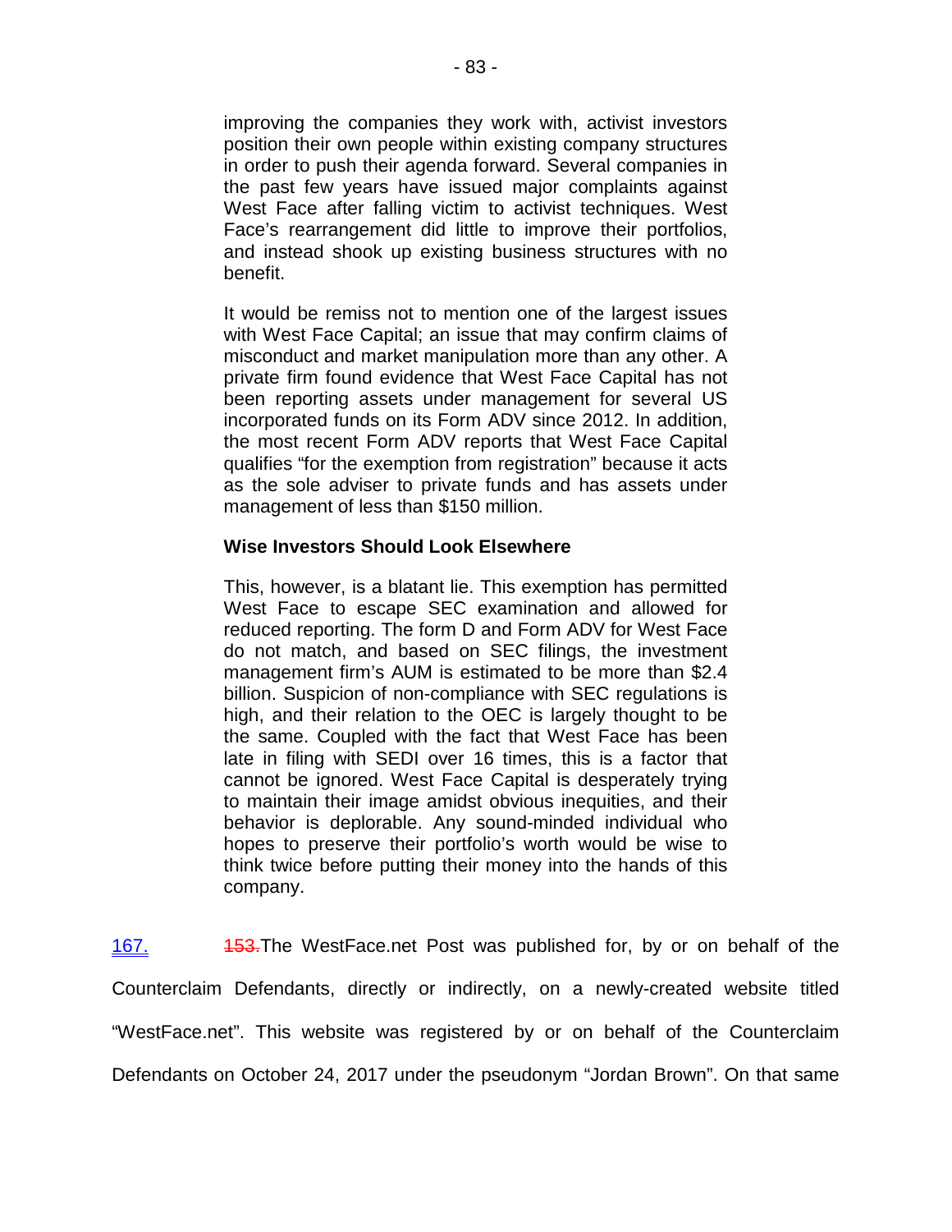improving the companies they work with, activist investors position their own people within existing company structures in order to push their agenda forward. Several companies in the past few years have issued major complaints against West Face after falling victim to activist techniques. West Face's rearrangement did little to improve their portfolios, and instead shook up existing business structures with no benefit.

It would be remiss not to mention one of the largest issues with West Face Capital; an issue that may confirm claims of misconduct and market manipulation more than any other. A private firm found evidence that West Face Capital has not been reporting assets under management for several US incorporated funds on its Form ADV since 2012. In addition, the most recent Form ADV reports that West Face Capital qualifies "for the exemption from registration" because it acts as the sole adviser to private funds and has assets under management of less than $150 million.

**Wise Investors Should Look Elsewhere**

This, however, is a blatant lie. This exemption has permitted West Face to escape SEC examination and allowed for reduced reporting. The form D and Form ADV for West Face do not match, and based on SEC filings, the investment management firm's AUM is estimated to be more than $2.4 billion. Suspicion of non-compliance with SEC regulations is high, and their relation to the OEC is largely thought to be the same. Coupled with the fact that West Face has been late in filing with SEDI over 16 times, this is a factor that cannot be ignored. West Face Capital is desperately trying to maintain their image amidst obvious inequities, and their behavior is deplorable. Any sound-minded individual who hopes to preserve their portfolio's worth would be wise to think twice before putting their money into the hands of this company.

167. ~~153.~~The WestFace.net Post was published for, by or on behalf of the Counterclaim Defendants, directly or indirectly, on a newly-created website titled "WestFace.net". This website was registered by or on behalf of the Counterclaim Defendants on October 24, 2017 under the pseudonym "Jordan Brown". On that same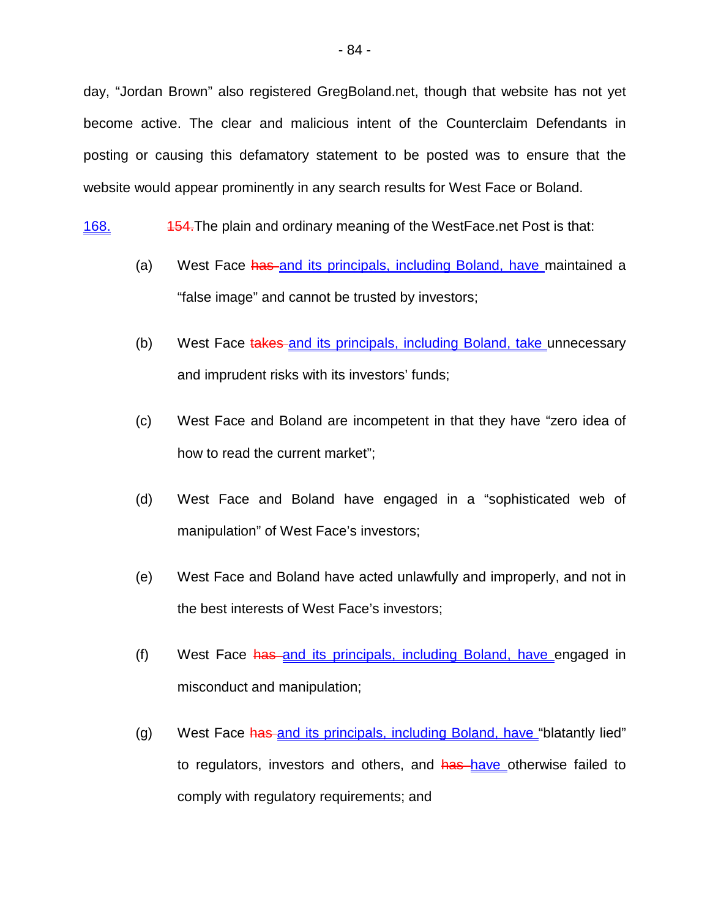day, "Jordan Brown" also registered GregBoland.net, though that website has not yet become active. The clear and malicious intent of the Counterclaim Defendants in posting or causing this defamatory statement to be posted was to ensure that the website would appear prominently in any search results for West Face or Boland.

<u>168.</u> ~~154.~~The plain and ordinary meaning of the WestFace.net Post is that:

(a) West Face ~~has~~ <u>and its principals, including Boland, have</u> maintained a "false image" and cannot be trusted by investors;

(b) West Face ~~takes~~ <u>and its principals, including Boland, take</u> unnecessary and imprudent risks with its investors' funds;

(c) West Face and Boland are incompetent in that they have "zero idea of how to read the current market";

(d) West Face and Boland have engaged in a "sophisticated web of manipulation" of West Face's investors;

(e) West Face and Boland have acted unlawfully and improperly, and not in the best interests of West Face's investors;

(f) West Face ~~has~~ <u>and its principals, including Boland, have</u> engaged in misconduct and manipulation;

(g) West Face ~~has~~ <u>and its principals, including Boland, have</u> "blatantly lied" to regulators, investors and others, and ~~has~~ <u>have</u> otherwise failed to comply with regulatory requirements; and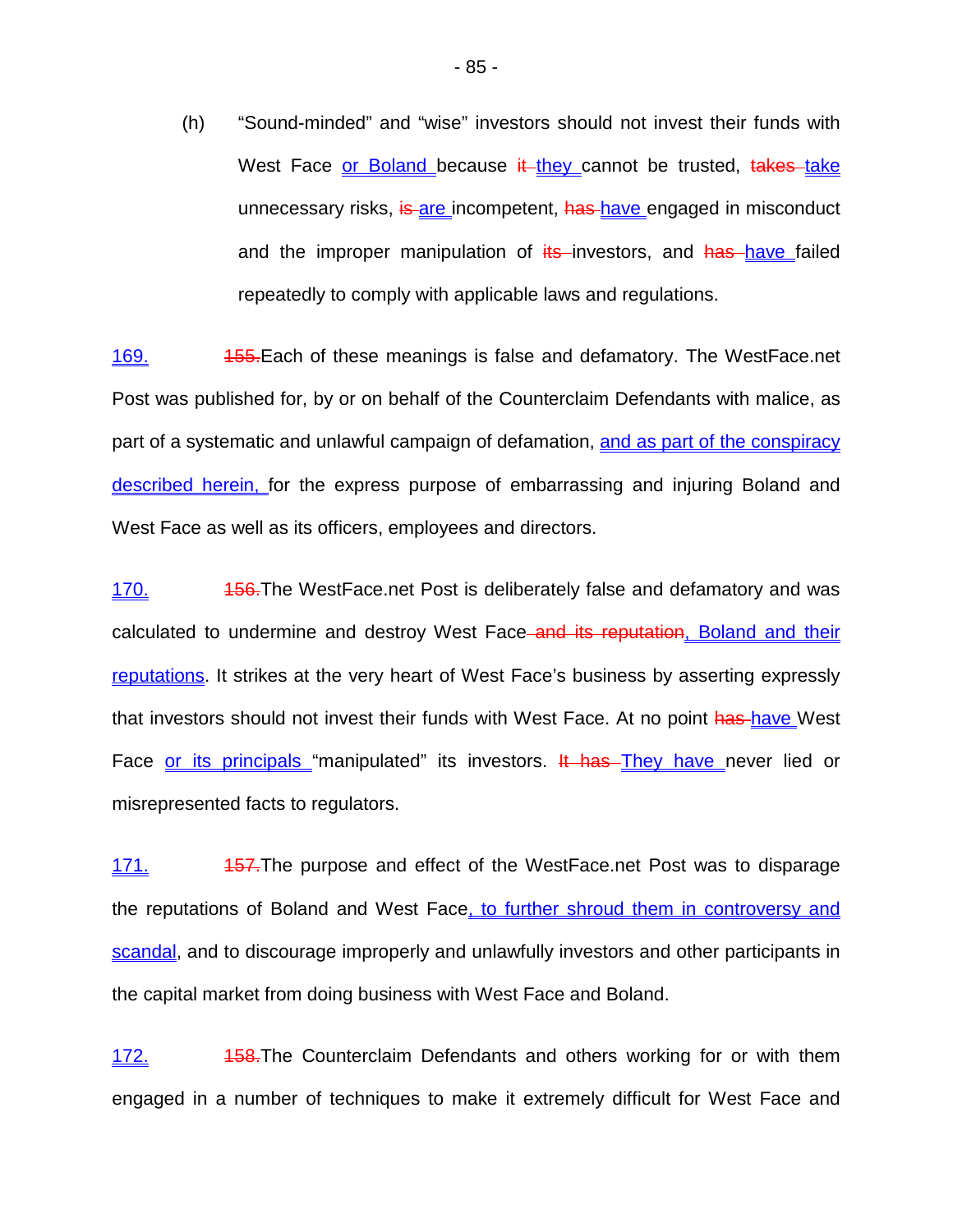(h) "Sound-minded" and "wise" investors should not invest their funds with West Face or Boland because ~~it~~ they cannot be trusted, ~~takes~~ take unnecessary risks, ~~is~~ are incompetent, ~~has~~ have engaged in misconduct and the improper manipulation of ~~its~~ investors, and ~~has~~ have failed repeatedly to comply with applicable laws and regulations.

169. ~~155.~~Each of these meanings is false and defamatory. The WestFace.net Post was published for, by or on behalf of the Counterclaim Defendants with malice, as part of a systematic and unlawful campaign of defamation, and as part of the conspiracy described herein, for the express purpose of embarrassing and injuring Boland and West Face as well as its officers, employees and directors.

170. ~~156.~~The WestFace.net Post is deliberately false and defamatory and was calculated to undermine and destroy West Face ~~and its reputation~~, Boland and their reputations. It strikes at the very heart of West Face's business by asserting expressly that investors should not invest their funds with West Face. At no point ~~has~~ have West Face or its principals "manipulated" its investors. ~~It has~~ They have never lied or misrepresented facts to regulators.

171. ~~157.~~The purpose and effect of the WestFace.net Post was to disparage the reputations of Boland and West Face, to further shroud them in controversy and scandal, and to discourage improperly and unlawfully investors and other participants in the capital market from doing business with West Face and Boland.

172. ~~158.~~The Counterclaim Defendants and others working for or with them engaged in a number of techniques to make it extremely difficult for West Face and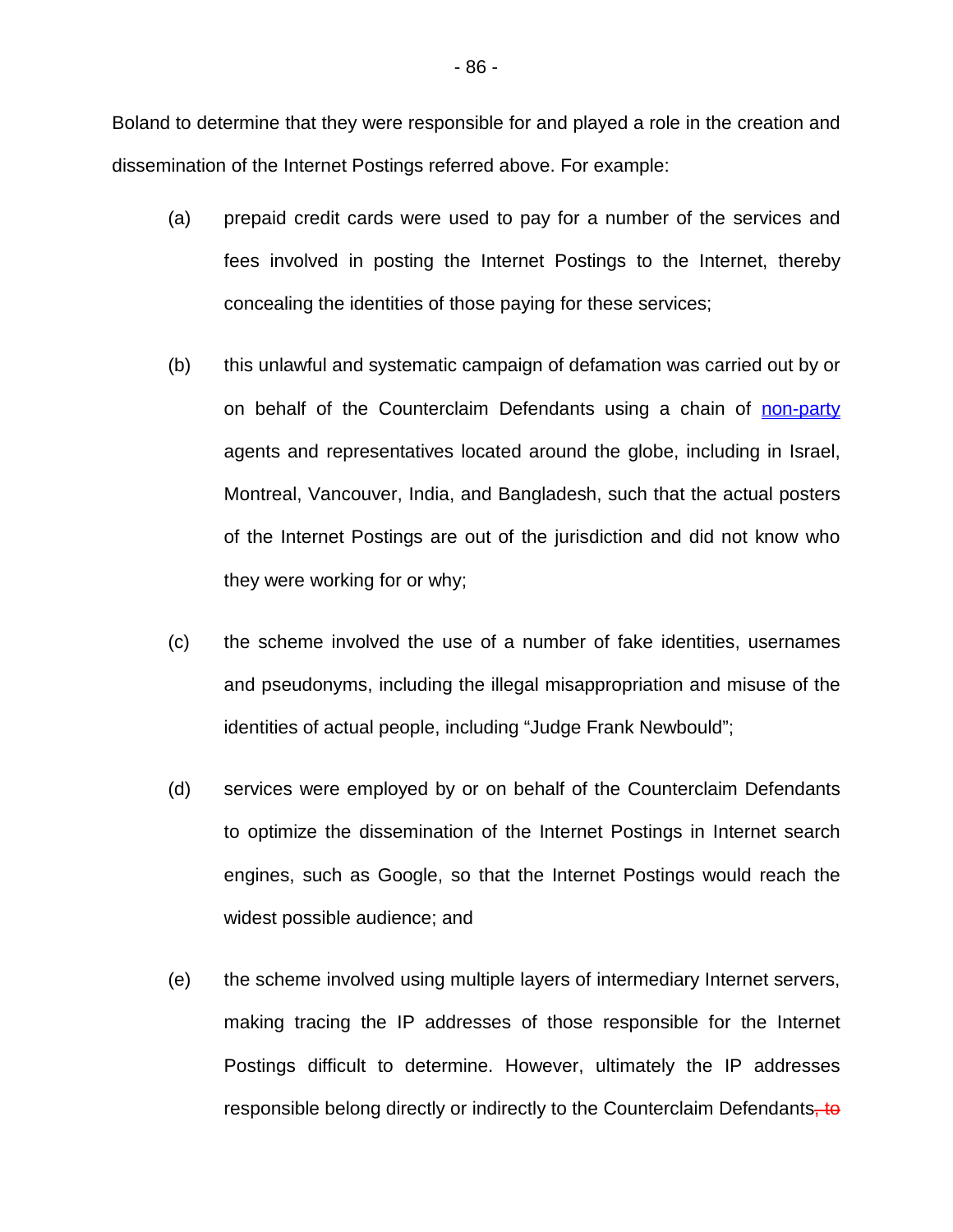Boland to determine that they were responsible for and played a role in the creation and dissemination of the Internet Postings referred above. For example:

(a) prepaid credit cards were used to pay for a number of the services and fees involved in posting the Internet Postings to the Internet, thereby concealing the identities of those paying for these services;

(b) this unlawful and systematic campaign of defamation was carried out by or on behalf of the Counterclaim Defendants using a chain of non-party agents and representatives located around the globe, including in Israel, Montreal, Vancouver, India, and Bangladesh, such that the actual posters of the Internet Postings are out of the jurisdiction and did not know who they were working for or why;

(c) the scheme involved the use of a number of fake identities, usernames and pseudonyms, including the illegal misappropriation and misuse of the identities of actual people, including "Judge Frank Newbould";

(d) services were employed by or on behalf of the Counterclaim Defendants to optimize the dissemination of the Internet Postings in Internet search engines, such as Google, so that the Internet Postings would reach the widest possible audience; and

(e) the scheme involved using multiple layers of intermediary Internet servers, making tracing the IP addresses of those responsible for the Internet Postings difficult to determine. However, ultimately the IP addresses responsible belong directly or indirectly to the Counterclaim Defendants~~, to~~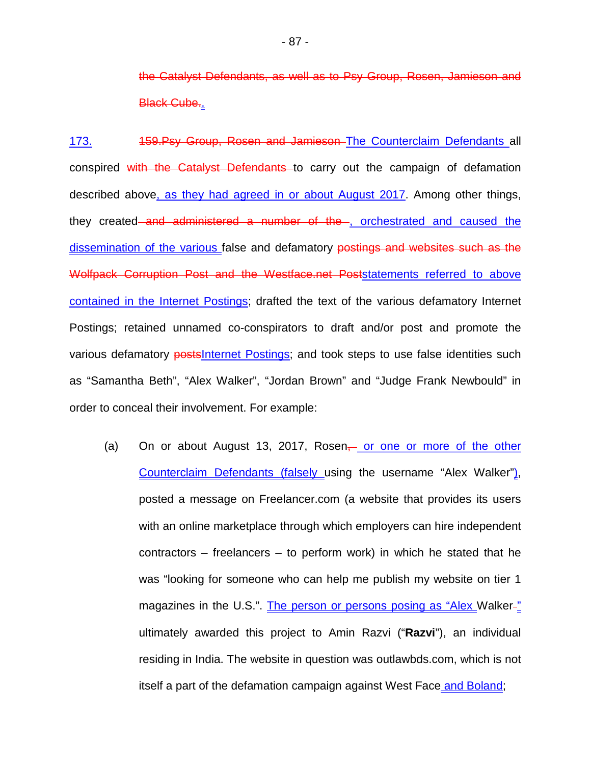~~the Catalyst Defendants, as well as to Psy Group, Rosen, Jamieson and Black Cube.~~<u>.</u>

<u>173.</u> ~~159.Psy Group, Rosen and Jamieson~~ <u>The Counterclaim Defendants</u> all conspired ~~with the Catalyst Defendants~~ to carry out the campaign of defamation described above<u>, as they had agreed in or about August 2017</u>. Among other things, they created ~~and administered a number of the~~<u>, orchestrated and caused the dissemination of the various</u> false and defamatory ~~postings and websites such as the Wolfpack Corruption Post and the Westface.net Post~~<u>statements referred to above contained in the Internet Postings</u>; drafted the text of the various defamatory Internet Postings; retained unnamed co-conspirators to draft and/or post and promote the various defamatory ~~posts~~<u>Internet Postings</u>; and took steps to use false identities such as "Samantha Beth", "Alex Walker", "Jordan Brown" and "Judge Frank Newbould" in order to conceal their involvement. For example:

(a) On or about August 13, 2017, Rosen~~,~~<u> or one or more of the other Counterclaim Defendants (falsely</u> using the username "Alex Walker"<u>)</u>, posted a message on Freelancer.com (a website that provides its users with an online marketplace through which employers can hire independent contractors – freelancers – to perform work) in which he stated that he was "looking for someone who can help me publish my website on tier 1 magazines in the U.S.". <u>The person or persons posing as "Alex</u> Walker~~-~~<u>"</u> ultimately awarded this project to Amin Razvi ("**Razvi**"), an individual residing in India. The website in question was outlawbds.com, which is not itself a part of the defamation campaign against West Face<u> and Boland</u>;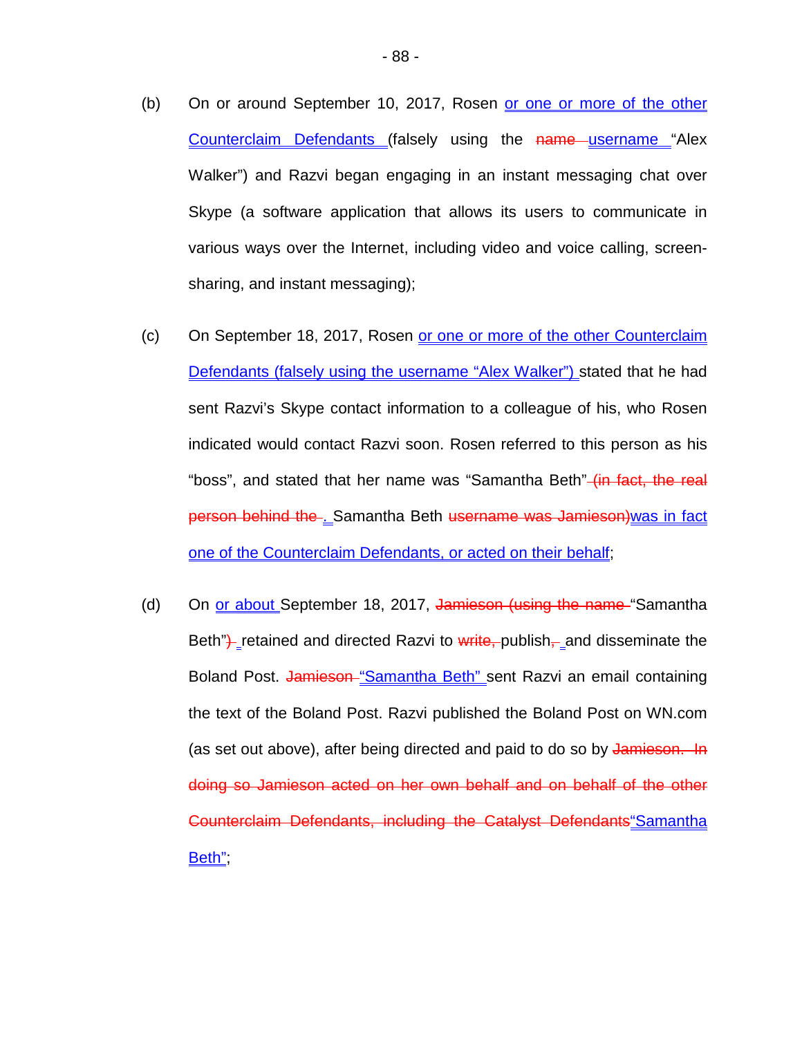(b) On or around September 10, 2017, Rosen <u>or one or more of the other Counterclaim Defendants</u> (falsely using the ~~name~~ <u>username</u> "Alex Walker") and Razvi began engaging in an instant messaging chat over Skype (a software application that allows its users to communicate in various ways over the Internet, including video and voice calling, screen-sharing, and instant messaging);

(c) On September 18, 2017, Rosen <u>or one or more of the other Counterclaim Defendants (falsely using the username "Alex Walker")</u> stated that he had sent Razvi's Skype contact information to a colleague of his, who Rosen indicated would contact Razvi soon. Rosen referred to this person as his "boss", and stated that her name was "Samantha Beth" ~~(in fact, the real person behind the~~ <u>.</u> Samantha Beth ~~username was Jamieson)~~<u>was in fact one of the Counterclaim Defendants, or acted on their behalf</u>;

(d) On <u>or about</u> September 18, 2017, ~~Jamieson (using the name~~ "Samantha Beth"~~)~~ retained and directed Razvi to ~~write,~~ publish~~,~~ and disseminate the Boland Post. ~~Jamieson~~ <u>"Samantha Beth"</u> sent Razvi an email containing the text of the Boland Post. Razvi published the Boland Post on WN.com (as set out above), after being directed and paid to do so by ~~Jamieson. In doing so Jamieson acted on her own behalf and on behalf of the other Counterclaim Defendants, including the Catalyst Defendants~~<u>"Samantha Beth"</u>;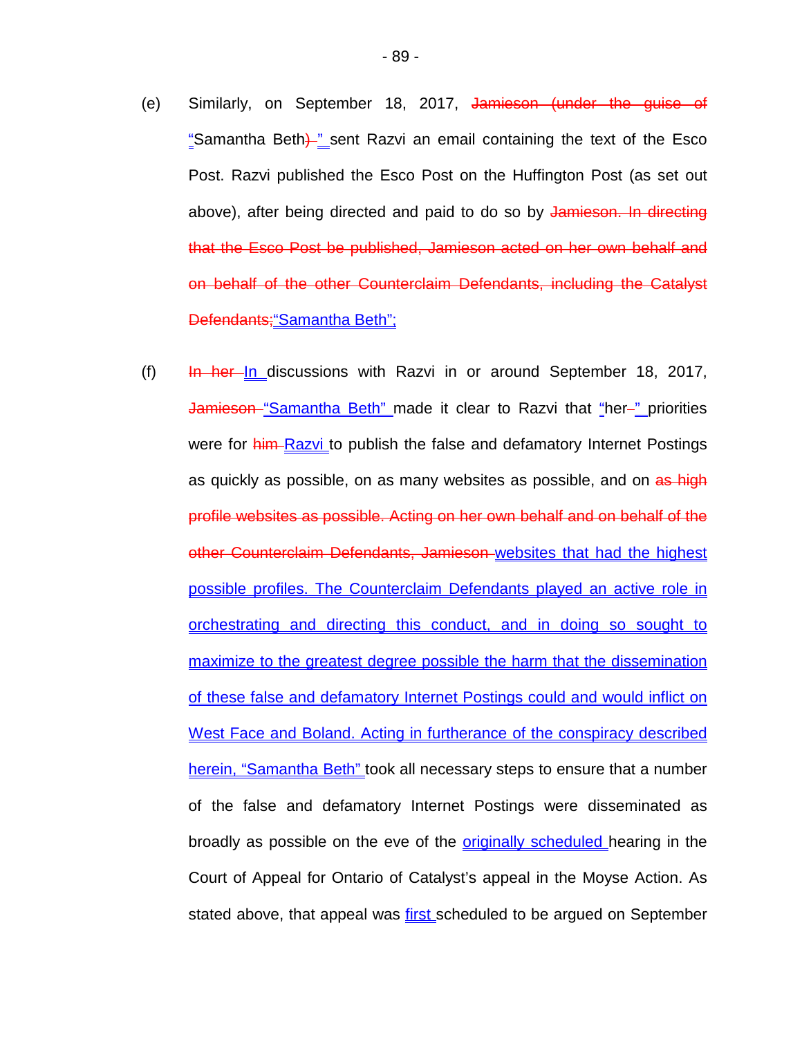(e) Similarly, on September 18, 2017, ~~Jamieson (under the guise of~~ <u>"</u>Samantha Beth~~)~~<u>"</u> sent Razvi an email containing the text of the Esco Post. Razvi published the Esco Post on the Huffington Post (as set out above), after being directed and paid to do so by ~~Jamieson. In directing that the Esco Post be published, Jamieson acted on her own behalf and on behalf of the other Counterclaim Defendants, including the Catalyst Defendants;~~<u>"Samantha Beth";</u>

(f) ~~In her~~ <u>In</u> discussions with Razvi in or around September 18, 2017, ~~Jamieson~~ <u>"Samantha Beth"</u> made it clear to Razvi that <u>"</u>her~~-~~<u>"</u> priorities were for ~~him~~ <u>Razvi</u> to publish the false and defamatory Internet Postings as quickly as possible, on as many websites as possible, and on ~~as high profile websites as possible. Acting on her own behalf and on behalf of the other Counterclaim Defendants, Jamieson~~ <u>websites that had the highest possible profiles. The Counterclaim Defendants played an active role in orchestrating and directing this conduct, and in doing so sought to maximize to the greatest degree possible the harm that the dissemination of these false and defamatory Internet Postings could and would inflict on West Face and Boland. Acting in furtherance of the conspiracy described herein, "Samantha Beth"</u> took all necessary steps to ensure that a number of the false and defamatory Internet Postings were disseminated as broadly as possible on the eve of the <u>originally scheduled</u> hearing in the Court of Appeal for Ontario of Catalyst's appeal in the Moyse Action. As stated above, that appeal was <u>first</u> scheduled to be argued on September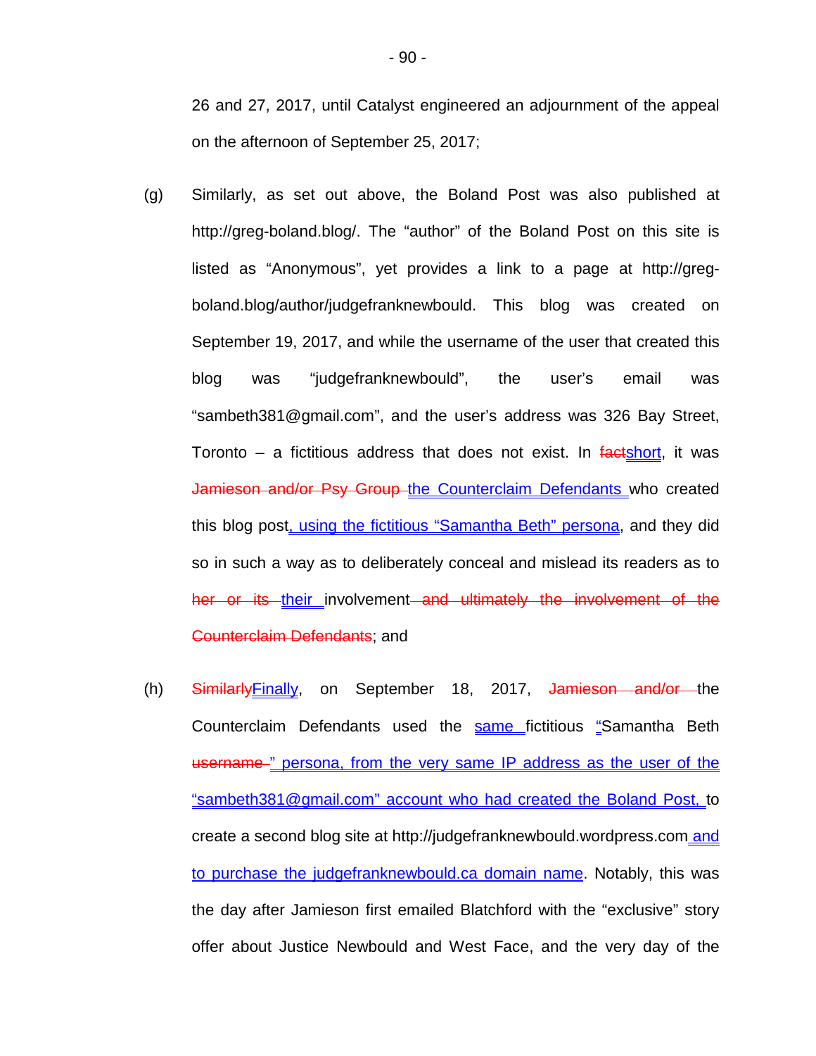26 and 27, 2017, until Catalyst engineered an adjournment of the appeal on the afternoon of September 25, 2017;

(g) Similarly, as set out above, the Boland Post was also published at http://greg-boland.blog/. The "author" of the Boland Post on this site is listed as "Anonymous", yet provides a link to a page at http://greg-boland.blog/author/judgefranknewbould. This blog was created on September 19, 2017, and while the username of the user that created this blog was "judgefranknewbould", the user's email was "sambeth381@gmail.com", and the user's address was 326 Bay Street, Toronto – a fictitious address that does not exist. In ~~fact~~<u>short</u>, it was ~~Jamieson and/or Psy Group~~ <u>the Counterclaim Defendants</u> who created this blog post<u>, using the fictitious "Samantha Beth" persona</u>, and they did so in such a way as to deliberately conceal and mislead its readers as to ~~her or its~~ <u>their</u> involvement ~~and ultimately the involvement of the Counterclaim Defendants~~; and

(h) ~~Similarly~~<u>Finally</u>, on September 18, 2017, ~~Jamieson and/or~~ the Counterclaim Defendants used the <u>same</u> fictitious <u>"</u>Samantha Beth ~~username~~ <u>" persona, from the very same IP address as the user of the "sambeth381@gmail.com" account who had created the Boland Post,</u> to create a second blog site at http://judgefranknewbould.wordpress.com <u>and to purchase the judgefranknewbould.ca domain name</u>. Notably, this was the day after Jamieson first emailed Blatchford with the "exclusive" story offer about Justice Newbould and West Face, and the very day of the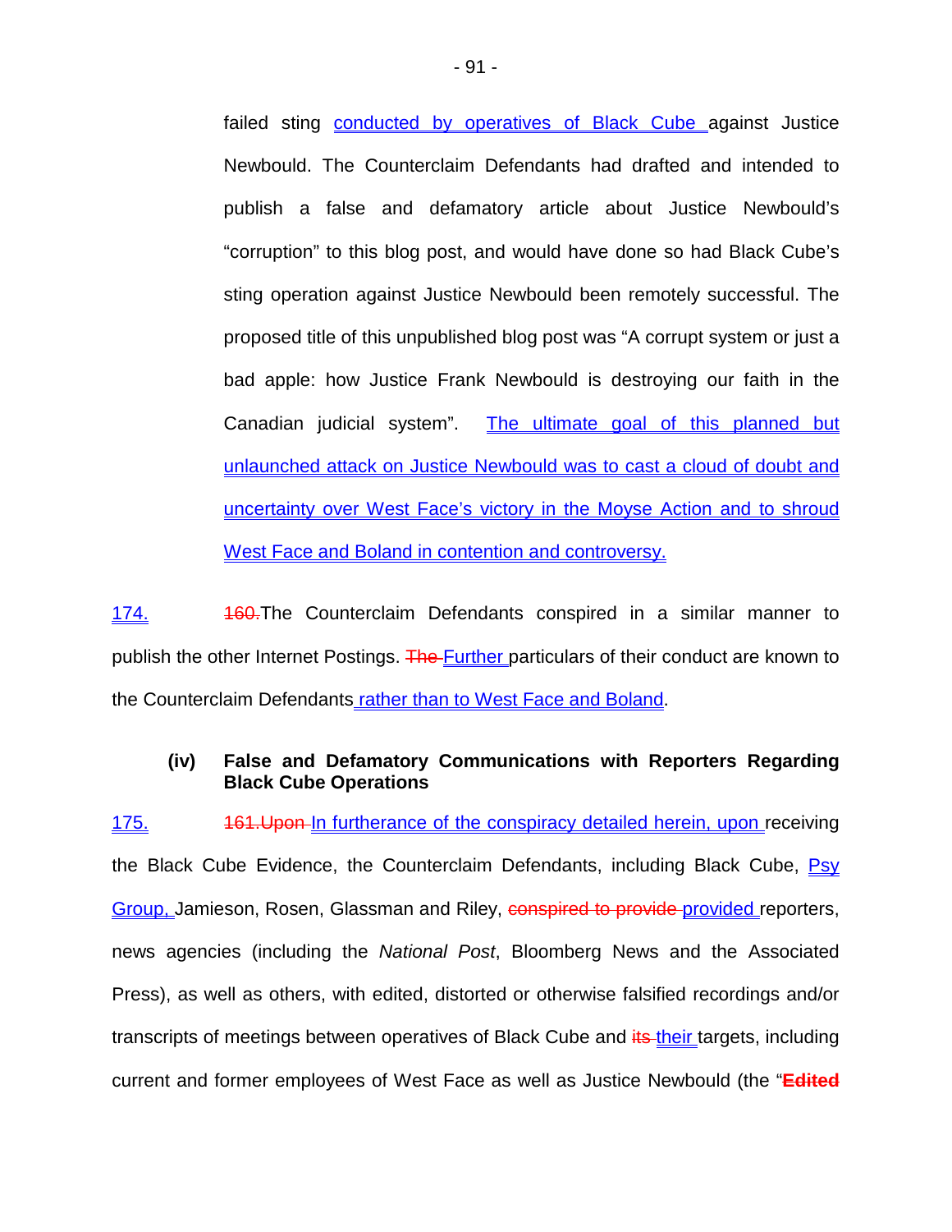failed sting conducted by operatives of Black Cube against Justice Newbould. The Counterclaim Defendants had drafted and intended to publish a false and defamatory article about Justice Newbould's "corruption" to this blog post, and would have done so had Black Cube's sting operation against Justice Newbould been remotely successful. The proposed title of this unpublished blog post was "A corrupt system or just a bad apple: how Justice Frank Newbould is destroying our faith in the Canadian judicial system". The ultimate goal of this planned but unlaunched attack on Justice Newbould was to cast a cloud of doubt and uncertainty over West Face's victory in the Moyse Action and to shroud West Face and Boland in contention and controversy.

174. ~~160.~~The Counterclaim Defendants conspired in a similar manner to publish the other Internet Postings. ~~The~~ Further particulars of their conduct are known to the Counterclaim Defendants rather than to West Face and Boland.

**(iv) False and Defamatory Communications with Reporters Regarding Black Cube Operations**

175. ~~161.Upon~~ In furtherance of the conspiracy detailed herein, upon receiving the Black Cube Evidence, the Counterclaim Defendants, including Black Cube, Psy Group, Jamieson, Rosen, Glassman and Riley, ~~conspired to provide~~ provided reporters, news agencies (including the *National Post*, Bloomberg News and the Associated Press), as well as others, with edited, distorted or otherwise falsified recordings and/or transcripts of meetings between operatives of Black Cube and ~~its~~ their targets, including current and former employees of West Face as well as Justice Newbould (the "~~**Edited**~~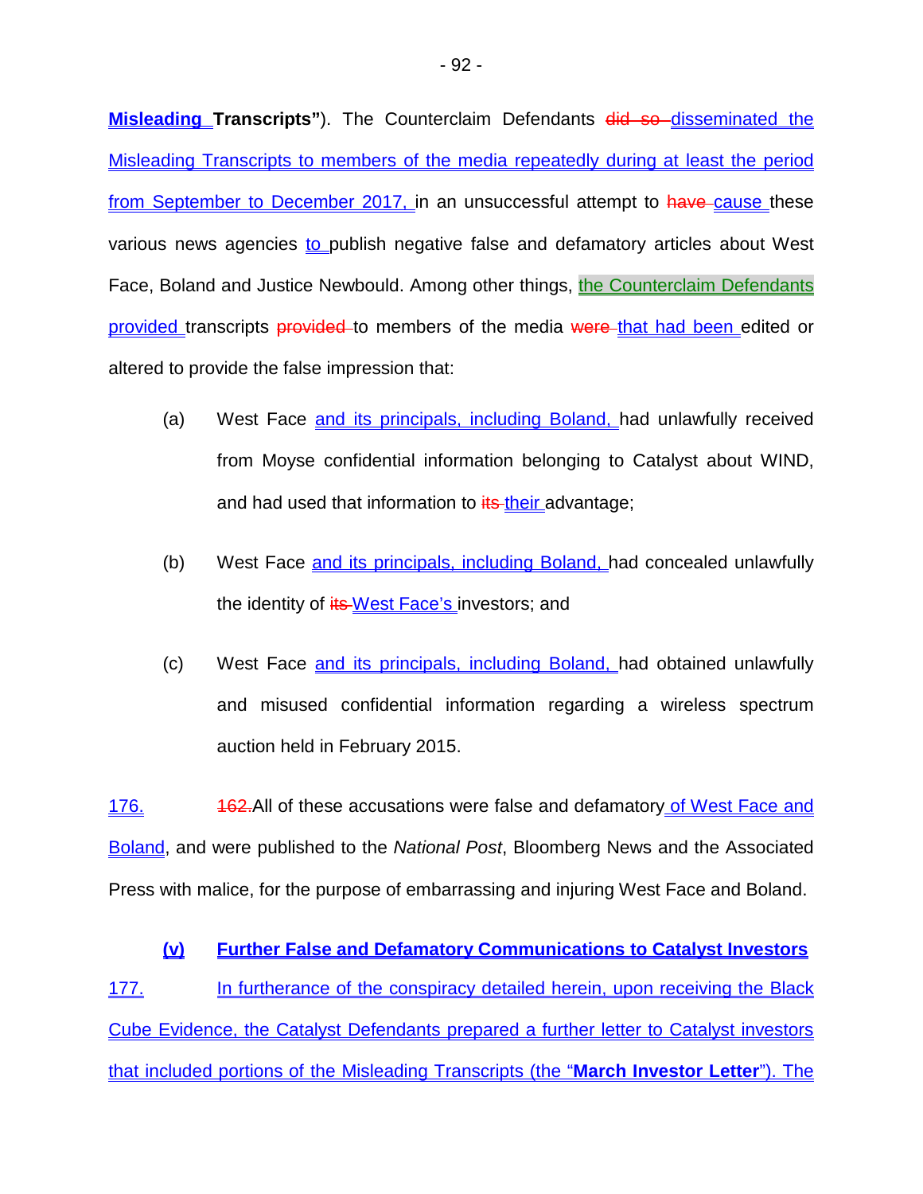**Misleading Transcripts"**). The Counterclaim Defendants ~~did so~~ disseminated the Misleading Transcripts to members of the media repeatedly during at least the period from September to December 2017, in an unsuccessful attempt to ~~have~~ cause these various news agencies to publish negative false and defamatory articles about West Face, Boland and Justice Newbould. Among other things, the Counterclaim Defendants provided transcripts ~~provided~~ to members of the media ~~were~~ that had been edited or altered to provide the false impression that:

(a) West Face and its principals, including Boland, had unlawfully received from Moyse confidential information belonging to Catalyst about WIND, and had used that information to ~~its~~ their advantage;

(b) West Face and its principals, including Boland, had concealed unlawfully the identity of ~~its~~ West Face's investors; and

(c) West Face and its principals, including Boland, had obtained unlawfully and misused confidential information regarding a wireless spectrum auction held in February 2015.

176. ~~162.~~ All of these accusations were false and defamatory of West Face and Boland, and were published to the *National Post*, Bloomberg News and the Associated Press with malice, for the purpose of embarrassing and injuring West Face and Boland.

**(v) Further False and Defamatory Communications to Catalyst Investors**

177. In furtherance of the conspiracy detailed herein, upon receiving the Black Cube Evidence, the Catalyst Defendants prepared a further letter to Catalyst investors that included portions of the Misleading Transcripts (the "**March Investor Letter**"). The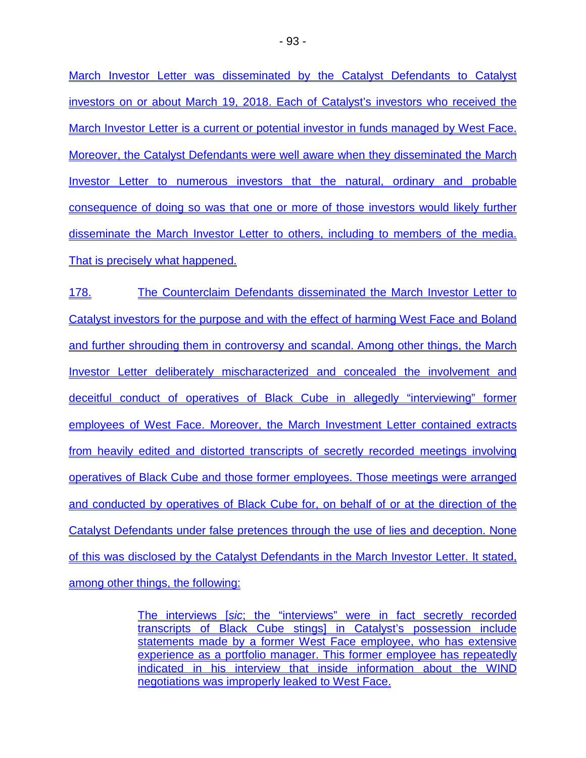March Investor Letter was disseminated by the Catalyst Defendants to Catalyst investors on or about March 19, 2018. Each of Catalyst's investors who received the March Investor Letter is a current or potential investor in funds managed by West Face. Moreover, the Catalyst Defendants were well aware when they disseminated the March Investor Letter to numerous investors that the natural, ordinary and probable consequence of doing so was that one or more of those investors would likely further disseminate the March Investor Letter to others, including to members of the media. That is precisely what happened.

178. The Counterclaim Defendants disseminated the March Investor Letter to Catalyst investors for the purpose and with the effect of harming West Face and Boland and further shrouding them in controversy and scandal. Among other things, the March Investor Letter deliberately mischaracterized and concealed the involvement and deceitful conduct of operatives of Black Cube in allegedly "interviewing" former employees of West Face. Moreover, the March Investment Letter contained extracts from heavily edited and distorted transcripts of secretly recorded meetings involving operatives of Black Cube and those former employees. Those meetings were arranged and conducted by operatives of Black Cube for, on behalf of or at the direction of the Catalyst Defendants under false pretences through the use of lies and deception. None of this was disclosed by the Catalyst Defendants in the March Investor Letter. It stated, among other things, the following:

> The interviews [*sic*; the "interviews" were in fact secretly recorded transcripts of Black Cube stings] in Catalyst's possession include statements made by a former West Face employee, who has extensive experience as a portfolio manager. This former employee has repeatedly indicated in his interview that inside information about the WIND negotiations was improperly leaked to West Face.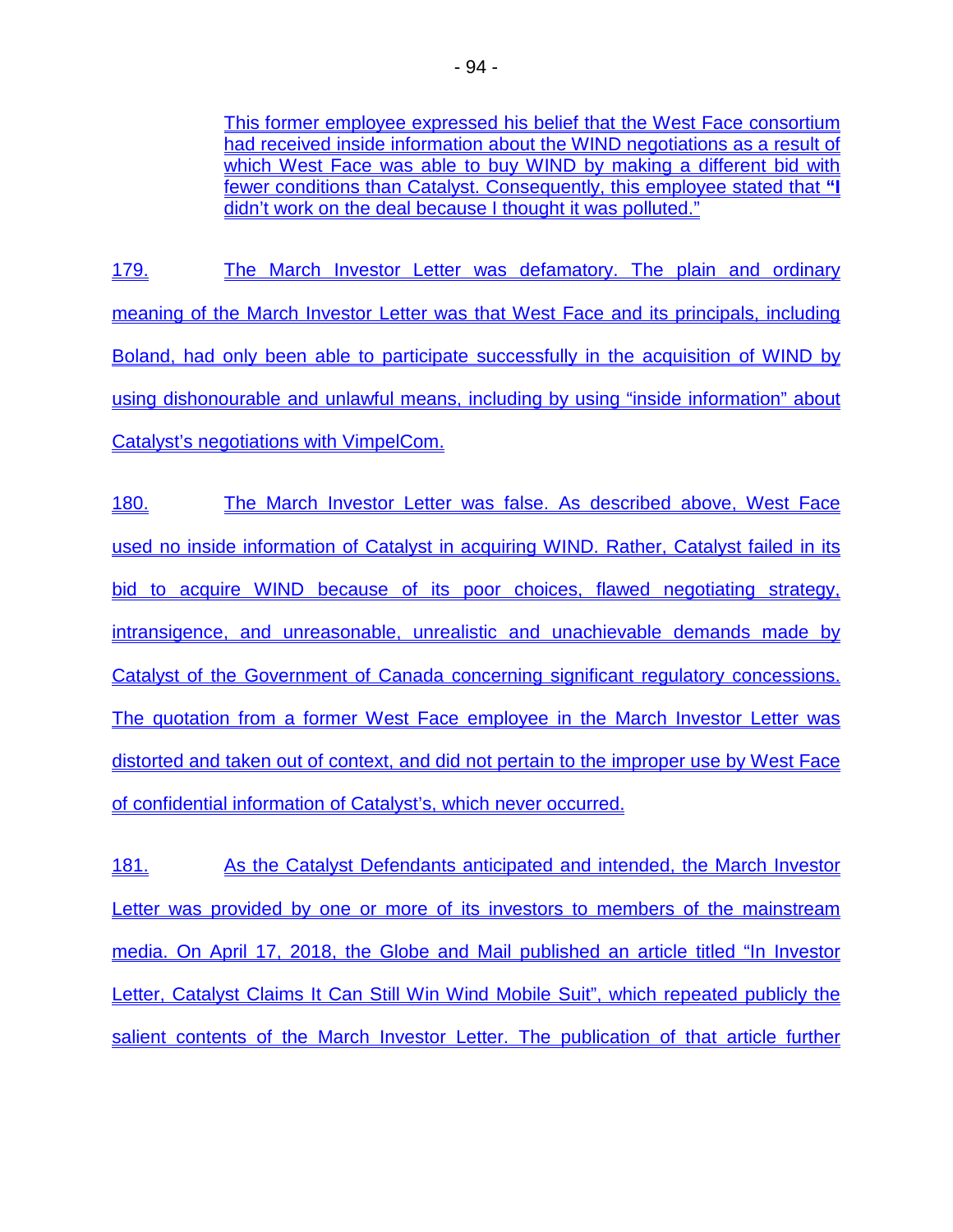> This former employee expressed his belief that the West Face consortium had received inside information about the WIND negotiations as a result of which West Face was able to buy WIND by making a different bid with fewer conditions than Catalyst. Consequently, this employee stated that **"I** didn't work on the deal because I thought it was polluted."

179. The March Investor Letter was defamatory. The plain and ordinary meaning of the March Investor Letter was that West Face and its principals, including Boland, had only been able to participate successfully in the acquisition of WIND by using dishonourable and unlawful means, including by using "inside information" about Catalyst's negotiations with VimpelCom.

180. The March Investor Letter was false. As described above, West Face used no inside information of Catalyst in acquiring WIND. Rather, Catalyst failed in its bid to acquire WIND because of its poor choices, flawed negotiating strategy, intransigence, and unreasonable, unrealistic and unachievable demands made by Catalyst of the Government of Canada concerning significant regulatory concessions. The quotation from a former West Face employee in the March Investor Letter was distorted and taken out of context, and did not pertain to the improper use by West Face of confidential information of Catalyst's, which never occurred.

181. As the Catalyst Defendants anticipated and intended, the March Investor Letter was provided by one or more of its investors to members of the mainstream media. On April 17, 2018, the Globe and Mail published an article titled "In Investor Letter, Catalyst Claims It Can Still Win Wind Mobile Suit", which repeated publicly the salient contents of the March Investor Letter. The publication of that article further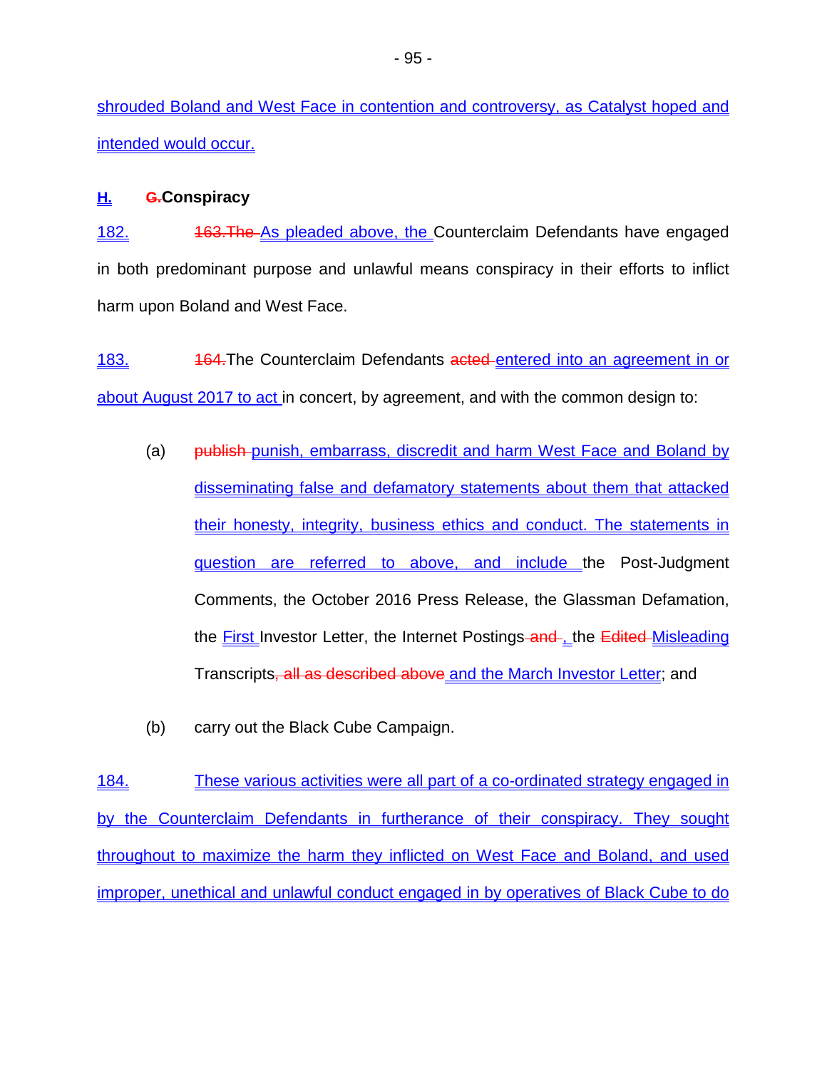shrouded Boland and West Face in contention and controversy, as Catalyst hoped and intended would occur.

**H. ~~G.~~ Conspiracy**

182. ~~163.The~~ As pleaded above, the Counterclaim Defendants have engaged in both predominant purpose and unlawful means conspiracy in their efforts to inflict harm upon Boland and West Face.

183. ~~164.~~The Counterclaim Defendants ~~acted~~ entered into an agreement in or about August 2017 to act in concert, by agreement, and with the common design to:

(a) ~~publish~~ punish, embarrass, discredit and harm West Face and Boland by disseminating false and defamatory statements about them that attacked their honesty, integrity, business ethics and conduct. The statements in question are referred to above, and include the Post-Judgment Comments, the October 2016 Press Release, the Glassman Defamation, the First Investor Letter, the Internet Postings ~~and~~ , the ~~Edited~~ Misleading Transcripts~~, all as described above~~ and the March Investor Letter; and

(b) carry out the Black Cube Campaign.

184. These various activities were all part of a co-ordinated strategy engaged in by the Counterclaim Defendants in furtherance of their conspiracy. They sought throughout to maximize the harm they inflicted on West Face and Boland, and used improper, unethical and unlawful conduct engaged in by operatives of Black Cube to do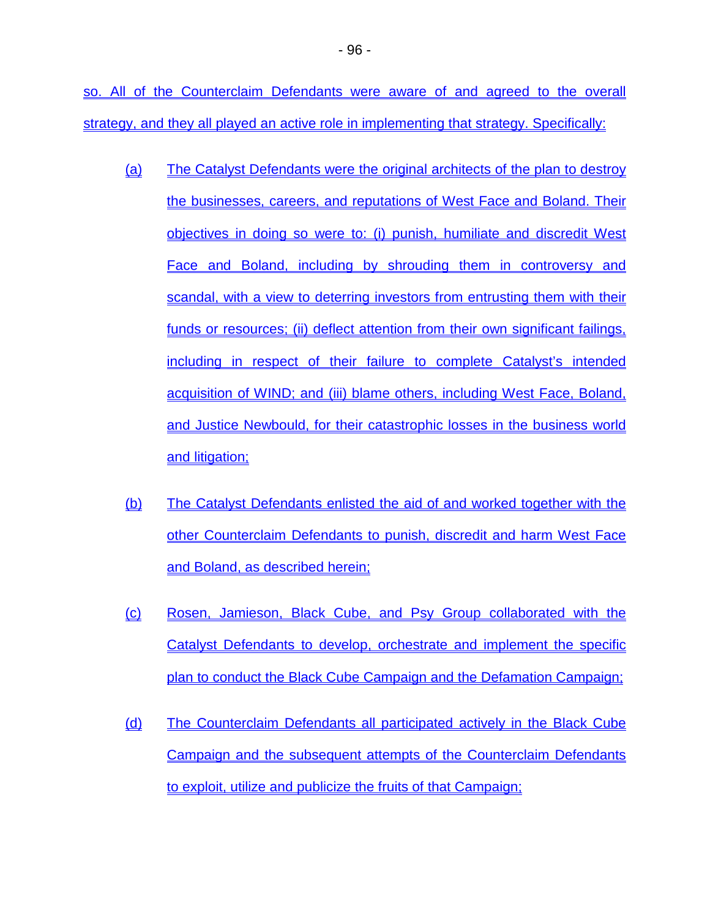so. All of the Counterclaim Defendants were aware of and agreed to the overall strategy, and they all played an active role in implementing that strategy. Specifically:

(a) The Catalyst Defendants were the original architects of the plan to destroy the businesses, careers, and reputations of West Face and Boland. Their objectives in doing so were to: (i) punish, humiliate and discredit West Face and Boland, including by shrouding them in controversy and scandal, with a view to deterring investors from entrusting them with their funds or resources; (ii) deflect attention from their own significant failings, including in respect of their failure to complete Catalyst's intended acquisition of WIND; and (iii) blame others, including West Face, Boland, and Justice Newbould, for their catastrophic losses in the business world and litigation;

(b) The Catalyst Defendants enlisted the aid of and worked together with the other Counterclaim Defendants to punish, discredit and harm West Face and Boland, as described herein;

(c) Rosen, Jamieson, Black Cube, and Psy Group collaborated with the Catalyst Defendants to develop, orchestrate and implement the specific plan to conduct the Black Cube Campaign and the Defamation Campaign;

(d) The Counterclaim Defendants all participated actively in the Black Cube Campaign and the subsequent attempts of the Counterclaim Defendants to exploit, utilize and publicize the fruits of that Campaign;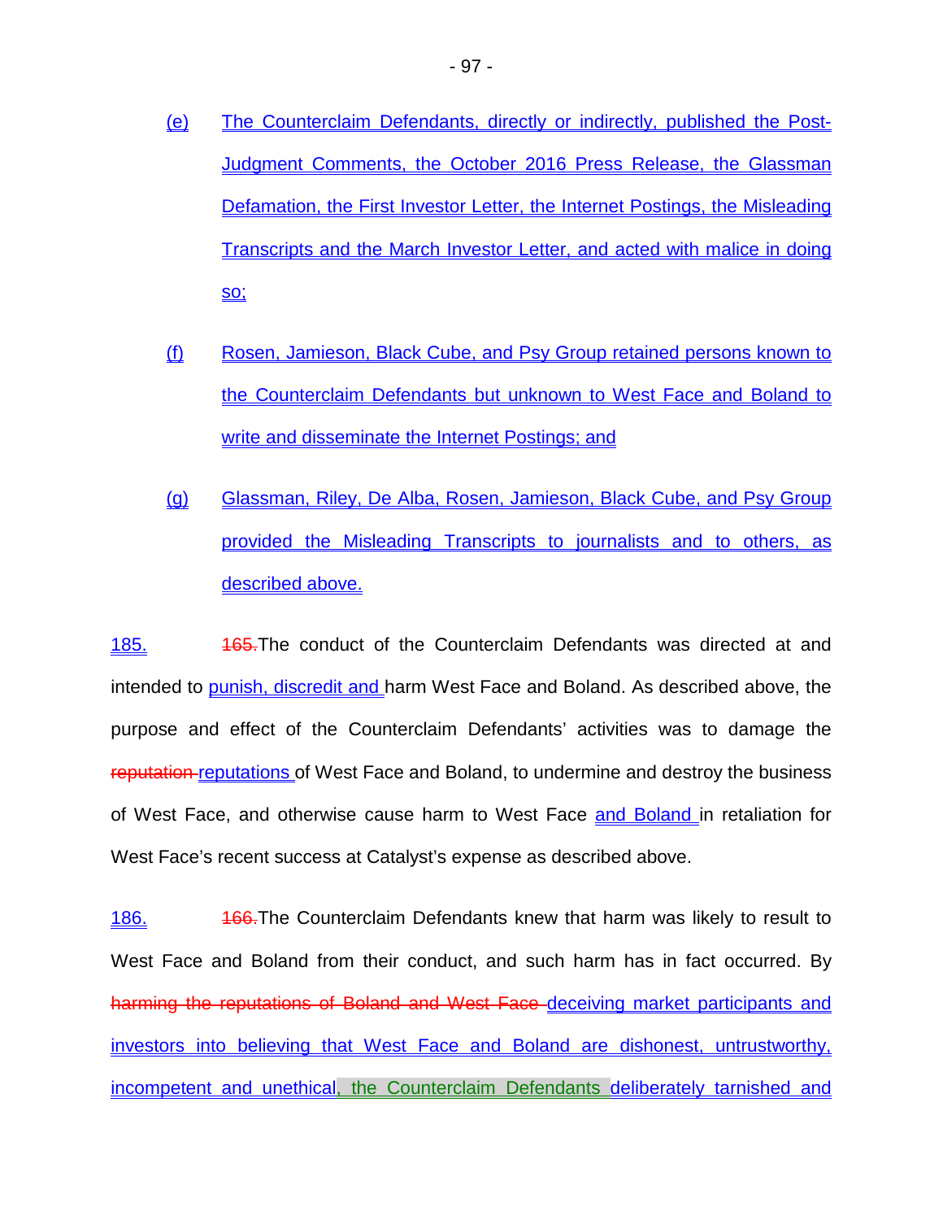(e) The Counterclaim Defendants, directly or indirectly, published the Post-Judgment Comments, the October 2016 Press Release, the Glassman Defamation, the First Investor Letter, the Internet Postings, the Misleading Transcripts and the March Investor Letter, and acted with malice in doing so;

(f) Rosen, Jamieson, Black Cube, and Psy Group retained persons known to the Counterclaim Defendants but unknown to West Face and Boland to write and disseminate the Internet Postings; and

(g) Glassman, Riley, De Alba, Rosen, Jamieson, Black Cube, and Psy Group provided the Misleading Transcripts to journalists and to others, as described above.

185. ~~165.~~The conduct of the Counterclaim Defendants was directed at and intended to punish, discredit and harm West Face and Boland. As described above, the purpose and effect of the Counterclaim Defendants' activities was to damage the ~~reputation~~ reputations of West Face and Boland, to undermine and destroy the business of West Face, and otherwise cause harm to West Face and Boland in retaliation for West Face's recent success at Catalyst's expense as described above.

186. ~~166.~~The Counterclaim Defendants knew that harm was likely to result to West Face and Boland from their conduct, and such harm has in fact occurred. By ~~harming the reputations of Boland and West Face~~ deceiving market participants and investors into believing that West Face and Boland are dishonest, untrustworthy, incompetent and unethical, the Counterclaim Defendants deliberately tarnished and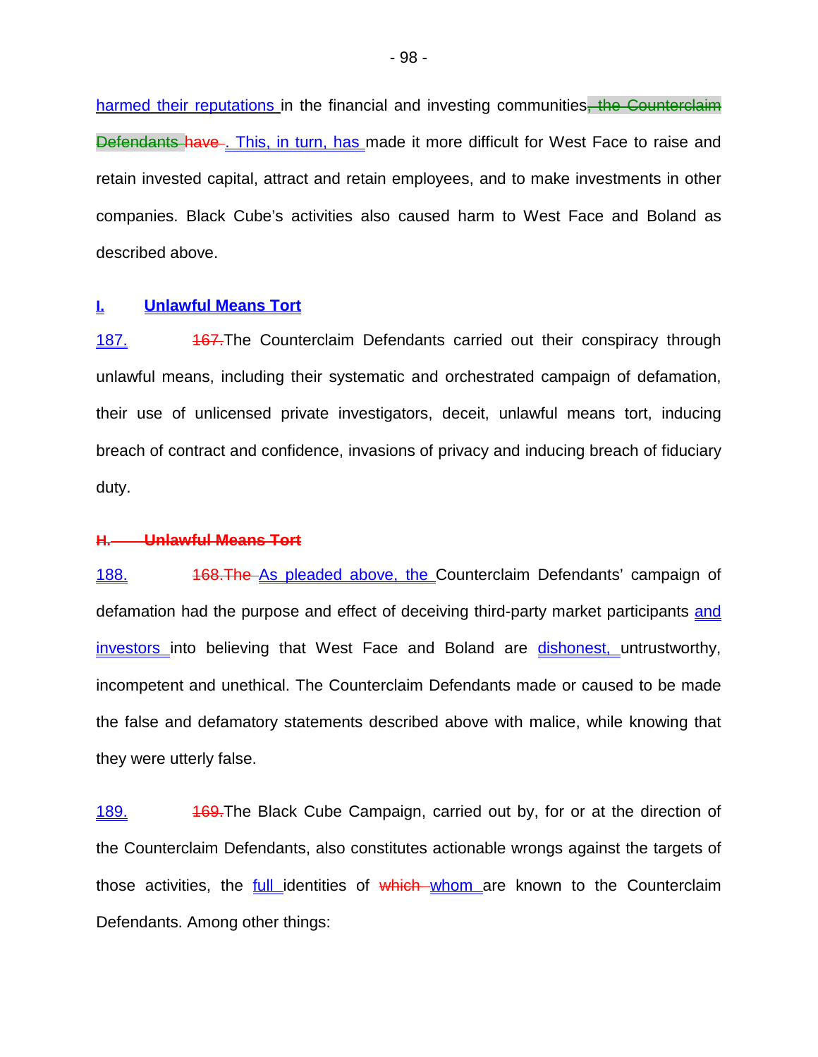harmed their reputations in the financial and investing communities, the Counterclaim Defendants have . This, in turn, has made it more difficult for West Face to raise and retain invested capital, attract and retain employees, and to make investments in other companies. Black Cube's activities also caused harm to West Face and Boland as described above.

### I. Unlawful Means Tort

187. 167. The Counterclaim Defendants carried out their conspiracy through unlawful means, including their systematic and orchestrated campaign of defamation, their use of unlicensed private investigators, deceit, unlawful means tort, inducing breach of contract and confidence, invasions of privacy and inducing breach of fiduciary duty.

### ~~H. Unlawful Means Tort~~

188. 168. ~~The~~ As pleaded above, the Counterclaim Defendants' campaign of defamation had the purpose and effect of deceiving third-party market participants and investors into believing that West Face and Boland are dishonest, untrustworthy, incompetent and unethical. The Counterclaim Defendants made or caused to be made the false and defamatory statements described above with malice, while knowing that they were utterly false.

189. 169. The Black Cube Campaign, carried out by, for or at the direction of the Counterclaim Defendants, also constitutes actionable wrongs against the targets of those activities, the full identities of ~~which~~ whom are known to the Counterclaim Defendants. Among other things: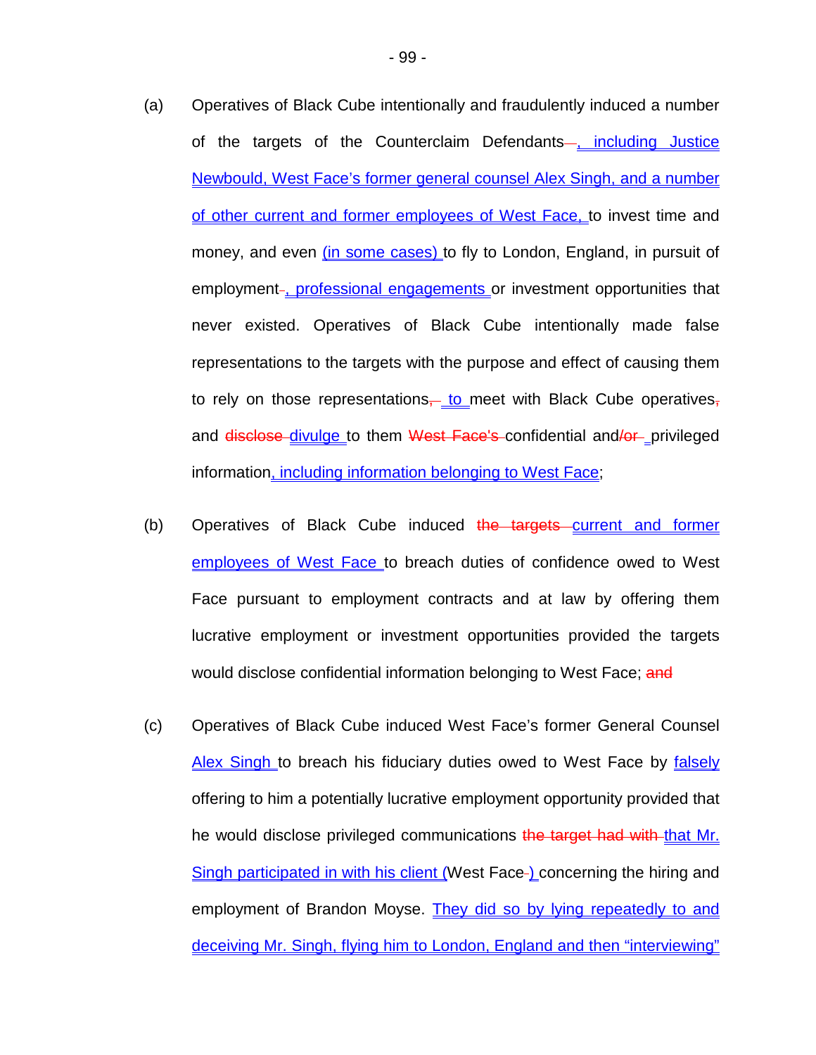(a) Operatives of Black Cube intentionally and fraudulently induced a number of the targets of the Counterclaim Defendants, including Justice Newbould, West Face's former general counsel Alex Singh, and a number of other current and former employees of West Face, to invest time and money, and even (in some cases) to fly to London, England, in pursuit of employment, professional engagements or investment opportunities that never existed. Operatives of Black Cube intentionally made false representations to the targets with the purpose and effect of causing them to rely on those representations~~,~~ to meet with Black Cube operatives~~,~~ and ~~disclose~~ divulge to them ~~West Face's~~ confidential and~~/or~~ privileged information, including information belonging to West Face;

(b) Operatives of Black Cube induced ~~the targets~~ current and former employees of West Face to breach duties of confidence owed to West Face pursuant to employment contracts and at law by offering them lucrative employment or investment opportunities provided the targets would disclose confidential information belonging to West Face; ~~and~~

(c) Operatives of Black Cube induced West Face's former General Counsel Alex Singh to breach his fiduciary duties owed to West Face by falsely offering to him a potentially lucrative employment opportunity provided that he would disclose privileged communications ~~the target had with~~ that Mr. Singh participated in with his client (West Face) concerning the hiring and employment of Brandon Moyse. They did so by lying repeatedly to and deceiving Mr. Singh, flying him to London, England and then "interviewing"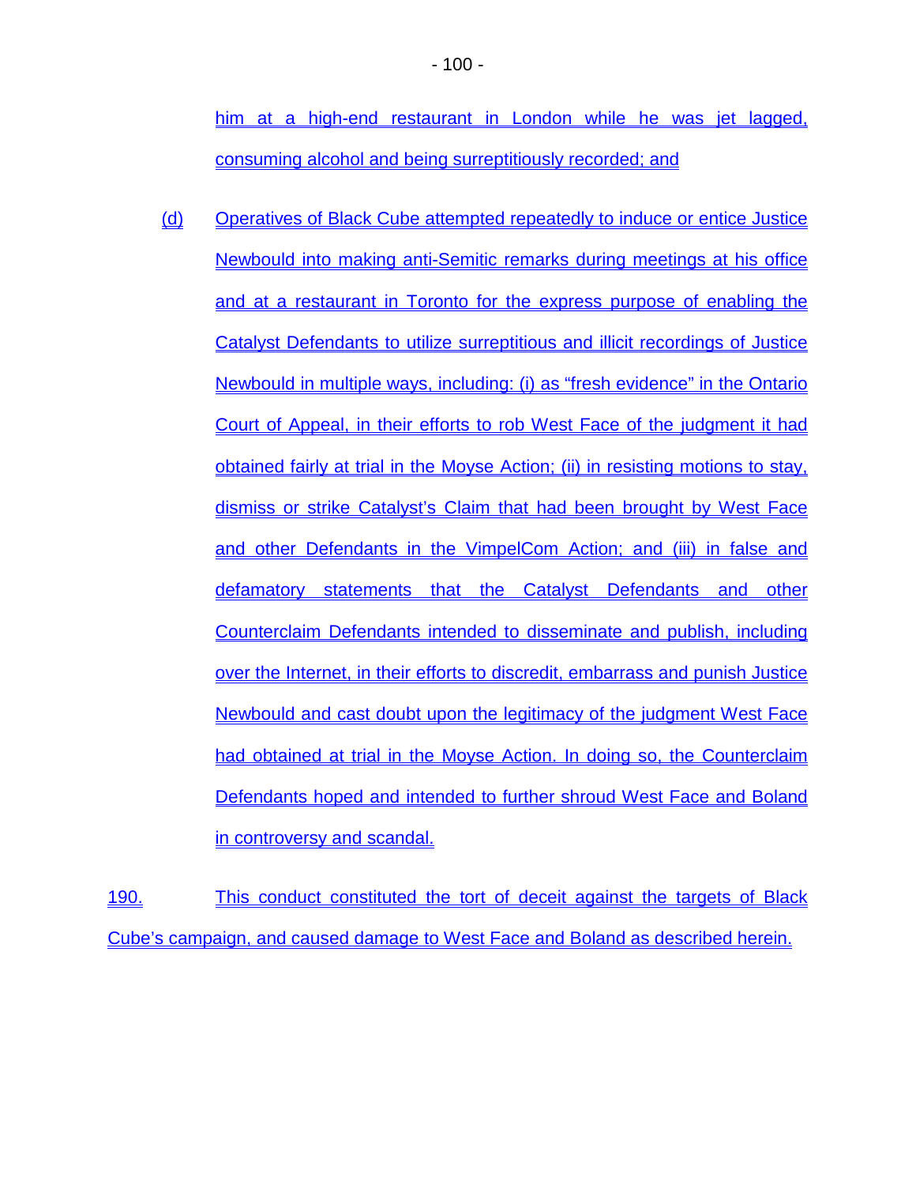him at a high-end restaurant in London while he was jet lagged, consuming alcohol and being surreptitiously recorded; and

(d) Operatives of Black Cube attempted repeatedly to induce or entice Justice Newbould into making anti-Semitic remarks during meetings at his office and at a restaurant in Toronto for the express purpose of enabling the Catalyst Defendants to utilize surreptitious and illicit recordings of Justice Newbould in multiple ways, including: (i) as "fresh evidence" in the Ontario Court of Appeal, in their efforts to rob West Face of the judgment it had obtained fairly at trial in the Moyse Action; (ii) in resisting motions to stay, dismiss or strike Catalyst's Claim that had been brought by West Face and other Defendants in the VimpelCom Action; and (iii) in false and defamatory statements that the Catalyst Defendants and other Counterclaim Defendants intended to disseminate and publish, including over the Internet, in their efforts to discredit, embarrass and punish Justice Newbould and cast doubt upon the legitimacy of the judgment West Face had obtained at trial in the Moyse Action. In doing so, the Counterclaim Defendants hoped and intended to further shroud West Face and Boland in controversy and scandal.

190. This conduct constituted the tort of deceit against the targets of Black Cube's campaign, and caused damage to West Face and Boland as described herein.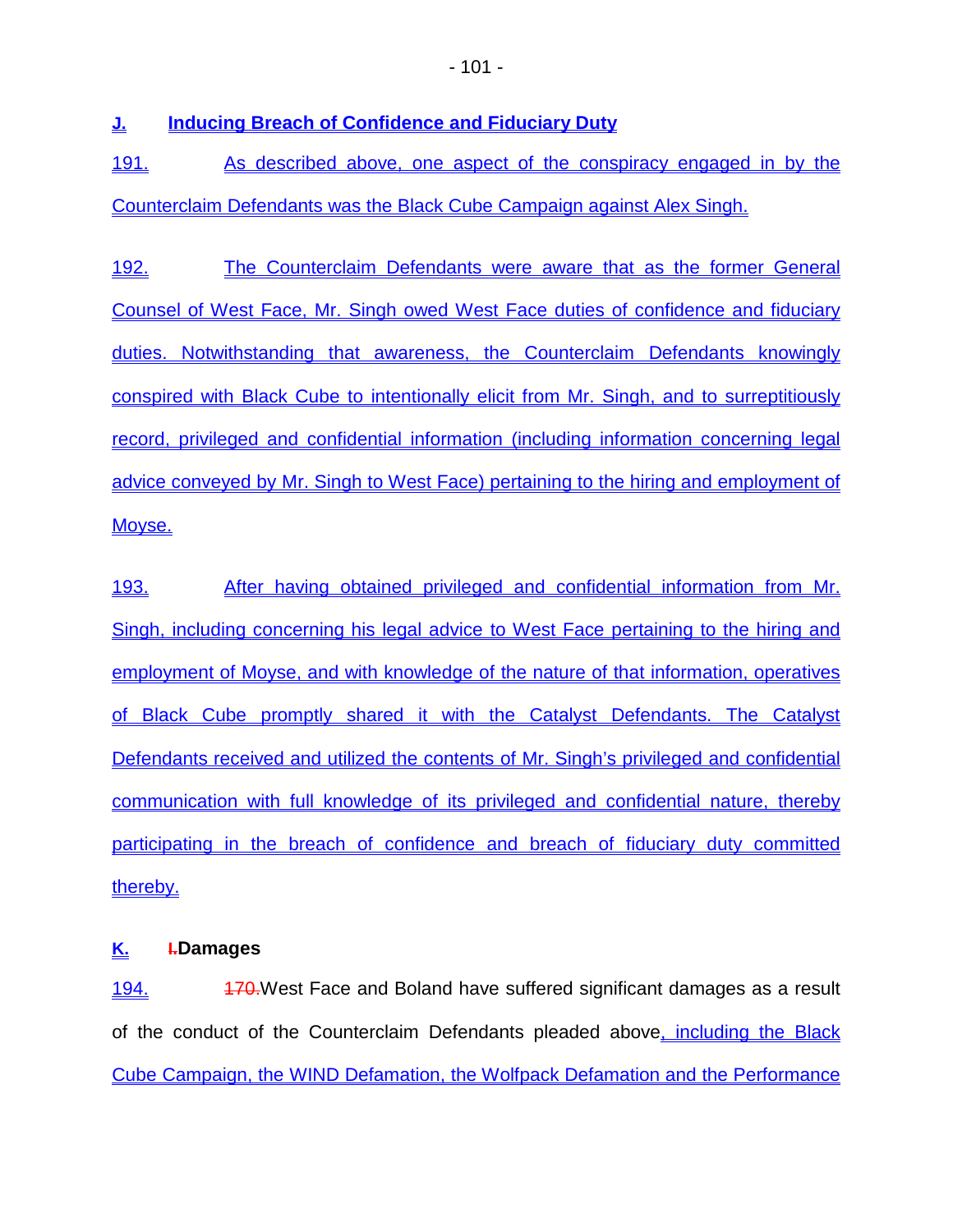## J. Inducing Breach of Confidence and Fiduciary Duty

191. As described above, one aspect of the conspiracy engaged in by the Counterclaim Defendants was the Black Cube Campaign against Alex Singh.

192. The Counterclaim Defendants were aware that as the former General Counsel of West Face, Mr. Singh owed West Face duties of confidence and fiduciary duties. Notwithstanding that awareness, the Counterclaim Defendants knowingly conspired with Black Cube to intentionally elicit from Mr. Singh, and to surreptitiously record, privileged and confidential information (including information concerning legal advice conveyed by Mr. Singh to West Face) pertaining to the hiring and employment of Moyse.

193. After having obtained privileged and confidential information from Mr. Singh, including concerning his legal advice to West Face pertaining to the hiring and employment of Moyse, and with knowledge of the nature of that information, operatives of Black Cube promptly shared it with the Catalyst Defendants. The Catalyst Defendants received and utilized the contents of Mr. Singh's privileged and confidential communication with full knowledge of its privileged and confidential nature, thereby participating in the breach of confidence and breach of fiduciary duty committed thereby.

## K. ~~I.~~Damages

194. ~~170.~~West Face and Boland have suffered significant damages as a result of the conduct of the Counterclaim Defendants pleaded above, including the Black Cube Campaign, the WIND Defamation, the Wolfpack Defamation and the Performance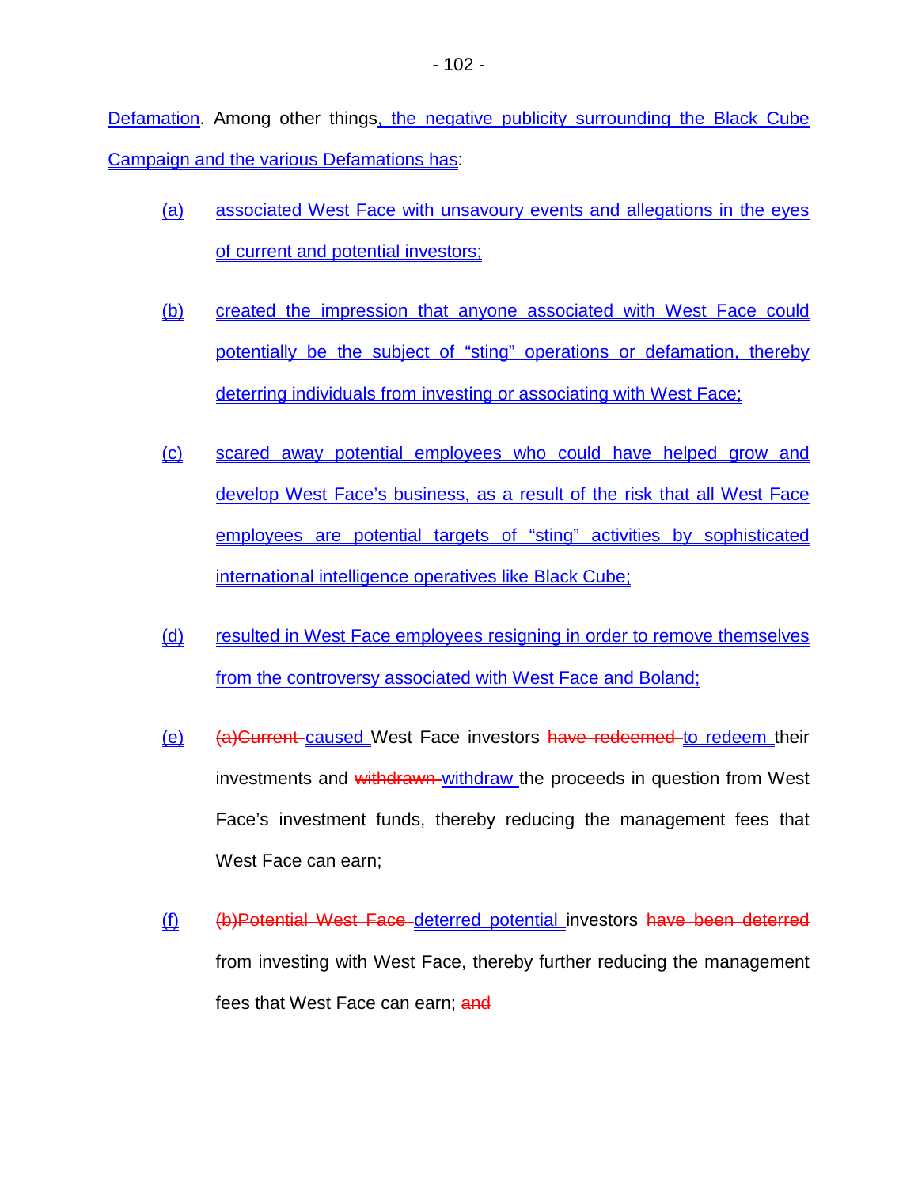Defamation. Among other things, the negative publicity surrounding the Black Cube Campaign and the various Defamations has:

(a) associated West Face with unsavoury events and allegations in the eyes of current and potential investors;

(b) created the impression that anyone associated with West Face could potentially be the subject of "sting" operations or defamation, thereby deterring individuals from investing or associating with West Face;

(c) scared away potential employees who could have helped grow and develop West Face's business, as a result of the risk that all West Face employees are potential targets of "sting" activities by sophisticated international intelligence operatives like Black Cube;

(d) resulted in West Face employees resigning in order to remove themselves from the controversy associated with West Face and Boland;

(e) ~~(a)Current~~ caused West Face investors ~~have redeemed~~ to redeem their investments and ~~withdrawn~~ withdraw the proceeds in question from West Face's investment funds, thereby reducing the management fees that West Face can earn;

(f) ~~(b)Potential West Face~~ deterred potential investors ~~have been deterred~~ from investing with West Face, thereby further reducing the management fees that West Face can earn; ~~and~~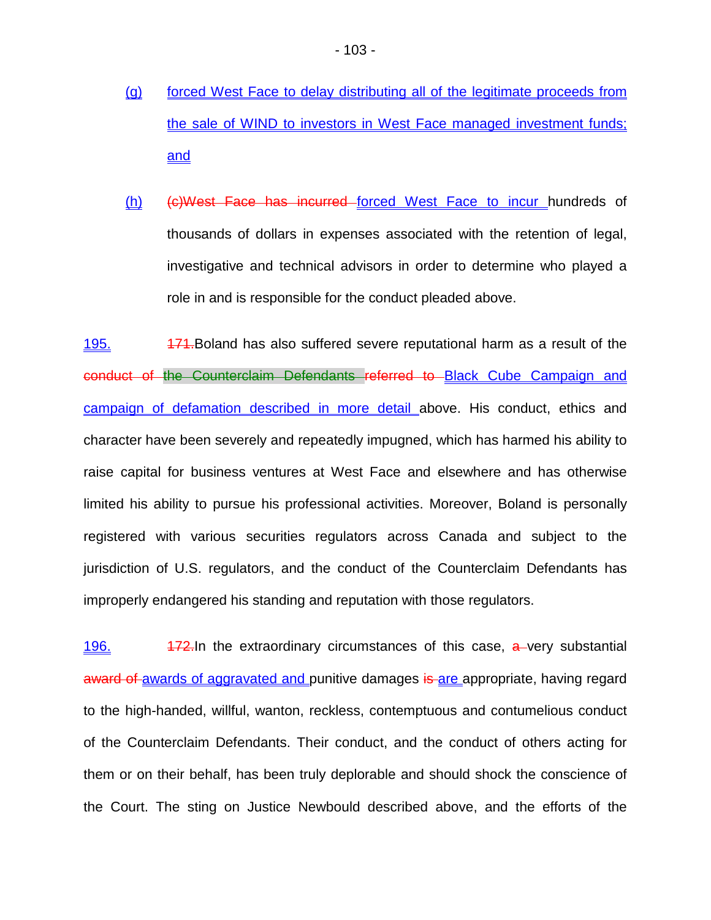(g) forced West Face to delay distributing all of the legitimate proceeds from the sale of WIND to investors in West Face managed investment funds; and

(h) ~~(c)West Face has incurred~~ forced West Face to incur hundreds of thousands of dollars in expenses associated with the retention of legal, investigative and technical advisors in order to determine who played a role in and is responsible for the conduct pleaded above.

195. ~~171.~~Boland has also suffered severe reputational harm as a result of the ~~conduct of the Counterclaim Defendants referred to~~ Black Cube Campaign and campaign of defamation described in more detail above. His conduct, ethics and character have been severely and repeatedly impugned, which has harmed his ability to raise capital for business ventures at West Face and elsewhere and has otherwise limited his ability to pursue his professional activities. Moreover, Boland is personally registered with various securities regulators across Canada and subject to the jurisdiction of U.S. regulators, and the conduct of the Counterclaim Defendants has improperly endangered his standing and reputation with those regulators.

196. ~~172.~~In the extraordinary circumstances of this case, ~~a~~ very substantial ~~award of~~ awards of aggravated and punitive damages ~~is~~ are appropriate, having regard to the high-handed, willful, wanton, reckless, contemptuous and contumelious conduct of the Counterclaim Defendants. Their conduct, and the conduct of others acting for them or on their behalf, has been truly deplorable and should shock the conscience of the Court. The sting on Justice Newbould described above, and the efforts of the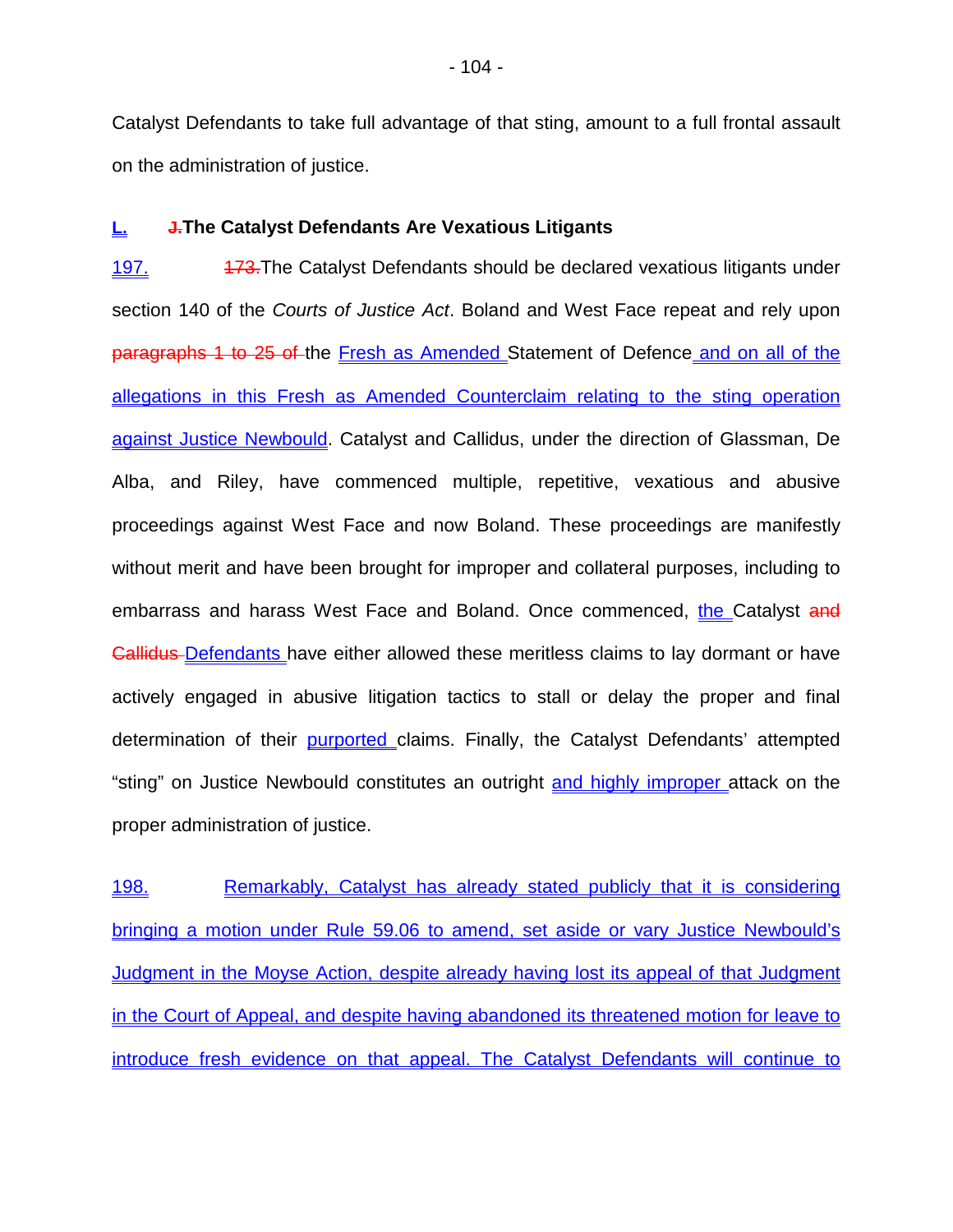Catalyst Defendants to take full advantage of that sting, amount to a full frontal assault on the administration of justice.

### L. ~~J.~~The Catalyst Defendants Are Vexatious Litigants

197. ~~173.~~The Catalyst Defendants should be declared vexatious litigants under section 140 of the *Courts of Justice Act*. Boland and West Face repeat and rely upon ~~paragraphs 1 to 25 of~~ the Fresh as Amended Statement of Defence and on all of the allegations in this Fresh as Amended Counterclaim relating to the sting operation against Justice Newbould. Catalyst and Callidus, under the direction of Glassman, De Alba, and Riley, have commenced multiple, repetitive, vexatious and abusive proceedings against West Face and now Boland. These proceedings are manifestly without merit and have been brought for improper and collateral purposes, including to embarrass and harass West Face and Boland. Once commenced, the Catalyst ~~and Callidus~~ Defendants have either allowed these meritless claims to lay dormant or have actively engaged in abusive litigation tactics to stall or delay the proper and final determination of their purported claims. Finally, the Catalyst Defendants' attempted "sting" on Justice Newbould constitutes an outright and highly improper attack on the proper administration of justice.

198. Remarkably, Catalyst has already stated publicly that it is considering bringing a motion under Rule 59.06 to amend, set aside or vary Justice Newbould's Judgment in the Moyse Action, despite already having lost its appeal of that Judgment in the Court of Appeal, and despite having abandoned its threatened motion for leave to introduce fresh evidence on that appeal. The Catalyst Defendants will continue to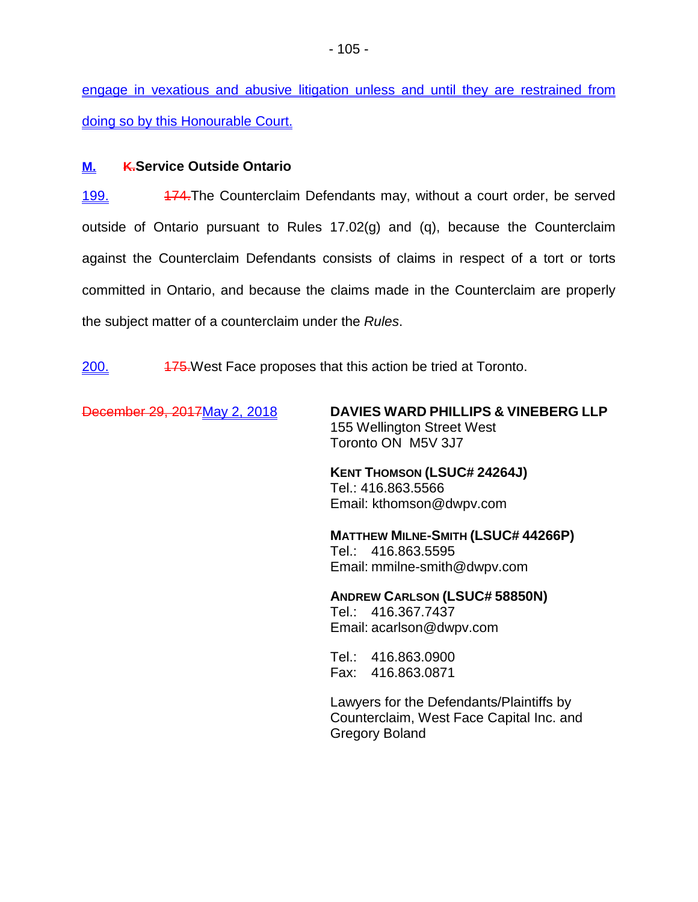engage in vexatious and abusive litigation unless and until they are restrained from doing so by this Honourable Court.

## M. ~~K.~~ Service Outside Ontario

199. ~~174.~~ The Counterclaim Defendants may, without a court order, be served outside of Ontario pursuant to Rules 17.02(g) and (q), because the Counterclaim against the Counterclaim Defendants consists of claims in respect of a tort or torts committed in Ontario, and because the claims made in the Counterclaim are properly the subject matter of a counterclaim under the *Rules*.

200. ~~175.~~ West Face proposes that this action be tried at Toronto.

~~December 29, 2017~~ May 2, 2018

**DAVIES WARD PHILLIPS & VINEBERG LLP**
155 Wellington Street West
Toronto ON M5V 3J7

**KENT THOMSON (LSUC# 24264J)**
Tel.: 416.863.5566
Email: kthomson@dwpv.com

**MATTHEW MILNE-SMITH (LSUC# 44266P)**
Tel.: 416.863.5595
Email: mmilne-smith@dwpv.com

**ANDREW CARLSON (LSUC# 58850N)**
Tel.: 416.367.7437
Email: acarlson@dwpv.com

Tel.: 416.863.0900
Fax: 416.863.0871

Lawyers for the Defendants/Plaintiffs by Counterclaim, West Face Capital Inc. and Gregory Boland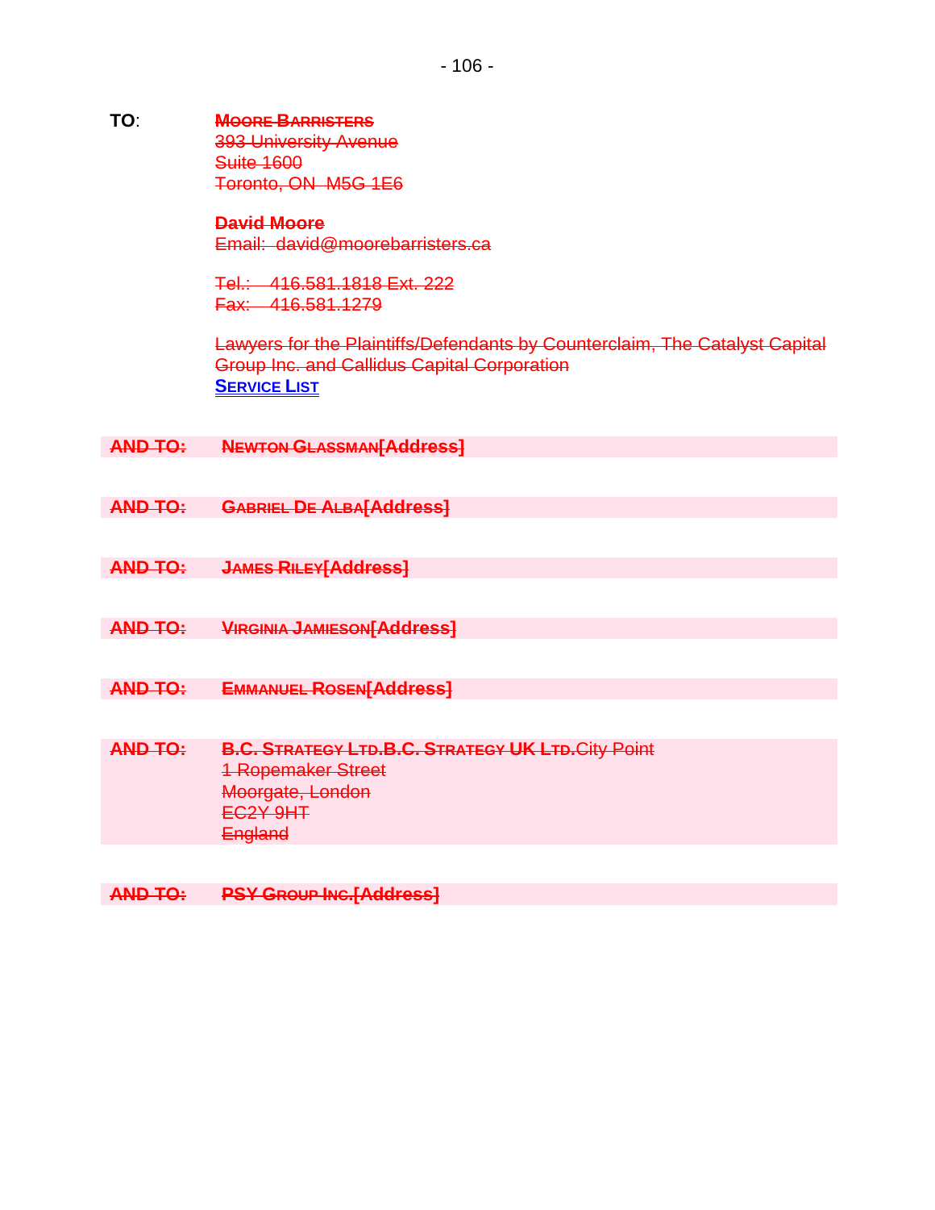**TO**: ~~**MOORE BARRISTERS**~~
~~393 University Avenue~~
~~Suite 1600~~
~~Toronto, ON M5G 1E6~~

~~**David Moore**~~
~~Email: david@moorebarristers.ca~~

~~Tel.: 416.581.1818 Ext. 222~~
~~Fax: 416.581.1279~~

~~Lawyers for the Plaintiffs/Defendants by Counterclaim, The Catalyst Capital Group Inc. and Callidus Capital Corporation~~
~~**SERVICE LIST**~~

~~**AND TO:**~~ ~~**NEWTON GLASSMAN**~~**[Address]**

~~**AND TO:**~~ ~~**GABRIEL DE ALBA**~~**[Address]**

~~**AND TO:**~~ ~~**JAMES RILEY**~~**[Address]**

~~**AND TO:**~~ ~~**VIRGINIA JAMIESON**~~**[Address]**

~~**AND TO:**~~ ~~**EMMANUEL ROSEN**~~**[Address]**

~~**AND TO:**~~ ~~**B.C. STRATEGY LTD.**~~~~**B.C. STRATEGY UK LTD.**~~~~City Point~~
~~1 Ropemaker Street~~
~~Moorgate, London~~
~~EC2Y 9HT~~
~~England~~

~~**AND TO:**~~ ~~**PSY GROUP INC.**~~**[Address]**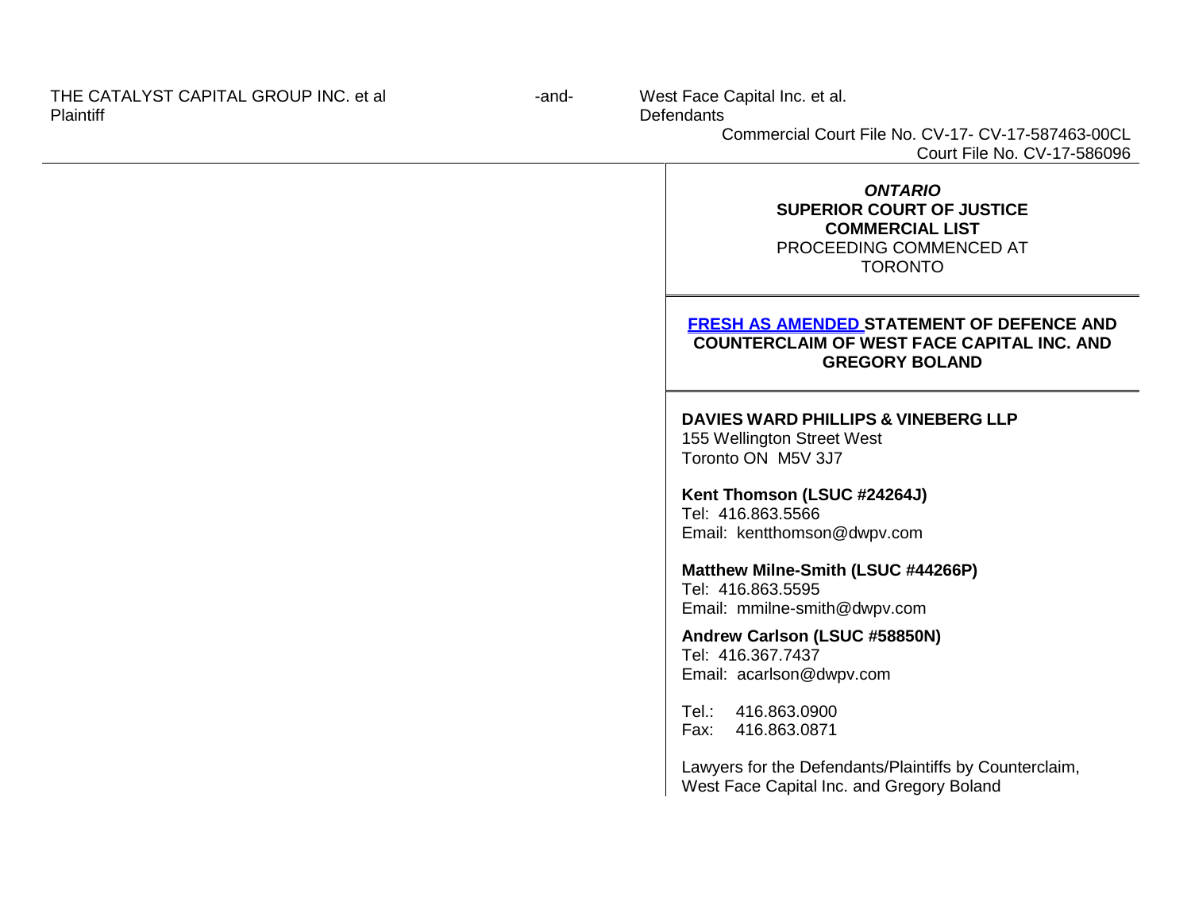THE CATALYST CAPITAL GROUP INC. et al
Plaintiff

-and-

West Face Capital Inc. et al.
Defendants

Commercial Court File No. CV-17- CV-17-587463-00CL
Court File No. CV-17-586096

***ONTARIO***
**SUPERIOR COURT OF JUSTICE**
**COMMERCIAL LIST**
PROCEEDING COMMENCED AT
TORONTO

**FRESH AS AMENDED STATEMENT OF DEFENCE AND COUNTERCLAIM OF WEST FACE CAPITAL INC. AND GREGORY BOLAND**

**DAVIES WARD PHILLIPS & VINEBERG LLP**
155 Wellington Street West
Toronto ON M5V 3J7

**Kent Thomson (LSUC #24264J)**
Tel: 416.863.5566
Email: kentthomson@dwpv.com

**Matthew Milne-Smith (LSUC #44266P)**
Tel: 416.863.5595
Email: mmilne-smith@dwpv.com

**Andrew Carlson (LSUC #58850N)**
Tel: 416.367.7437
Email: acarlson@dwpv.com

Tel.: 416.863.0900
Fax: 416.863.0871

Lawyers for the Defendants/Plaintiffs by Counterclaim, West Face Capital Inc. and Gregory Boland